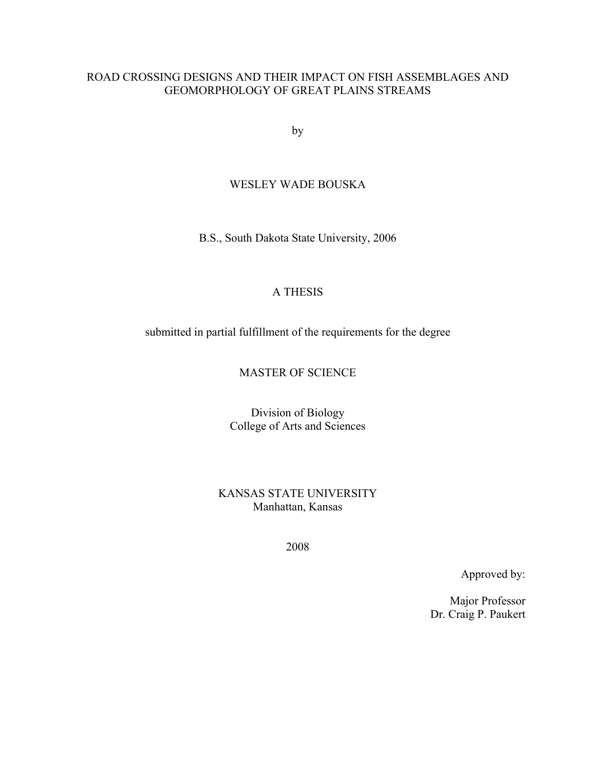# ROAD CROSSING DESIGNS AND THEIR IMPACT ON FISH ASSEMBLAGES AND GEOMORPHOLOGY OF GREAT PLAINS STREAMS

by

WESLEY WADE BOUSKA

B.S., South Dakota State University, 2006

A THESIS

submitted in partial fulfillment of the requirements for the degree

MASTER OF SCIENCE

Division of Biology
College of Arts and Sciences

KANSAS STATE UNIVERSITY
Manhattan, Kansas

2008

Approved by:

Major Professor
Dr. Craig P. Paukert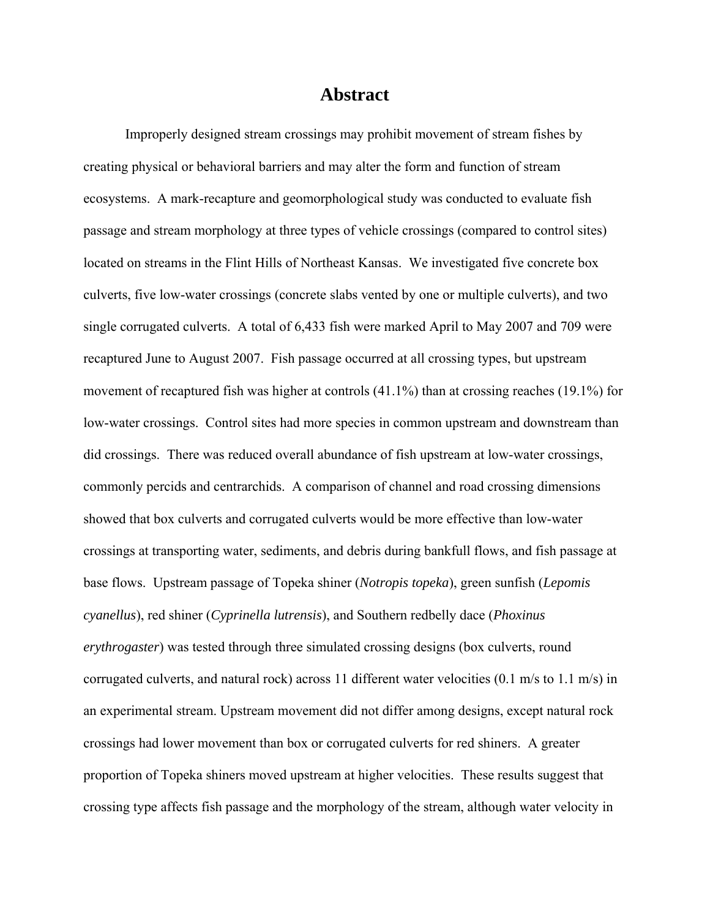# Abstract

Improperly designed stream crossings may prohibit movement of stream fishes by creating physical or behavioral barriers and may alter the form and function of stream ecosystems. A mark-recapture and geomorphological study was conducted to evaluate fish passage and stream morphology at three types of vehicle crossings (compared to control sites) located on streams in the Flint Hills of Northeast Kansas. We investigated five concrete box culverts, five low-water crossings (concrete slabs vented by one or multiple culverts), and two single corrugated culverts. A total of 6,433 fish were marked April to May 2007 and 709 were recaptured June to August 2007. Fish passage occurred at all crossing types, but upstream movement of recaptured fish was higher at controls (41.1%) than at crossing reaches (19.1%) for low-water crossings. Control sites had more species in common upstream and downstream than did crossings. There was reduced overall abundance of fish upstream at low-water crossings, commonly percids and centrarchids. A comparison of channel and road crossing dimensions showed that box culverts and corrugated culverts would be more effective than low-water crossings at transporting water, sediments, and debris during bankfull flows, and fish passage at base flows. Upstream passage of Topeka shiner (*Notropis topeka*), green sunfish (*Lepomis cyanellus*), red shiner (*Cyprinella lutrensis*), and Southern redbelly dace (*Phoxinus erythrogaster*) was tested through three simulated crossing designs (box culverts, round corrugated culverts, and natural rock) across 11 different water velocities (0.1 m/s to 1.1 m/s) in an experimental stream. Upstream movement did not differ among designs, except natural rock crossings had lower movement than box or corrugated culverts for red shiners. A greater proportion of Topeka shiners moved upstream at higher velocities. These results suggest that crossing type affects fish passage and the morphology of the stream, although water velocity in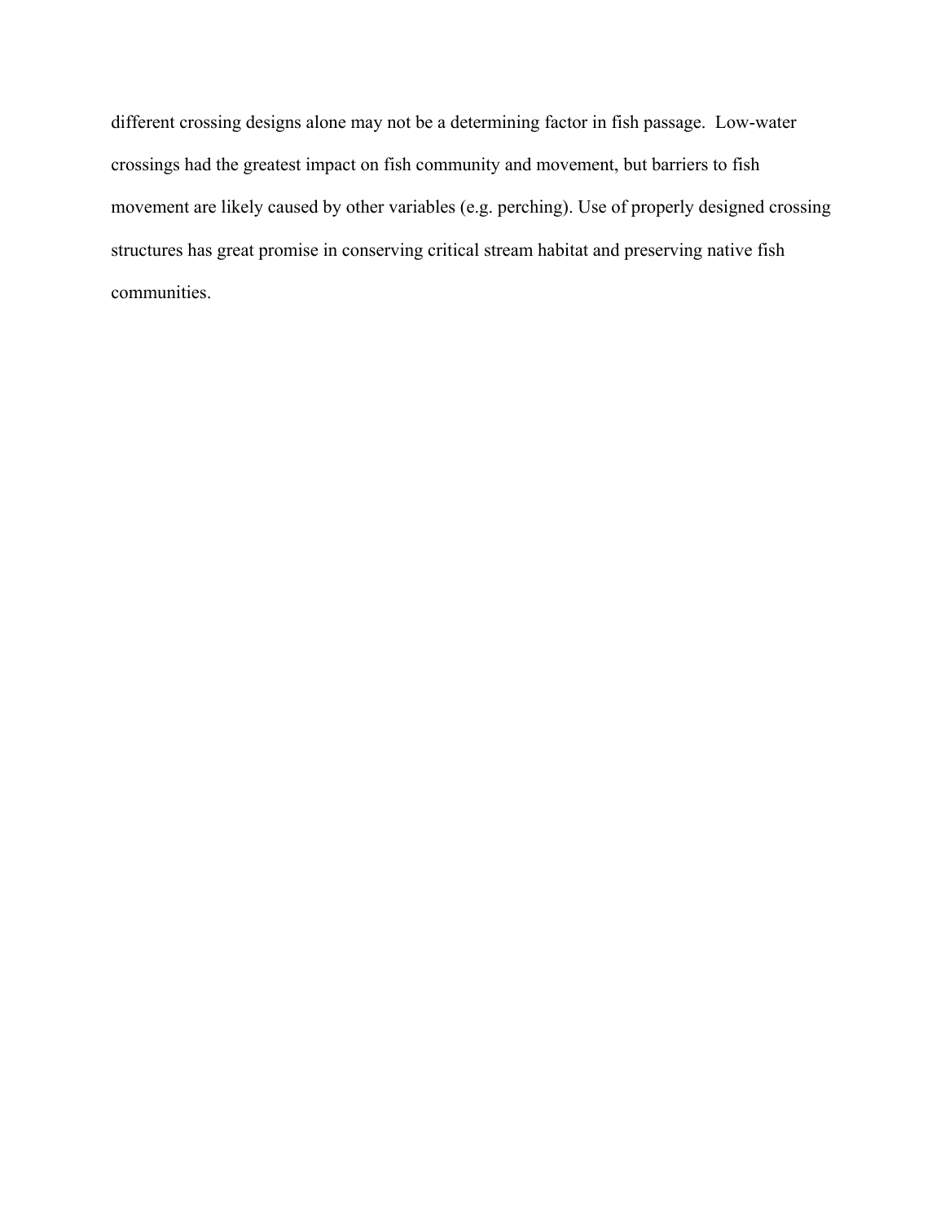different crossing designs alone may not be a determining factor in fish passage. Low-water crossings had the greatest impact on fish community and movement, but barriers to fish movement are likely caused by other variables (e.g. perching). Use of properly designed crossing structures has great promise in conserving critical stream habitat and preserving native fish communities.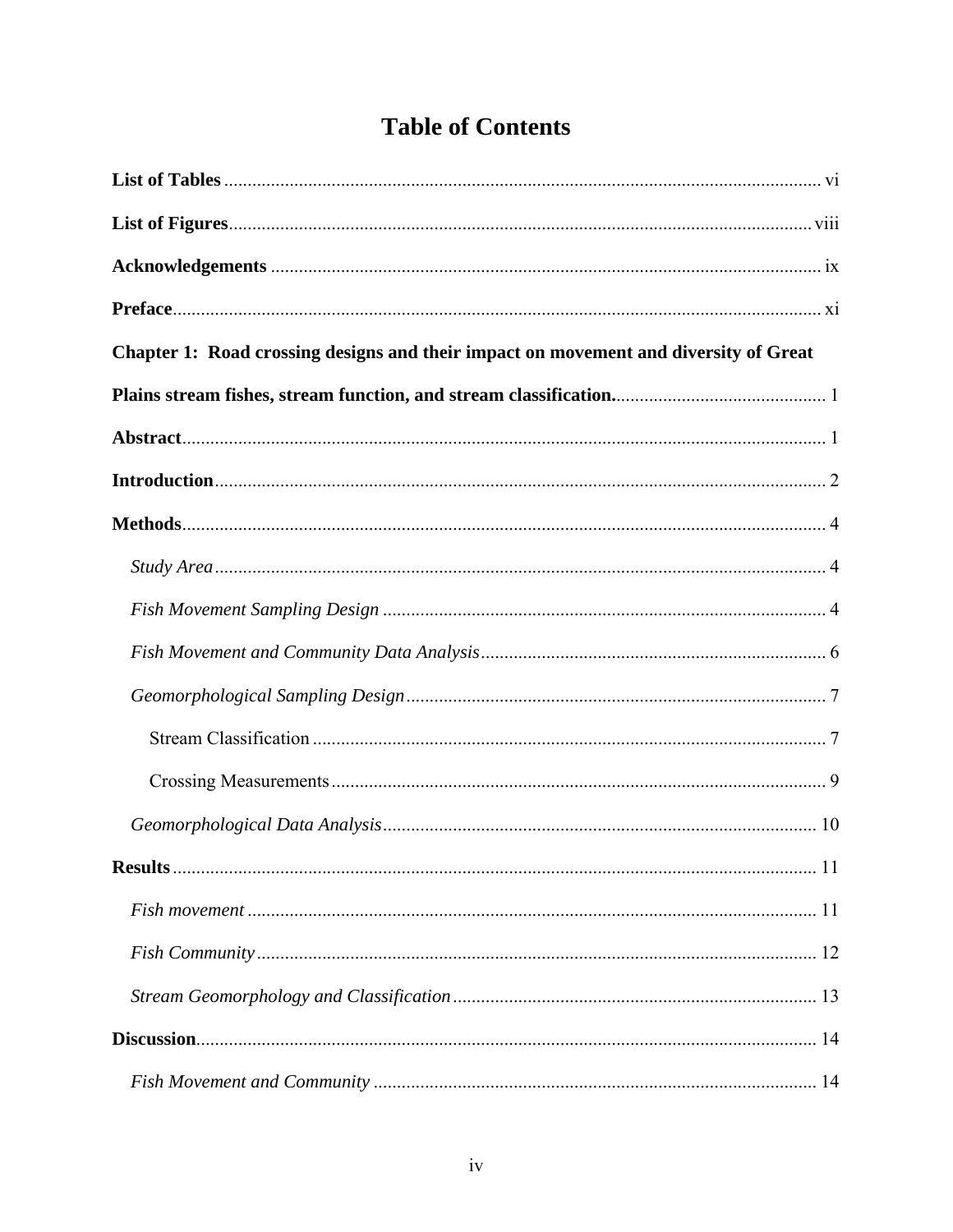# Table of Contents

**List of Tables** ................................................................................................................................ vi

**List of Figures**............................................................................................................................. viii

**Acknowledgements** ..................................................................................................................... ix

**Preface**........................................................................................................................................... xi

**Chapter 1: Road crossing designs and their impact on movement and diversity of Great Plains stream fishes, stream function, and stream classification.**............................................. 1

**Abstract**......................................................................................................................................... 1

**Introduction**.................................................................................................................................. 2

**Methods**......................................................................................................................................... 4

*Study Area* .................................................................................................................................. 4

*Fish Movement Sampling Design* .............................................................................................. 4

*Fish Movement and Community Data Analysis*.......................................................................... 6

*Geomorphological Sampling Design*.......................................................................................... 7

Stream Classification ............................................................................................................. 7

Crossing Measurements......................................................................................................... 9

*Geomorphological Data Analysis*............................................................................................. 10

**Results**......................................................................................................................................... 11

*Fish movement* .......................................................................................................................... 11

*Fish Community*........................................................................................................................ 12

*Stream Geomorphology and Classification*.............................................................................. 13

**Discussion**.................................................................................................................................... 14

*Fish Movement and Community* .............................................................................................. 14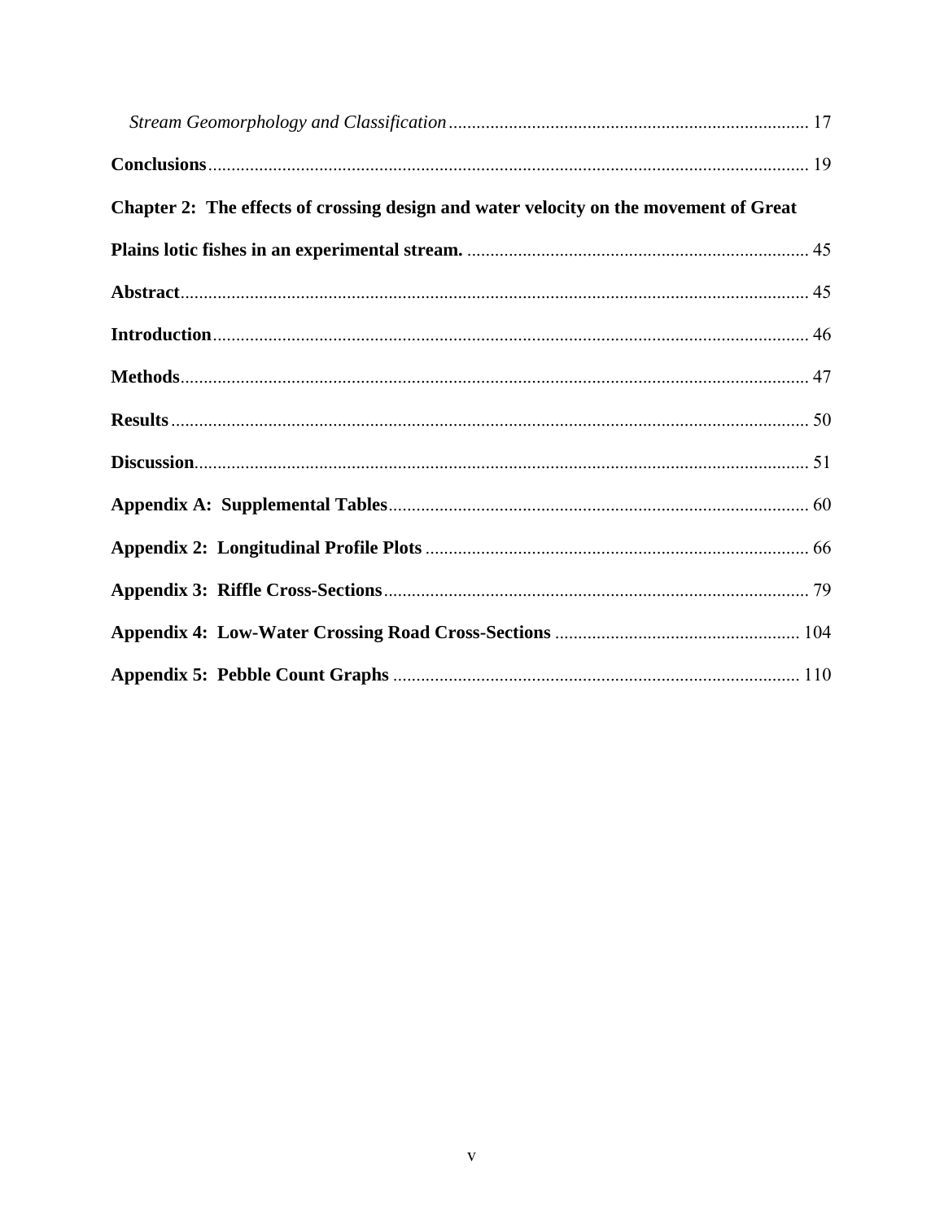*Stream Geomorphology and Classification* ............................................................................. 17

**Conclusions** ................................................................................................................................. 19

**Chapter 2: The effects of crossing design and water velocity on the movement of Great Plains lotic fishes in an experimental stream.** .......................................................................... 45

**Abstract** ....................................................................................................................................... 45

**Introduction** ................................................................................................................................ 46

**Methods** ....................................................................................................................................... 47

**Results** ......................................................................................................................................... 50

**Discussion** .................................................................................................................................... 51

**Appendix A: Supplemental Tables** .......................................................................................... 60

**Appendix 2: Longitudinal Profile Plots** .................................................................................. 66

**Appendix 3: Riffle Cross-Sections** ........................................................................................... 79

**Appendix 4: Low-Water Crossing Road Cross-Sections** ..................................................... 104

**Appendix 5: Pebble Count Graphs** ........................................................................................ 110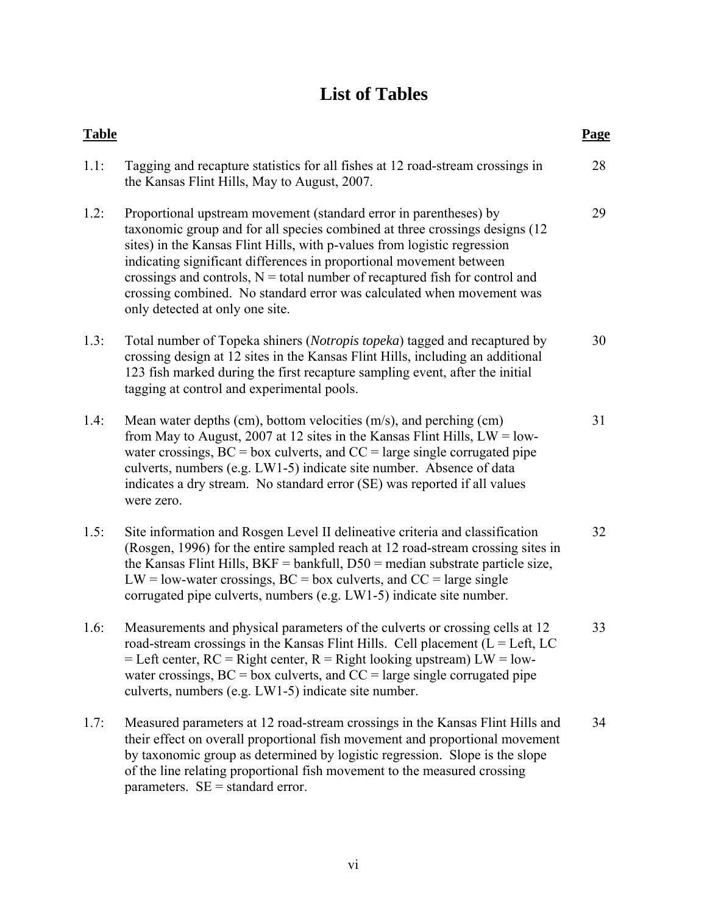# List of Tables

| Table | | Page |
|---|---|---|
| 1.1: | Tagging and recapture statistics for all fishes at 12 road-stream crossings in the Kansas Flint Hills, May to August, 2007. | 28 |
| 1.2: | Proportional upstream movement (standard error in parentheses) by taxonomic group and for all species combined at three crossings designs (12 sites) in the Kansas Flint Hills, with p-values from logistic regression indicating significant differences in proportional movement between crossings and controls, N = total number of recaptured fish for control and crossing combined. No standard error was calculated when movement was only detected at only one site. | 29 |
| 1.3: | Total number of Topeka shiners (*Notropis topeka*) tagged and recaptured by crossing design at 12 sites in the Kansas Flint Hills, including an additional 123 fish marked during the first recapture sampling event, after the initial tagging at control and experimental pools. | 30 |
| 1.4: | Mean water depths (cm), bottom velocities (m/s), and perching (cm) from May to August, 2007 at 12 sites in the Kansas Flint Hills, LW = low-water crossings, BC = box culverts, and CC = large single corrugated pipe culverts, numbers (e.g. LW1-5) indicate site number. Absence of data indicates a dry stream. No standard error (SE) was reported if all values were zero. | 31 |
| 1.5: | Site information and Rosgen Level II delineative criteria and classification (Rosgen, 1996) for the entire sampled reach at 12 road-stream crossing sites in the Kansas Flint Hills, BKF = bankfull, D50 = median substrate particle size, LW = low-water crossings, BC = box culverts, and CC = large single corrugated pipe culverts, numbers (e.g. LW1-5) indicate site number. | 32 |
| 1.6: | Measurements and physical parameters of the culverts or crossing cells at 12 road-stream crossings in the Kansas Flint Hills. Cell placement (L = Left, LC = Left center, RC = Right center, R = Right looking upstream) LW = low-water crossings, BC = box culverts, and CC = large single corrugated pipe culverts, numbers (e.g. LW1-5) indicate site number. | 33 |
| 1.7: | Measured parameters at 12 road-stream crossings in the Kansas Flint Hills and their effect on overall proportional fish movement and proportional movement by taxonomic group as determined by logistic regression. Slope is the slope of the line relating proportional fish movement to the measured crossing parameters. SE = standard error. | 34 |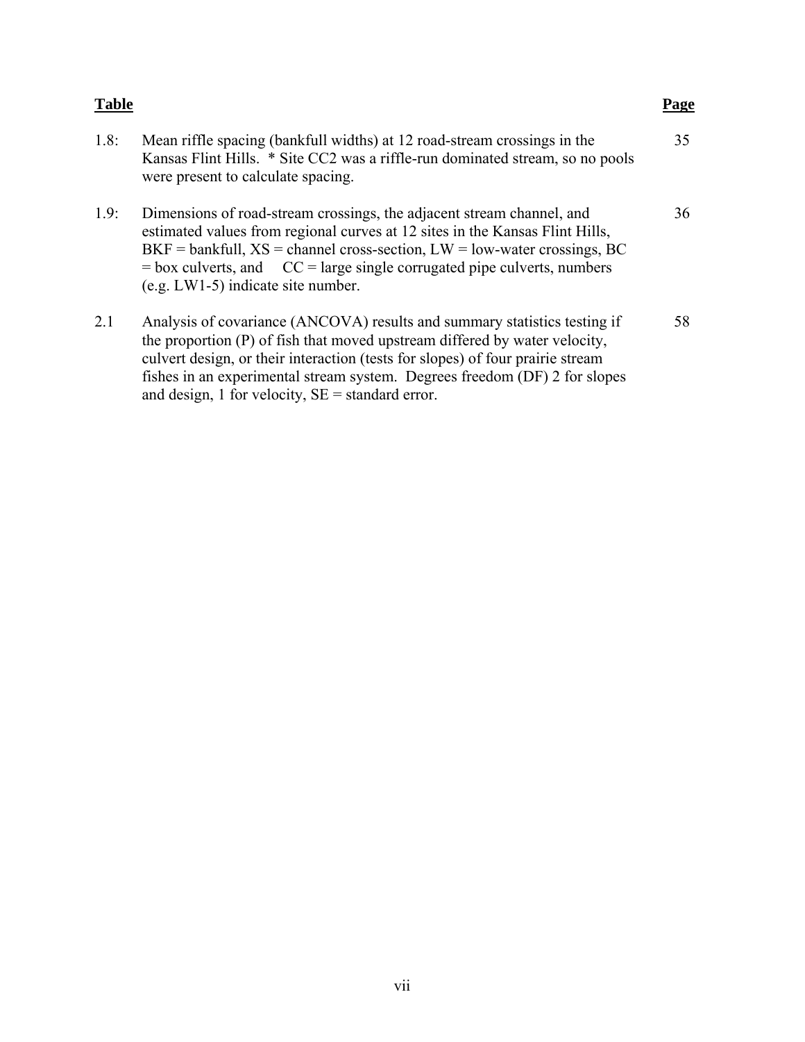| Table | | Page |
|---|---|---|
| 1.8: | Mean riffle spacing (bankfull widths) at 12 road-stream crossings in the Kansas Flint Hills. * Site CC2 was a riffle-run dominated stream, so no pools were present to calculate spacing. | 35 |
| 1.9: | Dimensions of road-stream crossings, the adjacent stream channel, and estimated values from regional curves at 12 sites in the Kansas Flint Hills, BKF = bankfull, XS = channel cross-section, LW = low-water crossings, BC = box culverts, and CC = large single corrugated pipe culverts, numbers (e.g. LW1-5) indicate site number. | 36 |
| 2.1 | Analysis of covariance (ANCOVA) results and summary statistics testing if the proportion (P) of fish that moved upstream differed by water velocity, culvert design, or their interaction (tests for slopes) of four prairie stream fishes in an experimental stream system. Degrees freedom (DF) 2 for slopes and design, 1 for velocity, SE = standard error. | 58 |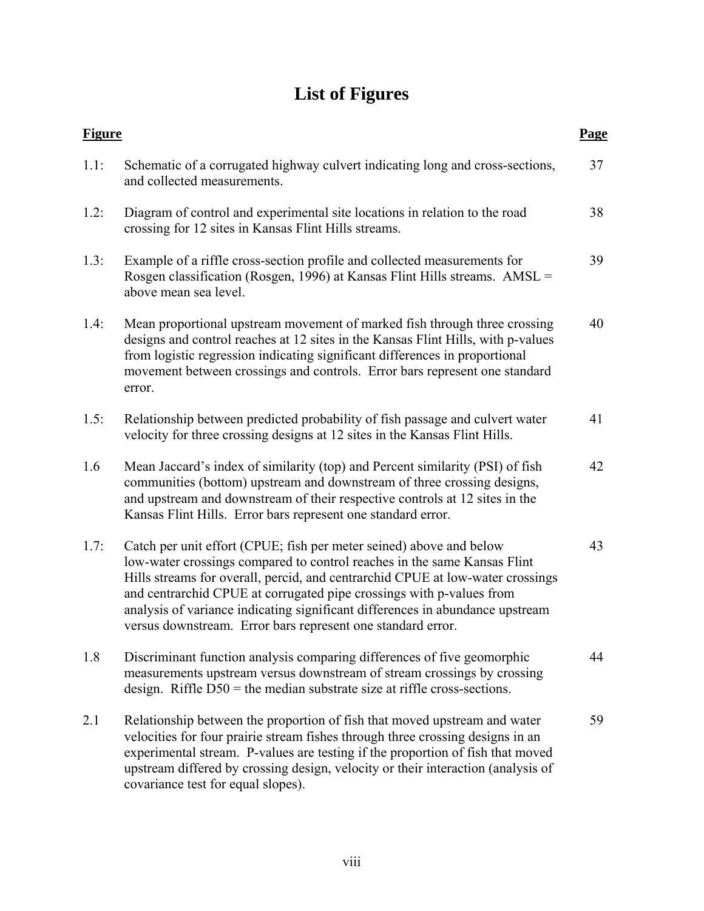# List of Figures

| Figure | | Page |
|---|---|---|
| 1.1: | Schematic of a corrugated highway culvert indicating long and cross-sections, and collected measurements. | 37 |
| 1.2: | Diagram of control and experimental site locations in relation to the road crossing for 12 sites in Kansas Flint Hills streams. | 38 |
| 1.3: | Example of a riffle cross-section profile and collected measurements for Rosgen classification (Rosgen, 1996) at Kansas Flint Hills streams. AMSL = above mean sea level. | 39 |
| 1.4: | Mean proportional upstream movement of marked fish through three crossing designs and control reaches at 12 sites in the Kansas Flint Hills, with p-values from logistic regression indicating significant differences in proportional movement between crossings and controls. Error bars represent one standard error. | 40 |
| 1.5: | Relationship between predicted probability of fish passage and culvert water velocity for three crossing designs at 12 sites in the Kansas Flint Hills. | 41 |
| 1.6 | Mean Jaccard's index of similarity (top) and Percent similarity (PSI) of fish communities (bottom) upstream and downstream of three crossing designs, and upstream and downstream of their respective controls at 12 sites in the Kansas Flint Hills. Error bars represent one standard error. | 42 |
| 1.7: | Catch per unit effort (CPUE; fish per meter seined) above and below low-water crossings compared to control reaches in the same Kansas Flint Hills streams for overall, percid, and centrarchid CPUE at low-water crossings and centrarchid CPUE at corrugated pipe crossings with p-values from analysis of variance indicating significant differences in abundance upstream versus downstream. Error bars represent one standard error. | 43 |
| 1.8 | Discriminant function analysis comparing differences of five geomorphic measurements upstream versus downstream of stream crossings by crossing design. Riffle D50 = the median substrate size at riffle cross-sections. | 44 |
| 2.1 | Relationship between the proportion of fish that moved upstream and water velocities for four prairie stream fishes through three crossing designs in an experimental stream. P-values are testing if the proportion of fish that moved upstream differed by crossing design, velocity or their interaction (analysis of covariance test for equal slopes). | 59 |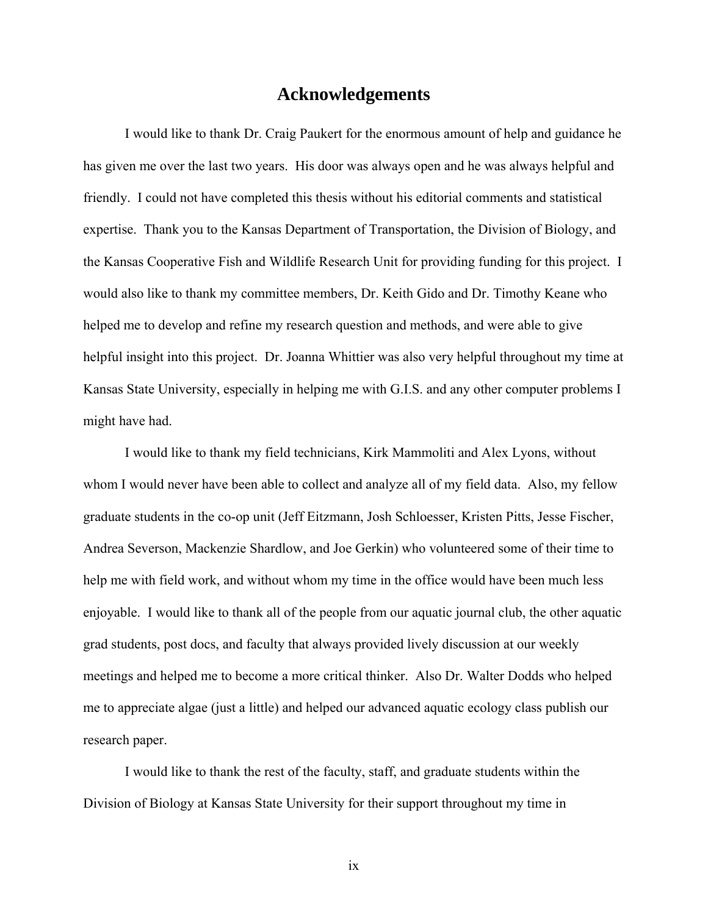# Acknowledgements

I would like to thank Dr. Craig Paukert for the enormous amount of help and guidance he has given me over the last two years. His door was always open and he was always helpful and friendly. I could not have completed this thesis without his editorial comments and statistical expertise. Thank you to the Kansas Department of Transportation, the Division of Biology, and the Kansas Cooperative Fish and Wildlife Research Unit for providing funding for this project. I would also like to thank my committee members, Dr. Keith Gido and Dr. Timothy Keane who helped me to develop and refine my research question and methods, and were able to give helpful insight into this project. Dr. Joanna Whittier was also very helpful throughout my time at Kansas State University, especially in helping me with G.I.S. and any other computer problems I might have had.

I would like to thank my field technicians, Kirk Mammoliti and Alex Lyons, without whom I would never have been able to collect and analyze all of my field data. Also, my fellow graduate students in the co-op unit (Jeff Eitzmann, Josh Schloesser, Kristen Pitts, Jesse Fischer, Andrea Severson, Mackenzie Shardlow, and Joe Gerkin) who volunteered some of their time to help me with field work, and without whom my time in the office would have been much less enjoyable. I would like to thank all of the people from our aquatic journal club, the other aquatic grad students, post docs, and faculty that always provided lively discussion at our weekly meetings and helped me to become a more critical thinker. Also Dr. Walter Dodds who helped me to appreciate algae (just a little) and helped our advanced aquatic ecology class publish our research paper.

I would like to thank the rest of the faculty, staff, and graduate students within the Division of Biology at Kansas State University for their support throughout my time in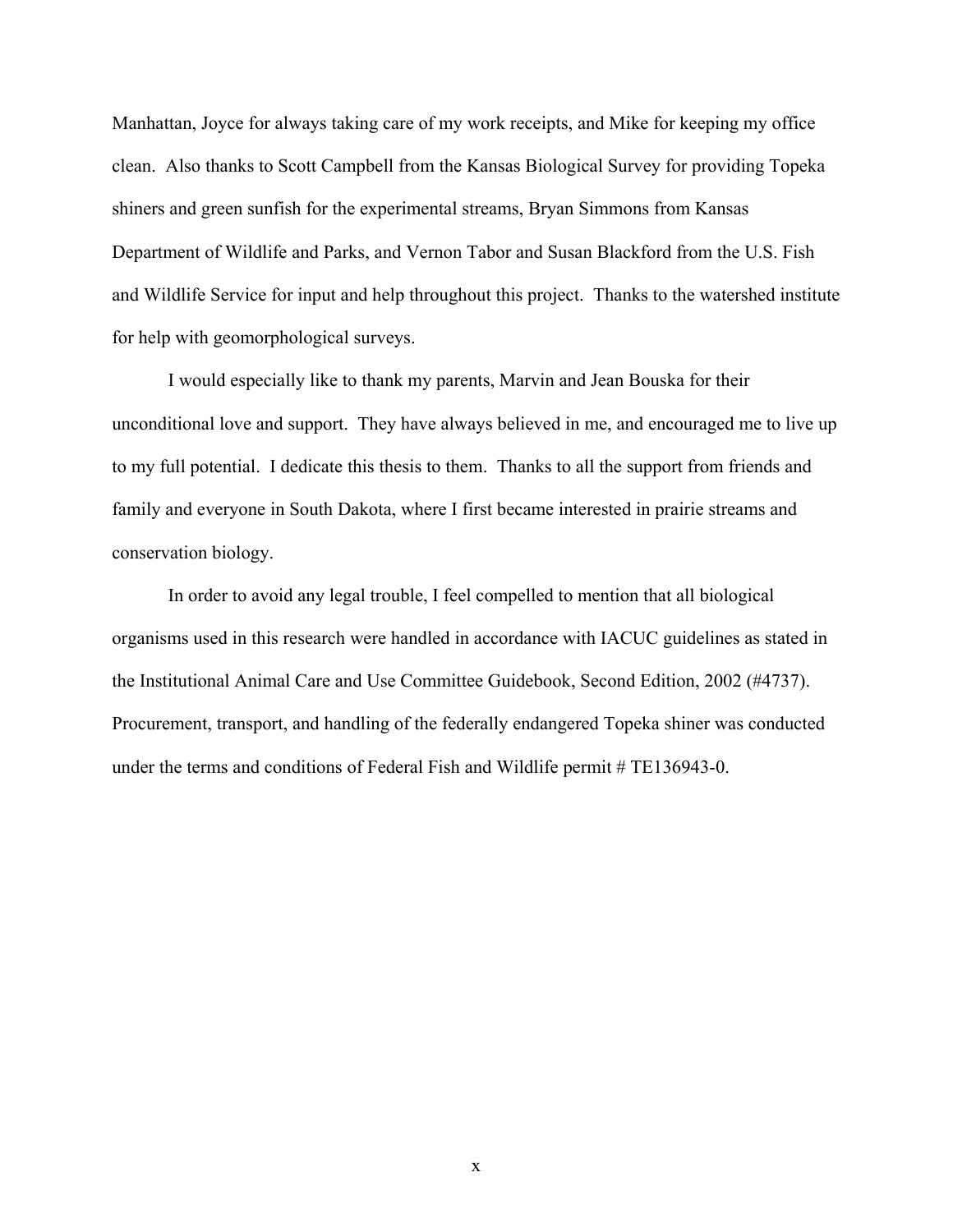Manhattan, Joyce for always taking care of my work receipts, and Mike for keeping my office clean. Also thanks to Scott Campbell from the Kansas Biological Survey for providing Topeka shiners and green sunfish for the experimental streams, Bryan Simmons from Kansas Department of Wildlife and Parks, and Vernon Tabor and Susan Blackford from the U.S. Fish and Wildlife Service for input and help throughout this project. Thanks to the watershed institute for help with geomorphological surveys.

I would especially like to thank my parents, Marvin and Jean Bouska for their unconditional love and support. They have always believed in me, and encouraged me to live up to my full potential. I dedicate this thesis to them. Thanks to all the support from friends and family and everyone in South Dakota, where I first became interested in prairie streams and conservation biology.

In order to avoid any legal trouble, I feel compelled to mention that all biological organisms used in this research were handled in accordance with IACUC guidelines as stated in the Institutional Animal Care and Use Committee Guidebook, Second Edition, 2002 (#4737). Procurement, transport, and handling of the federally endangered Topeka shiner was conducted under the terms and conditions of Federal Fish and Wildlife permit # TE136943-0.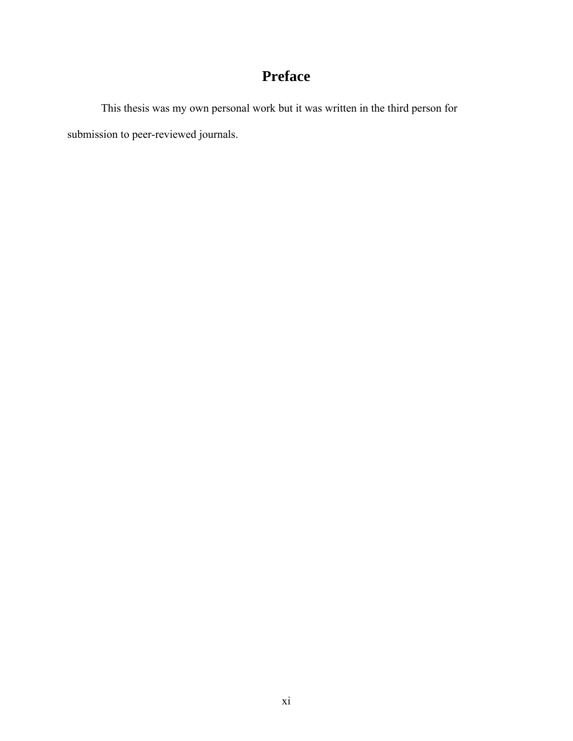# Preface

This thesis was my own personal work but it was written in the third person for submission to peer-reviewed journals.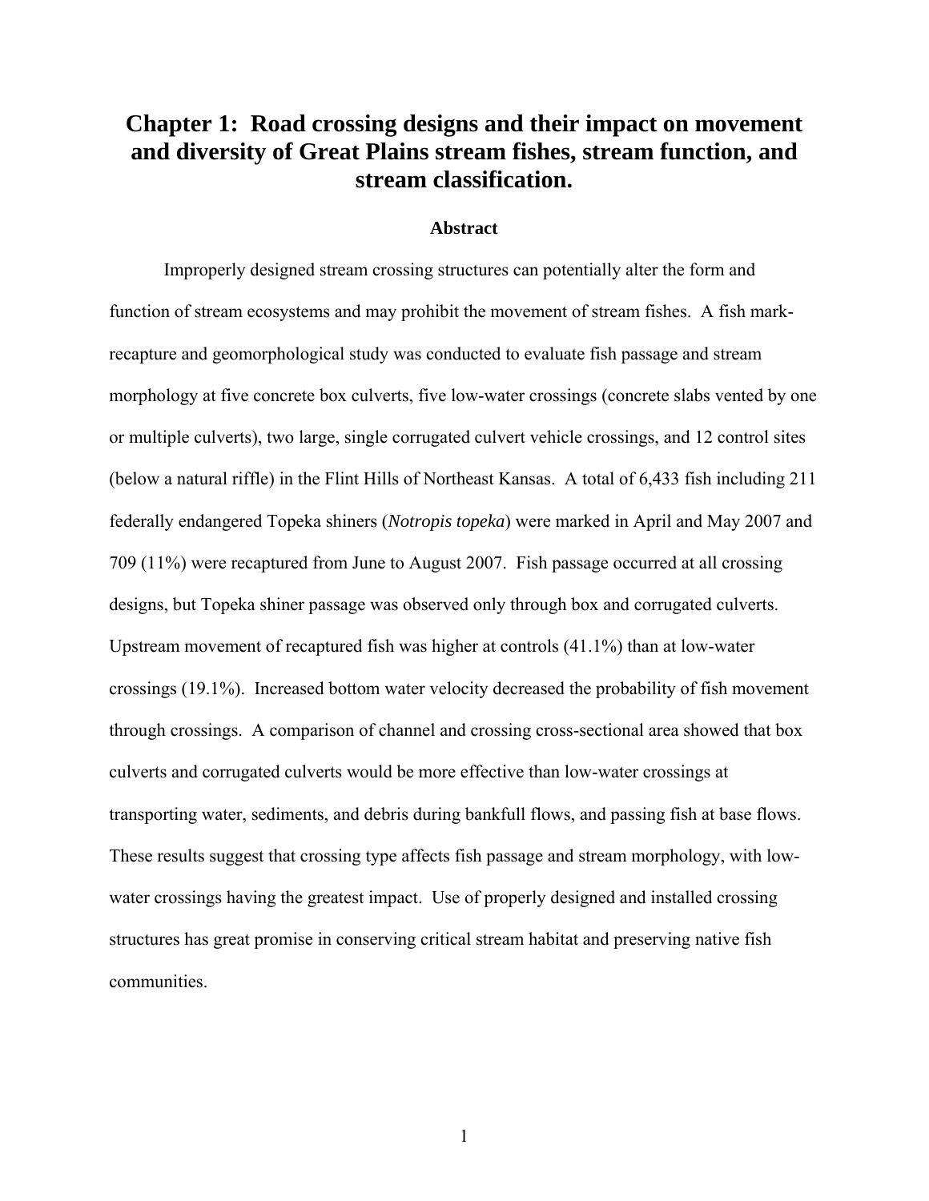# Chapter 1: Road crossing designs and their impact on movement and diversity of Great Plains stream fishes, stream function, and stream classification.

### Abstract

Improperly designed stream crossing structures can potentially alter the form and function of stream ecosystems and may prohibit the movement of stream fishes. A fish mark-recapture and geomorphological study was conducted to evaluate fish passage and stream morphology at five concrete box culverts, five low-water crossings (concrete slabs vented by one or multiple culverts), two large, single corrugated culvert vehicle crossings, and 12 control sites (below a natural riffle) in the Flint Hills of Northeast Kansas. A total of 6,433 fish including 211 federally endangered Topeka shiners (*Notropis topeka*) were marked in April and May 2007 and 709 (11%) were recaptured from June to August 2007. Fish passage occurred at all crossing designs, but Topeka shiner passage was observed only through box and corrugated culverts. Upstream movement of recaptured fish was higher at controls (41.1%) than at low-water crossings (19.1%). Increased bottom water velocity decreased the probability of fish movement through crossings. A comparison of channel and crossing cross-sectional area showed that box culverts and corrugated culverts would be more effective than low-water crossings at transporting water, sediments, and debris during bankfull flows, and passing fish at base flows. These results suggest that crossing type affects fish passage and stream morphology, with low-water crossings having the greatest impact. Use of properly designed and installed crossing structures has great promise in conserving critical stream habitat and preserving native fish communities.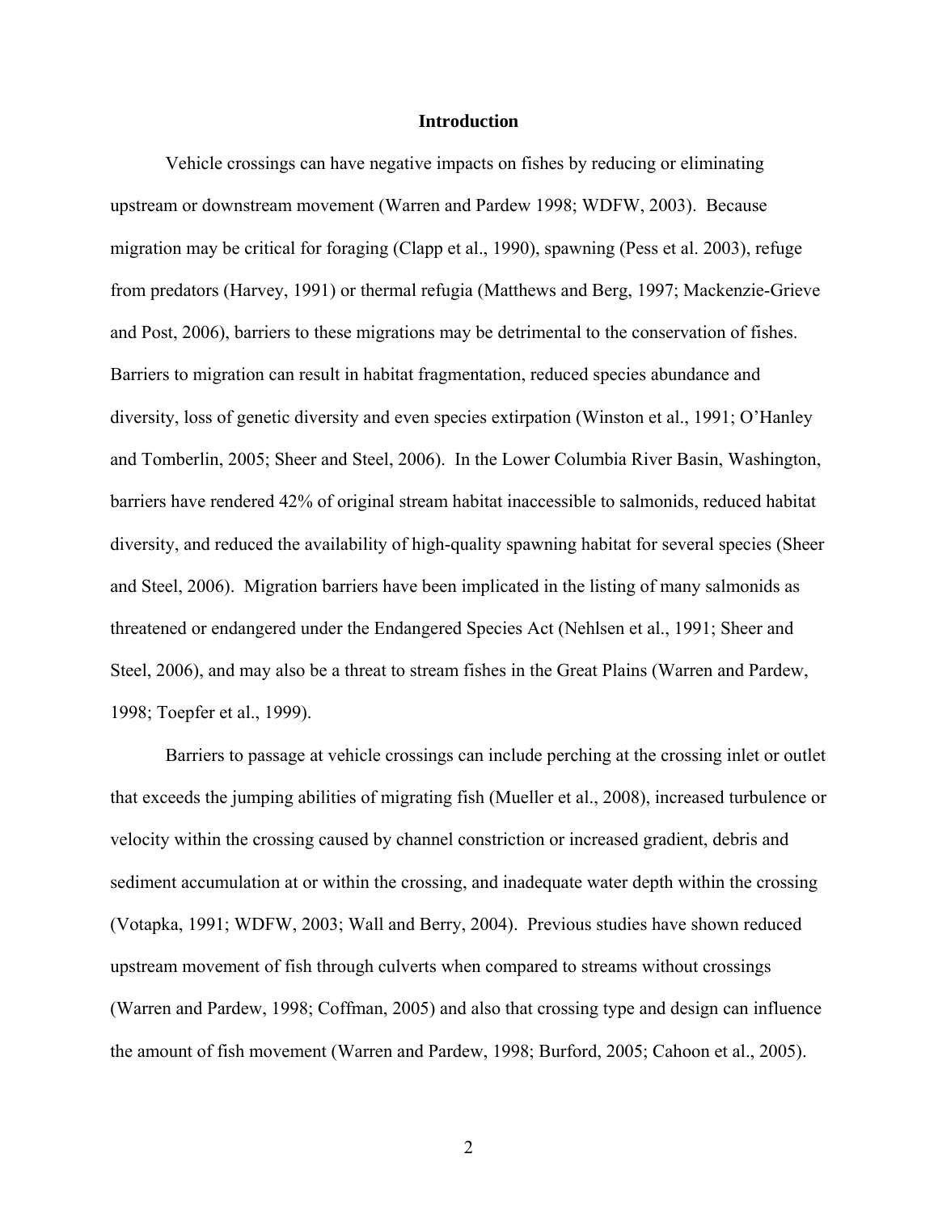# Introduction

Vehicle crossings can have negative impacts on fishes by reducing or eliminating upstream or downstream movement (Warren and Pardew 1998; WDFW, 2003). Because migration may be critical for foraging (Clapp et al., 1990), spawning (Pess et al. 2003), refuge from predators (Harvey, 1991) or thermal refugia (Matthews and Berg, 1997; Mackenzie-Grieve and Post, 2006), barriers to these migrations may be detrimental to the conservation of fishes. Barriers to migration can result in habitat fragmentation, reduced species abundance and diversity, loss of genetic diversity and even species extirpation (Winston et al., 1991; O'Hanley and Tomberlin, 2005; Sheer and Steel, 2006). In the Lower Columbia River Basin, Washington, barriers have rendered 42% of original stream habitat inaccessible to salmonids, reduced habitat diversity, and reduced the availability of high-quality spawning habitat for several species (Sheer and Steel, 2006). Migration barriers have been implicated in the listing of many salmonids as threatened or endangered under the Endangered Species Act (Nehlsen et al., 1991; Sheer and Steel, 2006), and may also be a threat to stream fishes in the Great Plains (Warren and Pardew, 1998; Toepfer et al., 1999).

Barriers to passage at vehicle crossings can include perching at the crossing inlet or outlet that exceeds the jumping abilities of migrating fish (Mueller et al., 2008), increased turbulence or velocity within the crossing caused by channel constriction or increased gradient, debris and sediment accumulation at or within the crossing, and inadequate water depth within the crossing (Votapka, 1991; WDFW, 2003; Wall and Berry, 2004). Previous studies have shown reduced upstream movement of fish through culverts when compared to streams without crossings (Warren and Pardew, 1998; Coffman, 2005) and also that crossing type and design can influence the amount of fish movement (Warren and Pardew, 1998; Burford, 2005; Cahoon et al., 2005).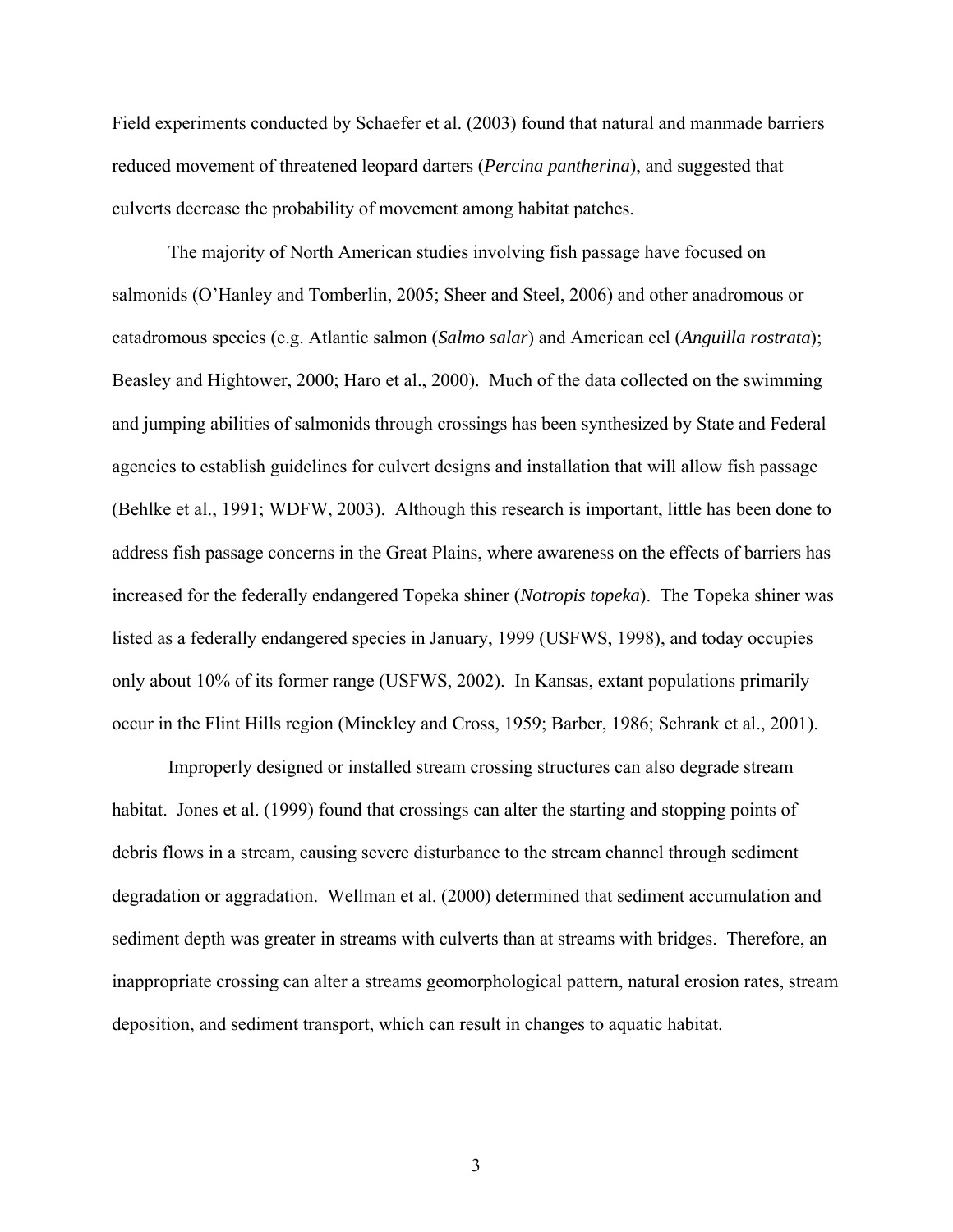Field experiments conducted by Schaefer et al. (2003) found that natural and manmade barriers reduced movement of threatened leopard darters (*Percina pantherina*), and suggested that culverts decrease the probability of movement among habitat patches.

The majority of North American studies involving fish passage have focused on salmonids (O'Hanley and Tomberlin, 2005; Sheer and Steel, 2006) and other anadromous or catadromous species (e.g. Atlantic salmon (*Salmo salar*) and American eel (*Anguilla rostrata*); Beasley and Hightower, 2000; Haro et al., 2000). Much of the data collected on the swimming and jumping abilities of salmonids through crossings has been synthesized by State and Federal agencies to establish guidelines for culvert designs and installation that will allow fish passage (Behlke et al., 1991; WDFW, 2003). Although this research is important, little has been done to address fish passage concerns in the Great Plains, where awareness on the effects of barriers has increased for the federally endangered Topeka shiner (*Notropis topeka*). The Topeka shiner was listed as a federally endangered species in January, 1999 (USFWS, 1998), and today occupies only about 10% of its former range (USFWS, 2002). In Kansas, extant populations primarily occur in the Flint Hills region (Minckley and Cross, 1959; Barber, 1986; Schrank et al., 2001).

Improperly designed or installed stream crossing structures can also degrade stream habitat. Jones et al. (1999) found that crossings can alter the starting and stopping points of debris flows in a stream, causing severe disturbance to the stream channel through sediment degradation or aggradation. Wellman et al. (2000) determined that sediment accumulation and sediment depth was greater in streams with culverts than at streams with bridges. Therefore, an inappropriate crossing can alter a streams geomorphological pattern, natural erosion rates, stream deposition, and sediment transport, which can result in changes to aquatic habitat.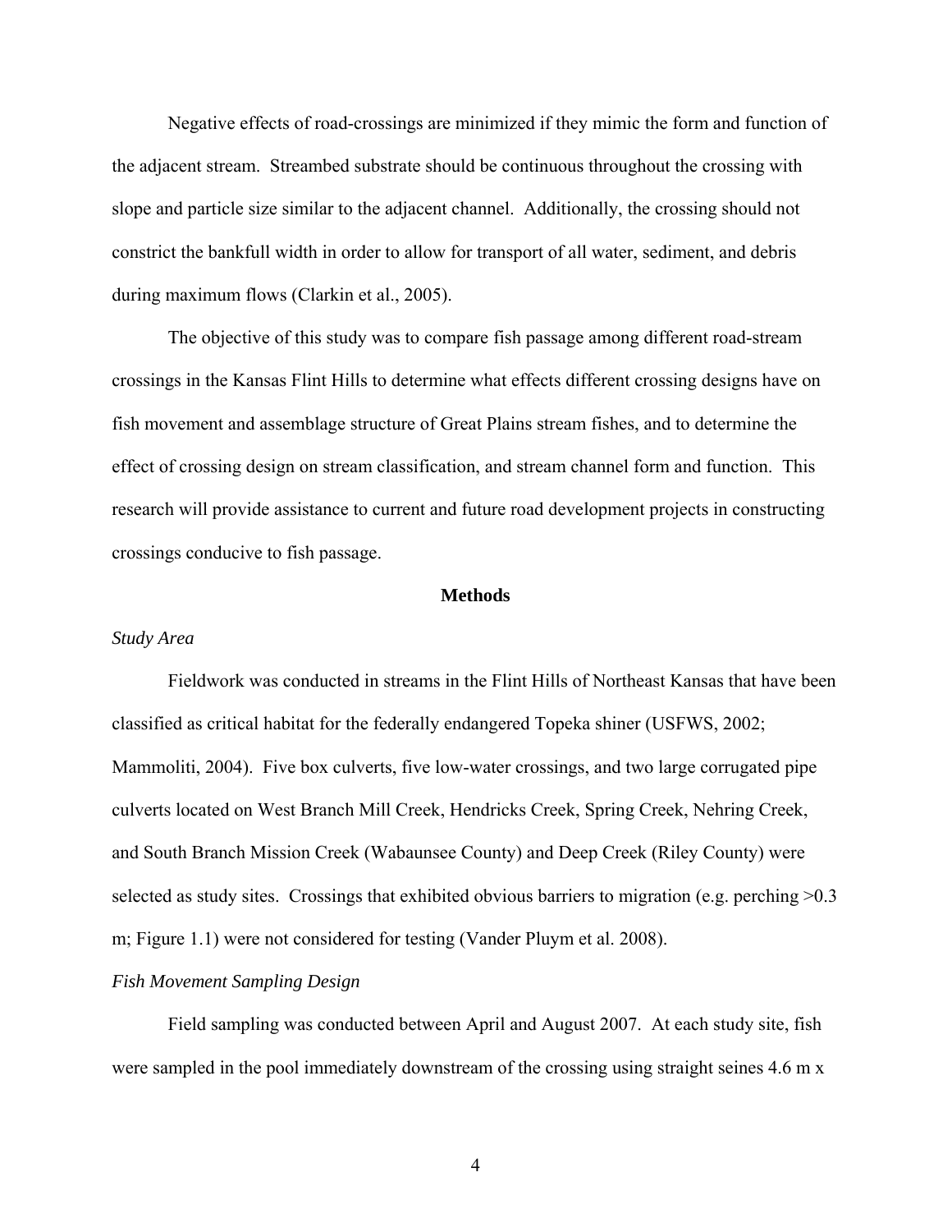Negative effects of road-crossings are minimized if they mimic the form and function of the adjacent stream. Streambed substrate should be continuous throughout the crossing with slope and particle size similar to the adjacent channel. Additionally, the crossing should not constrict the bankfull width in order to allow for transport of all water, sediment, and debris during maximum flows (Clarkin et al., 2005).

The objective of this study was to compare fish passage among different road-stream crossings in the Kansas Flint Hills to determine what effects different crossing designs have on fish movement and assemblage structure of Great Plains stream fishes, and to determine the effect of crossing design on stream classification, and stream channel form and function. This research will provide assistance to current and future road development projects in constructing crossings conducive to fish passage.

## Methods

*Study Area*

Fieldwork was conducted in streams in the Flint Hills of Northeast Kansas that have been classified as critical habitat for the federally endangered Topeka shiner (USFWS, 2002; Mammoliti, 2004). Five box culverts, five low-water crossings, and two large corrugated pipe culverts located on West Branch Mill Creek, Hendricks Creek, Spring Creek, Nehring Creek, and South Branch Mission Creek (Wabaunsee County) and Deep Creek (Riley County) were selected as study sites. Crossings that exhibited obvious barriers to migration (e.g. perching >0.3 m; Figure 1.1) were not considered for testing (Vander Pluym et al. 2008).

*Fish Movement Sampling Design*

Field sampling was conducted between April and August 2007. At each study site, fish were sampled in the pool immediately downstream of the crossing using straight seines 4.6 m x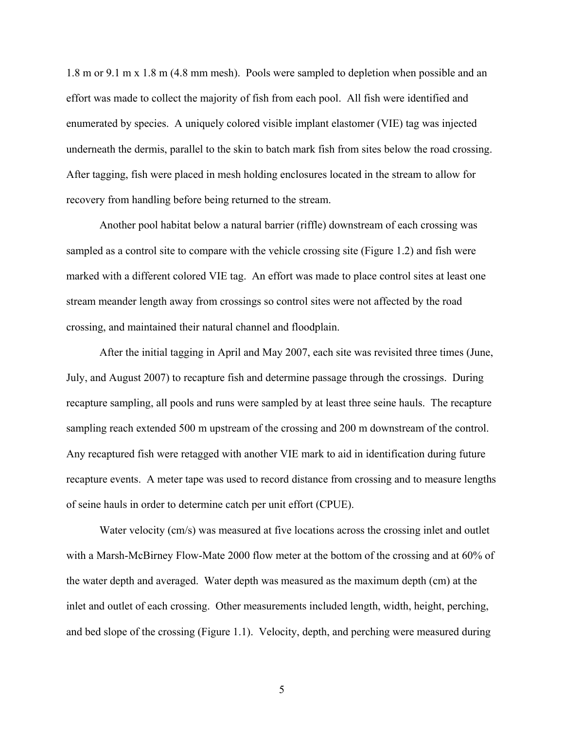1.8 m or 9.1 m x 1.8 m (4.8 mm mesh). Pools were sampled to depletion when possible and an effort was made to collect the majority of fish from each pool. All fish were identified and enumerated by species. A uniquely colored visible implant elastomer (VIE) tag was injected underneath the dermis, parallel to the skin to batch mark fish from sites below the road crossing. After tagging, fish were placed in mesh holding enclosures located in the stream to allow for recovery from handling before being returned to the stream.

Another pool habitat below a natural barrier (riffle) downstream of each crossing was sampled as a control site to compare with the vehicle crossing site (Figure 1.2) and fish were marked with a different colored VIE tag. An effort was made to place control sites at least one stream meander length away from crossings so control sites were not affected by the road crossing, and maintained their natural channel and floodplain.

After the initial tagging in April and May 2007, each site was revisited three times (June, July, and August 2007) to recapture fish and determine passage through the crossings. During recapture sampling, all pools and runs were sampled by at least three seine hauls. The recapture sampling reach extended 500 m upstream of the crossing and 200 m downstream of the control. Any recaptured fish were retagged with another VIE mark to aid in identification during future recapture events. A meter tape was used to record distance from crossing and to measure lengths of seine hauls in order to determine catch per unit effort (CPUE).

Water velocity (cm/s) was measured at five locations across the crossing inlet and outlet with a Marsh-McBirney Flow-Mate 2000 flow meter at the bottom of the crossing and at 60% of the water depth and averaged. Water depth was measured as the maximum depth (cm) at the inlet and outlet of each crossing. Other measurements included length, width, height, perching, and bed slope of the crossing (Figure 1.1). Velocity, depth, and perching were measured during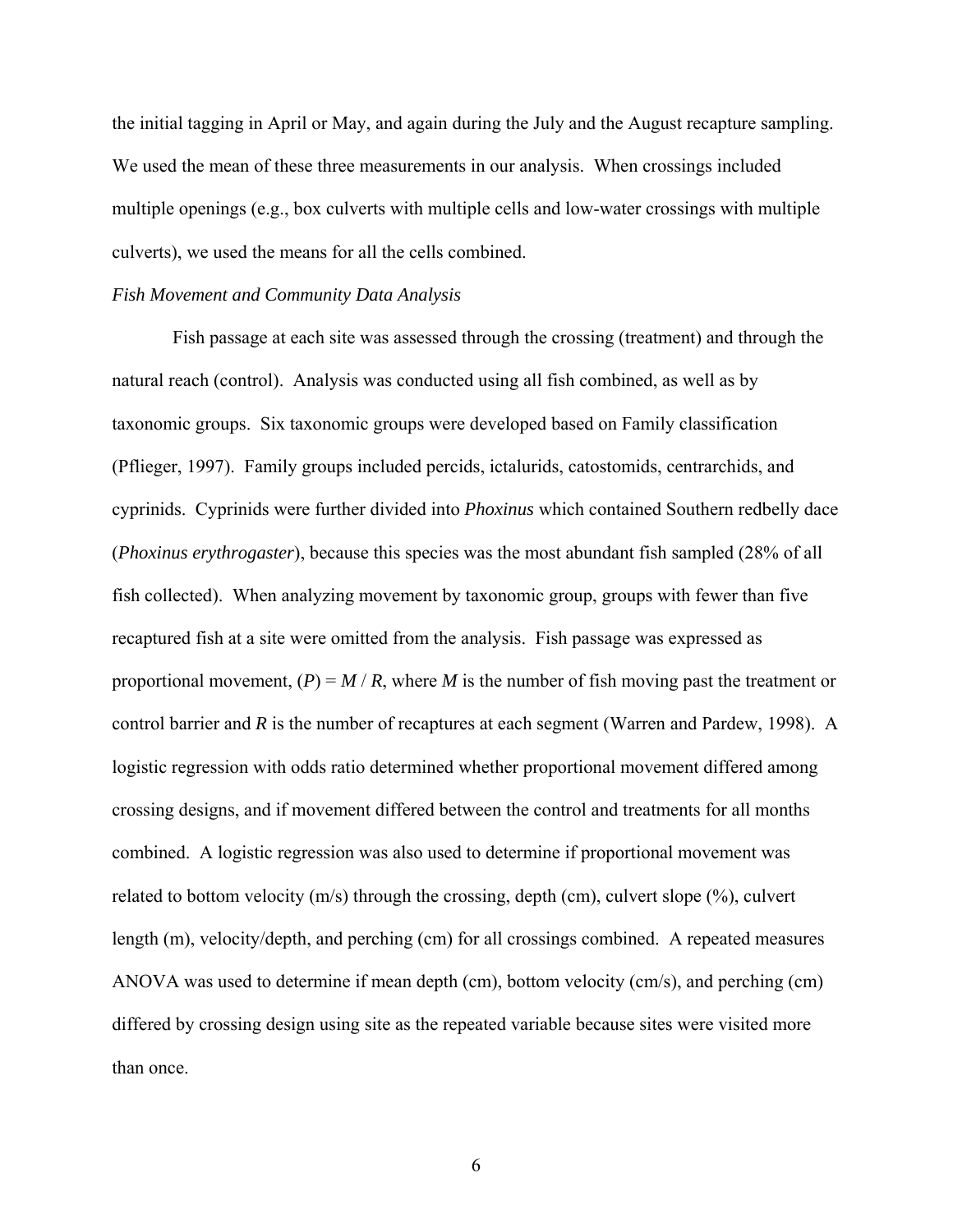the initial tagging in April or May, and again during the July and the August recapture sampling. We used the mean of these three measurements in our analysis. When crossings included multiple openings (e.g., box culverts with multiple cells and low-water crossings with multiple culverts), we used the means for all the cells combined.

*Fish Movement and Community Data Analysis*

Fish passage at each site was assessed through the crossing (treatment) and through the natural reach (control). Analysis was conducted using all fish combined, as well as by taxonomic groups. Six taxonomic groups were developed based on Family classification (Pflieger, 1997). Family groups included percids, ictalurids, catostomids, centrarchids, and cyprinids. Cyprinids were further divided into *Phoxinus* which contained Southern redbelly dace (*Phoxinus erythrogaster*), because this species was the most abundant fish sampled (28% of all fish collected). When analyzing movement by taxonomic group, groups with fewer than five recaptured fish at a site were omitted from the analysis. Fish passage was expressed as proportional movement, $(P) = M / R$, where $M$ is the number of fish moving past the treatment or control barrier and $R$ is the number of recaptures at each segment (Warren and Pardew, 1998). A logistic regression with odds ratio determined whether proportional movement differed among crossing designs, and if movement differed between the control and treatments for all months combined. A logistic regression was also used to determine if proportional movement was related to bottom velocity (m/s) through the crossing, depth (cm), culvert slope (%), culvert length (m), velocity/depth, and perching (cm) for all crossings combined. A repeated measures ANOVA was used to determine if mean depth (cm), bottom velocity (cm/s), and perching (cm) differed by crossing design using site as the repeated variable because sites were visited more than once.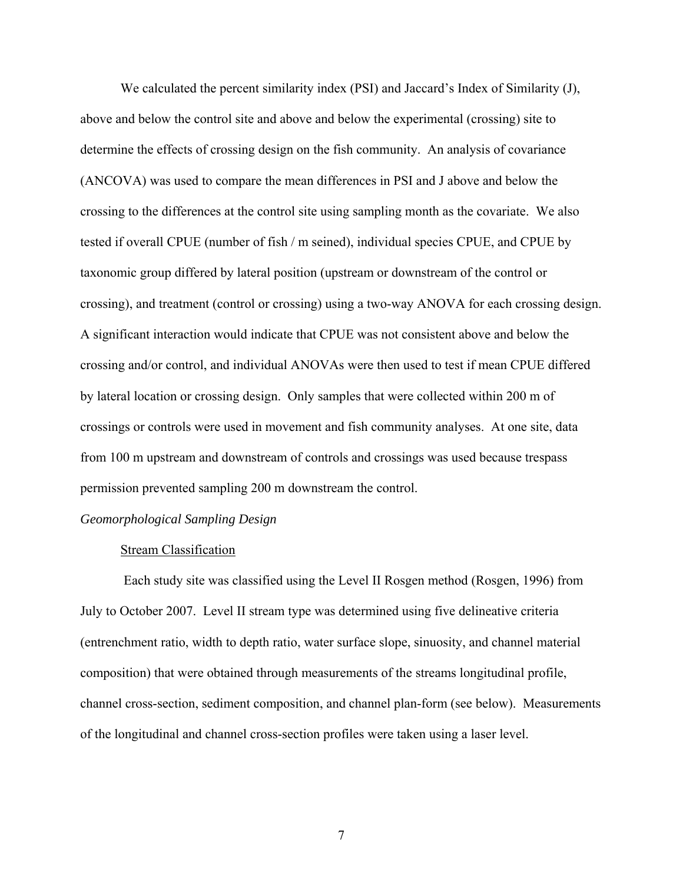We calculated the percent similarity index (PSI) and Jaccard's Index of Similarity (J), above and below the control site and above and below the experimental (crossing) site to determine the effects of crossing design on the fish community. An analysis of covariance (ANCOVA) was used to compare the mean differences in PSI and J above and below the crossing to the differences at the control site using sampling month as the covariate. We also tested if overall CPUE (number of fish / m seined), individual species CPUE, and CPUE by taxonomic group differed by lateral position (upstream or downstream of the control or crossing), and treatment (control or crossing) using a two-way ANOVA for each crossing design. A significant interaction would indicate that CPUE was not consistent above and below the crossing and/or control, and individual ANOVAs were then used to test if mean CPUE differed by lateral location or crossing design. Only samples that were collected within 200 m of crossings or controls were used in movement and fish community analyses. At one site, data from 100 m upstream and downstream of controls and crossings was used because trespass permission prevented sampling 200 m downstream the control.

*Geomorphological Sampling Design*

<u>Stream Classification</u>

Each study site was classified using the Level II Rosgen method (Rosgen, 1996) from July to October 2007. Level II stream type was determined using five delineative criteria (entrenchment ratio, width to depth ratio, water surface slope, sinuosity, and channel material composition) that were obtained through measurements of the streams longitudinal profile, channel cross-section, sediment composition, and channel plan-form (see below). Measurements of the longitudinal and channel cross-section profiles were taken using a laser level.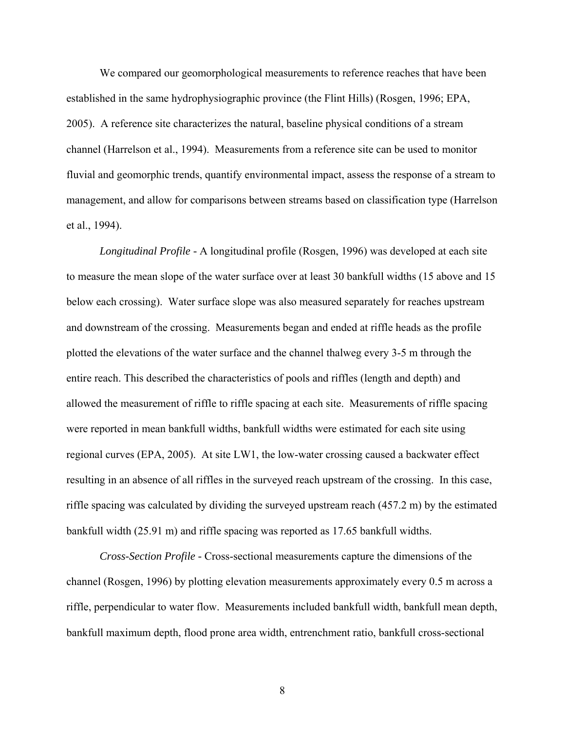We compared our geomorphological measurements to reference reaches that have been established in the same hydrophysiographic province (the Flint Hills) (Rosgen, 1996; EPA, 2005). A reference site characterizes the natural, baseline physical conditions of a stream channel (Harrelson et al., 1994). Measurements from a reference site can be used to monitor fluvial and geomorphic trends, quantify environmental impact, assess the response of a stream to management, and allow for comparisons between streams based on classification type (Harrelson et al., 1994).

*Longitudinal Profile* - A longitudinal profile (Rosgen, 1996) was developed at each site to measure the mean slope of the water surface over at least 30 bankfull widths (15 above and 15 below each crossing). Water surface slope was also measured separately for reaches upstream and downstream of the crossing. Measurements began and ended at riffle heads as the profile plotted the elevations of the water surface and the channel thalweg every 3-5 m through the entire reach. This described the characteristics of pools and riffles (length and depth) and allowed the measurement of riffle to riffle spacing at each site. Measurements of riffle spacing were reported in mean bankfull widths, bankfull widths were estimated for each site using regional curves (EPA, 2005). At site LW1, the low-water crossing caused a backwater effect resulting in an absence of all riffles in the surveyed reach upstream of the crossing. In this case, riffle spacing was calculated by dividing the surveyed upstream reach (457.2 m) by the estimated bankfull width (25.91 m) and riffle spacing was reported as 17.65 bankfull widths.

*Cross-Section Profile* - Cross-sectional measurements capture the dimensions of the channel (Rosgen, 1996) by plotting elevation measurements approximately every 0.5 m across a riffle, perpendicular to water flow. Measurements included bankfull width, bankfull mean depth, bankfull maximum depth, flood prone area width, entrenchment ratio, bankfull cross-sectional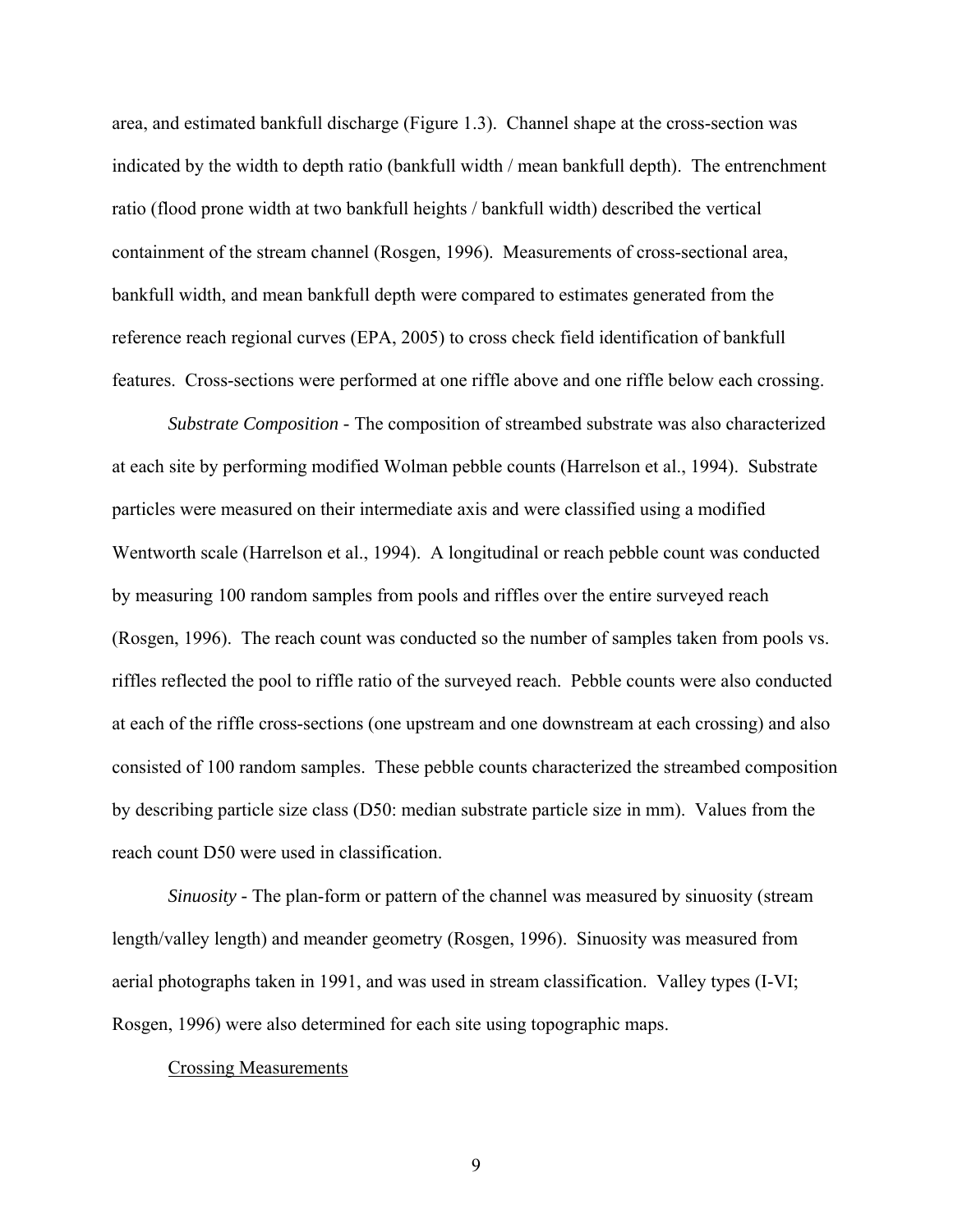area, and estimated bankfull discharge (Figure 1.3). Channel shape at the cross-section was indicated by the width to depth ratio (bankfull width / mean bankfull depth). The entrenchment ratio (flood prone width at two bankfull heights / bankfull width) described the vertical containment of the stream channel (Rosgen, 1996). Measurements of cross-sectional area, bankfull width, and mean bankfull depth were compared to estimates generated from the reference reach regional curves (EPA, 2005) to cross check field identification of bankfull features. Cross-sections were performed at one riffle above and one riffle below each crossing.

*Substrate Composition* - The composition of streambed substrate was also characterized at each site by performing modified Wolman pebble counts (Harrelson et al., 1994). Substrate particles were measured on their intermediate axis and were classified using a modified Wentworth scale (Harrelson et al., 1994). A longitudinal or reach pebble count was conducted by measuring 100 random samples from pools and riffles over the entire surveyed reach (Rosgen, 1996). The reach count was conducted so the number of samples taken from pools vs. riffles reflected the pool to riffle ratio of the surveyed reach. Pebble counts were also conducted at each of the riffle cross-sections (one upstream and one downstream at each crossing) and also consisted of 100 random samples. These pebble counts characterized the streambed composition by describing particle size class (D50: median substrate particle size in mm). Values from the reach count D50 were used in classification.

*Sinuosity* - The plan-form or pattern of the channel was measured by sinuosity (stream length/valley length) and meander geometry (Rosgen, 1996). Sinuosity was measured from aerial photographs taken in 1991, and was used in stream classification. Valley types (I-VI; Rosgen, 1996) were also determined for each site using topographic maps.

Crossing Measurements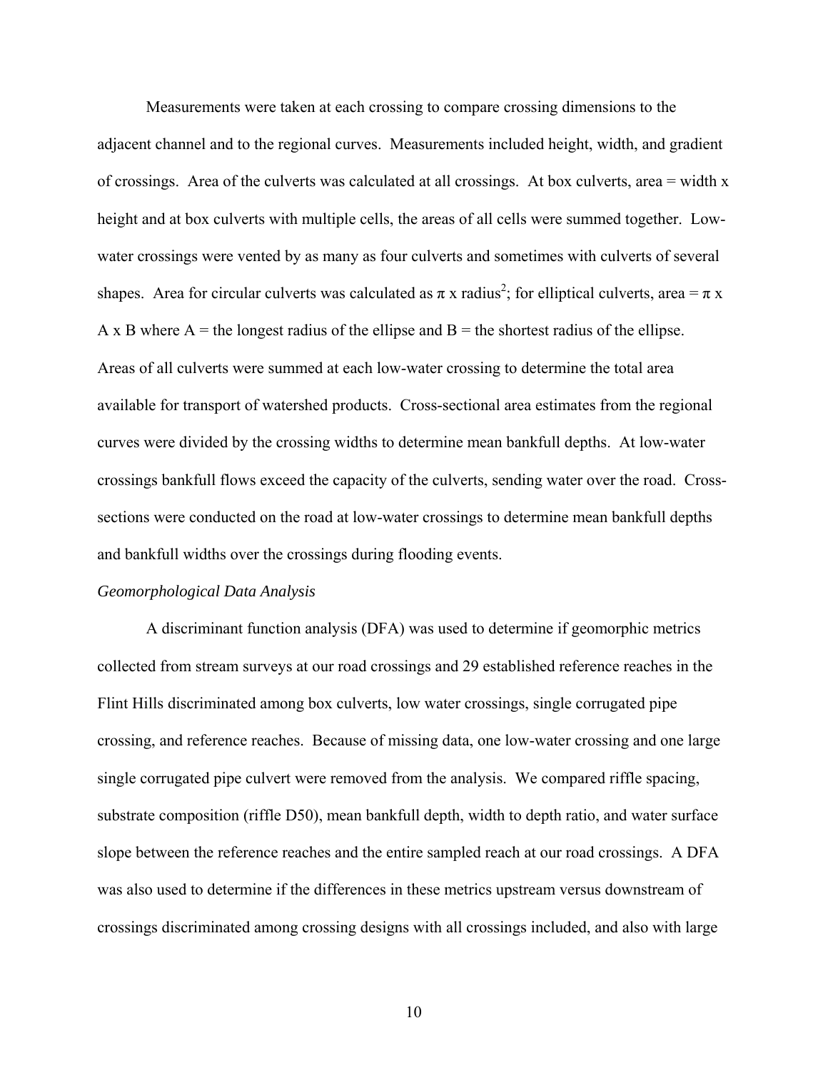Measurements were taken at each crossing to compare crossing dimensions to the adjacent channel and to the regional curves. Measurements included height, width, and gradient of crossings. Area of the culverts was calculated at all crossings. At box culverts, area = width x height and at box culverts with multiple cells, the areas of all cells were summed together. Low-water crossings were vented by as many as four culverts and sometimes with culverts of several shapes. Area for circular culverts was calculated as $\pi$ x radius$^2$; for elliptical culverts, area = $\pi$ x A x B where A = the longest radius of the ellipse and B = the shortest radius of the ellipse. Areas of all culverts were summed at each low-water crossing to determine the total area available for transport of watershed products. Cross-sectional area estimates from the regional curves were divided by the crossing widths to determine mean bankfull depths. At low-water crossings bankfull flows exceed the capacity of the culverts, sending water over the road. Cross-sections were conducted on the road at low-water crossings to determine mean bankfull depths and bankfull widths over the crossings during flooding events.

*Geomorphological Data Analysis*

A discriminant function analysis (DFA) was used to determine if geomorphic metrics collected from stream surveys at our road crossings and 29 established reference reaches in the Flint Hills discriminated among box culverts, low water crossings, single corrugated pipe crossing, and reference reaches. Because of missing data, one low-water crossing and one large single corrugated pipe culvert were removed from the analysis. We compared riffle spacing, substrate composition (riffle D50), mean bankfull depth, width to depth ratio, and water surface slope between the reference reaches and the entire sampled reach at our road crossings. A DFA was also used to determine if the differences in these metrics upstream versus downstream of crossings discriminated among crossing designs with all crossings included, and also with large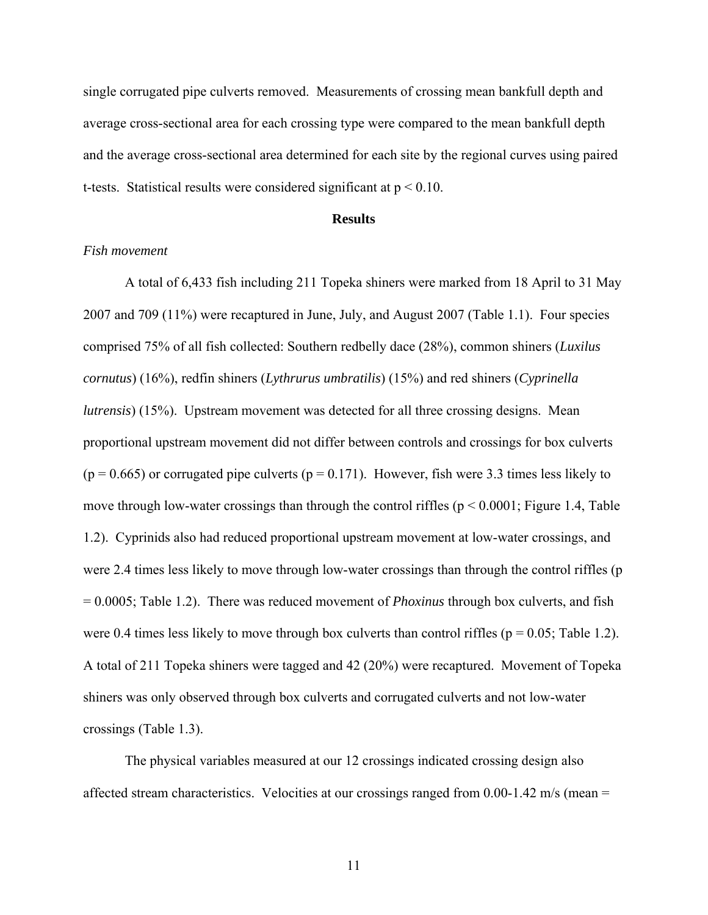single corrugated pipe culverts removed. Measurements of crossing mean bankfull depth and average cross-sectional area for each crossing type were compared to the mean bankfull depth and the average cross-sectional area determined for each site by the regional curves using paired t-tests. Statistical results were considered significant at $p < 0.10$.

## Results

*Fish movement*

A total of 6,433 fish including 211 Topeka shiners were marked from 18 April to 31 May 2007 and 709 (11%) were recaptured in June, July, and August 2007 (Table 1.1). Four species comprised 75% of all fish collected: Southern redbelly dace (28%), common shiners (*Luxilus cornutus*) (16%), redfin shiners (*Lythrurus umbratilis*) (15%) and red shiners (*Cyprinella lutrensis*) (15%). Upstream movement was detected for all three crossing designs. Mean proportional upstream movement did not differ between controls and crossings for box culverts ($p = 0.665$) or corrugated pipe culverts ($p = 0.171$). However, fish were 3.3 times less likely to move through low-water crossings than through the control riffles ($p < 0.0001$; Figure 1.4, Table 1.2). Cyprinids also had reduced proportional upstream movement at low-water crossings, and were 2.4 times less likely to move through low-water crossings than through the control riffles ($p = 0.0005$; Table 1.2). There was reduced movement of *Phoxinus* through box culverts, and fish were 0.4 times less likely to move through box culverts than control riffles ($p = 0.05$; Table 1.2). A total of 211 Topeka shiners were tagged and 42 (20%) were recaptured. Movement of Topeka shiners was only observed through box culverts and corrugated culverts and not low-water crossings (Table 1.3).

The physical variables measured at our 12 crossings indicated crossing design also affected stream characteristics. Velocities at our crossings ranged from 0.00-1.42 m/s (mean =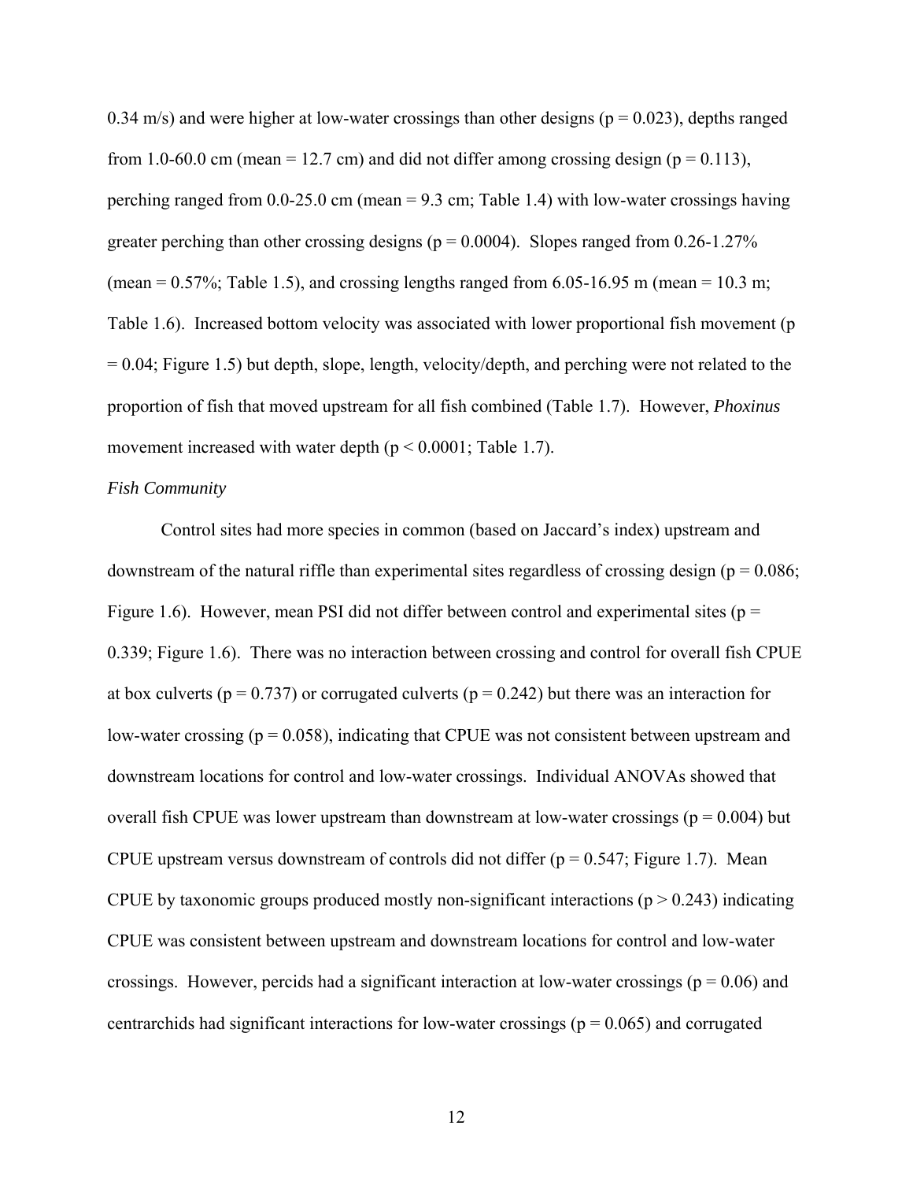0.34 m/s) and were higher at low-water crossings than other designs ($p = 0.023$), depths ranged from 1.0-60.0 cm (mean = 12.7 cm) and did not differ among crossing design ($p = 0.113$), perching ranged from 0.0-25.0 cm (mean = 9.3 cm; Table 1.4) with low-water crossings having greater perching than other crossing designs ($p = 0.0004$). Slopes ranged from 0.26-1.27% (mean = 0.57%; Table 1.5), and crossing lengths ranged from 6.05-16.95 m (mean = 10.3 m; Table 1.6). Increased bottom velocity was associated with lower proportional fish movement ($p = 0.04$; Figure 1.5) but depth, slope, length, velocity/depth, and perching were not related to the proportion of fish that moved upstream for all fish combined (Table 1.7). However, *Phoxinus* movement increased with water depth ($p < 0.0001$; Table 1.7).

*Fish Community*

Control sites had more species in common (based on Jaccard's index) upstream and downstream of the natural riffle than experimental sites regardless of crossing design ($p = 0.086$; Figure 1.6). However, mean PSI did not differ between control and experimental sites ($p = 0.339$; Figure 1.6). There was no interaction between crossing and control for overall fish CPUE at box culverts ($p = 0.737$) or corrugated culverts ($p = 0.242$) but there was an interaction for low-water crossing ($p = 0.058$), indicating that CPUE was not consistent between upstream and downstream locations for control and low-water crossings. Individual ANOVAs showed that overall fish CPUE was lower upstream than downstream at low-water crossings ($p = 0.004$) but CPUE upstream versus downstream of controls did not differ ($p = 0.547$; Figure 1.7). Mean CPUE by taxonomic groups produced mostly non-significant interactions ($p > 0.243$) indicating CPUE was consistent between upstream and downstream locations for control and low-water crossings. However, percids had a significant interaction at low-water crossings ($p = 0.06$) and centrarchids had significant interactions for low-water crossings ($p = 0.065$) and corrugated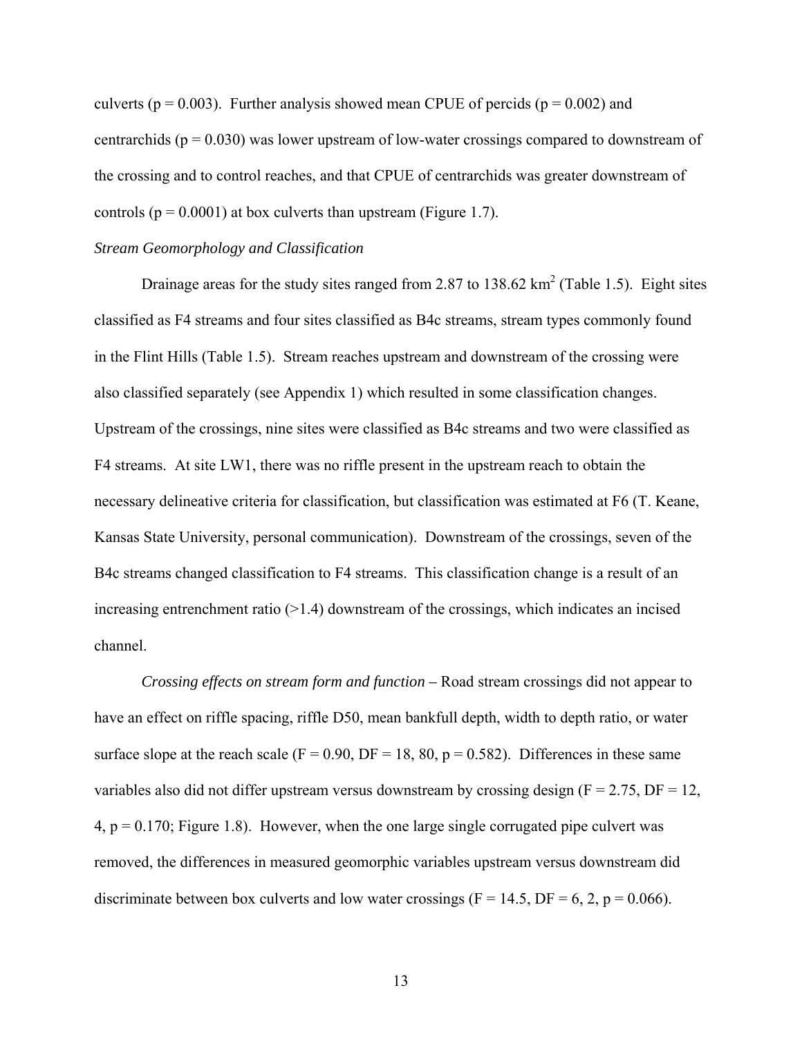culverts ($p = 0.003$). Further analysis showed mean CPUE of percids ($p = 0.002$) and centrarchids ($p = 0.030$) was lower upstream of low-water crossings compared to downstream of the crossing and to control reaches, and that CPUE of centrarchids was greater downstream of controls ($p = 0.0001$) at box culverts than upstream (Figure 1.7).

*Stream Geomorphology and Classification*

Drainage areas for the study sites ranged from 2.87 to 138.62 $km^2$ (Table 1.5). Eight sites classified as F4 streams and four sites classified as B4c streams, stream types commonly found in the Flint Hills (Table 1.5). Stream reaches upstream and downstream of the crossing were also classified separately (see Appendix 1) which resulted in some classification changes. Upstream of the crossings, nine sites were classified as B4c streams and two were classified as F4 streams. At site LW1, there was no riffle present in the upstream reach to obtain the necessary delineative criteria for classification, but classification was estimated at F6 (T. Keane, Kansas State University, personal communication). Downstream of the crossings, seven of the B4c streams changed classification to F4 streams. This classification change is a result of an increasing entrenchment ratio (>1.4) downstream of the crossings, which indicates an incised channel.

*Crossing effects on stream form and function* – Road stream crossings did not appear to have an effect on riffle spacing, riffle D50, mean bankfull depth, width to depth ratio, or water surface slope at the reach scale ($F = 0.90$, $DF = 18, 80$, $p = 0.582$). Differences in these same variables also did not differ upstream versus downstream by crossing design ($F = 2.75$, $DF = 12, 4$, $p = 0.170$; Figure 1.8). However, when the one large single corrugated pipe culvert was removed, the differences in measured geomorphic variables upstream versus downstream did discriminate between box culverts and low water crossings ($F = 14.5$, $DF = 6, 2$, $p = 0.066$).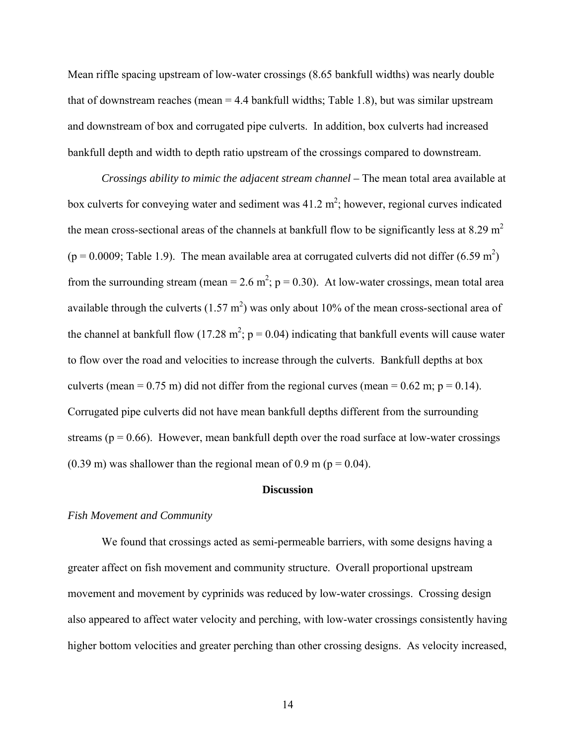Mean riffle spacing upstream of low-water crossings (8.65 bankfull widths) was nearly double that of downstream reaches (mean = 4.4 bankfull widths; Table 1.8), but was similar upstream and downstream of box and corrugated pipe culverts. In addition, box culverts had increased bankfull depth and width to depth ratio upstream of the crossings compared to downstream.

*Crossings ability to mimic the adjacent stream channel* – The mean total area available at box culverts for conveying water and sediment was 41.2 $m^2$; however, regional curves indicated the mean cross-sectional areas of the channels at bankfull flow to be significantly less at 8.29 $m^2$ ($p = 0.0009$; Table 1.9). The mean available area at corrugated culverts did not differ (6.59 $m^2$) from the surrounding stream (mean = 2.6 $m^2$; $p = 0.30$). At low-water crossings, mean total area available through the culverts (1.57 $m^2$) was only about 10% of the mean cross-sectional area of the channel at bankfull flow (17.28 $m^2$; $p = 0.04$) indicating that bankfull events will cause water to flow over the road and velocities to increase through the culverts. Bankfull depths at box culverts (mean = 0.75 m) did not differ from the regional curves (mean = 0.62 m; $p = 0.14$). Corrugated pipe culverts did not have mean bankfull depths different from the surrounding streams ($p = 0.66$). However, mean bankfull depth over the road surface at low-water crossings (0.39 m) was shallower than the regional mean of 0.9 m ($p = 0.04$).

## Discussion

### *Fish Movement and Community*

We found that crossings acted as semi-permeable barriers, with some designs having a greater affect on fish movement and community structure. Overall proportional upstream movement and movement by cyprinids was reduced by low-water crossings. Crossing design also appeared to affect water velocity and perching, with low-water crossings consistently having higher bottom velocities and greater perching than other crossing designs. As velocity increased,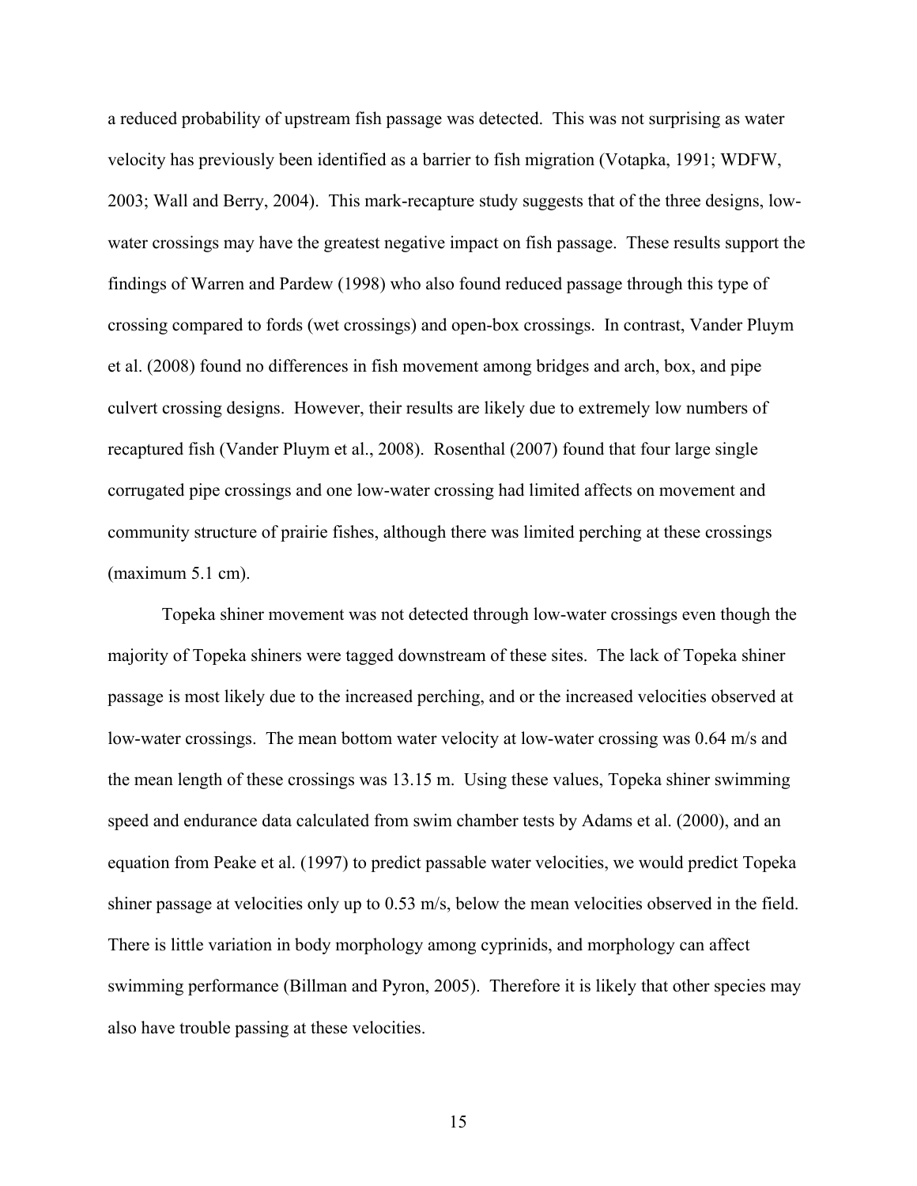a reduced probability of upstream fish passage was detected. This was not surprising as water velocity has previously been identified as a barrier to fish migration (Votapka, 1991; WDFW, 2003; Wall and Berry, 2004). This mark-recapture study suggests that of the three designs, low-water crossings may have the greatest negative impact on fish passage. These results support the findings of Warren and Pardew (1998) who also found reduced passage through this type of crossing compared to fords (wet crossings) and open-box crossings. In contrast, Vander Pluym et al. (2008) found no differences in fish movement among bridges and arch, box, and pipe culvert crossing designs. However, their results are likely due to extremely low numbers of recaptured fish (Vander Pluym et al., 2008). Rosenthal (2007) found that four large single corrugated pipe crossings and one low-water crossing had limited affects on movement and community structure of prairie fishes, although there was limited perching at these crossings (maximum 5.1 cm).

Topeka shiner movement was not detected through low-water crossings even though the majority of Topeka shiners were tagged downstream of these sites. The lack of Topeka shiner passage is most likely due to the increased perching, and or the increased velocities observed at low-water crossings. The mean bottom water velocity at low-water crossing was 0.64 m/s and the mean length of these crossings was 13.15 m. Using these values, Topeka shiner swimming speed and endurance data calculated from swim chamber tests by Adams et al. (2000), and an equation from Peake et al. (1997) to predict passable water velocities, we would predict Topeka shiner passage at velocities only up to 0.53 m/s, below the mean velocities observed in the field. There is little variation in body morphology among cyprinids, and morphology can affect swimming performance (Billman and Pyron, 2005). Therefore it is likely that other species may also have trouble passing at these velocities.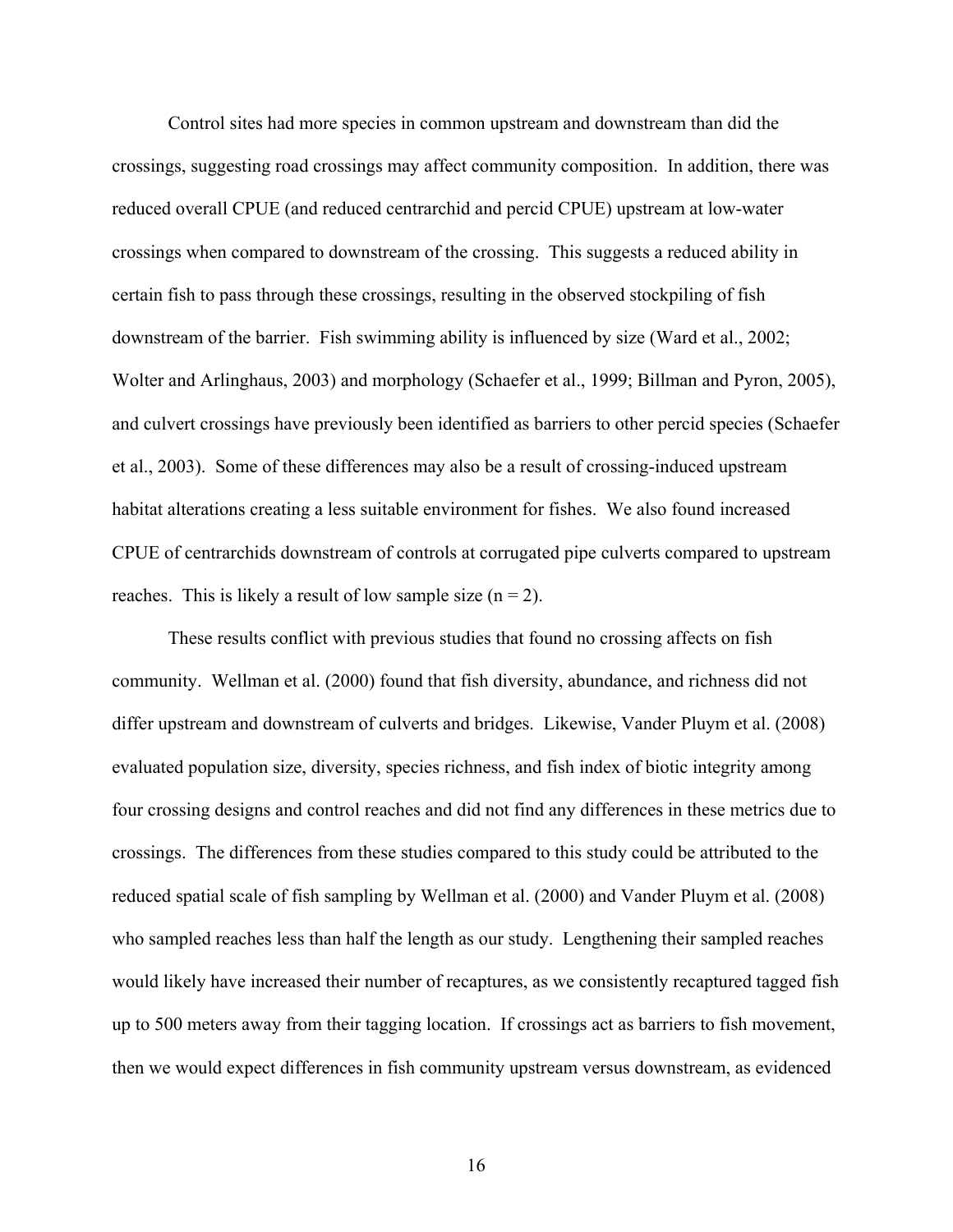Control sites had more species in common upstream and downstream than did the crossings, suggesting road crossings may affect community composition. In addition, there was reduced overall CPUE (and reduced centrarchid and percid CPUE) upstream at low-water crossings when compared to downstream of the crossing. This suggests a reduced ability in certain fish to pass through these crossings, resulting in the observed stockpiling of fish downstream of the barrier. Fish swimming ability is influenced by size (Ward et al., 2002; Wolter and Arlinghaus, 2003) and morphology (Schaefer et al., 1999; Billman and Pyron, 2005), and culvert crossings have previously been identified as barriers to other percid species (Schaefer et al., 2003). Some of these differences may also be a result of crossing-induced upstream habitat alterations creating a less suitable environment for fishes. We also found increased CPUE of centrarchids downstream of controls at corrugated pipe culverts compared to upstream reaches. This is likely a result of low sample size ($n = 2$).

These results conflict with previous studies that found no crossing affects on fish community. Wellman et al. (2000) found that fish diversity, abundance, and richness did not differ upstream and downstream of culverts and bridges. Likewise, Vander Pluym et al. (2008) evaluated population size, diversity, species richness, and fish index of biotic integrity among four crossing designs and control reaches and did not find any differences in these metrics due to crossings. The differences from these studies compared to this study could be attributed to the reduced spatial scale of fish sampling by Wellman et al. (2000) and Vander Pluym et al. (2008) who sampled reaches less than half the length as our study. Lengthening their sampled reaches would likely have increased their number of recaptures, as we consistently recaptured tagged fish up to 500 meters away from their tagging location. If crossings act as barriers to fish movement, then we would expect differences in fish community upstream versus downstream, as evidenced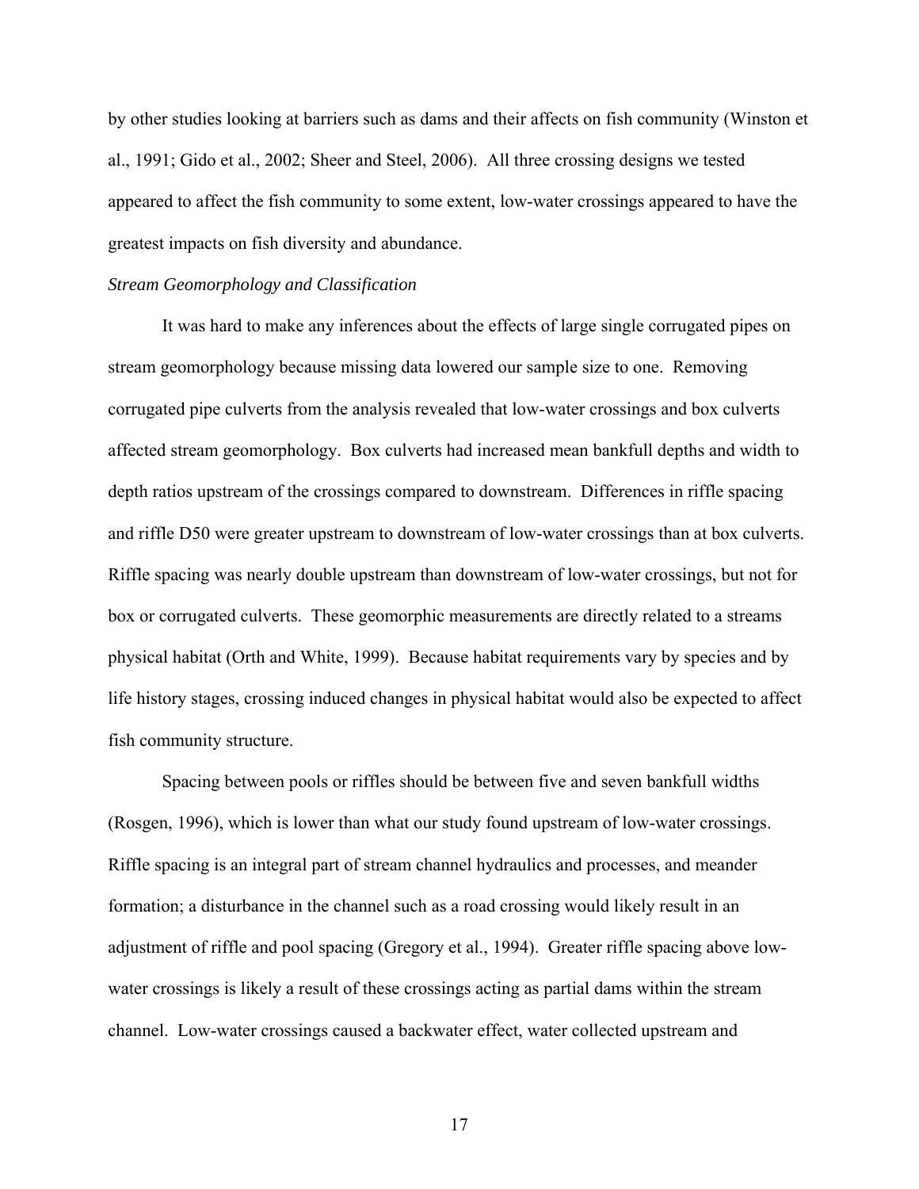by other studies looking at barriers such as dams and their affects on fish community (Winston et al., 1991; Gido et al., 2002; Sheer and Steel, 2006). All three crossing designs we tested appeared to affect the fish community to some extent, low-water crossings appeared to have the greatest impacts on fish diversity and abundance.

*Stream Geomorphology and Classification*

It was hard to make any inferences about the effects of large single corrugated pipes on stream geomorphology because missing data lowered our sample size to one. Removing corrugated pipe culverts from the analysis revealed that low-water crossings and box culverts affected stream geomorphology. Box culverts had increased mean bankfull depths and width to depth ratios upstream of the crossings compared to downstream. Differences in riffle spacing and riffle D50 were greater upstream to downstream of low-water crossings than at box culverts. Riffle spacing was nearly double upstream than downstream of low-water crossings, but not for box or corrugated culverts. These geomorphic measurements are directly related to a streams physical habitat (Orth and White, 1999). Because habitat requirements vary by species and by life history stages, crossing induced changes in physical habitat would also be expected to affect fish community structure.

Spacing between pools or riffles should be between five and seven bankfull widths (Rosgen, 1996), which is lower than what our study found upstream of low-water crossings. Riffle spacing is an integral part of stream channel hydraulics and processes, and meander formation; a disturbance in the channel such as a road crossing would likely result in an adjustment of riffle and pool spacing (Gregory et al., 1994). Greater riffle spacing above low-water crossings is likely a result of these crossings acting as partial dams within the stream channel. Low-water crossings caused a backwater effect, water collected upstream and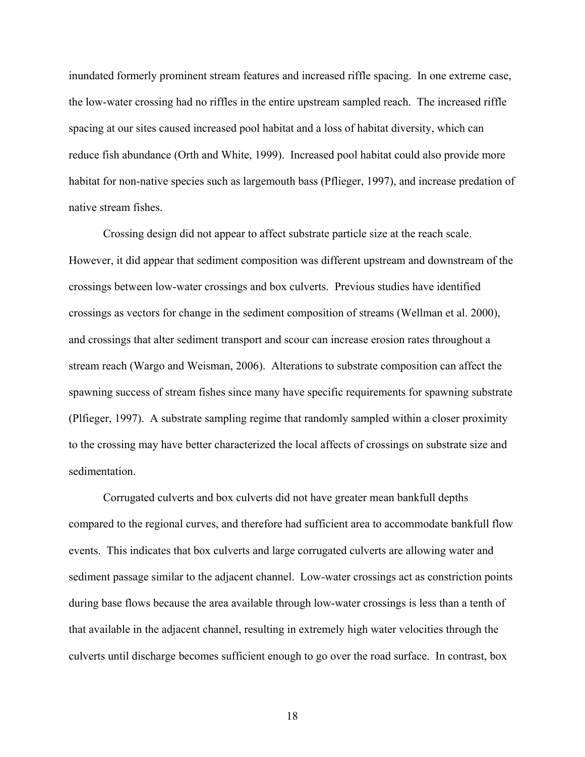inundated formerly prominent stream features and increased riffle spacing. In one extreme case, the low-water crossing had no riffles in the entire upstream sampled reach. The increased riffle spacing at our sites caused increased pool habitat and a loss of habitat diversity, which can reduce fish abundance (Orth and White, 1999). Increased pool habitat could also provide more habitat for non-native species such as largemouth bass (Pflieger, 1997), and increase predation of native stream fishes.

Crossing design did not appear to affect substrate particle size at the reach scale. However, it did appear that sediment composition was different upstream and downstream of the crossings between low-water crossings and box culverts. Previous studies have identified crossings as vectors for change in the sediment composition of streams (Wellman et al. 2000), and crossings that alter sediment transport and scour can increase erosion rates throughout a stream reach (Wargo and Weisman, 2006). Alterations to substrate composition can affect the spawning success of stream fishes since many have specific requirements for spawning substrate (Plfieger, 1997). A substrate sampling regime that randomly sampled within a closer proximity to the crossing may have better characterized the local affects of crossings on substrate size and sedimentation.

Corrugated culverts and box culverts did not have greater mean bankfull depths compared to the regional curves, and therefore had sufficient area to accommodate bankfull flow events. This indicates that box culverts and large corrugated culverts are allowing water and sediment passage similar to the adjacent channel. Low-water crossings act as constriction points during base flows because the area available through low-water crossings is less than a tenth of that available in the adjacent channel, resulting in extremely high water velocities through the culverts until discharge becomes sufficient enough to go over the road surface. In contrast, box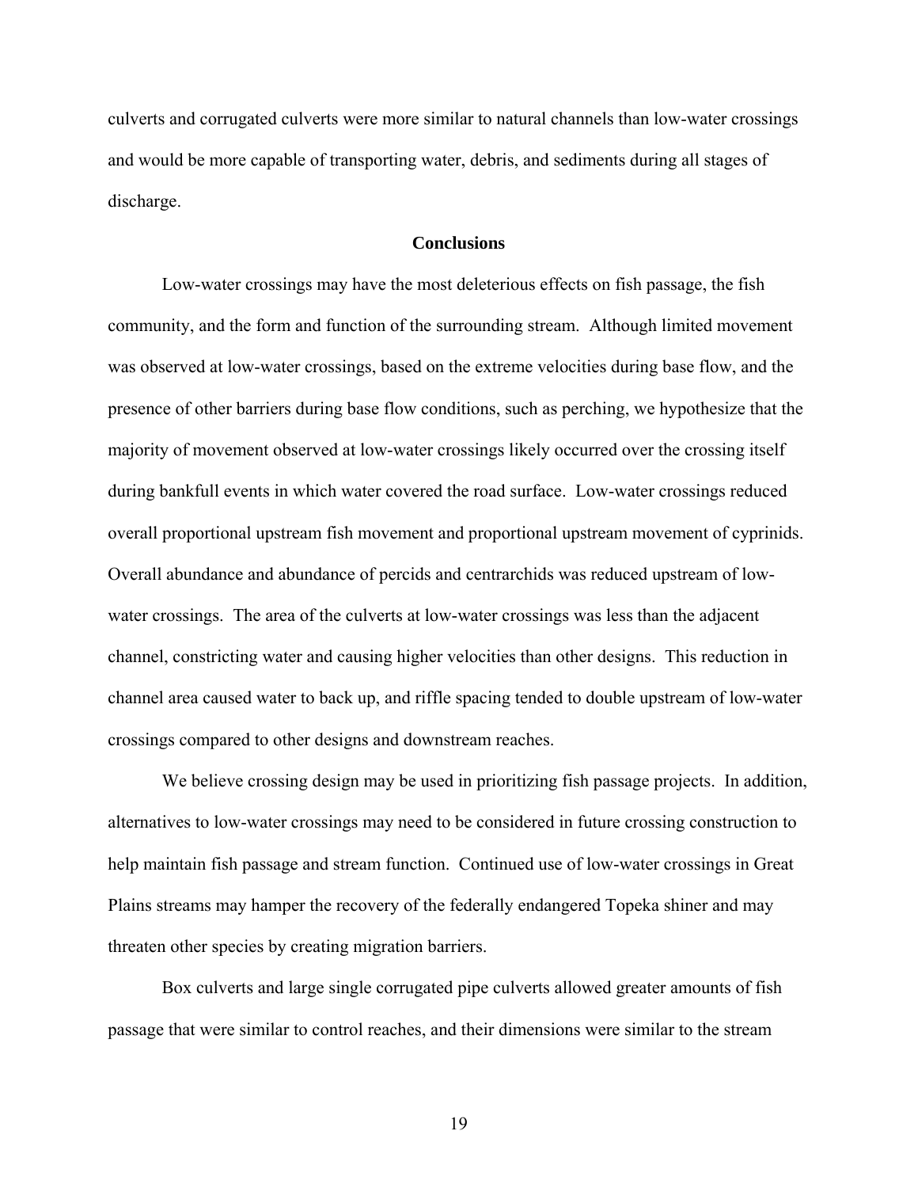culverts and corrugated culverts were more similar to natural channels than low-water crossings and would be more capable of transporting water, debris, and sediments during all stages of discharge.

## Conclusions

Low-water crossings may have the most deleterious effects on fish passage, the fish community, and the form and function of the surrounding stream. Although limited movement was observed at low-water crossings, based on the extreme velocities during base flow, and the presence of other barriers during base flow conditions, such as perching, we hypothesize that the majority of movement observed at low-water crossings likely occurred over the crossing itself during bankfull events in which water covered the road surface. Low-water crossings reduced overall proportional upstream fish movement and proportional upstream movement of cyprinids. Overall abundance and abundance of percids and centrarchids was reduced upstream of low-water crossings. The area of the culverts at low-water crossings was less than the adjacent channel, constricting water and causing higher velocities than other designs. This reduction in channel area caused water to back up, and riffle spacing tended to double upstream of low-water crossings compared to other designs and downstream reaches.

We believe crossing design may be used in prioritizing fish passage projects. In addition, alternatives to low-water crossings may need to be considered in future crossing construction to help maintain fish passage and stream function. Continued use of low-water crossings in Great Plains streams may hamper the recovery of the federally endangered Topeka shiner and may threaten other species by creating migration barriers.

Box culverts and large single corrugated pipe culverts allowed greater amounts of fish passage that were similar to control reaches, and their dimensions were similar to the stream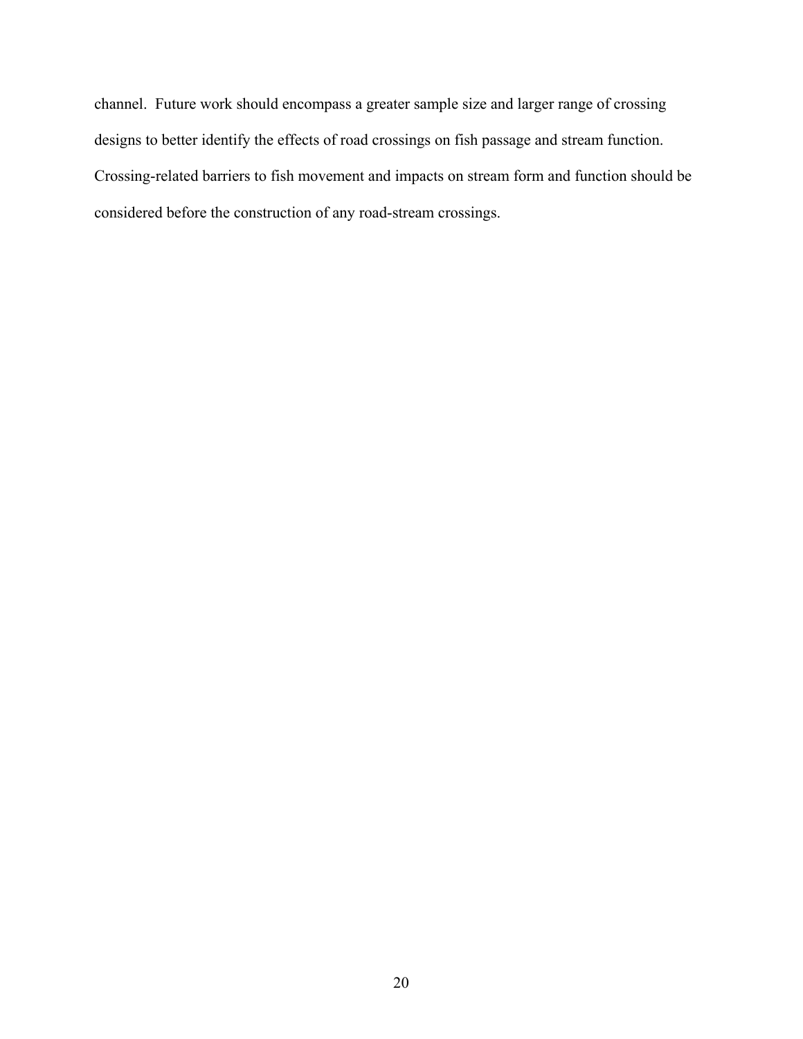channel. Future work should encompass a greater sample size and larger range of crossing designs to better identify the effects of road crossings on fish passage and stream function. Crossing-related barriers to fish movement and impacts on stream form and function should be considered before the construction of any road-stream crossings.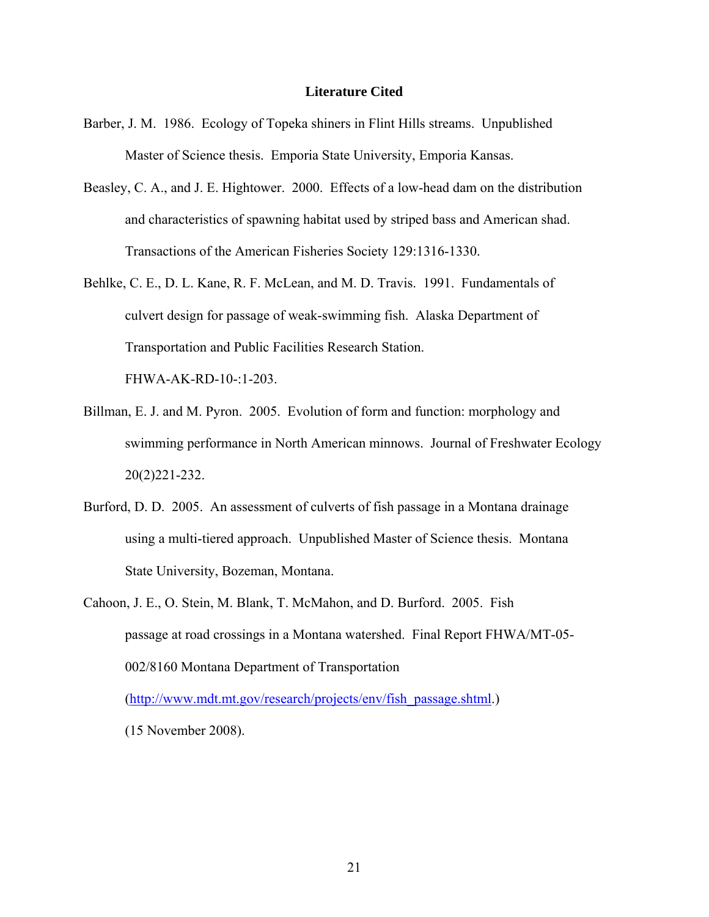## Literature Cited

Barber, J. M. 1986. Ecology of Topeka shiners in Flint Hills streams. Unpublished Master of Science thesis. Emporia State University, Emporia Kansas.

Beasley, C. A., and J. E. Hightower. 2000. Effects of a low-head dam on the distribution and characteristics of spawning habitat used by striped bass and American shad. Transactions of the American Fisheries Society 129:1316-1330.

Behlke, C. E., D. L. Kane, R. F. McLean, and M. D. Travis. 1991. Fundamentals of culvert design for passage of weak-swimming fish. Alaska Department of Transportation and Public Facilities Research Station. FHWA-AK-RD-10-:1-203.

Billman, E. J. and M. Pyron. 2005. Evolution of form and function: morphology and swimming performance in North American minnows. Journal of Freshwater Ecology 20(2)221-232.

Burford, D. D. 2005. An assessment of culverts of fish passage in a Montana drainage using a multi-tiered approach. Unpublished Master of Science thesis. Montana State University, Bozeman, Montana.

Cahoon, J. E., O. Stein, M. Blank, T. McMahon, and D. Burford. 2005. Fish passage at road crossings in a Montana watershed. Final Report FHWA/MT-05-002/8160 Montana Department of Transportation (http://www.mdt.mt.gov/research/projects/env/fish_passage.shtml.) (15 November 2008).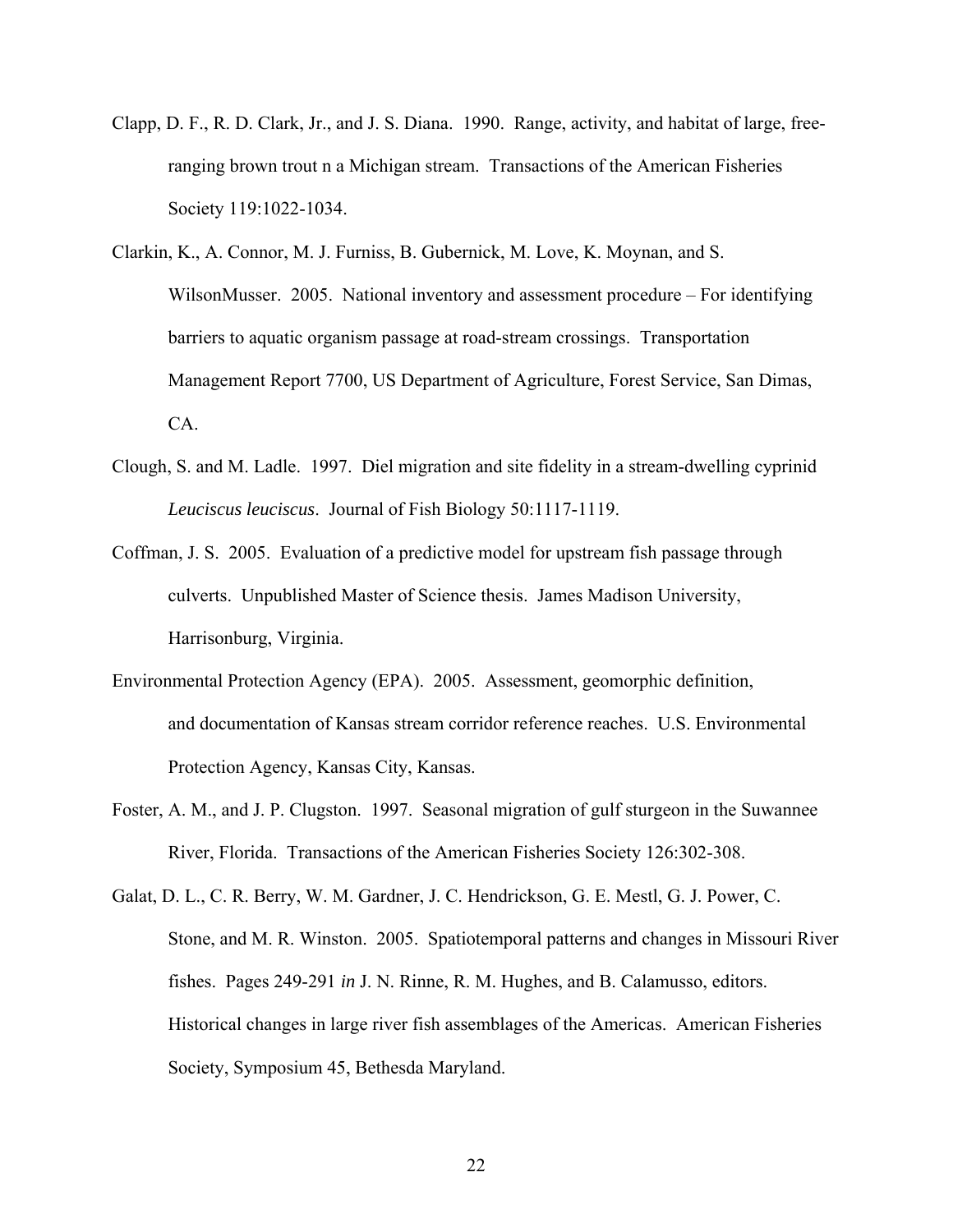Clapp, D. F., R. D. Clark, Jr., and J. S. Diana. 1990. Range, activity, and habitat of large, free-ranging brown trout n a Michigan stream. Transactions of the American Fisheries Society 119:1022-1034.

Clarkin, K., A. Connor, M. J. Furniss, B. Gubernick, M. Love, K. Moynan, and S. WilsonMusser. 2005. National inventory and assessment procedure – For identifying barriers to aquatic organism passage at road-stream crossings. Transportation Management Report 7700, US Department of Agriculture, Forest Service, San Dimas, CA.

Clough, S. and M. Ladle. 1997. Diel migration and site fidelity in a stream-dwelling cyprinid *Leuciscus leuciscus*. Journal of Fish Biology 50:1117-1119.

Coffman, J. S. 2005. Evaluation of a predictive model for upstream fish passage through culverts. Unpublished Master of Science thesis. James Madison University, Harrisonburg, Virginia.

Environmental Protection Agency (EPA). 2005. Assessment, geomorphic definition, and documentation of Kansas stream corridor reference reaches. U.S. Environmental Protection Agency, Kansas City, Kansas.

Foster, A. M., and J. P. Clugston. 1997. Seasonal migration of gulf sturgeon in the Suwannee River, Florida. Transactions of the American Fisheries Society 126:302-308.

Galat, D. L., C. R. Berry, W. M. Gardner, J. C. Hendrickson, G. E. Mestl, G. J. Power, C. Stone, and M. R. Winston. 2005. Spatiotemporal patterns and changes in Missouri River fishes. Pages 249-291 *in* J. N. Rinne, R. M. Hughes, and B. Calamusso, editors. Historical changes in large river fish assemblages of the Americas. American Fisheries Society, Symposium 45, Bethesda Maryland.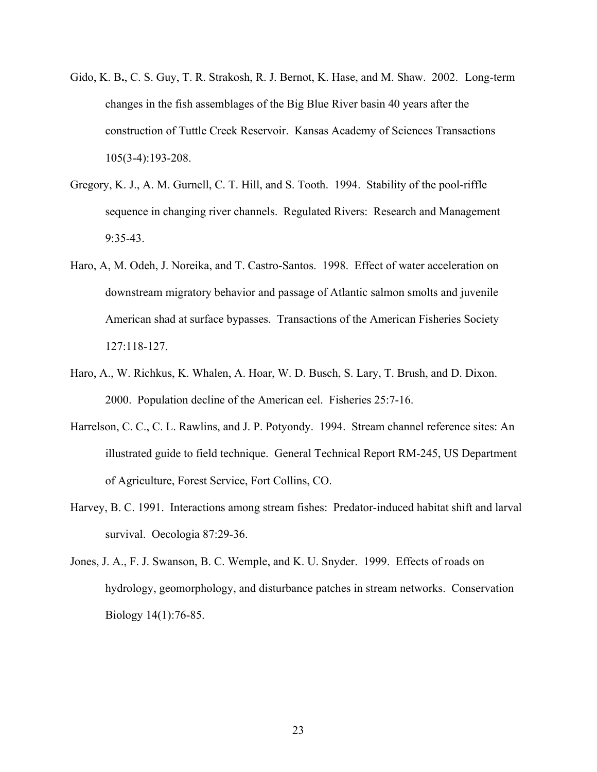Gido, K. B., C. S. Guy, T. R. Strakosh, R. J. Bernot, K. Hase, and M. Shaw. 2002. Long-term changes in the fish assemblages of the Big Blue River basin 40 years after the construction of Tuttle Creek Reservoir. Kansas Academy of Sciences Transactions 105(3-4):193-208.

Gregory, K. J., A. M. Gurnell, C. T. Hill, and S. Tooth. 1994. Stability of the pool-riffle sequence in changing river channels. Regulated Rivers: Research and Management 9:35-43.

Haro, A, M. Odeh, J. Noreika, and T. Castro-Santos. 1998. Effect of water acceleration on downstream migratory behavior and passage of Atlantic salmon smolts and juvenile American shad at surface bypasses. Transactions of the American Fisheries Society 127:118-127.

Haro, A., W. Richkus, K. Whalen, A. Hoar, W. D. Busch, S. Lary, T. Brush, and D. Dixon. 2000. Population decline of the American eel. Fisheries 25:7-16.

Harrelson, C. C., C. L. Rawlins, and J. P. Potyondy. 1994. Stream channel reference sites: An illustrated guide to field technique. General Technical Report RM-245, US Department of Agriculture, Forest Service, Fort Collins, CO.

Harvey, B. C. 1991. Interactions among stream fishes: Predator-induced habitat shift and larval survival. Oecologia 87:29-36.

Jones, J. A., F. J. Swanson, B. C. Wemple, and K. U. Snyder. 1999. Effects of roads on hydrology, geomorphology, and disturbance patches in stream networks. Conservation Biology 14(1):76-85.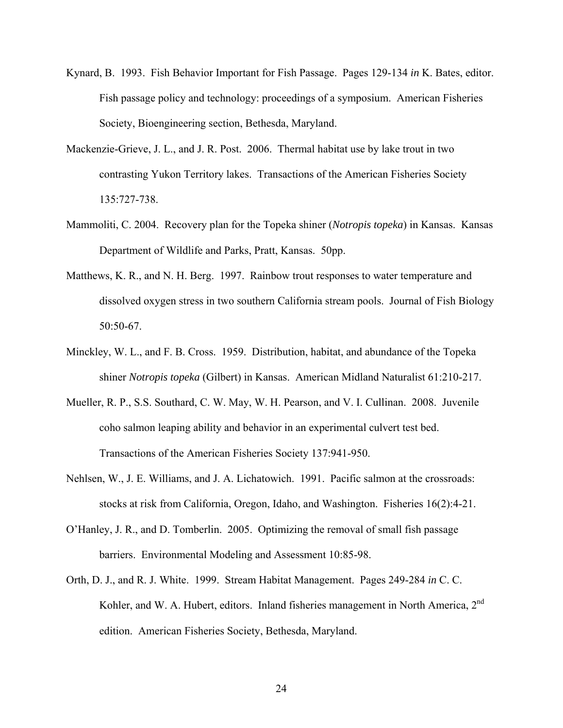Kynard, B. 1993. Fish Behavior Important for Fish Passage. Pages 129-134 *in* K. Bates, editor. Fish passage policy and technology: proceedings of a symposium. American Fisheries Society, Bioengineering section, Bethesda, Maryland.

Mackenzie-Grieve, J. L., and J. R. Post. 2006. Thermal habitat use by lake trout in two contrasting Yukon Territory lakes. Transactions of the American Fisheries Society 135:727-738.

Mammoliti, C. 2004. Recovery plan for the Topeka shiner (*Notropis topeka*) in Kansas. Kansas Department of Wildlife and Parks, Pratt, Kansas. 50pp.

Matthews, K. R., and N. H. Berg. 1997. Rainbow trout responses to water temperature and dissolved oxygen stress in two southern California stream pools. Journal of Fish Biology 50:50-67.

Minckley, W. L., and F. B. Cross. 1959. Distribution, habitat, and abundance of the Topeka shiner *Notropis topeka* (Gilbert) in Kansas. American Midland Naturalist 61:210-217.

Mueller, R. P., S.S. Southard, C. W. May, W. H. Pearson, and V. I. Cullinan. 2008. Juvenile coho salmon leaping ability and behavior in an experimental culvert test bed. Transactions of the American Fisheries Society 137:941-950.

Nehlsen, W., J. E. Williams, and J. A. Lichatowich. 1991. Pacific salmon at the crossroads: stocks at risk from California, Oregon, Idaho, and Washington. Fisheries 16(2):4-21.

O'Hanley, J. R., and D. Tomberlin. 2005. Optimizing the removal of small fish passage barriers. Environmental Modeling and Assessment 10:85-98.

Orth, D. J., and R. J. White. 1999. Stream Habitat Management. Pages 249-284 *in* C. C. Kohler, and W. A. Hubert, editors. Inland fisheries management in North America, 2nd edition. American Fisheries Society, Bethesda, Maryland.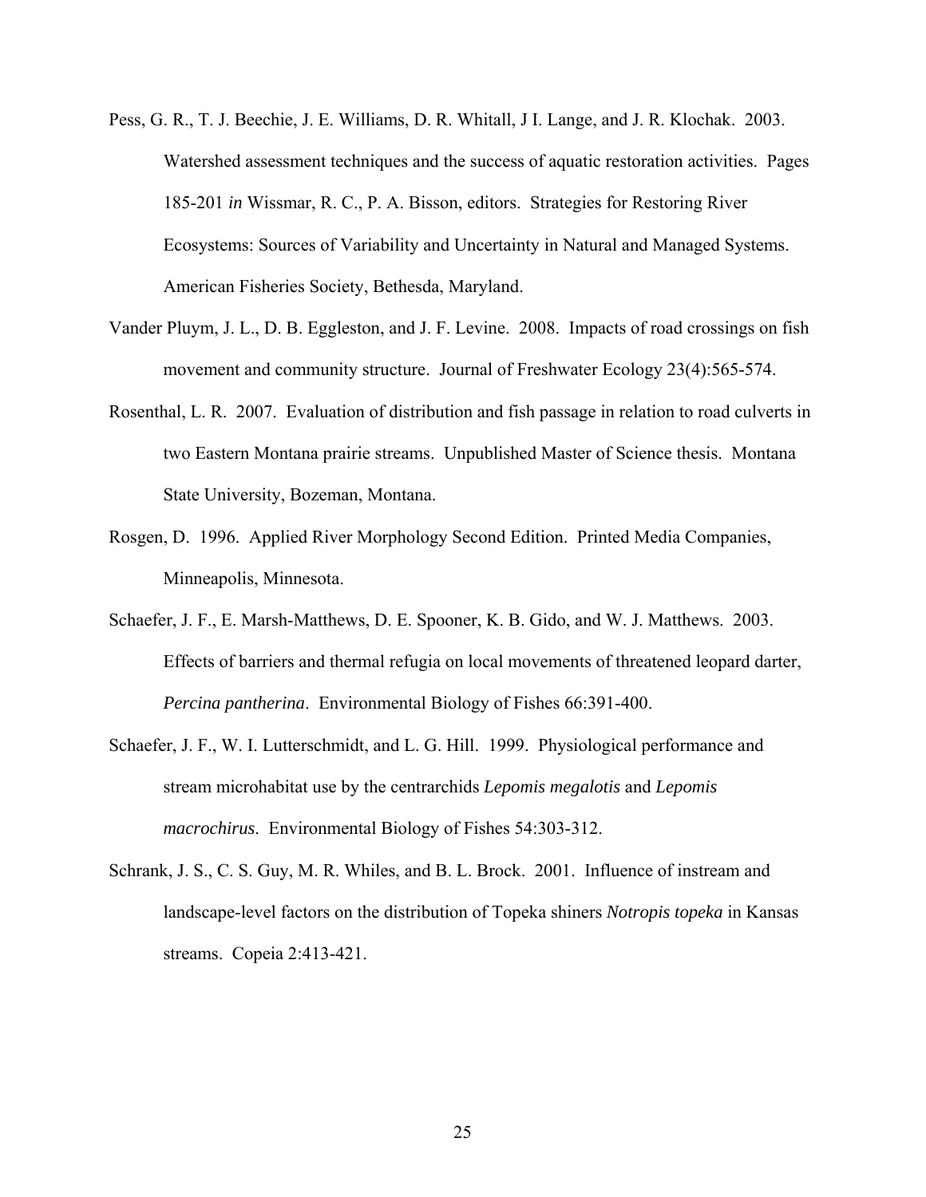Pess, G. R., T. J. Beechie, J. E. Williams, D. R. Whitall, J I. Lange, and J. R. Klochak. 2003. Watershed assessment techniques and the success of aquatic restoration activities. Pages 185-201 *in* Wissmar, R. C., P. A. Bisson, editors. Strategies for Restoring River Ecosystems: Sources of Variability and Uncertainty in Natural and Managed Systems. American Fisheries Society, Bethesda, Maryland.

Vander Pluym, J. L., D. B. Eggleston, and J. F. Levine. 2008. Impacts of road crossings on fish movement and community structure. Journal of Freshwater Ecology 23(4):565-574.

Rosenthal, L. R. 2007. Evaluation of distribution and fish passage in relation to road culverts in two Eastern Montana prairie streams. Unpublished Master of Science thesis. Montana State University, Bozeman, Montana.

Rosgen, D. 1996. Applied River Morphology Second Edition. Printed Media Companies, Minneapolis, Minnesota.

Schaefer, J. F., E. Marsh-Matthews, D. E. Spooner, K. B. Gido, and W. J. Matthews. 2003. Effects of barriers and thermal refugia on local movements of threatened leopard darter, *Percina pantherina*. Environmental Biology of Fishes 66:391-400.

Schaefer, J. F., W. I. Lutterschmidt, and L. G. Hill. 1999. Physiological performance and stream microhabitat use by the centrarchids *Lepomis megalotis* and *Lepomis macrochirus*. Environmental Biology of Fishes 54:303-312.

Schrank, J. S., C. S. Guy, M. R. Whiles, and B. L. Brock. 2001. Influence of instream and landscape-level factors on the distribution of Topeka shiners *Notropis topeka* in Kansas streams. Copeia 2:413-421.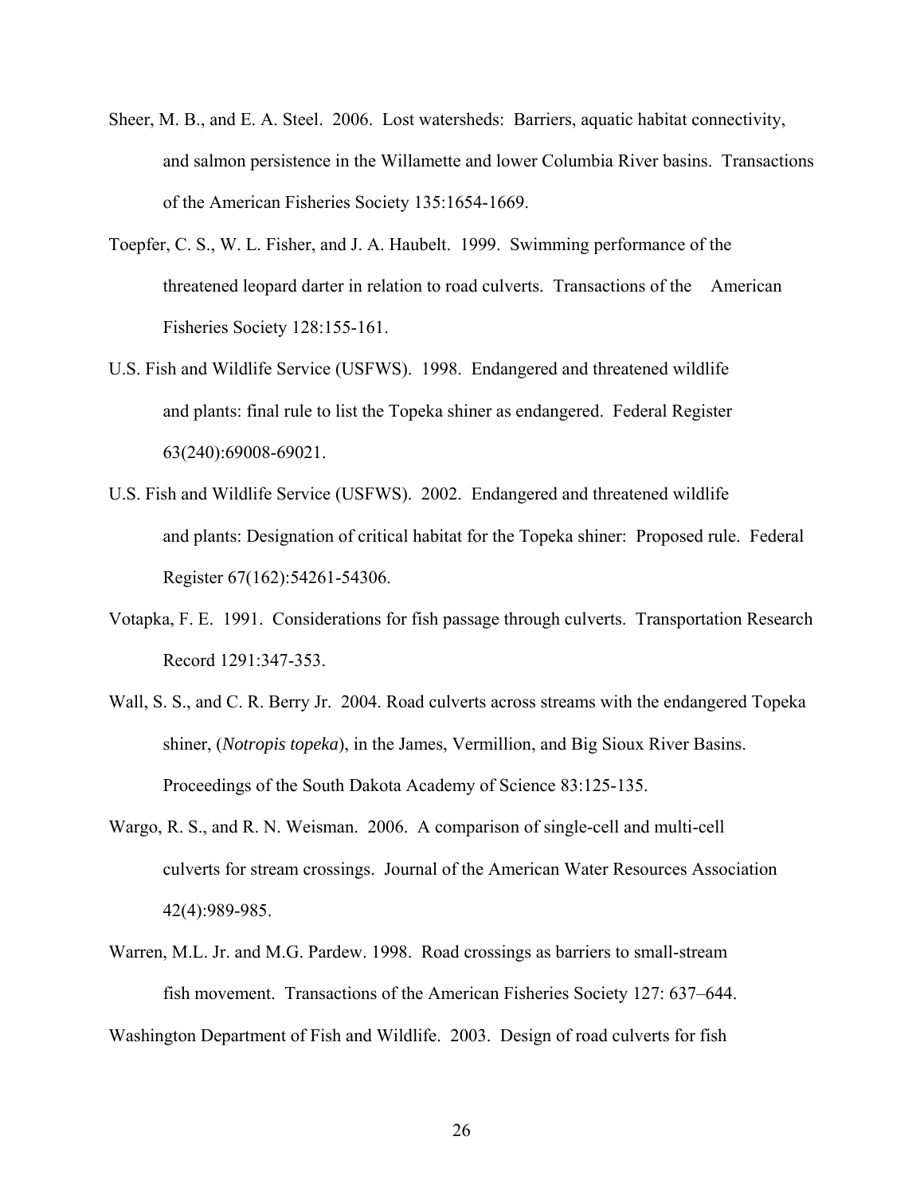Sheer, M. B., and E. A. Steel. 2006. Lost watersheds: Barriers, aquatic habitat connectivity, and salmon persistence in the Willamette and lower Columbia River basins. Transactions of the American Fisheries Society 135:1654-1669.

Toepfer, C. S., W. L. Fisher, and J. A. Haubelt. 1999. Swimming performance of the threatened leopard darter in relation to road culverts. Transactions of the American Fisheries Society 128:155-161.

U.S. Fish and Wildlife Service (USFWS). 1998. Endangered and threatened wildlife and plants: final rule to list the Topeka shiner as endangered. Federal Register 63(240):69008-69021.

U.S. Fish and Wildlife Service (USFWS). 2002. Endangered and threatened wildlife and plants: Designation of critical habitat for the Topeka shiner: Proposed rule. Federal Register 67(162):54261-54306.

Votapka, F. E. 1991. Considerations for fish passage through culverts. Transportation Research Record 1291:347-353.

Wall, S. S., and C. R. Berry Jr. 2004. Road culverts across streams with the endangered Topeka shiner, (*Notropis topeka*), in the James, Vermillion, and Big Sioux River Basins. Proceedings of the South Dakota Academy of Science 83:125-135.

Wargo, R. S., and R. N. Weisman. 2006. A comparison of single-cell and multi-cell culverts for stream crossings. Journal of the American Water Resources Association 42(4):989-985.

Warren, M.L. Jr. and M.G. Pardew. 1998. Road crossings as barriers to small-stream fish movement. Transactions of the American Fisheries Society 127: 637–644.

Washington Department of Fish and Wildlife. 2003. Design of road culverts for fish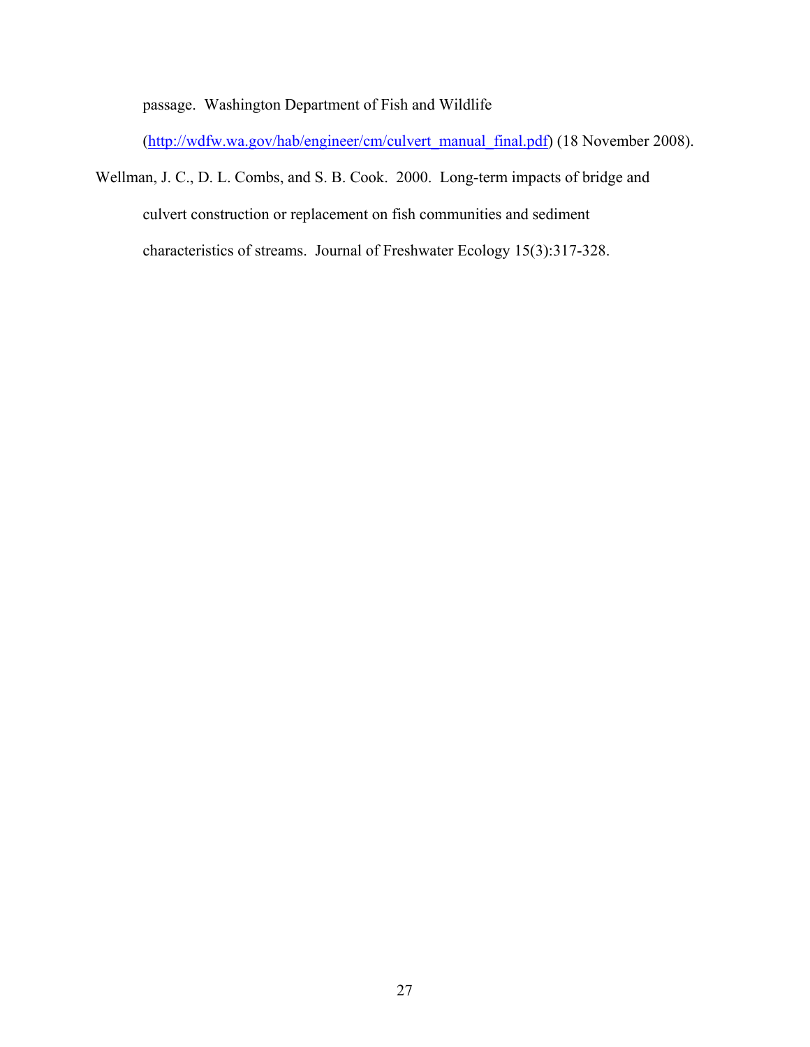passage. Washington Department of Fish and Wildlife (http://wdfw.wa.gov/hab/engineer/cm/culvert_manual_final.pdf) (18 November 2008).

Wellman, J. C., D. L. Combs, and S. B. Cook. 2000. Long-term impacts of bridge and culvert construction or replacement on fish communities and sediment characteristics of streams. Journal of Freshwater Ecology 15(3):317-328.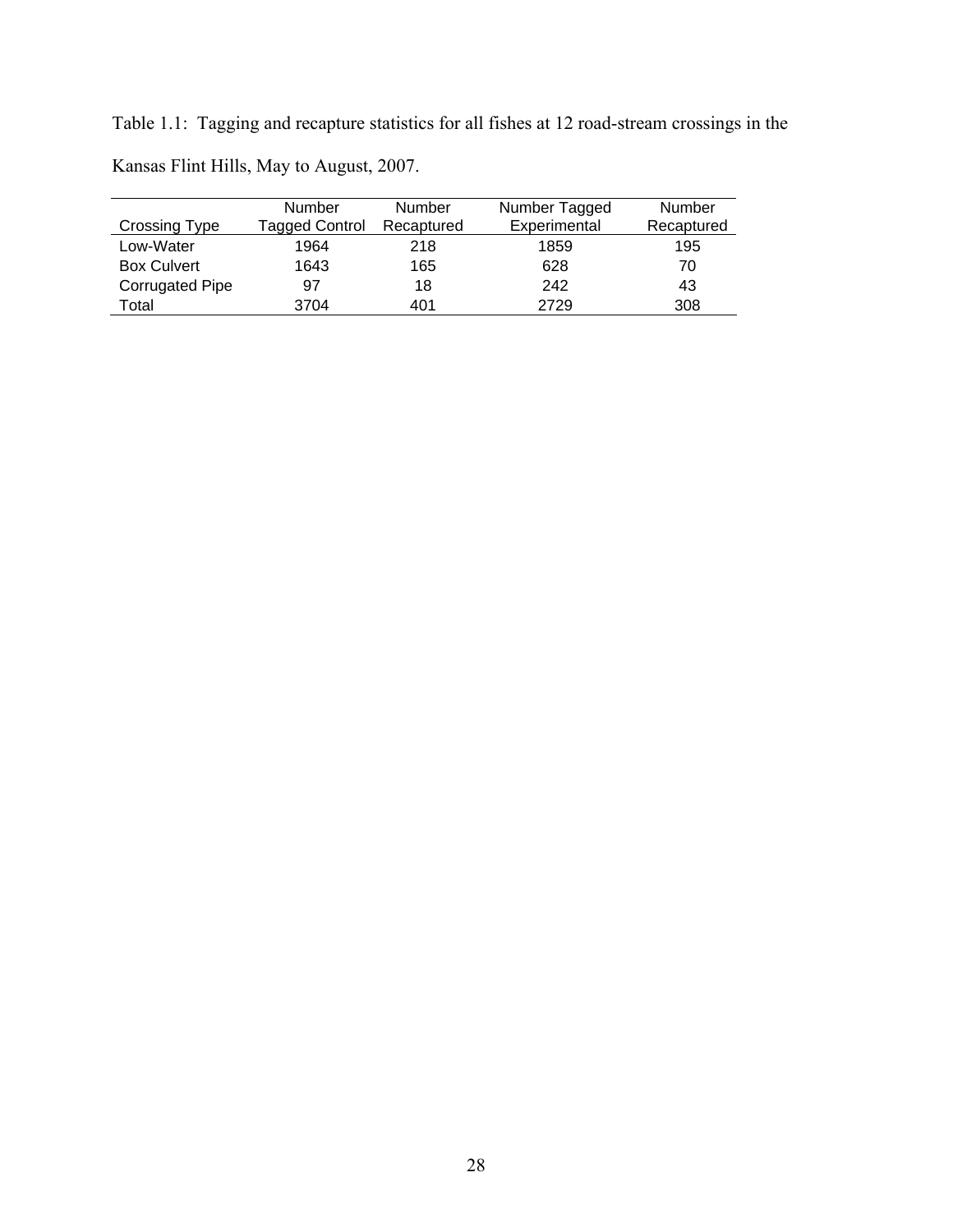Table 1.1: Tagging and recapture statistics for all fishes at 12 road-stream crossings in the Kansas Flint Hills, May to August, 2007.

| Crossing Type | Number Tagged Control | Number Recaptured | Number Tagged Experimental | Number Recaptured |
|---|---|---|---|---|
| Low-Water | 1964 | 218 | 1859 | 195 |
| Box Culvert | 1643 | 165 | 628 | 70 |
| Corrugated Pipe | 97 | 18 | 242 | 43 |
| Total | 3704 | 401 | 2729 | 308 |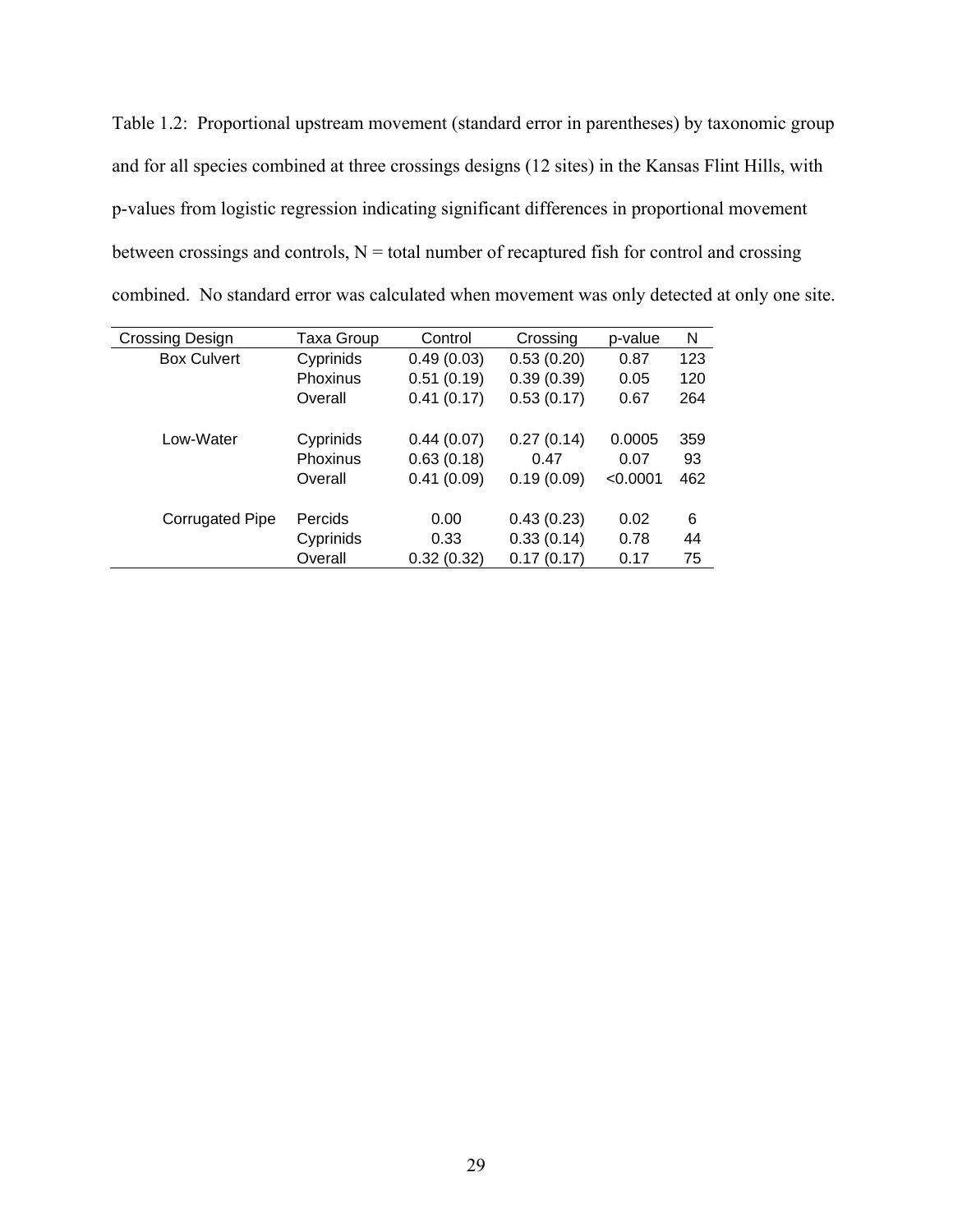Table 1.2: Proportional upstream movement (standard error in parentheses) by taxonomic group and for all species combined at three crossings designs (12 sites) in the Kansas Flint Hills, with p-values from logistic regression indicating significant differences in proportional movement between crossings and controls, N = total number of recaptured fish for control and crossing combined. No standard error was calculated when movement was only detected at only one site.

| Crossing Design | Taxa Group | Control | Crossing | p-value | N |
|---|---|---|---|---|---|
| Box Culvert | Cyprinids | 0.49 (0.03) | 0.53 (0.20) | 0.87 | 123 |
| | Phoxinus | 0.51 (0.19) | 0.39 (0.39) | 0.05 | 120 |
| | Overall | 0.41 (0.17) | 0.53 (0.17) | 0.67 | 264 |
| Low-Water | Cyprinids | 0.44 (0.07) | 0.27 (0.14) | 0.0005 | 359 |
| | Phoxinus | 0.63 (0.18) | 0.47 | 0.07 | 93 |
| | Overall | 0.41 (0.09) | 0.19 (0.09) | <0.0001 | 462 |
| Corrugated Pipe | Percids | 0.00 | 0.43 (0.23) | 0.02 | 6 |
| | Cyprinids | 0.33 | 0.33 (0.14) | 0.78 | 44 |
| | Overall | 0.32 (0.32) | 0.17 (0.17) | 0.17 | 75 |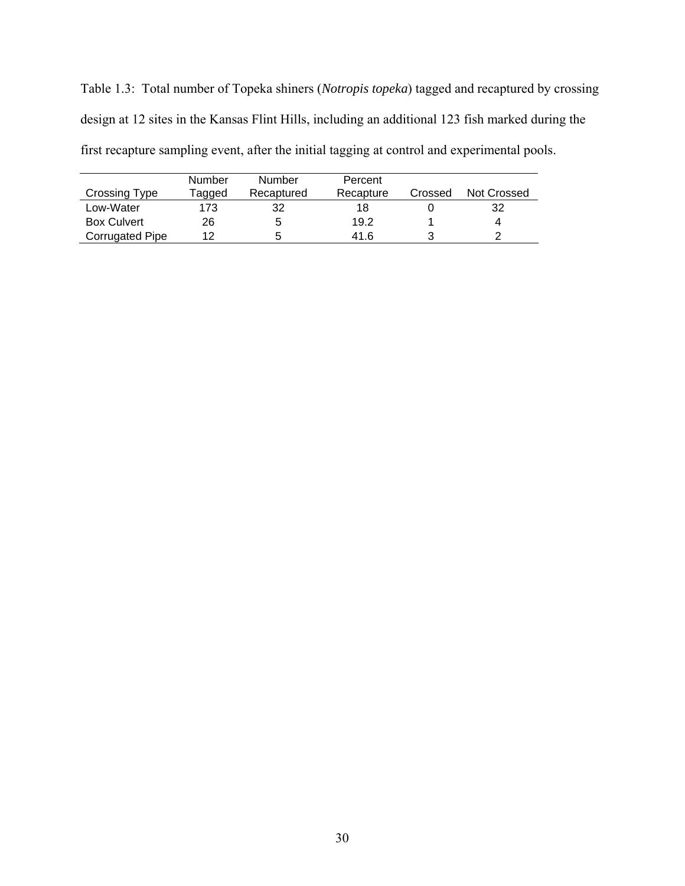Table 1.3: Total number of Topeka shiners (*Notropis topeka*) tagged and recaptured by crossing design at 12 sites in the Kansas Flint Hills, including an additional 123 fish marked during the first recapture sampling event, after the initial tagging at control and experimental pools.

| Crossing Type | Number Tagged | Number Recaptured | Percent Recapture | Crossed | Not Crossed |
|---|---|---|---|---|---|
| Low-Water | 173 | 32 | 18 | 0 | 32 |
| Box Culvert | 26 | 5 | 19.2 | 1 | 4 |
| Corrugated Pipe | 12 | 5 | 41.6 | 3 | 2 |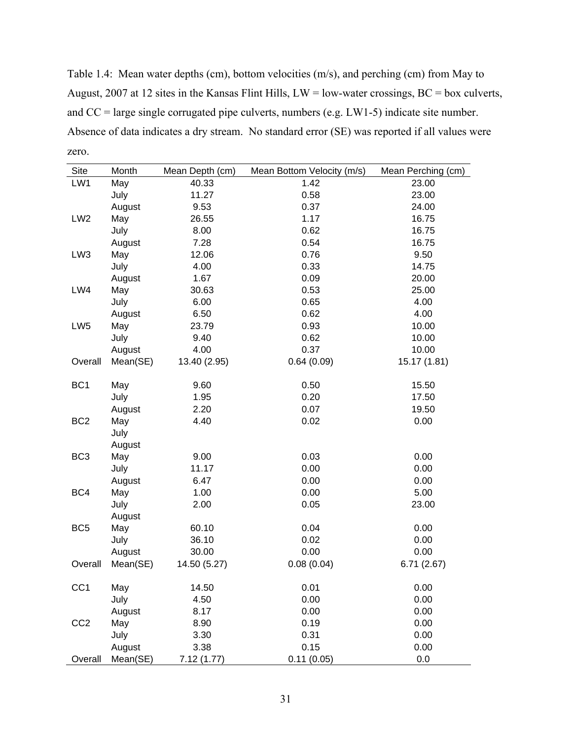Table 1.4: Mean water depths (cm), bottom velocities (m/s), and perching (cm) from May to August, 2007 at 12 sites in the Kansas Flint Hills, LW = low-water crossings, BC = box culverts, and CC = large single corrugated pipe culverts, numbers (e.g. LW1-5) indicate site number. Absence of data indicates a dry stream. No standard error (SE) was reported if all values were zero.

| Site | Month | Mean Depth (cm) | Mean Bottom Velocity (m/s) | Mean Perching (cm) |
|---|---|---|---|---|
| LW1 | May | 40.33 | 1.42 | 23.00 |
| | July | 11.27 | 0.58 | 23.00 |
| | August | 9.53 | 0.37 | 24.00 |
| LW2 | May | 26.55 | 1.17 | 16.75 |
| | July | 8.00 | 0.62 | 16.75 |
| | August | 7.28 | 0.54 | 16.75 |
| LW3 | May | 12.06 | 0.76 | 9.50 |
| | July | 4.00 | 0.33 | 14.75 |
| | August | 1.67 | 0.09 | 20.00 |
| LW4 | May | 30.63 | 0.53 | 25.00 |
| | July | 6.00 | 0.65 | 4.00 |
| | August | 6.50 | 0.62 | 4.00 |
| LW5 | May | 23.79 | 0.93 | 10.00 |
| | July | 9.40 | 0.62 | 10.00 |
| | August | 4.00 | 0.37 | 10.00 |
| Overall | Mean(SE) | 13.40 (2.95) | 0.64 (0.09) | 15.17 (1.81) |
| | | | | |
| BC1 | May | 9.60 | 0.50 | 15.50 |
| | July | 1.95 | 0.20 | 17.50 |
| | August | 2.20 | 0.07 | 19.50 |
| BC2 | May | 4.40 | 0.02 | 0.00 |
| | July | | | |
| | August | | | |
| BC3 | May | 9.00 | 0.03 | 0.00 |
| | July | 11.17 | 0.00 | 0.00 |
| | August | 6.47 | 0.00 | 0.00 |
| BC4 | May | 1.00 | 0.00 | 5.00 |
| | July | 2.00 | 0.05 | 23.00 |
| | August | | | |
| BC5 | May | 60.10 | 0.04 | 0.00 |
| | July | 36.10 | 0.02 | 0.00 |
| | August | 30.00 | 0.00 | 0.00 |
| Overall | Mean(SE) | 14.50 (5.27) | 0.08 (0.04) | 6.71 (2.67) |
| | | | | |
| CC1 | May | 14.50 | 0.01 | 0.00 |
| | July | 4.50 | 0.00 | 0.00 |
| | August | 8.17 | 0.00 | 0.00 |
| CC2 | May | 8.90 | 0.19 | 0.00 |
| | July | 3.30 | 0.31 | 0.00 |
| | August | 3.38 | 0.15 | 0.00 |
| Overall | Mean(SE) | 7.12 (1.77) | 0.11 (0.05) | 0.0 |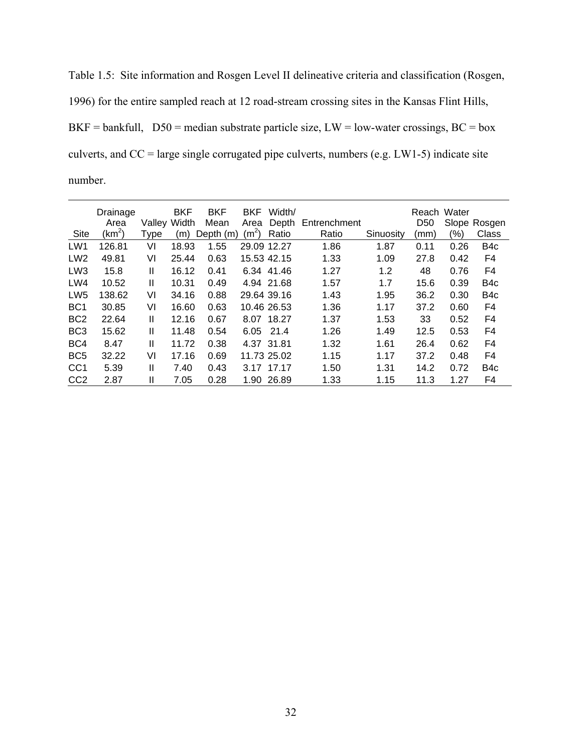Table 1.5: Site information and Rosgen Level II delineative criteria and classification (Rosgen, 1996) for the entire sampled reach at 12 road-stream crossing sites in the Kansas Flint Hills, BKF = bankfull, D50 = median substrate particle size, LW = low-water crossings, BC = box culverts, and CC = large single corrugated pipe culverts, numbers (e.g. LW1-5) indicate site number.

| Site | Drainage Area ($km^2$) | Valley Type | BKF Width (m) | BKF Mean Depth (m) | BKF Area ($m^2$) | Width/ Depth Ratio | Entrenchment Ratio | Sinuosity | Reach D50 (mm) | Water Slope (%) | Rosgen Class |
|---|---|---|---|---|---|---|---|---|---|---|---|
| LW1 | 126.81 | VI | 18.93 | 1.55 | 29.09 | 12.27 | 1.86 | 1.87 | 0.11 | 0.26 | B4c |
| LW2 | 49.81 | VI | 25.44 | 0.63 | 15.53 | 42.15 | 1.33 | 1.09 | 27.8 | 0.42 | F4 |
| LW3 | 15.8 | II | 16.12 | 0.41 | 6.34 | 41.46 | 1.27 | 1.2 | 48 | 0.76 | F4 |
| LW4 | 10.52 | II | 10.31 | 0.49 | 4.94 | 21.68 | 1.57 | 1.7 | 15.6 | 0.39 | B4c |
| LW5 | 138.62 | VI | 34.16 | 0.88 | 29.64 | 39.16 | 1.43 | 1.95 | 36.2 | 0.30 | B4c |
| BC1 | 30.85 | VI | 16.60 | 0.63 | 10.46 | 26.53 | 1.36 | 1.17 | 37.2 | 0.60 | F4 |
| BC2 | 22.64 | II | 12.16 | 0.67 | 8.07 | 18.27 | 1.37 | 1.53 | 33 | 0.52 | F4 |
| BC3 | 15.62 | II | 11.48 | 0.54 | 6.05 | 21.4 | 1.26 | 1.49 | 12.5 | 0.53 | F4 |
| BC4 | 8.47 | II | 11.72 | 0.38 | 4.37 | 31.81 | 1.32 | 1.61 | 26.4 | 0.62 | F4 |
| BC5 | 32.22 | VI | 17.16 | 0.69 | 11.73 | 25.02 | 1.15 | 1.17 | 37.2 | 0.48 | F4 |
| CC1 | 5.39 | II | 7.40 | 0.43 | 3.17 | 17.17 | 1.50 | 1.31 | 14.2 | 0.72 | B4c |
| CC2 | 2.87 | II | 7.05 | 0.28 | 1.90 | 26.89 | 1.33 | 1.15 | 11.3 | 1.27 | F4 |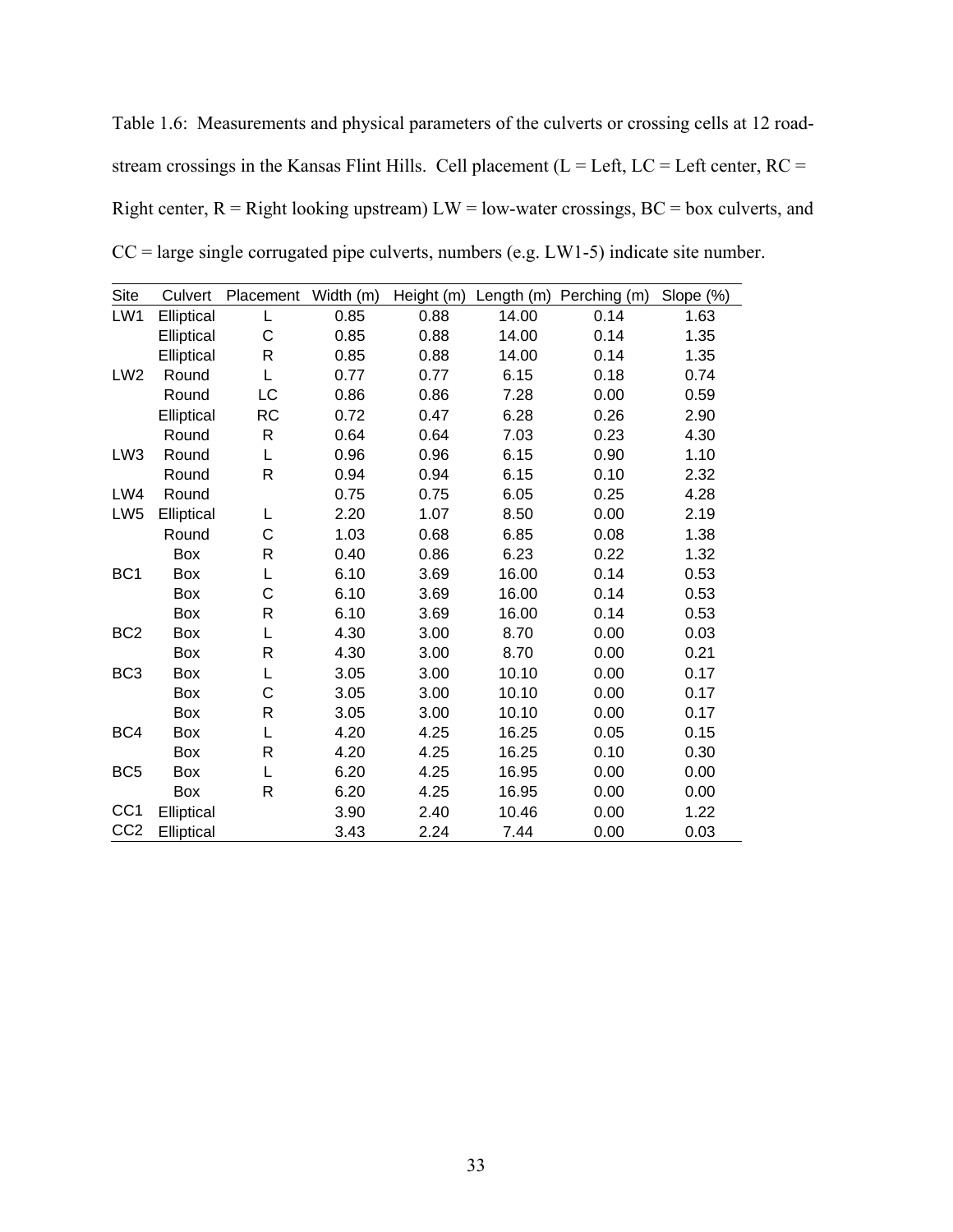Table 1.6: Measurements and physical parameters of the culverts or crossing cells at 12 road-stream crossings in the Kansas Flint Hills. Cell placement (L = Left, LC = Left center, RC = Right center, R = Right looking upstream) LW = low-water crossings, BC = box culverts, and CC = large single corrugated pipe culverts, numbers (e.g. LW1-5) indicate site number.

| Site | Culvert | Placement | Width (m) | Height (m) | Length (m) | Perching (m) | Slope (%) |
|---|---|---|---|---|---|---|---|
| LW1 | Elliptical | L | 0.85 | 0.88 | 14.00 | 0.14 | 1.63 |
| | Elliptical | C | 0.85 | 0.88 | 14.00 | 0.14 | 1.35 |
| | Elliptical | R | 0.85 | 0.88 | 14.00 | 0.14 | 1.35 |
| LW2 | Round | L | 0.77 | 0.77 | 6.15 | 0.18 | 0.74 |
| | Round | LC | 0.86 | 0.86 | 7.28 | 0.00 | 0.59 |
| | Elliptical | RC | 0.72 | 0.47 | 6.28 | 0.26 | 2.90 |
| | Round | R | 0.64 | 0.64 | 7.03 | 0.23 | 4.30 |
| LW3 | Round | L | 0.96 | 0.96 | 6.15 | 0.90 | 1.10 |
| | Round | R | 0.94 | 0.94 | 6.15 | 0.10 | 2.32 |
| LW4 | Round | | 0.75 | 0.75 | 6.05 | 0.25 | 4.28 |
| LW5 | Elliptical | L | 2.20 | 1.07 | 8.50 | 0.00 | 2.19 |
| | Round | C | 1.03 | 0.68 | 6.85 | 0.08 | 1.38 |
| | Box | R | 0.40 | 0.86 | 6.23 | 0.22 | 1.32 |
| BC1 | Box | L | 6.10 | 3.69 | 16.00 | 0.14 | 0.53 |
| | Box | C | 6.10 | 3.69 | 16.00 | 0.14 | 0.53 |
| | Box | R | 6.10 | 3.69 | 16.00 | 0.14 | 0.53 |
| BC2 | Box | L | 4.30 | 3.00 | 8.70 | 0.00 | 0.03 |
| | Box | R | 4.30 | 3.00 | 8.70 | 0.00 | 0.21 |
| BC3 | Box | L | 3.05 | 3.00 | 10.10 | 0.00 | 0.17 |
| | Box | C | 3.05 | 3.00 | 10.10 | 0.00 | 0.17 |
| | Box | R | 3.05 | 3.00 | 10.10 | 0.00 | 0.17 |
| BC4 | Box | L | 4.20 | 4.25 | 16.25 | 0.05 | 0.15 |
| | Box | R | 4.20 | 4.25 | 16.25 | 0.10 | 0.30 |
| BC5 | Box | L | 6.20 | 4.25 | 16.95 | 0.00 | 0.00 |
| | Box | R | 6.20 | 4.25 | 16.95 | 0.00 | 0.00 |
| CC1 | Elliptical | | 3.90 | 2.40 | 10.46 | 0.00 | 1.22 |
| CC2 | Elliptical | | 3.43 | 2.24 | 7.44 | 0.00 | 0.03 |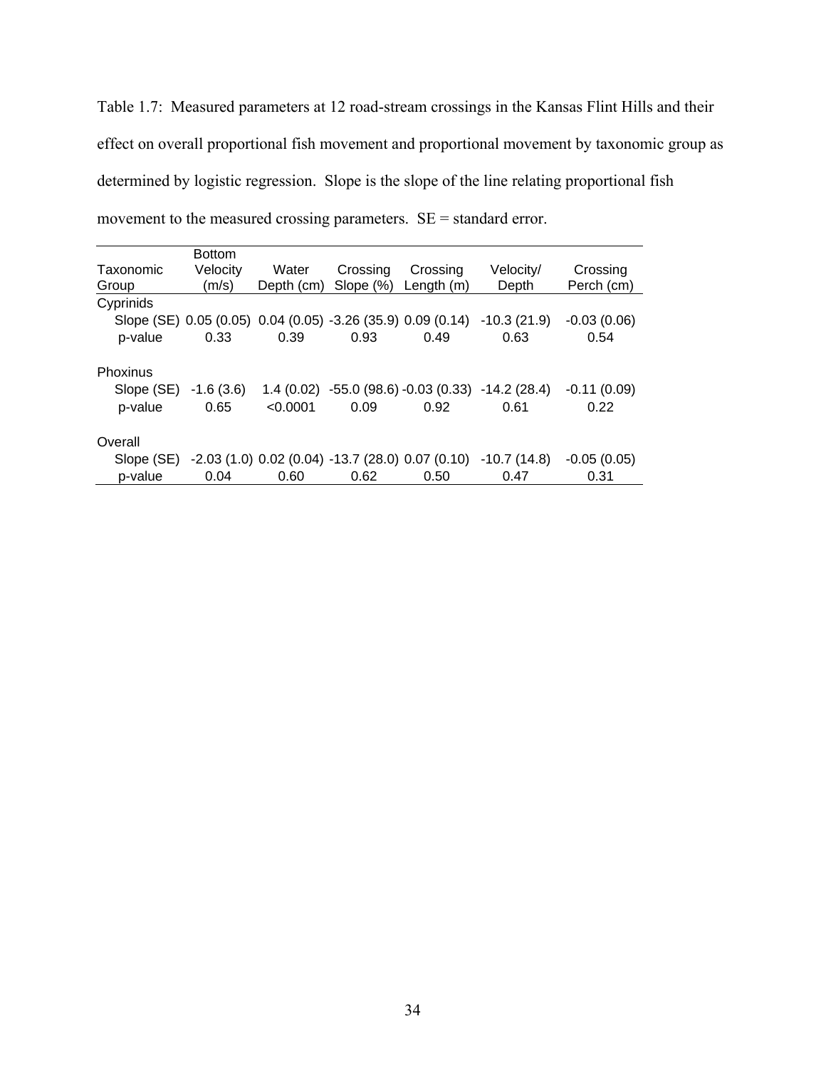Table 1.7: Measured parameters at 12 road-stream crossings in the Kansas Flint Hills and their effect on overall proportional fish movement and proportional movement by taxonomic group as determined by logistic regression. Slope is the slope of the line relating proportional fish movement to the measured crossing parameters. SE = standard error.

| Taxonomic Group | Bottom Velocity (m/s) | Water Depth (cm) | Crossing Slope (%) | Crossing Length (m) | Velocity/ Depth | Crossing Perch (cm) |
|---|---|---|---|---|---|---|
| Cyprinids | | | | | | |
| Slope (SE) | 0.05 (0.05) | 0.04 (0.05) | -3.26 (35.9) | 0.09 (0.14) | -10.3 (21.9) | -0.03 (0.06) |
| p-value | 0.33 | 0.39 | 0.93 | 0.49 | 0.63 | 0.54 |
| Phoxinus | | | | | | |
| Slope (SE) | -1.6 (3.6) | 1.4 (0.02) | -55.0 (98.6) | -0.03 (0.33) | -14.2 (28.4) | -0.11 (0.09) |
| p-value | 0.65 | <0.0001 | 0.09 | 0.92 | 0.61 | 0.22 |
| Overall | | | | | | |
| Slope (SE) | -2.03 (1.0) | 0.02 (0.04) | -13.7 (28.0) | 0.07 (0.10) | -10.7 (14.8) | -0.05 (0.05) |
| p-value | 0.04 | 0.60 | 0.62 | 0.50 | 0.47 | 0.31 |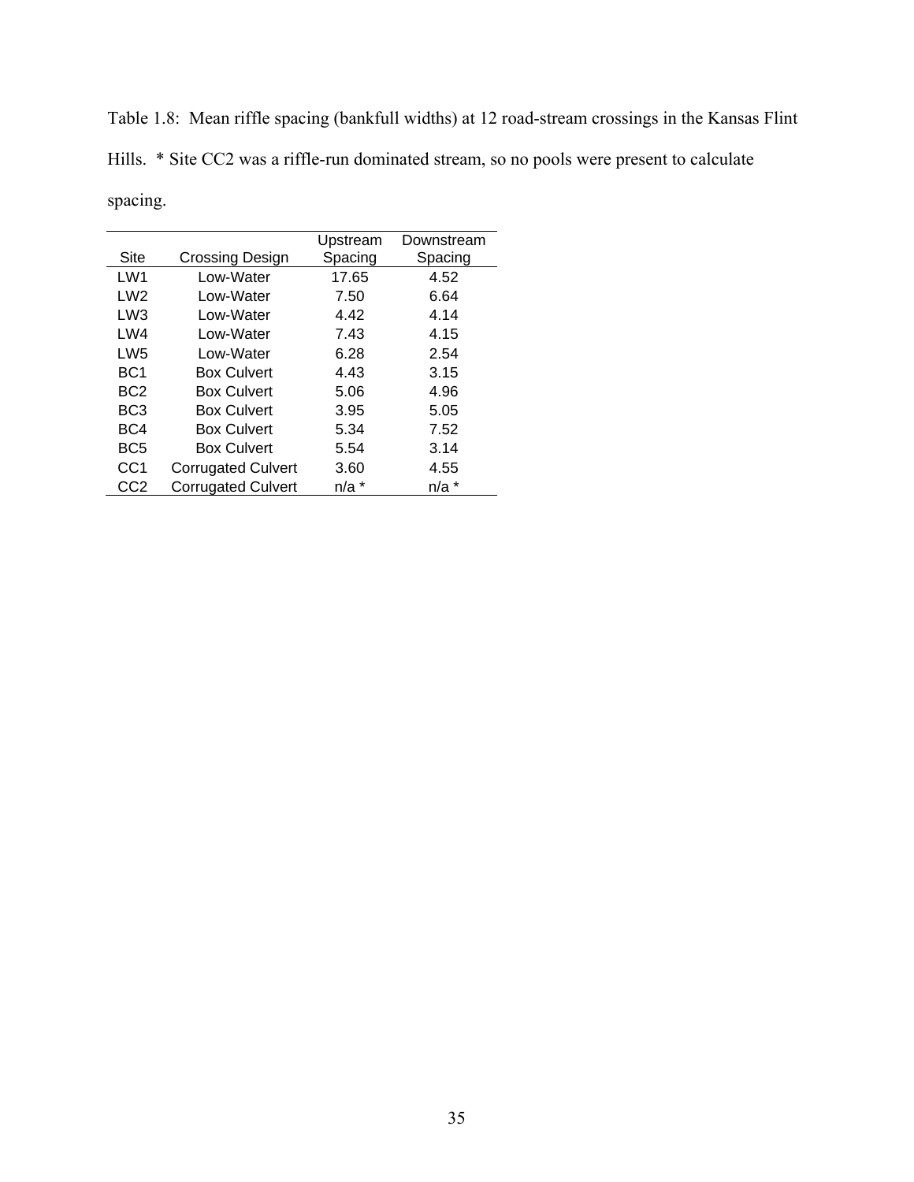Table 1.8: Mean riffle spacing (bankfull widths) at 12 road-stream crossings in the Kansas Flint Hills. * Site CC2 was a riffle-run dominated stream, so no pools were present to calculate spacing.

| Site | Crossing Design | Upstream Spacing | Downstream Spacing |
|---|---|---|---|
| LW1 | Low-Water | 17.65 | 4.52 |
| LW2 | Low-Water | 7.50 | 6.64 |
| LW3 | Low-Water | 4.42 | 4.14 |
| LW4 | Low-Water | 7.43 | 4.15 |
| LW5 | Low-Water | 6.28 | 2.54 |
| BC1 | Box Culvert | 4.43 | 3.15 |
| BC2 | Box Culvert | 5.06 | 4.96 |
| BC3 | Box Culvert | 3.95 | 5.05 |
| BC4 | Box Culvert | 5.34 | 7.52 |
| BC5 | Box Culvert | 5.54 | 3.14 |
| CC1 | Corrugated Culvert | 3.60 | 4.55 |
| CC2 | Corrugated Culvert | n/a * | n/a * |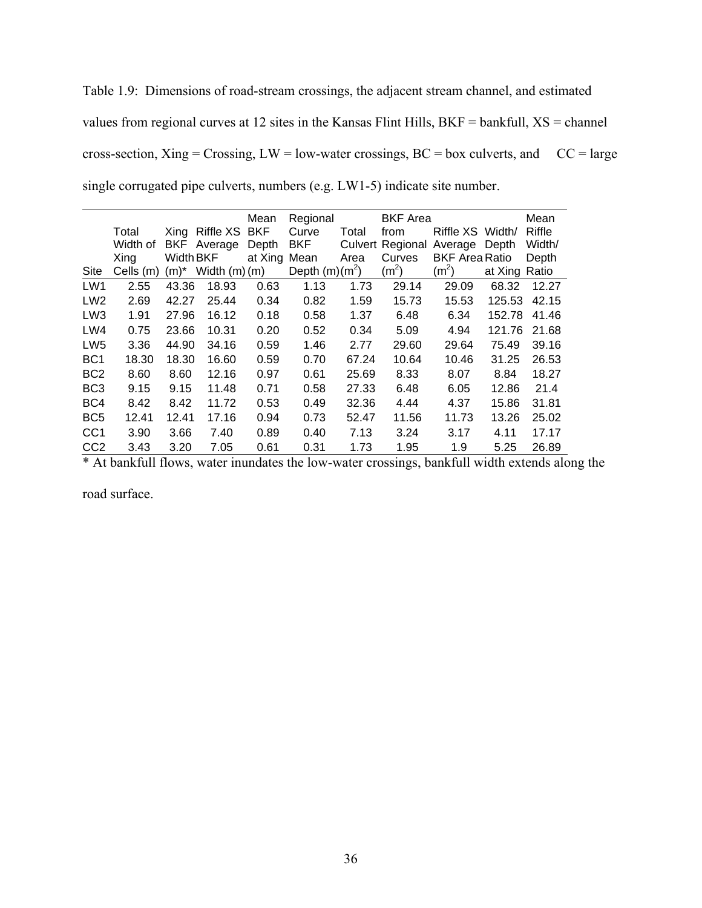Table 1.9: Dimensions of road-stream crossings, the adjacent stream channel, and estimated values from regional curves at 12 sites in the Kansas Flint Hills, BKF = bankfull, XS = channel cross-section, Xing = Crossing, LW = low-water crossings, BC = box culverts, and CC = large single corrugated pipe culverts, numbers (e.g. LW1-5) indicate site number.

| Site | Total Width of Xing Cells (m) | Xing BKF Width (m)* | Riffle XS Average BKF Width (m) | Mean BKF Depth at Xing (m) | Regional Curve BKF Mean Depth (m) | Total Culvert Area ($m^2$) | BKF Area from Regional Curves ($m^2$) | Riffle XS Average BKF Area ($m^2$) | Width/ Depth Ratio at Xing | Mean Riffle Width/ Depth Ratio |
|---|---|---|---|---|---|---|---|---|---|---|
| LW1 | 2.55 | 43.36 | 18.93 | 0.63 | 1.13 | 1.73 | 29.14 | 29.09 | 68.32 | 12.27 |
| LW2 | 2.69 | 42.27 | 25.44 | 0.34 | 0.82 | 1.59 | 15.73 | 15.53 | 125.53 | 42.15 |
| LW3 | 1.91 | 27.96 | 16.12 | 0.18 | 0.58 | 1.37 | 6.48 | 6.34 | 152.78 | 41.46 |
| LW4 | 0.75 | 23.66 | 10.31 | 0.20 | 0.52 | 0.34 | 5.09 | 4.94 | 121.76 | 21.68 |
| LW5 | 3.36 | 44.90 | 34.16 | 0.59 | 1.46 | 2.77 | 29.60 | 29.64 | 75.49 | 39.16 |
| BC1 | 18.30 | 18.30 | 16.60 | 0.59 | 0.70 | 67.24 | 10.64 | 10.46 | 31.25 | 26.53 |
| BC2 | 8.60 | 8.60 | 12.16 | 0.97 | 0.61 | 25.69 | 8.33 | 8.07 | 8.84 | 18.27 |
| BC3 | 9.15 | 9.15 | 11.48 | 0.71 | 0.58 | 27.33 | 6.48 | 6.05 | 12.86 | 21.4 |
| BC4 | 8.42 | 8.42 | 11.72 | 0.53 | 0.49 | 32.36 | 4.44 | 4.37 | 15.86 | 31.81 |
| BC5 | 12.41 | 12.41 | 17.16 | 0.94 | 0.73 | 52.47 | 11.56 | 11.73 | 13.26 | 25.02 |
| CC1 | 3.90 | 3.66 | 7.40 | 0.89 | 0.40 | 7.13 | 3.24 | 3.17 | 4.11 | 17.17 |
| CC2 | 3.43 | 3.20 | 7.05 | 0.61 | 0.31 | 1.73 | 1.95 | 1.9 | 5.25 | 26.89 |

* At bankfull flows, water inundates the low-water crossings, bankfull width extends along the road surface.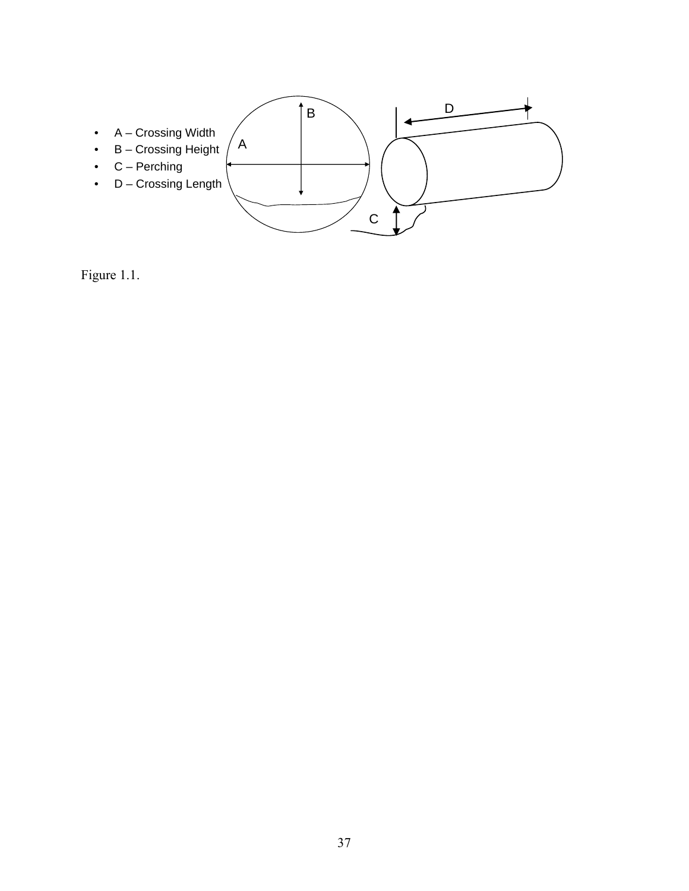- A – Crossing Width
- B – Crossing Height
- C – Perching
- D – Crossing Length

Figure 1.1.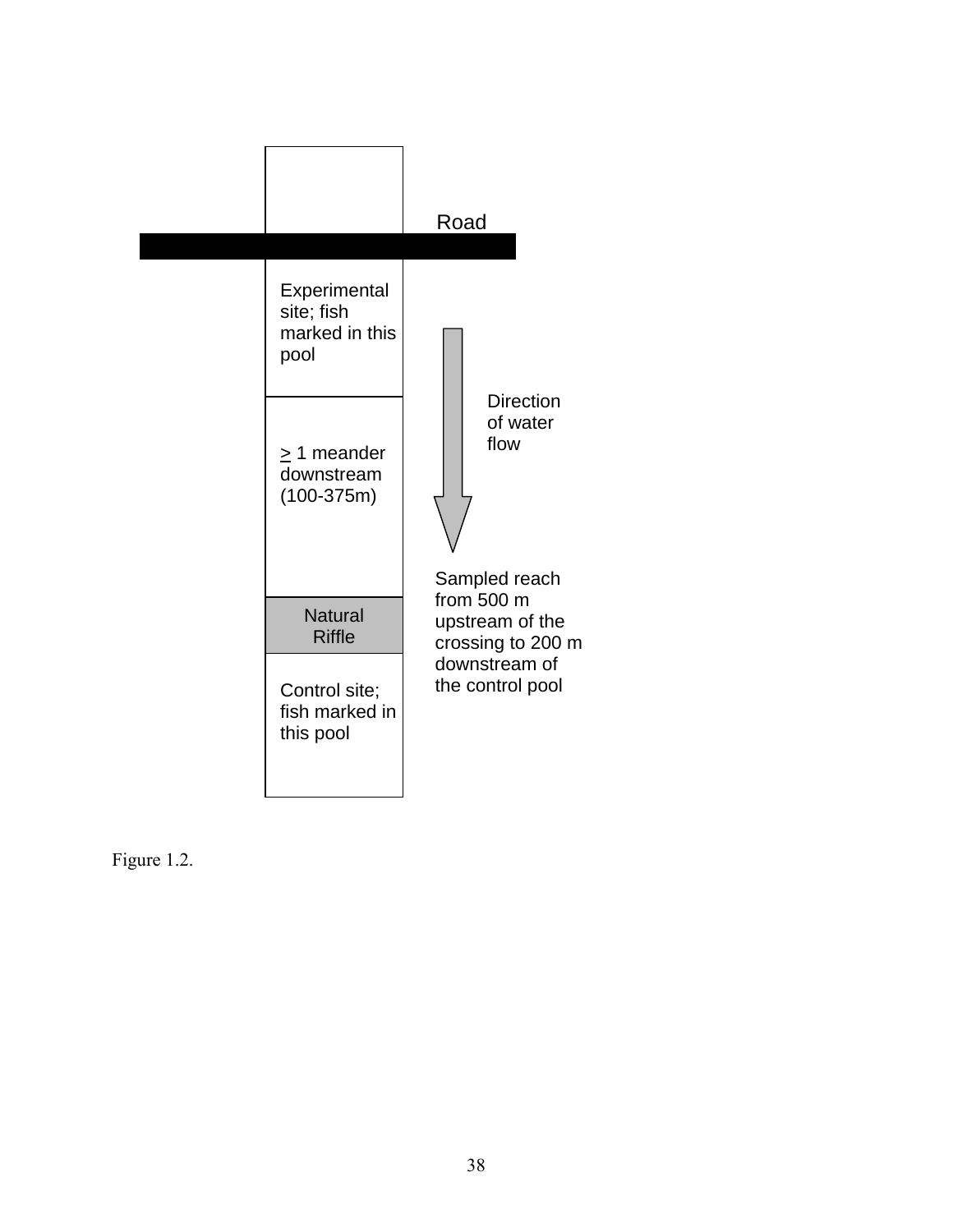Road

Experimental site; fish marked in this pool

Direction of water flow

≥ 1 meander downstream (100-375m)

Sampled reach from 500 m upstream of the crossing to 200 m downstream of the control pool

Natural Riffle

Control site; fish marked in this pool

Figure 1.2.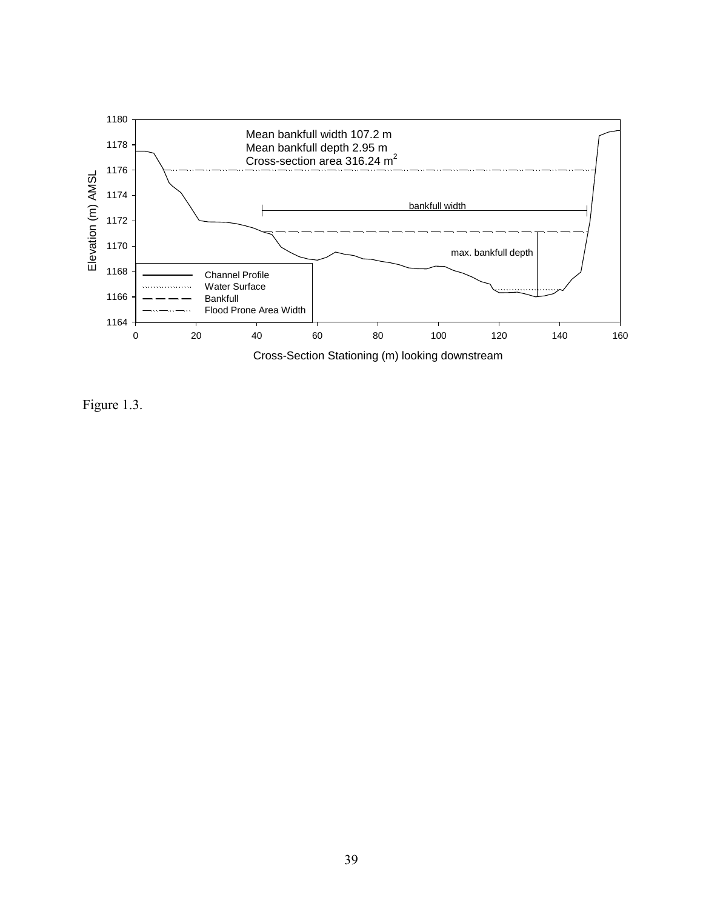Mean bankfull width 107.2 m
Mean bankfull depth 2.95 m
Cross-section area 316.24 $m^2$

bankfull width

max. bankfull depth

Elevation (m) AMSL

Cross-Section Stationing (m) looking downstream

- Channel Profile
- Water Surface
- Bankfull
- Flood Prone Area Width

Figure 1.3.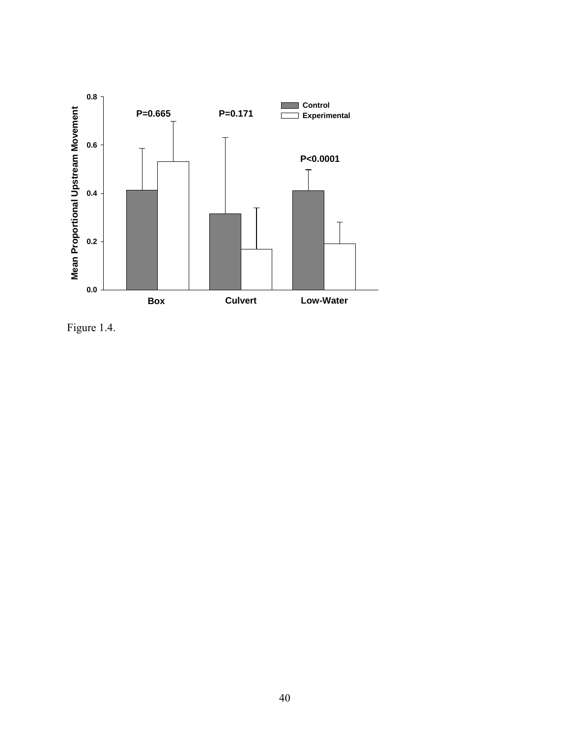Figure 1.4.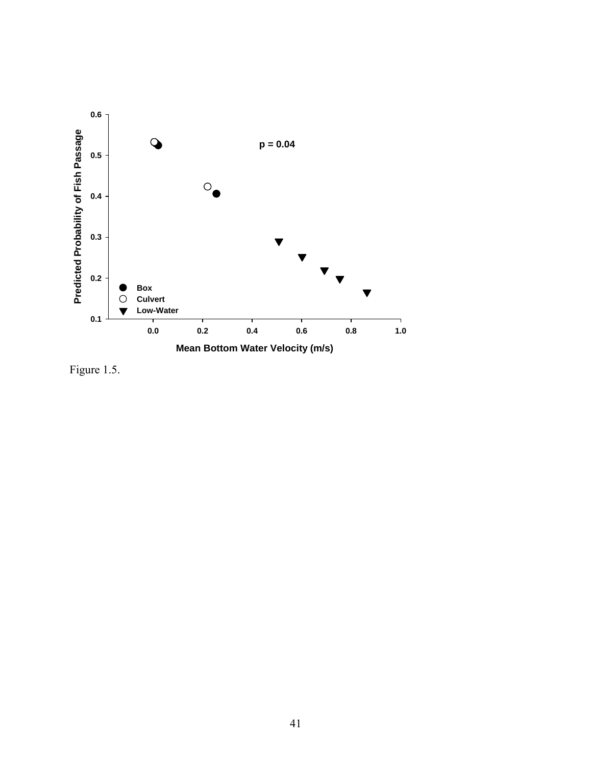Figure 1.5.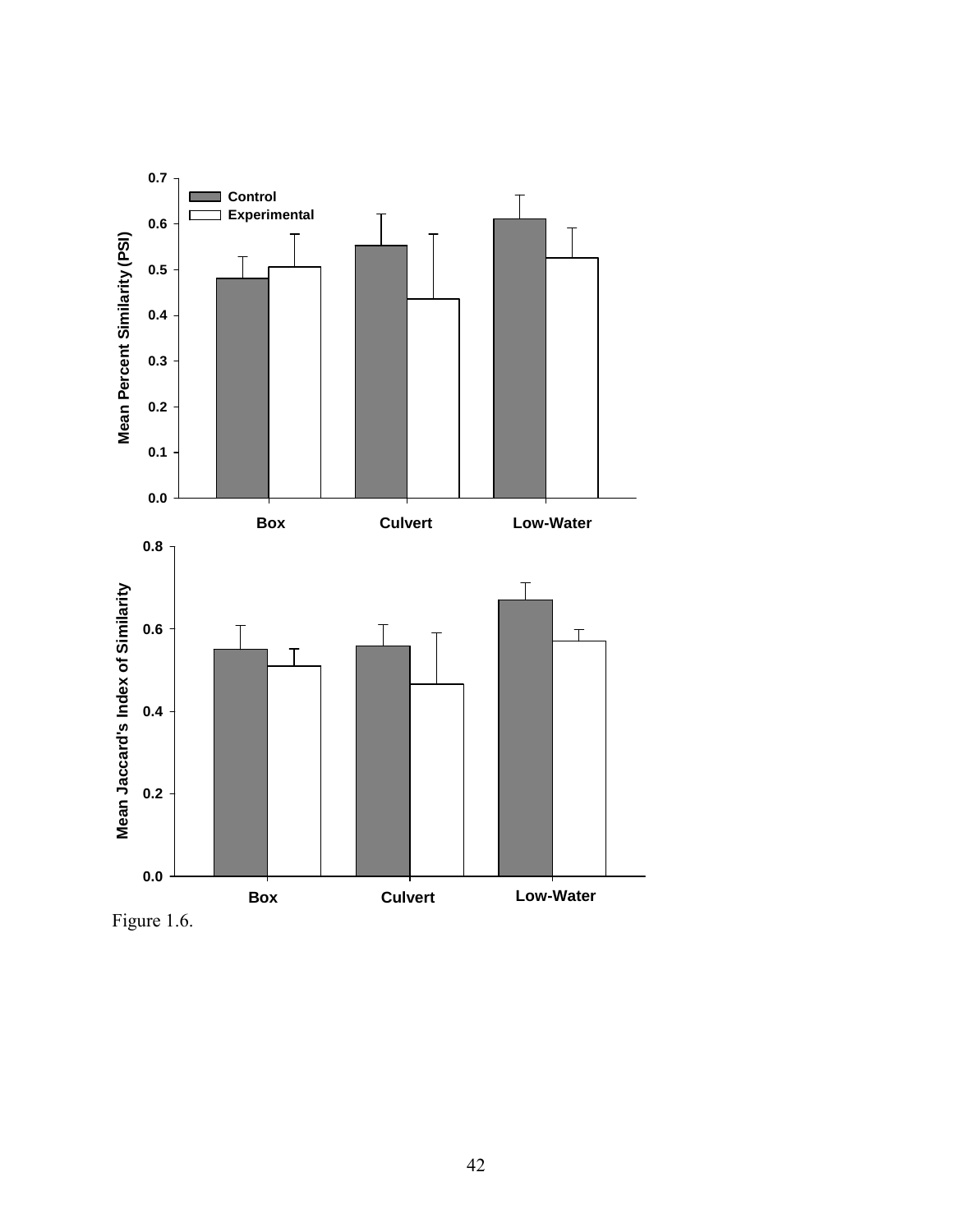Figure 1.6.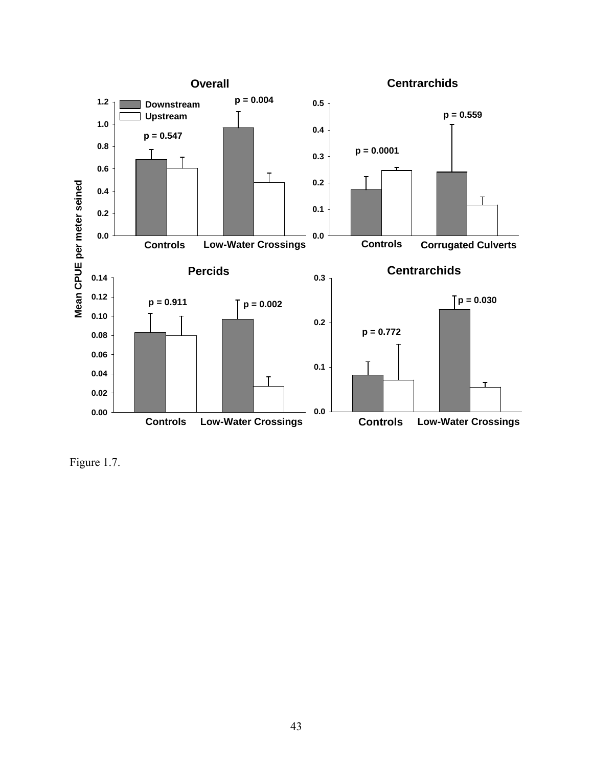Figure 1.7.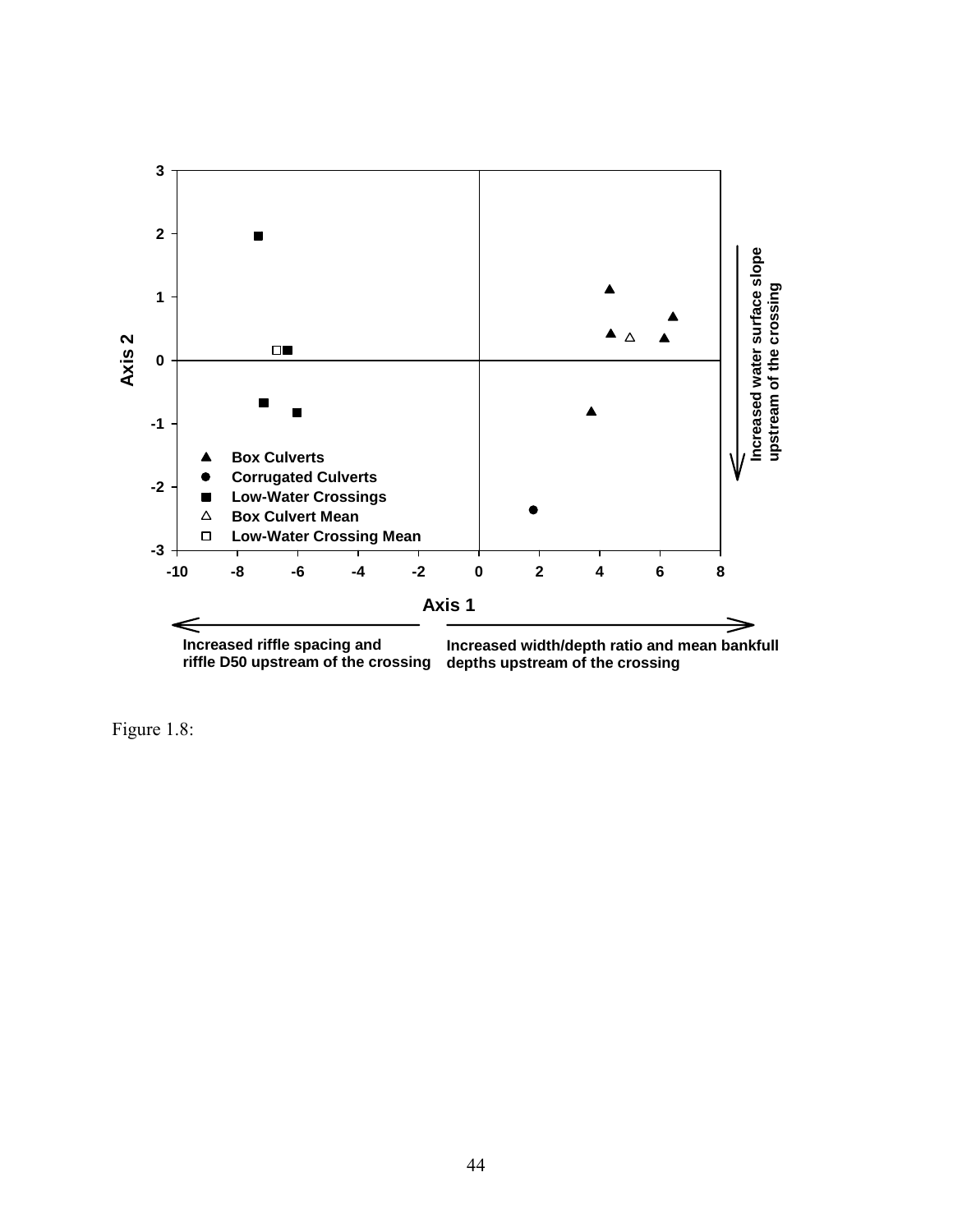Figure 1.8: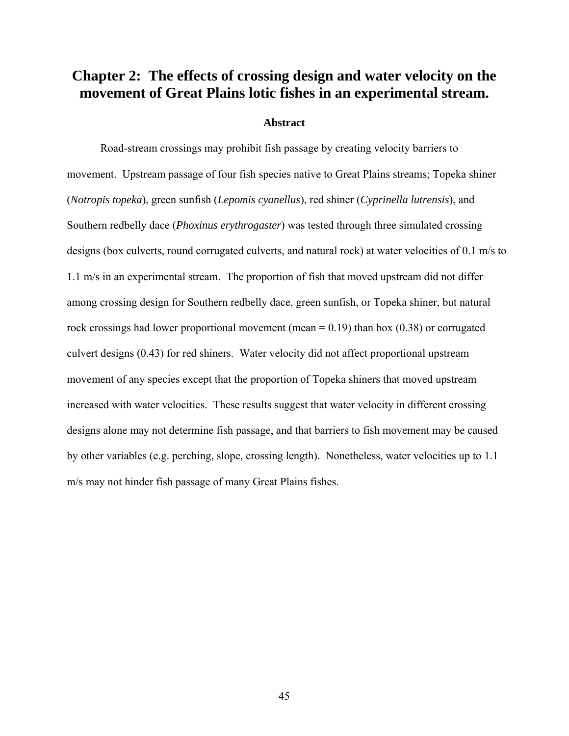# Chapter 2: The effects of crossing design and water velocity on the movement of Great Plains lotic fishes in an experimental stream.

## Abstract

Road-stream crossings may prohibit fish passage by creating velocity barriers to movement. Upstream passage of four fish species native to Great Plains streams; Topeka shiner (*Notropis topeka*), green sunfish (*Lepomis cyanellus*), red shiner (*Cyprinella lutrensis*), and Southern redbelly dace (*Phoxinus erythrogaster*) was tested through three simulated crossing designs (box culverts, round corrugated culverts, and natural rock) at water velocities of 0.1 m/s to 1.1 m/s in an experimental stream. The proportion of fish that moved upstream did not differ among crossing design for Southern redbelly dace, green sunfish, or Topeka shiner, but natural rock crossings had lower proportional movement (mean = 0.19) than box (0.38) or corrugated culvert designs (0.43) for red shiners. Water velocity did not affect proportional upstream movement of any species except that the proportion of Topeka shiners that moved upstream increased with water velocities. These results suggest that water velocity in different crossing designs alone may not determine fish passage, and that barriers to fish movement may be caused by other variables (e.g. perching, slope, crossing length). Nonetheless, water velocities up to 1.1 m/s may not hinder fish passage of many Great Plains fishes.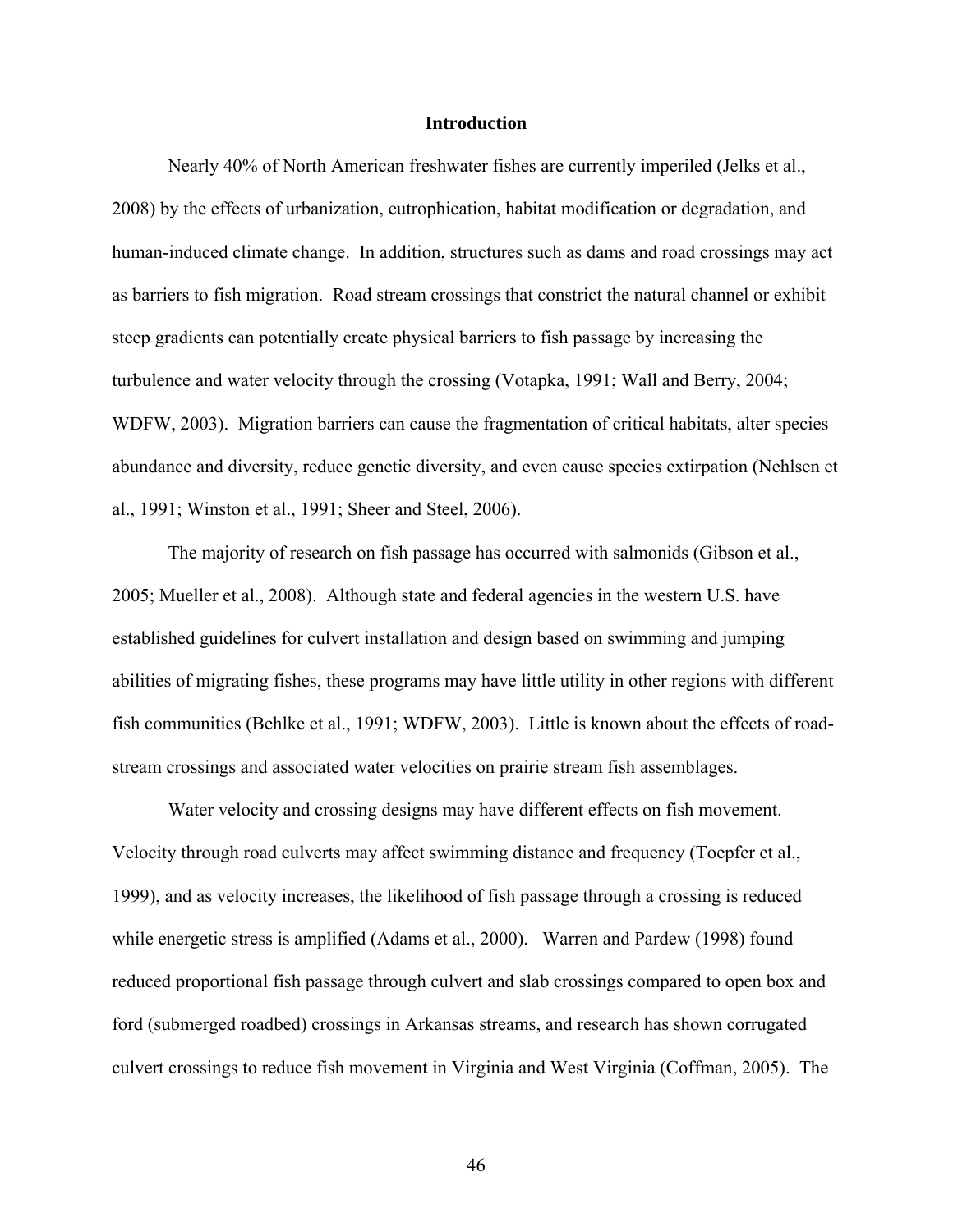## Introduction

Nearly 40% of North American freshwater fishes are currently imperiled (Jelks et al., 2008) by the effects of urbanization, eutrophication, habitat modification or degradation, and human-induced climate change. In addition, structures such as dams and road crossings may act as barriers to fish migration. Road stream crossings that constrict the natural channel or exhibit steep gradients can potentially create physical barriers to fish passage by increasing the turbulence and water velocity through the crossing (Votapka, 1991; Wall and Berry, 2004; WDFW, 2003). Migration barriers can cause the fragmentation of critical habitats, alter species abundance and diversity, reduce genetic diversity, and even cause species extirpation (Nehlsen et al., 1991; Winston et al., 1991; Sheer and Steel, 2006).

The majority of research on fish passage has occurred with salmonids (Gibson et al., 2005; Mueller et al., 2008). Although state and federal agencies in the western U.S. have established guidelines for culvert installation and design based on swimming and jumping abilities of migrating fishes, these programs may have little utility in other regions with different fish communities (Behlke et al., 1991; WDFW, 2003). Little is known about the effects of road-stream crossings and associated water velocities on prairie stream fish assemblages.

Water velocity and crossing designs may have different effects on fish movement. Velocity through road culverts may affect swimming distance and frequency (Toepfer et al., 1999), and as velocity increases, the likelihood of fish passage through a crossing is reduced while energetic stress is amplified (Adams et al., 2000). Warren and Pardew (1998) found reduced proportional fish passage through culvert and slab crossings compared to open box and ford (submerged roadbed) crossings in Arkansas streams, and research has shown corrugated culvert crossings to reduce fish movement in Virginia and West Virginia (Coffman, 2005). The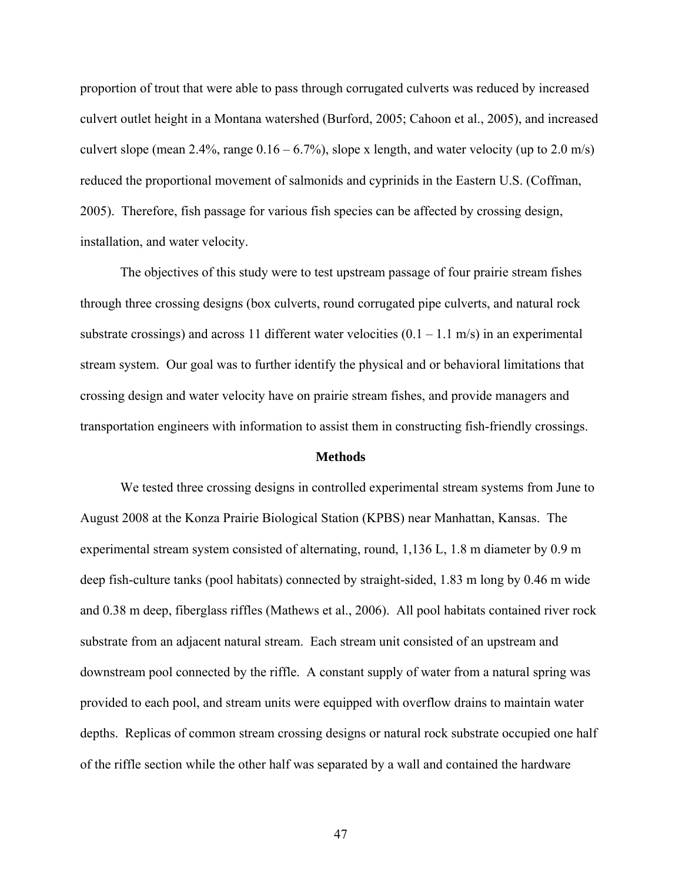proportion of trout that were able to pass through corrugated culverts was reduced by increased culvert outlet height in a Montana watershed (Burford, 2005; Cahoon et al., 2005), and increased culvert slope (mean 2.4%, range 0.16 – 6.7%), slope x length, and water velocity (up to 2.0 m/s) reduced the proportional movement of salmonids and cyprinids in the Eastern U.S. (Coffman, 2005). Therefore, fish passage for various fish species can be affected by crossing design, installation, and water velocity.

The objectives of this study were to test upstream passage of four prairie stream fishes through three crossing designs (box culverts, round corrugated pipe culverts, and natural rock substrate crossings) and across 11 different water velocities (0.1 – 1.1 m/s) in an experimental stream system. Our goal was to further identify the physical and or behavioral limitations that crossing design and water velocity have on prairie stream fishes, and provide managers and transportation engineers with information to assist them in constructing fish-friendly crossings.

## Methods

We tested three crossing designs in controlled experimental stream systems from June to August 2008 at the Konza Prairie Biological Station (KPBS) near Manhattan, Kansas. The experimental stream system consisted of alternating, round, 1,136 L, 1.8 m diameter by 0.9 m deep fish-culture tanks (pool habitats) connected by straight-sided, 1.83 m long by 0.46 m wide and 0.38 m deep, fiberglass riffles (Mathews et al., 2006). All pool habitats contained river rock substrate from an adjacent natural stream. Each stream unit consisted of an upstream and downstream pool connected by the riffle. A constant supply of water from a natural spring was provided to each pool, and stream units were equipped with overflow drains to maintain water depths. Replicas of common stream crossing designs or natural rock substrate occupied one half of the riffle section while the other half was separated by a wall and contained the hardware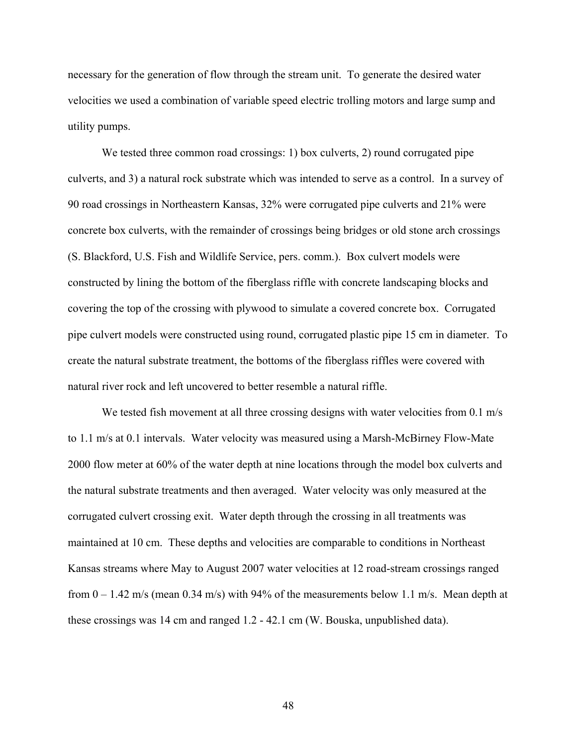necessary for the generation of flow through the stream unit. To generate the desired water velocities we used a combination of variable speed electric trolling motors and large sump and utility pumps.

We tested three common road crossings: 1) box culverts, 2) round corrugated pipe culverts, and 3) a natural rock substrate which was intended to serve as a control. In a survey of 90 road crossings in Northeastern Kansas, 32% were corrugated pipe culverts and 21% were concrete box culverts, with the remainder of crossings being bridges or old stone arch crossings (S. Blackford, U.S. Fish and Wildlife Service, pers. comm.). Box culvert models were constructed by lining the bottom of the fiberglass riffle with concrete landscaping blocks and covering the top of the crossing with plywood to simulate a covered concrete box. Corrugated pipe culvert models were constructed using round, corrugated plastic pipe 15 cm in diameter. To create the natural substrate treatment, the bottoms of the fiberglass riffles were covered with natural river rock and left uncovered to better resemble a natural riffle.

We tested fish movement at all three crossing designs with water velocities from 0.1 m/s to 1.1 m/s at 0.1 intervals. Water velocity was measured using a Marsh-McBirney Flow-Mate 2000 flow meter at 60% of the water depth at nine locations through the model box culverts and the natural substrate treatments and then averaged. Water velocity was only measured at the corrugated culvert crossing exit. Water depth through the crossing in all treatments was maintained at 10 cm. These depths and velocities are comparable to conditions in Northeast Kansas streams where May to August 2007 water velocities at 12 road-stream crossings ranged from 0 – 1.42 m/s (mean 0.34 m/s) with 94% of the measurements below 1.1 m/s. Mean depth at these crossings was 14 cm and ranged 1.2 - 42.1 cm (W. Bouska, unpublished data).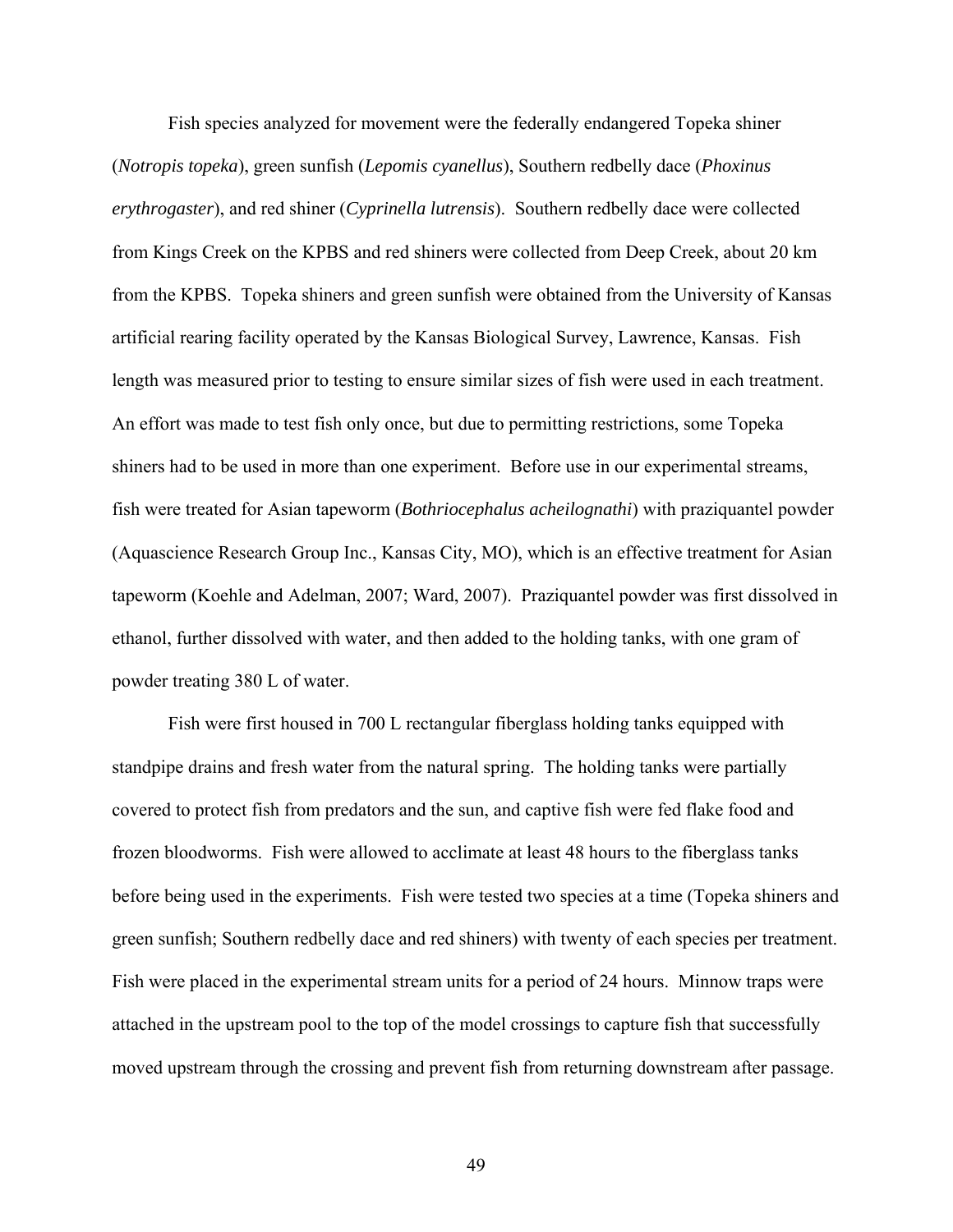Fish species analyzed for movement were the federally endangered Topeka shiner (*Notropis topeka*), green sunfish (*Lepomis cyanellus*), Southern redbelly dace (*Phoxinus erythrogaster*), and red shiner (*Cyprinella lutrensis*). Southern redbelly dace were collected from Kings Creek on the KPBS and red shiners were collected from Deep Creek, about 20 km from the KPBS. Topeka shiners and green sunfish were obtained from the University of Kansas artificial rearing facility operated by the Kansas Biological Survey, Lawrence, Kansas. Fish length was measured prior to testing to ensure similar sizes of fish were used in each treatment. An effort was made to test fish only once, but due to permitting restrictions, some Topeka shiners had to be used in more than one experiment. Before use in our experimental streams, fish were treated for Asian tapeworm (*Bothriocephalus acheilognathi*) with praziquantel powder (Aquascience Research Group Inc., Kansas City, MO), which is an effective treatment for Asian tapeworm (Koehle and Adelman, 2007; Ward, 2007). Praziquantel powder was first dissolved in ethanol, further dissolved with water, and then added to the holding tanks, with one gram of powder treating 380 L of water.

Fish were first housed in 700 L rectangular fiberglass holding tanks equipped with standpipe drains and fresh water from the natural spring. The holding tanks were partially covered to protect fish from predators and the sun, and captive fish were fed flake food and frozen bloodworms. Fish were allowed to acclimate at least 48 hours to the fiberglass tanks before being used in the experiments. Fish were tested two species at a time (Topeka shiners and green sunfish; Southern redbelly dace and red shiners) with twenty of each species per treatment. Fish were placed in the experimental stream units for a period of 24 hours. Minnow traps were attached in the upstream pool to the top of the model crossings to capture fish that successfully moved upstream through the crossing and prevent fish from returning downstream after passage.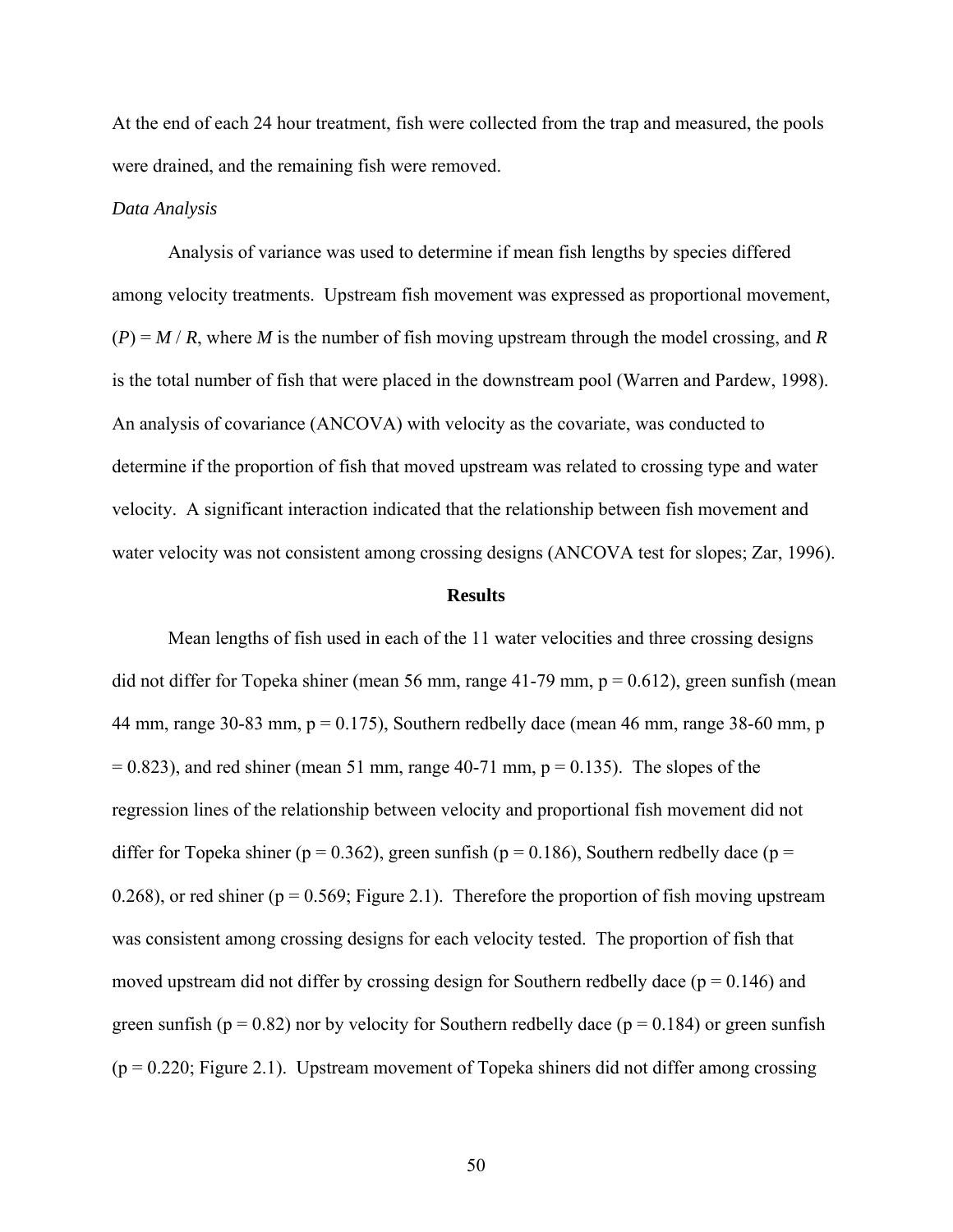At the end of each 24 hour treatment, fish were collected from the trap and measured, the pools were drained, and the remaining fish were removed.

*Data Analysis*

Analysis of variance was used to determine if mean fish lengths by species differed among velocity treatments. Upstream fish movement was expressed as proportional movement, ($P$) = $M$ / $R$, where $M$ is the number of fish moving upstream through the model crossing, and $R$ is the total number of fish that were placed in the downstream pool (Warren and Pardew, 1998). An analysis of covariance (ANCOVA) with velocity as the covariate, was conducted to determine if the proportion of fish that moved upstream was related to crossing type and water velocity. A significant interaction indicated that the relationship between fish movement and water velocity was not consistent among crossing designs (ANCOVA test for slopes; Zar, 1996).

## Results

Mean lengths of fish used in each of the 11 water velocities and three crossing designs did not differ for Topeka shiner (mean 56 mm, range 41-79 mm, $p = 0.612$), green sunfish (mean 44 mm, range 30-83 mm, $p = 0.175$), Southern redbelly dace (mean 46 mm, range 38-60 mm, $p = 0.823$), and red shiner (mean 51 mm, range 40-71 mm, $p = 0.135$). The slopes of the regression lines of the relationship between velocity and proportional fish movement did not differ for Topeka shiner ($p = 0.362$), green sunfish ($p = 0.186$), Southern redbelly dace ($p = 0.268$), or red shiner ($p = 0.569$; Figure 2.1). Therefore the proportion of fish moving upstream was consistent among crossing designs for each velocity tested. The proportion of fish that moved upstream did not differ by crossing design for Southern redbelly dace ($p = 0.146$) and green sunfish ($p = 0.82$) nor by velocity for Southern redbelly dace ($p = 0.184$) or green sunfish ($p = 0.220$; Figure 2.1). Upstream movement of Topeka shiners did not differ among crossing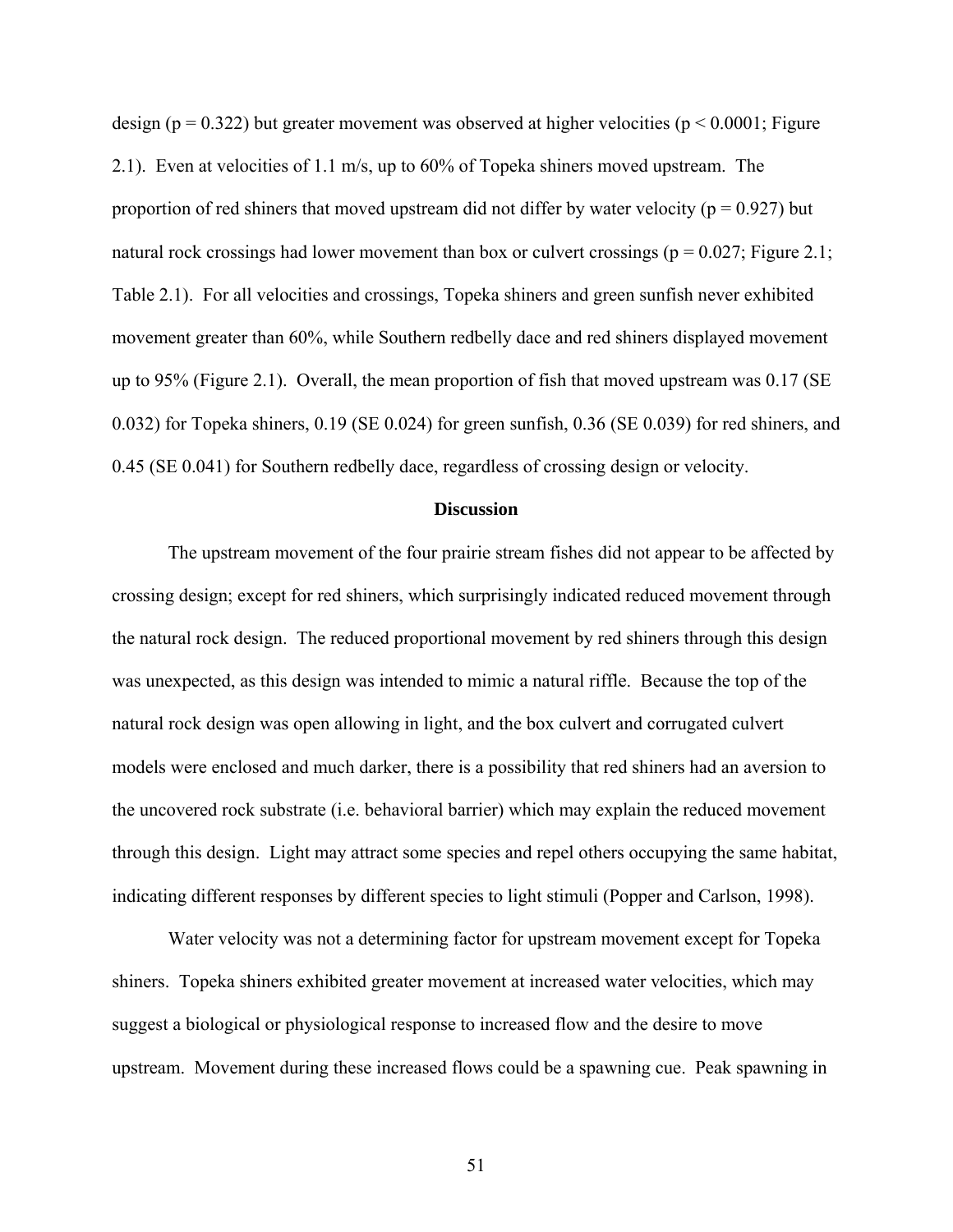design ($p = 0.322$) but greater movement was observed at higher velocities ($p < 0.0001$; Figure 2.1). Even at velocities of 1.1 m/s, up to 60% of Topeka shiners moved upstream. The proportion of red shiners that moved upstream did not differ by water velocity ($p = 0.927$) but natural rock crossings had lower movement than box or culvert crossings ($p = 0.027$; Figure 2.1; Table 2.1). For all velocities and crossings, Topeka shiners and green sunfish never exhibited movement greater than 60%, while Southern redbelly dace and red shiners displayed movement up to 95% (Figure 2.1). Overall, the mean proportion of fish that moved upstream was 0.17 (SE 0.032) for Topeka shiners, 0.19 (SE 0.024) for green sunfish, 0.36 (SE 0.039) for red shiners, and 0.45 (SE 0.041) for Southern redbelly dace, regardless of crossing design or velocity.

## Discussion

The upstream movement of the four prairie stream fishes did not appear to be affected by crossing design; except for red shiners, which surprisingly indicated reduced movement through the natural rock design. The reduced proportional movement by red shiners through this design was unexpected, as this design was intended to mimic a natural riffle. Because the top of the natural rock design was open allowing in light, and the box culvert and corrugated culvert models were enclosed and much darker, there is a possibility that red shiners had an aversion to the uncovered rock substrate (i.e. behavioral barrier) which may explain the reduced movement through this design. Light may attract some species and repel others occupying the same habitat, indicating different responses by different species to light stimuli (Popper and Carlson, 1998).

Water velocity was not a determining factor for upstream movement except for Topeka shiners. Topeka shiners exhibited greater movement at increased water velocities, which may suggest a biological or physiological response to increased flow and the desire to move upstream. Movement during these increased flows could be a spawning cue. Peak spawning in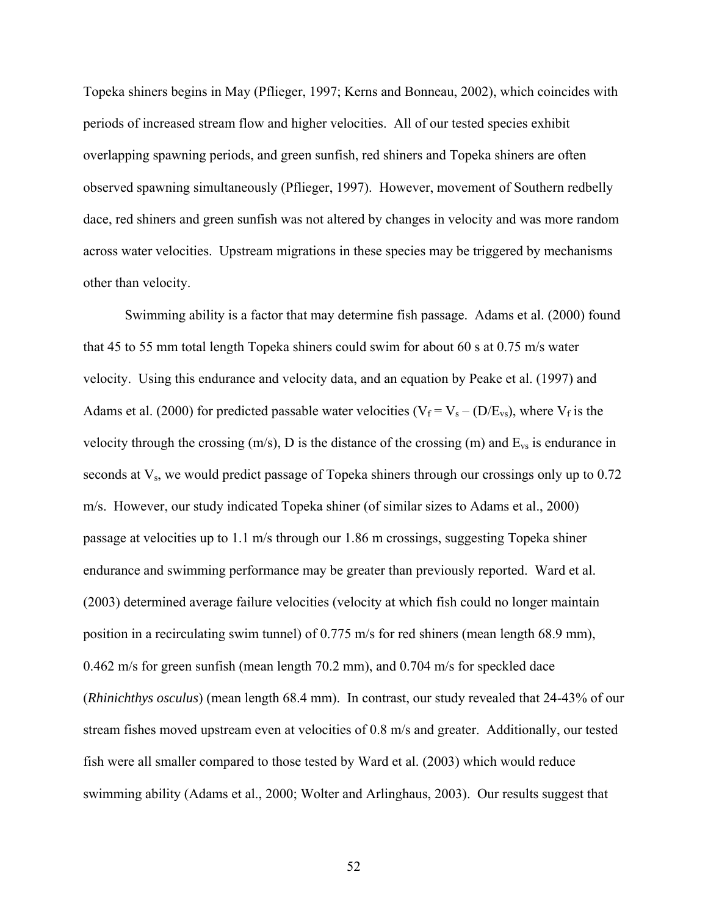Topeka shiners begins in May (Pflieger, 1997; Kerns and Bonneau, 2002), which coincides with periods of increased stream flow and higher velocities. All of our tested species exhibit overlapping spawning periods, and green sunfish, red shiners and Topeka shiners are often observed spawning simultaneously (Pflieger, 1997). However, movement of Southern redbelly dace, red shiners and green sunfish was not altered by changes in velocity and was more random across water velocities. Upstream migrations in these species may be triggered by mechanisms other than velocity.

Swimming ability is a factor that may determine fish passage. Adams et al. (2000) found that 45 to 55 mm total length Topeka shiners could swim for about 60 s at 0.75 m/s water velocity. Using this endurance and velocity data, and an equation by Peake et al. (1997) and Adams et al. (2000) for predicted passable water velocities ($V_f = V_s - (D/E_{vs})$, where $V_f$ is the velocity through the crossing (m/s), D is the distance of the crossing (m) and $E_{vs}$ is endurance in seconds at $V_s$, we would predict passage of Topeka shiners through our crossings only up to 0.72 m/s. However, our study indicated Topeka shiner (of similar sizes to Adams et al., 2000) passage at velocities up to 1.1 m/s through our 1.86 m crossings, suggesting Topeka shiner endurance and swimming performance may be greater than previously reported. Ward et al. (2003) determined average failure velocities (velocity at which fish could no longer maintain position in a recirculating swim tunnel) of 0.775 m/s for red shiners (mean length 68.9 mm), 0.462 m/s for green sunfish (mean length 70.2 mm), and 0.704 m/s for speckled dace (*Rhinichthys osculus*) (mean length 68.4 mm). In contrast, our study revealed that 24-43% of our stream fishes moved upstream even at velocities of 0.8 m/s and greater. Additionally, our tested fish were all smaller compared to those tested by Ward et al. (2003) which would reduce swimming ability (Adams et al., 2000; Wolter and Arlinghaus, 2003). Our results suggest that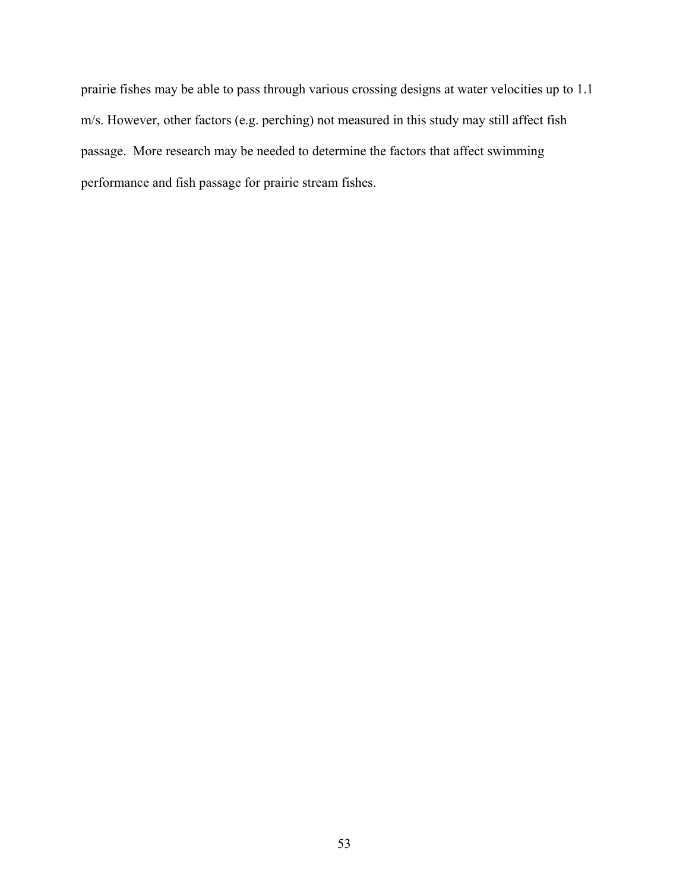prairie fishes may be able to pass through various crossing designs at water velocities up to 1.1 m/s. However, other factors (e.g. perching) not measured in this study may still affect fish passage. More research may be needed to determine the factors that affect swimming performance and fish passage for prairie stream fishes.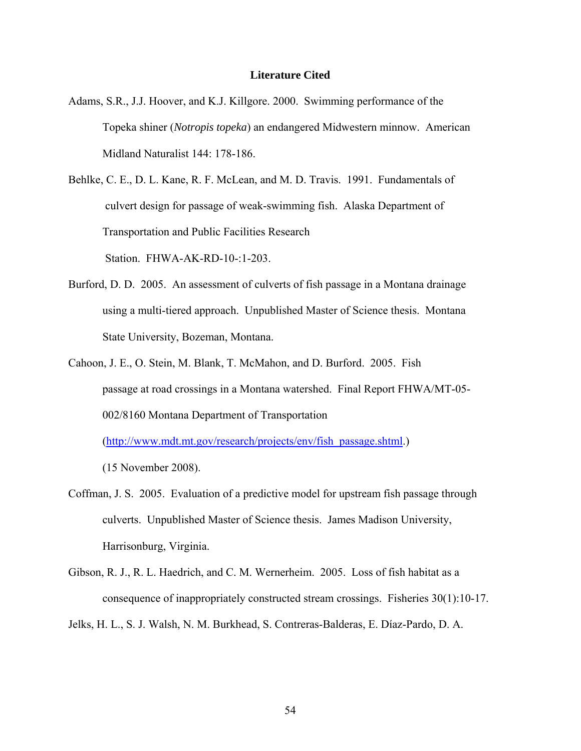## Literature Cited

Adams, S.R., J.J. Hoover, and K.J. Killgore. 2000. Swimming performance of the Topeka shiner (*Notropis topeka*) an endangered Midwestern minnow. American Midland Naturalist 144: 178-186.

Behlke, C. E., D. L. Kane, R. F. McLean, and M. D. Travis. 1991. Fundamentals of culvert design for passage of weak-swimming fish. Alaska Department of Transportation and Public Facilities Research Station. FHWA-AK-RD-10-:1-203.

Burford, D. D. 2005. An assessment of culverts of fish passage in a Montana drainage using a multi-tiered approach. Unpublished Master of Science thesis. Montana State University, Bozeman, Montana.

Cahoon, J. E., O. Stein, M. Blank, T. McMahon, and D. Burford. 2005. Fish passage at road crossings in a Montana watershed. Final Report FHWA/MT-05-002/8160 Montana Department of Transportation (http://www.mdt.mt.gov/research/projects/env/fish_passage.shtml.) (15 November 2008).

Coffman, J. S. 2005. Evaluation of a predictive model for upstream fish passage through culverts. Unpublished Master of Science thesis. James Madison University, Harrisonburg, Virginia.

Gibson, R. J., R. L. Haedrich, and C. M. Wernerheim. 2005. Loss of fish habitat as a consequence of inappropriately constructed stream crossings. Fisheries 30(1):10-17.

Jelks, H. L., S. J. Walsh, N. M. Burkhead, S. Contreras-Balderas, E. Díaz-Pardo, D. A.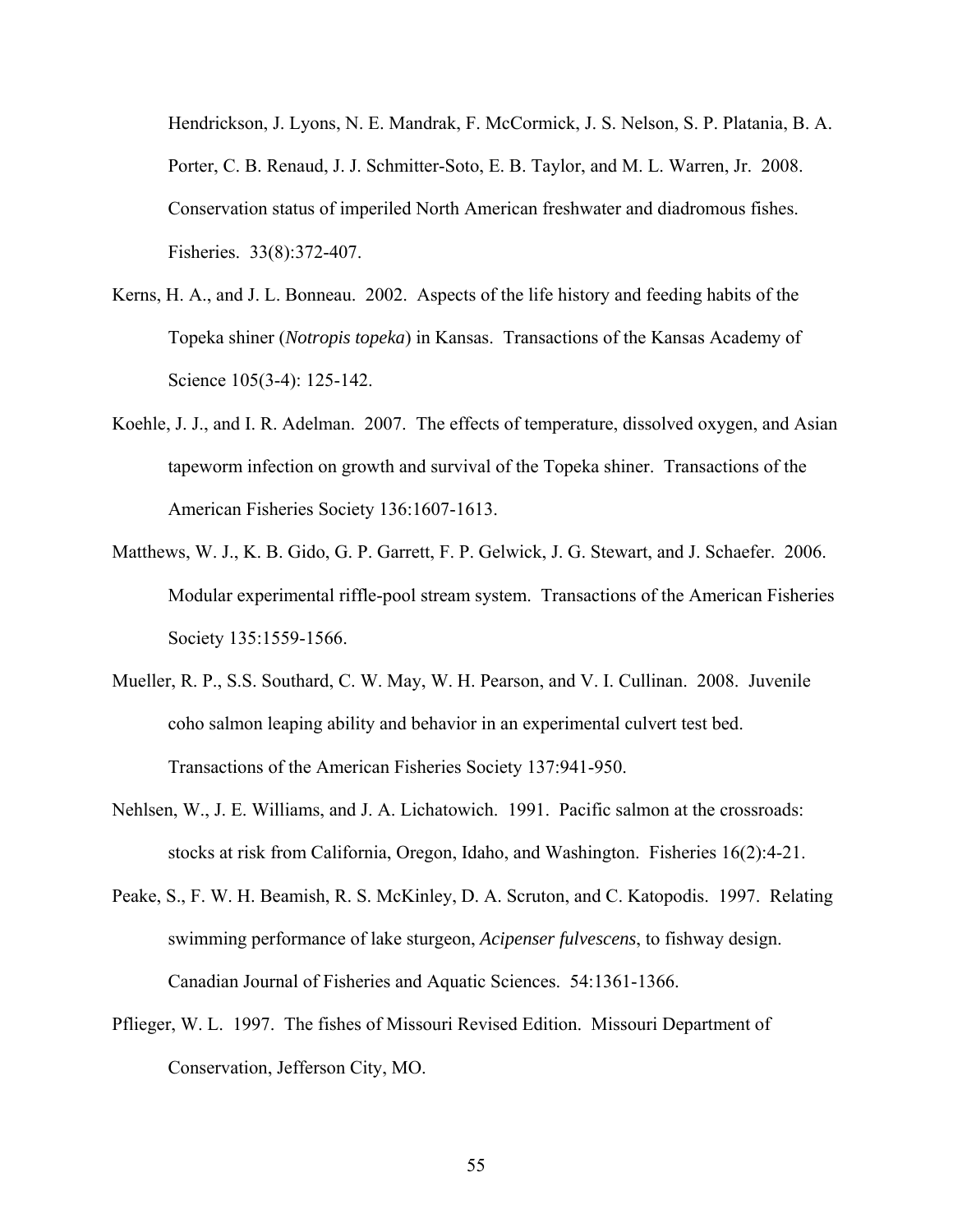Hendrickson, J. Lyons, N. E. Mandrak, F. McCormick, J. S. Nelson, S. P. Platania, B. A. Porter, C. B. Renaud, J. J. Schmitter-Soto, E. B. Taylor, and M. L. Warren, Jr. 2008. Conservation status of imperiled North American freshwater and diadromous fishes. Fisheries. 33(8):372-407.

Kerns, H. A., and J. L. Bonneau. 2002. Aspects of the life history and feeding habits of the Topeka shiner (*Notropis topeka*) in Kansas. Transactions of the Kansas Academy of Science 105(3-4): 125-142.

Koehle, J. J., and I. R. Adelman. 2007. The effects of temperature, dissolved oxygen, and Asian tapeworm infection on growth and survival of the Topeka shiner. Transactions of the American Fisheries Society 136:1607-1613.

Matthews, W. J., K. B. Gido, G. P. Garrett, F. P. Gelwick, J. G. Stewart, and J. Schaefer. 2006. Modular experimental riffle-pool stream system. Transactions of the American Fisheries Society 135:1559-1566.

Mueller, R. P., S.S. Southard, C. W. May, W. H. Pearson, and V. I. Cullinan. 2008. Juvenile coho salmon leaping ability and behavior in an experimental culvert test bed. Transactions of the American Fisheries Society 137:941-950.

Nehlsen, W., J. E. Williams, and J. A. Lichatowich. 1991. Pacific salmon at the crossroads: stocks at risk from California, Oregon, Idaho, and Washington. Fisheries 16(2):4-21.

Peake, S., F. W. H. Beamish, R. S. McKinley, D. A. Scruton, and C. Katopodis. 1997. Relating swimming performance of lake sturgeon, *Acipenser fulvescens*, to fishway design. Canadian Journal of Fisheries and Aquatic Sciences. 54:1361-1366.

Pflieger, W. L. 1997. The fishes of Missouri Revised Edition. Missouri Department of Conservation, Jefferson City, MO.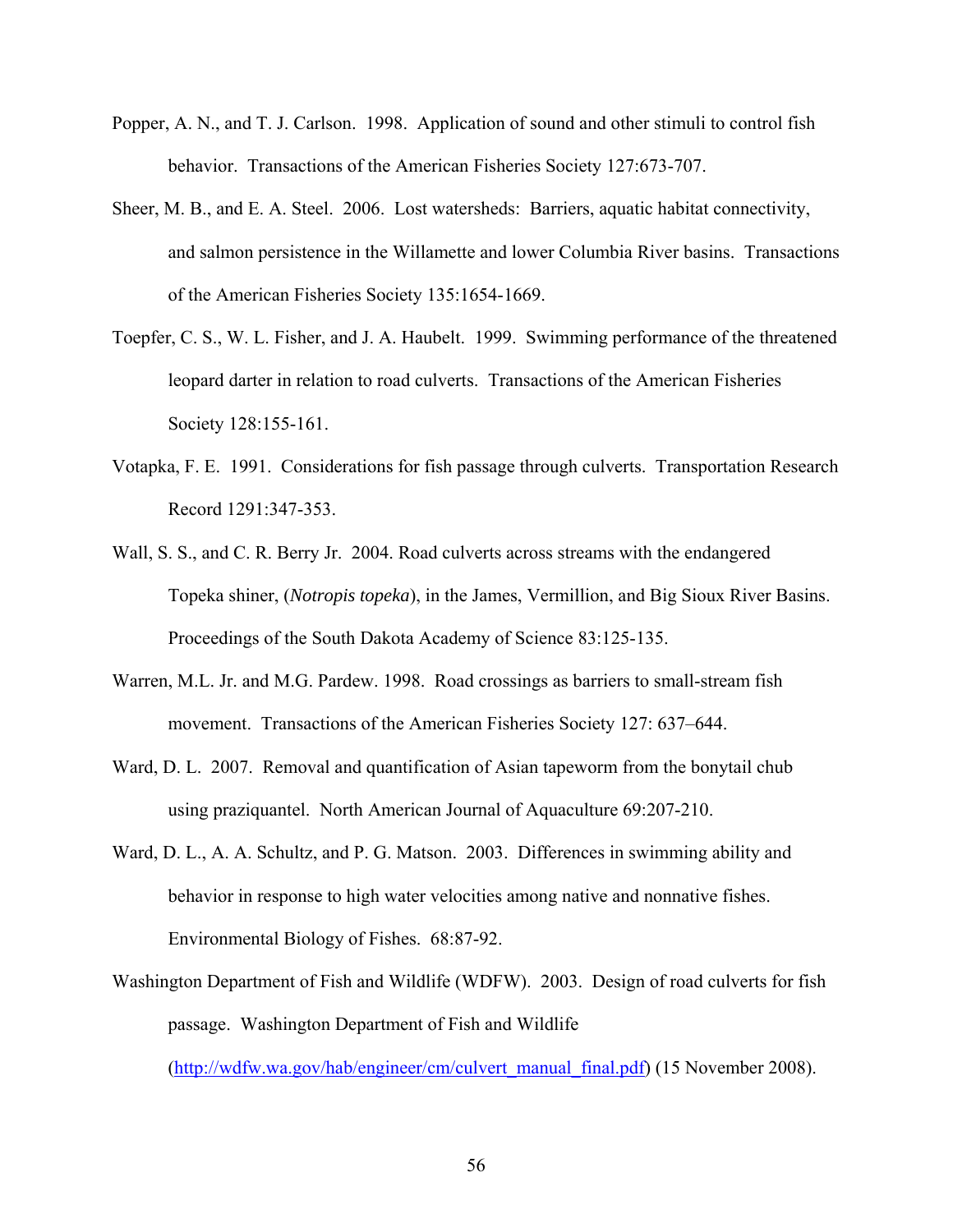Popper, A. N., and T. J. Carlson. 1998. Application of sound and other stimuli to control fish behavior. Transactions of the American Fisheries Society 127:673-707.

Sheer, M. B., and E. A. Steel. 2006. Lost watersheds: Barriers, aquatic habitat connectivity, and salmon persistence in the Willamette and lower Columbia River basins. Transactions of the American Fisheries Society 135:1654-1669.

Toepfer, C. S., W. L. Fisher, and J. A. Haubelt. 1999. Swimming performance of the threatened leopard darter in relation to road culverts. Transactions of the American Fisheries Society 128:155-161.

Votapka, F. E. 1991. Considerations for fish passage through culverts. Transportation Research Record 1291:347-353.

Wall, S. S., and C. R. Berry Jr. 2004. Road culverts across streams with the endangered Topeka shiner, (*Notropis topeka*), in the James, Vermillion, and Big Sioux River Basins. Proceedings of the South Dakota Academy of Science 83:125-135.

Warren, M.L. Jr. and M.G. Pardew. 1998. Road crossings as barriers to small-stream fish movement. Transactions of the American Fisheries Society 127: 637–644.

Ward, D. L. 2007. Removal and quantification of Asian tapeworm from the bonytail chub using praziquantel. North American Journal of Aquaculture 69:207-210.

Ward, D. L., A. A. Schultz, and P. G. Matson. 2003. Differences in swimming ability and behavior in response to high water velocities among native and nonnative fishes. Environmental Biology of Fishes. 68:87-92.

Washington Department of Fish and Wildlife (WDFW). 2003. Design of road culverts for fish passage. Washington Department of Fish and Wildlife (http://wdfw.wa.gov/hab/engineer/cm/culvert_manual_final.pdf) (15 November 2008).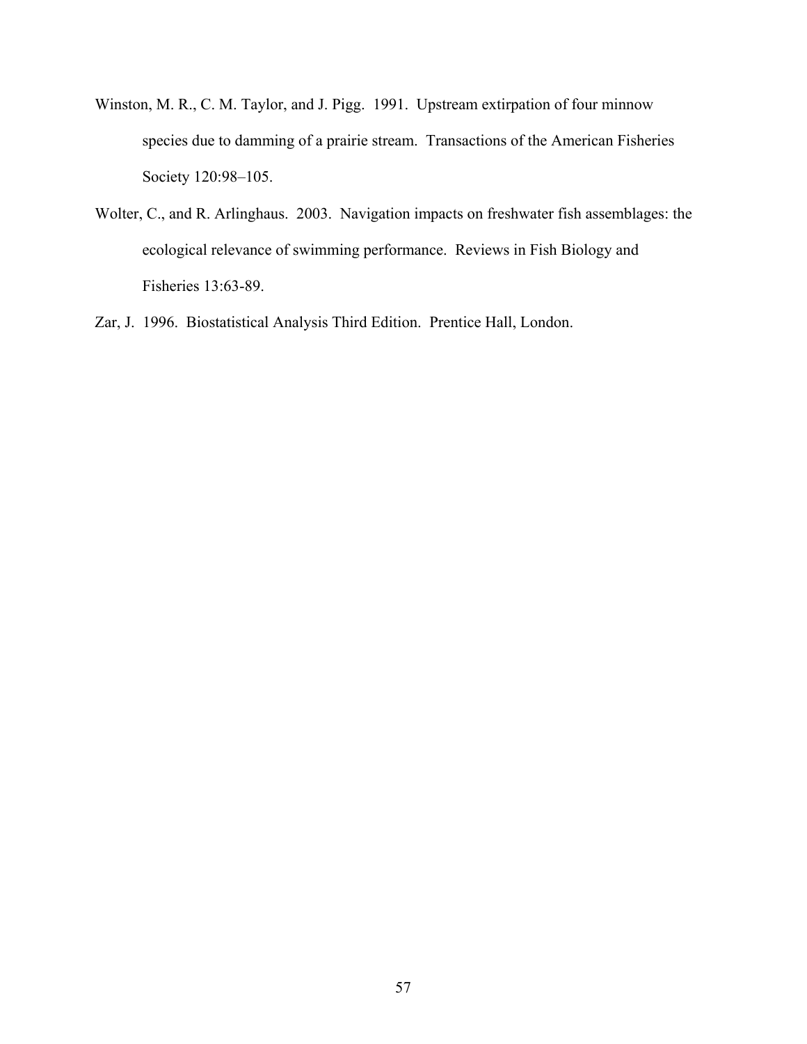Winston, M. R., C. M. Taylor, and J. Pigg. 1991. Upstream extirpation of four minnow species due to damming of a prairie stream. Transactions of the American Fisheries Society 120:98–105.

Wolter, C., and R. Arlinghaus. 2003. Navigation impacts on freshwater fish assemblages: the ecological relevance of swimming performance. Reviews in Fish Biology and Fisheries 13:63-89.

Zar, J. 1996. Biostatistical Analysis Third Edition. Prentice Hall, London.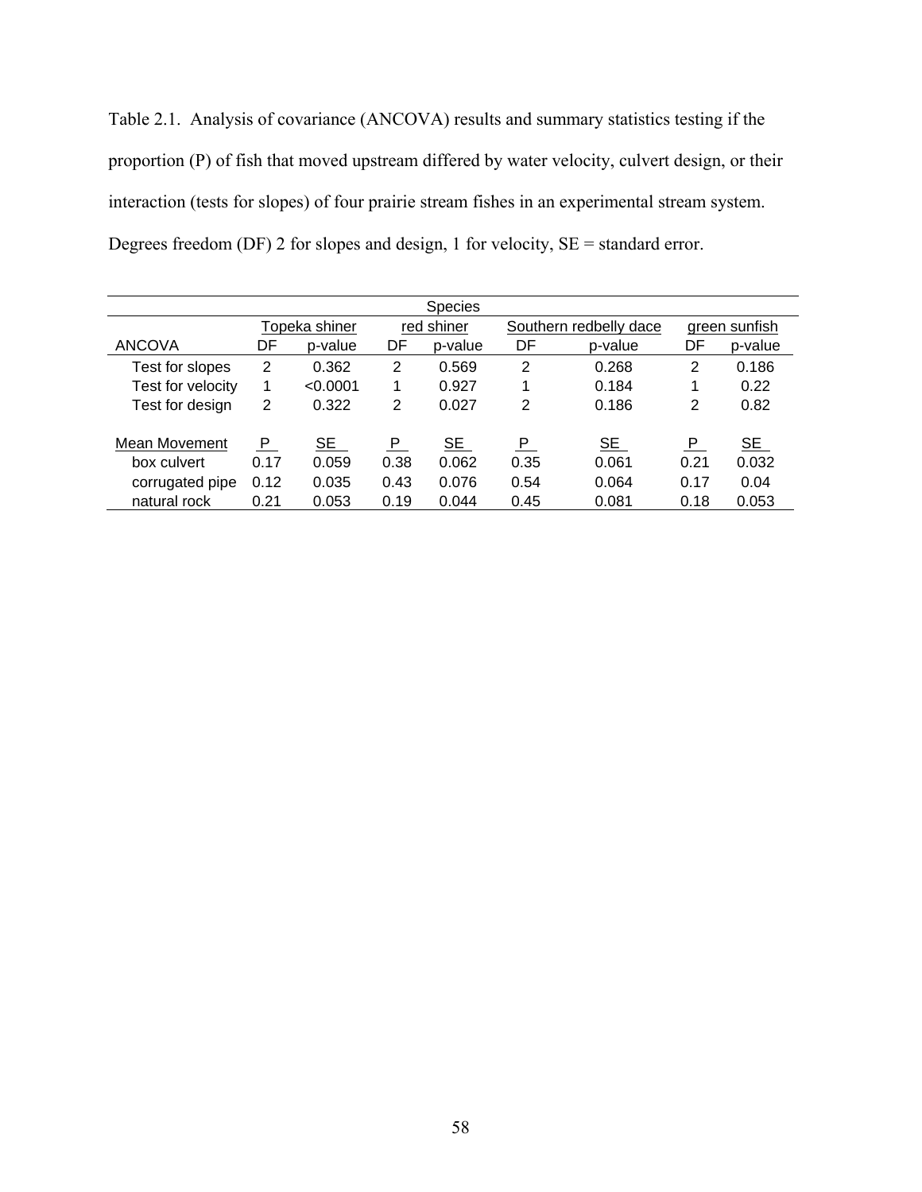Table 2.1. Analysis of covariance (ANCOVA) results and summary statistics testing if the proportion (P) of fish that moved upstream differed by water velocity, culvert design, or their interaction (tests for slopes) of four prairie stream fishes in an experimental stream system. Degrees freedom (DF) 2 for slopes and design, 1 for velocity, SE = standard error.

| | Species | | | | | | | |
|---|---|---|---|---|---|---|---|---|
| | Topeka shiner | | red shiner | | Southern redbelly dace | | green sunfish | |
| ANCOVA | DF | p-value | DF | p-value | DF | p-value | DF | p-value |
| Test for slopes | 2 | 0.362 | 2 | 0.569 | 2 | 0.268 | 2 | 0.186 |
| Test for velocity | 1 | <0.0001 | 1 | 0.927 | 1 | 0.184 | 1 | 0.22 |
| Test for design | 2 | 0.322 | 2 | 0.027 | 2 | 0.186 | 2 | 0.82 |
| Mean Movement | P | SE | P | SE | P | SE | P | SE |
| box culvert | 0.17 | 0.059 | 0.38 | 0.062 | 0.35 | 0.061 | 0.21 | 0.032 |
| corrugated pipe | 0.12 | 0.035 | 0.43 | 0.076 | 0.54 | 0.064 | 0.17 | 0.04 |
| natural rock | 0.21 | 0.053 | 0.19 | 0.044 | 0.45 | 0.081 | 0.18 | 0.053 |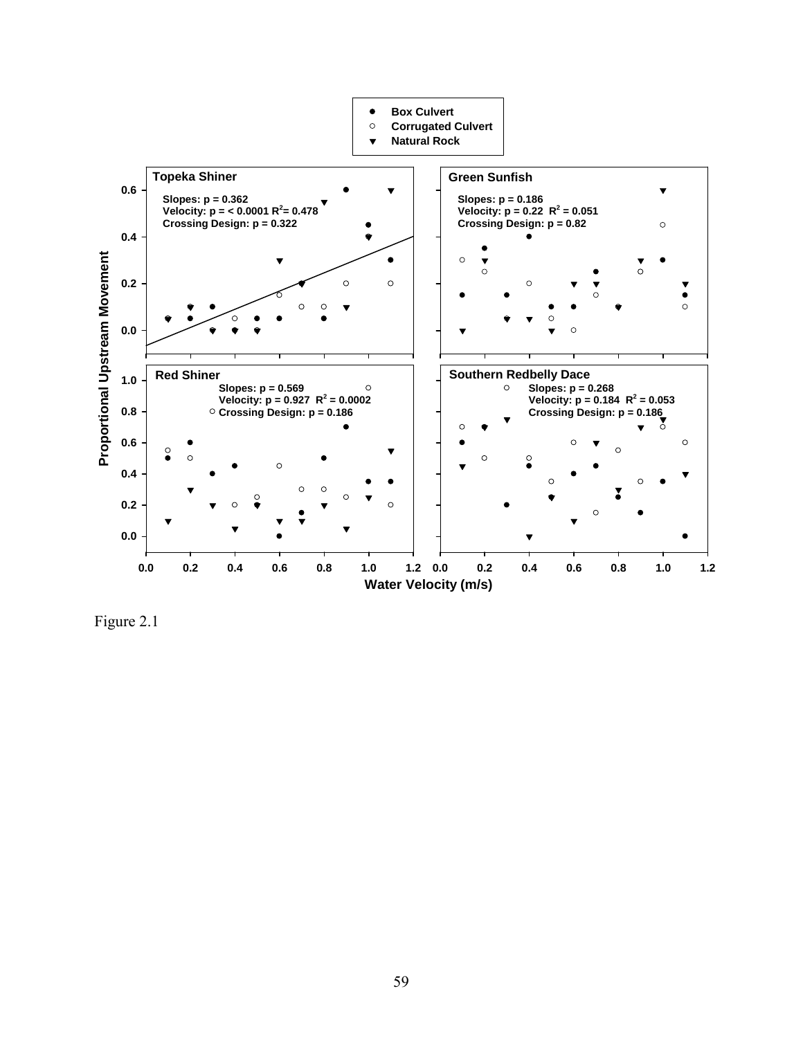Figure 2.1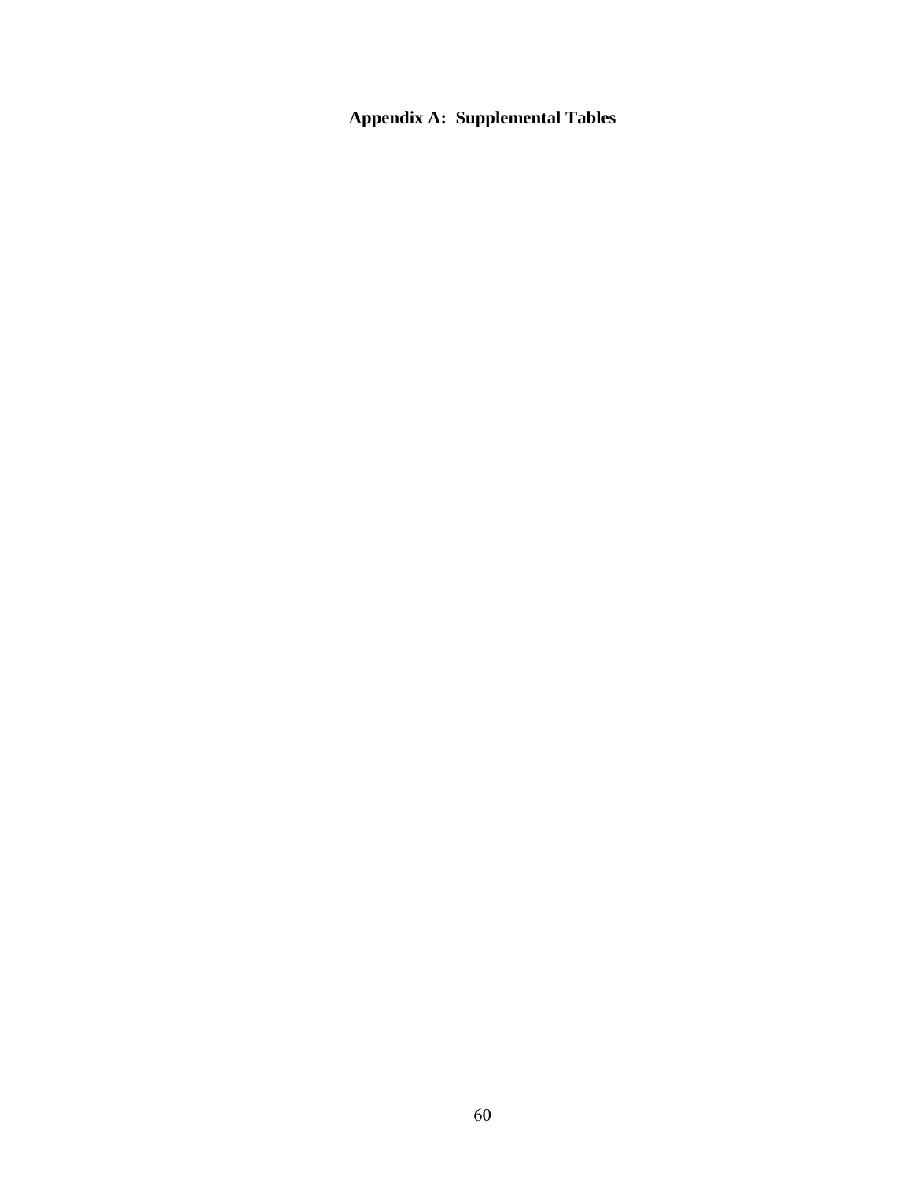# Appendix A: Supplemental Tables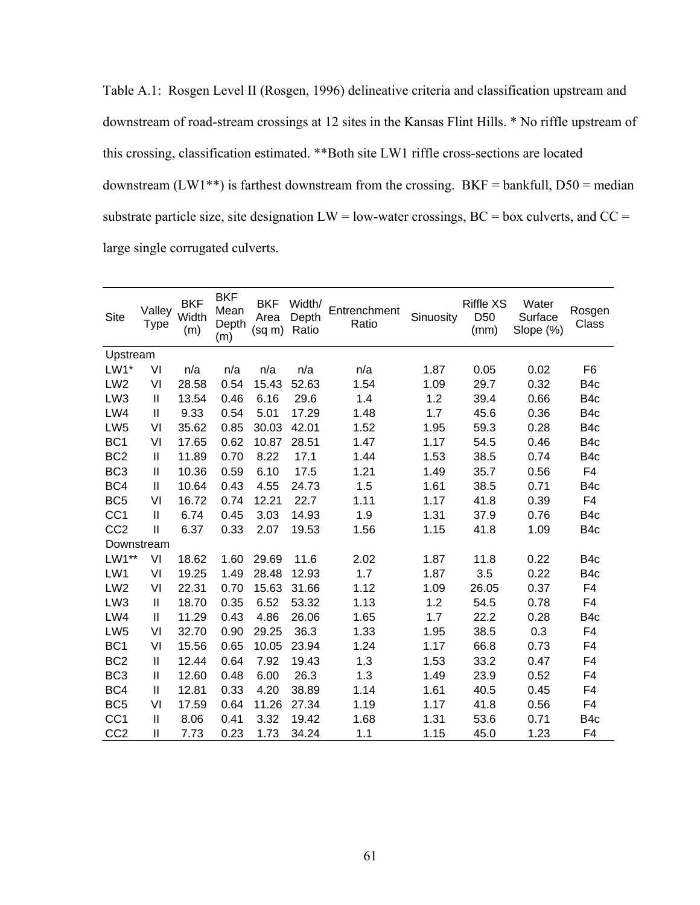Table A.1: Rosgen Level II (Rosgen, 1996) delineative criteria and classification upstream and downstream of road-stream crossings at 12 sites in the Kansas Flint Hills. * No riffle upstream of this crossing, classification estimated. **Both site LW1 riffle cross-sections are located downstream (LW1**) is farthest downstream from the crossing. BKF = bankfull, D50 = median substrate particle size, site designation LW = low-water crossings, BC = box culverts, and CC = large single corrugated culverts.

| Site | Valley Type | BKF Width (m) | BKF Mean Depth (m) | BKF Area (sq m) | Width/ Depth Ratio | Entrenchment Ratio | Sinuosity | Riffle XS D50 (mm) | Water Surface Slope (%) | Rosgen Class |
|---|---|---|---|---|---|---|---|---|---|---|
| Upstream | | | | | | | | | | |
| LW1* | VI | n/a | n/a | n/a | n/a | n/a | 1.87 | 0.05 | 0.02 | F6 |
| LW2 | VI | 28.58 | 0.54 | 15.43 | 52.63 | 1.54 | 1.09 | 29.7 | 0.32 | B4c |
| LW3 | II | 13.54 | 0.46 | 6.16 | 29.6 | 1.4 | 1.2 | 39.4 | 0.66 | B4c |
| LW4 | II | 9.33 | 0.54 | 5.01 | 17.29 | 1.48 | 1.7 | 45.6 | 0.36 | B4c |
| LW5 | VI | 35.62 | 0.85 | 30.03 | 42.01 | 1.52 | 1.95 | 59.3 | 0.28 | B4c |
| BC1 | VI | 17.65 | 0.62 | 10.87 | 28.51 | 1.47 | 1.17 | 54.5 | 0.46 | B4c |
| BC2 | II | 11.89 | 0.70 | 8.22 | 17.1 | 1.44 | 1.53 | 38.5 | 0.74 | B4c |
| BC3 | II | 10.36 | 0.59 | 6.10 | 17.5 | 1.21 | 1.49 | 35.7 | 0.56 | F4 |
| BC4 | II | 10.64 | 0.43 | 4.55 | 24.73 | 1.5 | 1.61 | 38.5 | 0.71 | B4c |
| BC5 | VI | 16.72 | 0.74 | 12.21 | 22.7 | 1.11 | 1.17 | 41.8 | 0.39 | F4 |
| CC1 | II | 6.74 | 0.45 | 3.03 | 14.93 | 1.9 | 1.31 | 37.9 | 0.76 | B4c |
| CC2 | II | 6.37 | 0.33 | 2.07 | 19.53 | 1.56 | 1.15 | 41.8 | 1.09 | B4c |
| Downstream | | | | | | | | | | |
| LW1** | VI | 18.62 | 1.60 | 29.69 | 11.6 | 2.02 | 1.87 | 11.8 | 0.22 | B4c |
| LW1 | VI | 19.25 | 1.49 | 28.48 | 12.93 | 1.7 | 1.87 | 3.5 | 0.22 | B4c |
| LW2 | VI | 22.31 | 0.70 | 15.63 | 31.66 | 1.12 | 1.09 | 26.05 | 0.37 | F4 |
| LW3 | II | 18.70 | 0.35 | 6.52 | 53.32 | 1.13 | 1.2 | 54.5 | 0.78 | F4 |
| LW4 | II | 11.29 | 0.43 | 4.86 | 26.06 | 1.65 | 1.7 | 22.2 | 0.28 | B4c |
| LW5 | VI | 32.70 | 0.90 | 29.25 | 36.3 | 1.33 | 1.95 | 38.5 | 0.3 | F4 |
| BC1 | VI | 15.56 | 0.65 | 10.05 | 23.94 | 1.24 | 1.17 | 66.8 | 0.73 | F4 |
| BC2 | II | 12.44 | 0.64 | 7.92 | 19.43 | 1.3 | 1.53 | 33.2 | 0.47 | F4 |
| BC3 | II | 12.60 | 0.48 | 6.00 | 26.3 | 1.3 | 1.49 | 23.9 | 0.52 | F4 |
| BC4 | II | 12.81 | 0.33 | 4.20 | 38.89 | 1.14 | 1.61 | 40.5 | 0.45 | F4 |
| BC5 | VI | 17.59 | 0.64 | 11.26 | 27.34 | 1.19 | 1.17 | 41.8 | 0.56 | F4 |
| CC1 | II | 8.06 | 0.41 | 3.32 | 19.42 | 1.68 | 1.31 | 53.6 | 0.71 | B4c |
| CC2 | II | 7.73 | 0.23 | 1.73 | 34.24 | 1.1 | 1.15 | 45.0 | 1.23 | F4 |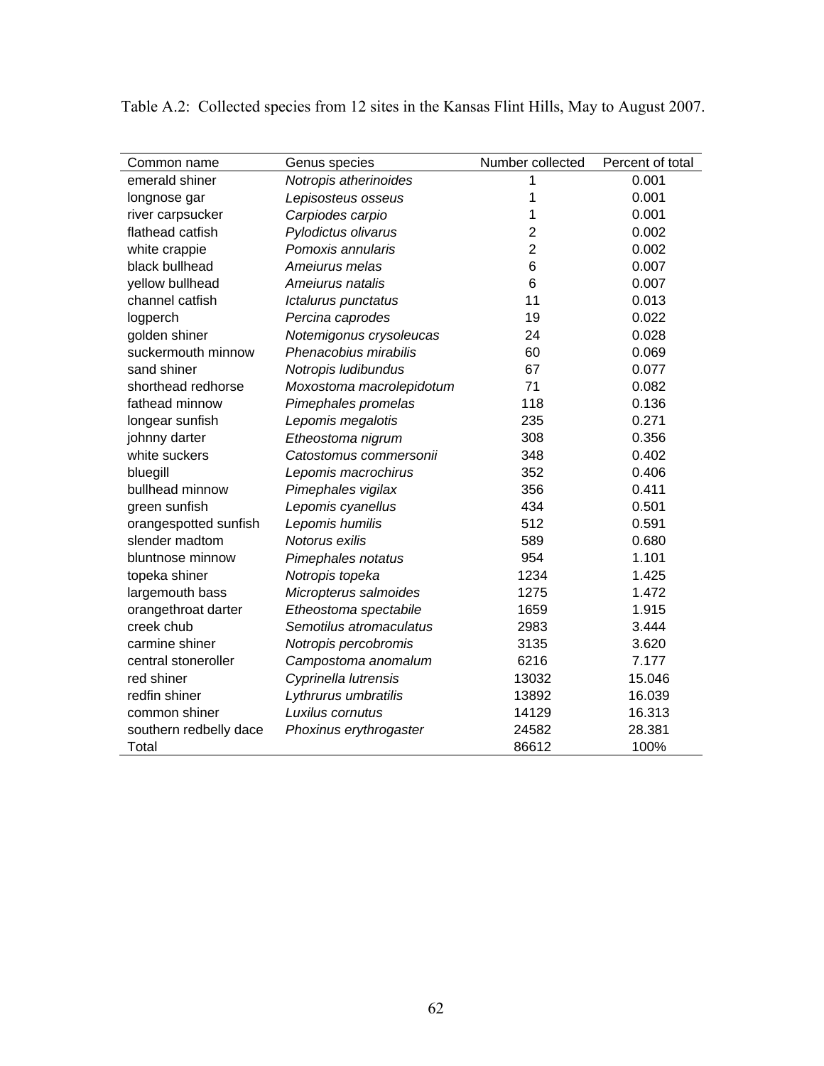Table A.2: Collected species from 12 sites in the Kansas Flint Hills, May to August 2007.

| Common name | Genus species | Number collected | Percent of total |
|---|---|---|---|
| emerald shiner | *Notropis atherinoides* | 1 | 0.001 |
| longnose gar | *Lepisosteus osseus* | 1 | 0.001 |
| river carpsucker | *Carpiodes carpio* | 1 | 0.001 |
| flathead catfish | *Pylodictus olivarus* | 2 | 0.002 |
| white crappie | *Pomoxis annularis* | 2 | 0.002 |
| black bullhead | *Ameiurus melas* | 6 | 0.007 |
| yellow bullhead | *Ameiurus natalis* | 6 | 0.007 |
| channel catfish | *Ictalurus punctatus* | 11 | 0.013 |
| logperch | *Percina caprodes* | 19 | 0.022 |
| golden shiner | *Notemigonus crysoleucas* | 24 | 0.028 |
| suckermouth minnow | *Phenacobius mirabilis* | 60 | 0.069 |
| sand shiner | *Notropis ludibundus* | 67 | 0.077 |
| shorthead redhorse | *Moxostoma macrolepidotum* | 71 | 0.082 |
| fathead minnow | *Pimephales promelas* | 118 | 0.136 |
| longear sunfish | *Lepomis megalotis* | 235 | 0.271 |
| johnny darter | *Etheostoma nigrum* | 308 | 0.356 |
| white suckers | *Catostomus commersonii* | 348 | 0.402 |
| bluegill | *Lepomis macrochirus* | 352 | 0.406 |
| bullhead minnow | *Pimephales vigilax* | 356 | 0.411 |
| green sunfish | *Lepomis cyanellus* | 434 | 0.501 |
| orangespotted sunfish | *Lepomis humilis* | 512 | 0.591 |
| slender madtom | *Notorus exilis* | 589 | 0.680 |
| bluntnose minnow | *Pimephales notatus* | 954 | 1.101 |
| topeka shiner | *Notropis topeka* | 1234 | 1.425 |
| largemouth bass | *Micropterus salmoides* | 1275 | 1.472 |
| orangethroat darter | *Etheostoma spectabile* | 1659 | 1.915 |
| creek chub | *Semotilus atromaculatus* | 2983 | 3.444 |
| carmine shiner | *Notropis percobromis* | 3135 | 3.620 |
| central stoneroller | *Campostoma anomalum* | 6216 | 7.177 |
| red shiner | *Cyprinella lutrensis* | 13032 | 15.046 |
| redfin shiner | *Lythrurus umbratilis* | 13892 | 16.039 |
| common shiner | *Luxilus cornutus* | 14129 | 16.313 |
| southern redbelly dace | *Phoxinus erythrogaster* | 24582 | 28.381 |
| Total | | 86612 | 100% |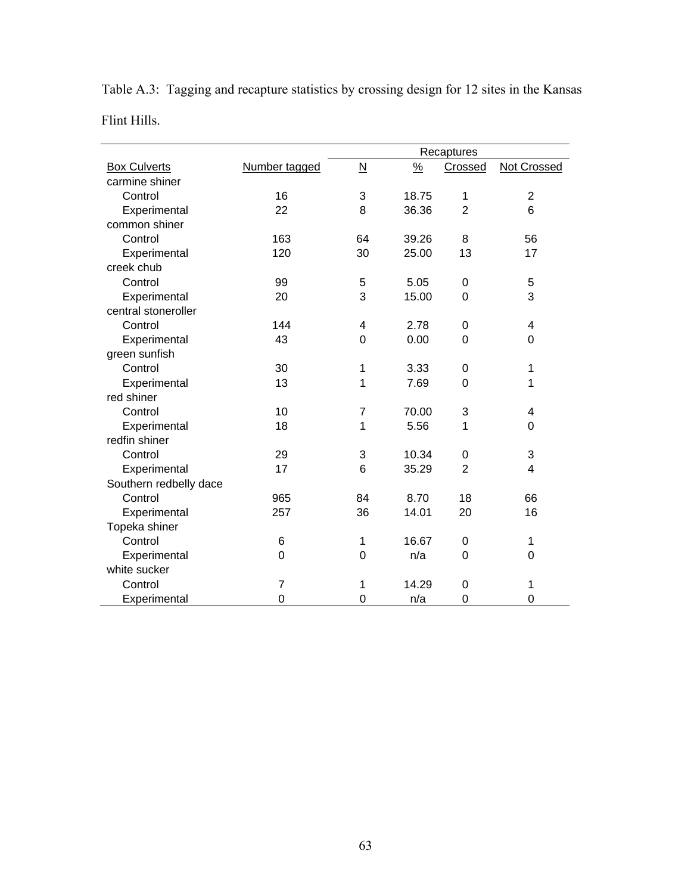Table A.3: Tagging and recapture statistics by crossing design for 12 sites in the Kansas Flint Hills.

| | | Recaptures | | | |
|---|---|---|---|---|---|
| Box Culverts | Number tagged | N | % | Crossed | Not Crossed |
| carmine shiner | | | | | |
| Control | 16 | 3 | 18.75 | 1 | 2 |
| Experimental | 22 | 8 | 36.36 | 2 | 6 |
| common shiner | | | | | |
| Control | 163 | 64 | 39.26 | 8 | 56 |
| Experimental | 120 | 30 | 25.00 | 13 | 17 |
| creek chub | | | | | |
| Control | 99 | 5 | 5.05 | 0 | 5 |
| Experimental | 20 | 3 | 15.00 | 0 | 3 |
| central stoneroller | | | | | |
| Control | 144 | 4 | 2.78 | 0 | 4 |
| Experimental | 43 | 0 | 0.00 | 0 | 0 |
| green sunfish | | | | | |
| Control | 30 | 1 | 3.33 | 0 | 1 |
| Experimental | 13 | 1 | 7.69 | 0 | 1 |
| red shiner | | | | | |
| Control | 10 | 7 | 70.00 | 3 | 4 |
| Experimental | 18 | 1 | 5.56 | 1 | 0 |
| redfin shiner | | | | | |
| Control | 29 | 3 | 10.34 | 0 | 3 |
| Experimental | 17 | 6 | 35.29 | 2 | 4 |
| Southern redbelly dace | | | | | |
| Control | 965 | 84 | 8.70 | 18 | 66 |
| Experimental | 257 | 36 | 14.01 | 20 | 16 |
| Topeka shiner | | | | | |
| Control | 6 | 1 | 16.67 | 0 | 1 |
| Experimental | 0 | 0 | n/a | 0 | 0 |
| white sucker | | | | | |
| Control | 7 | 1 | 14.29 | 0 | 1 |
| Experimental | 0 | 0 | n/a | 0 | 0 |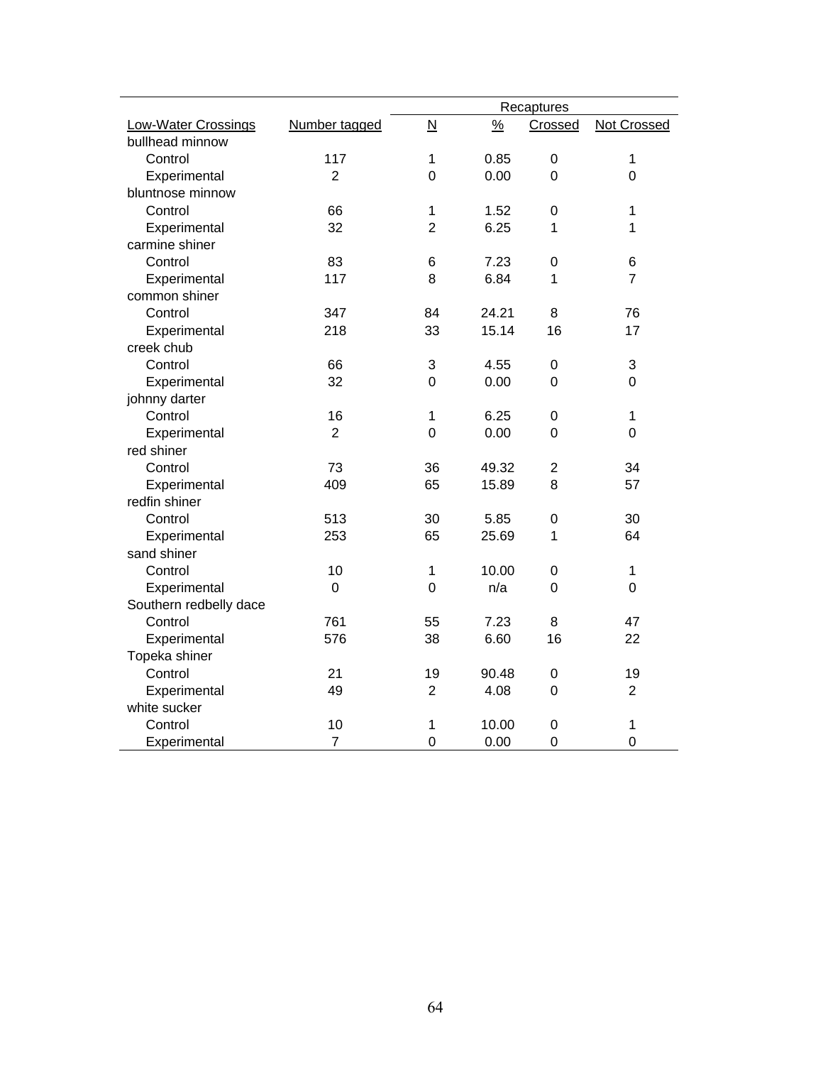| | | Recaptures | | | |
|---|---|---|---|---|---|
| Low-Water Crossings | Number tagged | N | % | Crossed | Not Crossed |
| bullhead minnow | | | | | |
| Control | 117 | 1 | 0.85 | 0 | 1 |
| Experimental | 2 | 0 | 0.00 | 0 | 0 |
| bluntnose minnow | | | | | |
| Control | 66 | 1 | 1.52 | 0 | 1 |
| Experimental | 32 | 2 | 6.25 | 1 | 1 |
| carmine shiner | | | | | |
| Control | 83 | 6 | 7.23 | 0 | 6 |
| Experimental | 117 | 8 | 6.84 | 1 | 7 |
| common shiner | | | | | |
| Control | 347 | 84 | 24.21 | 8 | 76 |
| Experimental | 218 | 33 | 15.14 | 16 | 17 |
| creek chub | | | | | |
| Control | 66 | 3 | 4.55 | 0 | 3 |
| Experimental | 32 | 0 | 0.00 | 0 | 0 |
| johnny darter | | | | | |
| Control | 16 | 1 | 6.25 | 0 | 1 |
| Experimental | 2 | 0 | 0.00 | 0 | 0 |
| red shiner | | | | | |
| Control | 73 | 36 | 49.32 | 2 | 34 |
| Experimental | 409 | 65 | 15.89 | 8 | 57 |
| redfin shiner | | | | | |
| Control | 513 | 30 | 5.85 | 0 | 30 |
| Experimental | 253 | 65 | 25.69 | 1 | 64 |
| sand shiner | | | | | |
| Control | 10 | 1 | 10.00 | 0 | 1 |
| Experimental | 0 | 0 | n/a | 0 | 0 |
| Southern redbelly dace | | | | | |
| Control | 761 | 55 | 7.23 | 8 | 47 |
| Experimental | 576 | 38 | 6.60 | 16 | 22 |
| Topeka shiner | | | | | |
| Control | 21 | 19 | 90.48 | 0 | 19 |
| Experimental | 49 | 2 | 4.08 | 0 | 2 |
| white sucker | | | | | |
| Control | 10 | 1 | 10.00 | 0 | 1 |
| Experimental | 7 | 0 | 0.00 | 0 | 0 |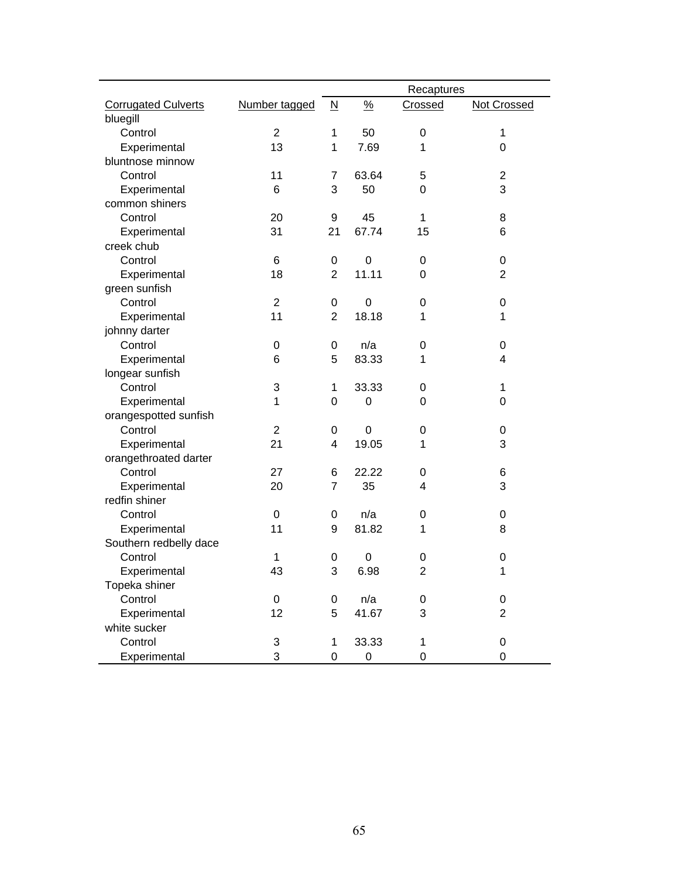| Corrugated Culverts | Number tagged | Recaptures | | | |
|---|---|---|---|---|---|
| | | N | % | Crossed | Not Crossed |
| bluegill | | | | | |
| Control | 2 | 1 | 50 | 0 | 1 |
| Experimental | 13 | 1 | 7.69 | 1 | 0 |
| bluntnose minnow | | | | | |
| Control | 11 | 7 | 63.64 | 5 | 2 |
| Experimental | 6 | 3 | 50 | 0 | 3 |
| common shiners | | | | | |
| Control | 20 | 9 | 45 | 1 | 8 |
| Experimental | 31 | 21 | 67.74 | 15 | 6 |
| creek chub | | | | | |
| Control | 6 | 0 | 0 | 0 | 0 |
| Experimental | 18 | 2 | 11.11 | 0 | 2 |
| green sunfish | | | | | |
| Control | 2 | 0 | 0 | 0 | 0 |
| Experimental | 11 | 2 | 18.18 | 1 | 1 |
| johnny darter | | | | | |
| Control | 0 | 0 | n/a | 0 | 0 |
| Experimental | 6 | 5 | 83.33 | 1 | 4 |
| longear sunfish | | | | | |
| Control | 3 | 1 | 33.33 | 0 | 1 |
| Experimental | 1 | 0 | 0 | 0 | 0 |
| orangespotted sunfish | | | | | |
| Control | 2 | 0 | 0 | 0 | 0 |
| Experimental | 21 | 4 | 19.05 | 1 | 3 |
| orangethroated darter | | | | | |
| Control | 27 | 6 | 22.22 | 0 | 6 |
| Experimental | 20 | 7 | 35 | 4 | 3 |
| redfin shiner | | | | | |
| Control | 0 | 0 | n/a | 0 | 0 |
| Experimental | 11 | 9 | 81.82 | 1 | 8 |
| Southern redbelly dace | | | | | |
| Control | 1 | 0 | 0 | 0 | 0 |
| Experimental | 43 | 3 | 6.98 | 2 | 1 |
| Topeka shiner | | | | | |
| Control | 0 | 0 | n/a | 0 | 0 |
| Experimental | 12 | 5 | 41.67 | 3 | 2 |
| white sucker | | | | | |
| Control | 3 | 1 | 33.33 | 1 | 0 |
| Experimental | 3 | 0 | 0 | 0 | 0 |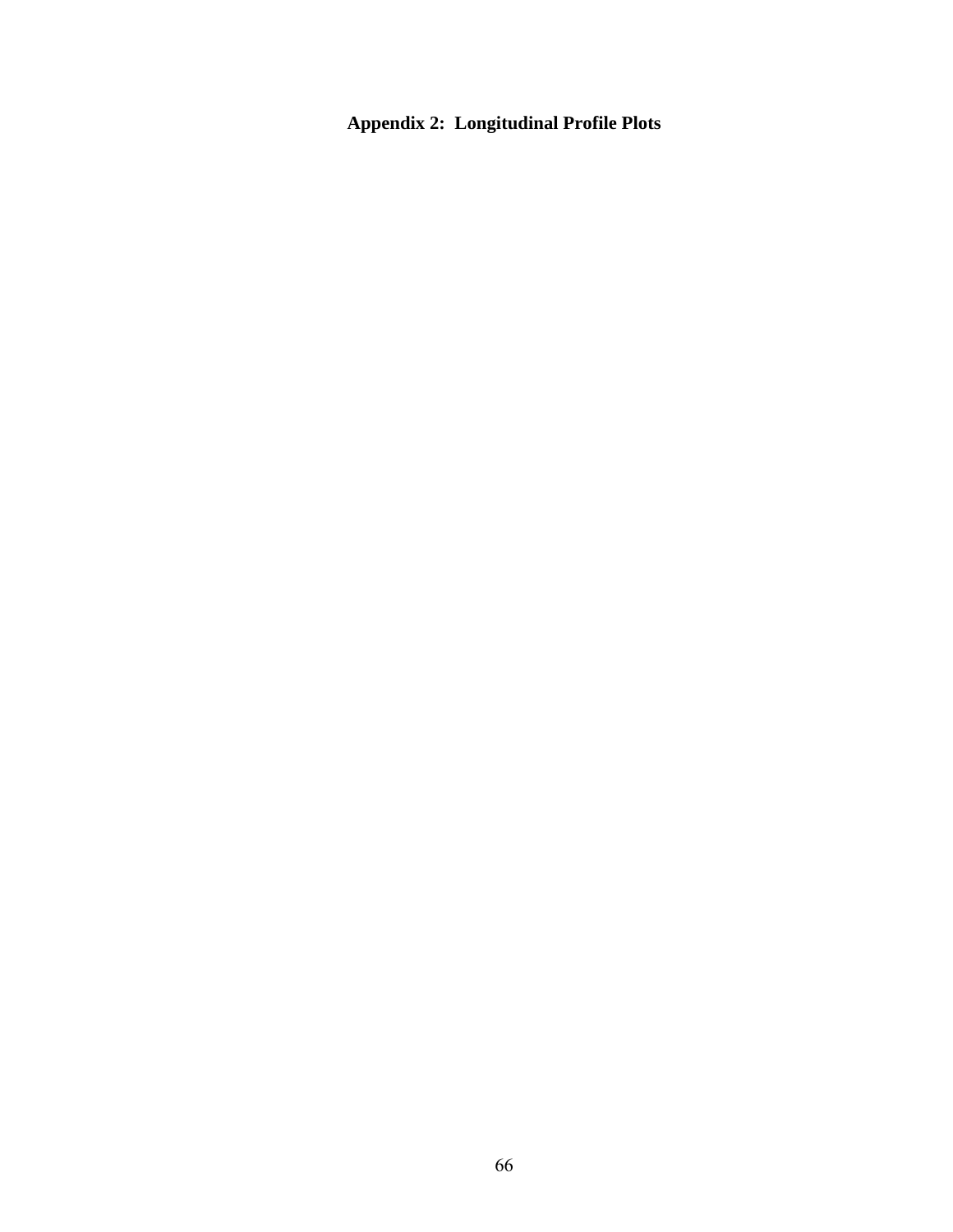# Appendix 2: Longitudinal Profile Plots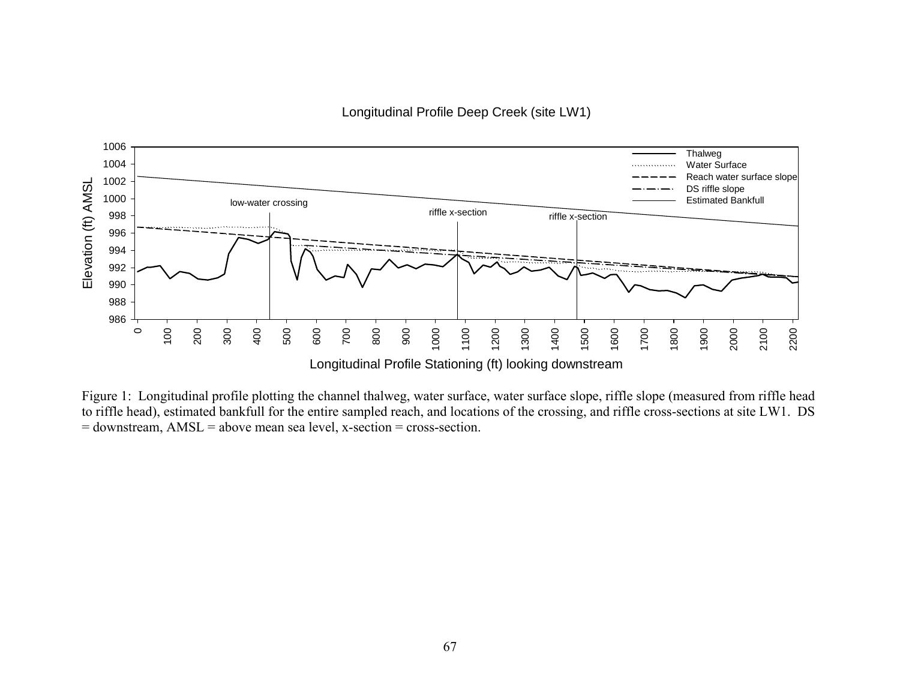Figure 1: Longitudinal profile plotting the channel thalweg, water surface, water surface slope, riffle slope (measured from riffle head to riffle head), estimated bankfull for the entire sampled reach, and locations of the crossing, and riffle cross-sections at site LW1. DS = downstream, AMSL = above mean sea level, x-section = cross-section.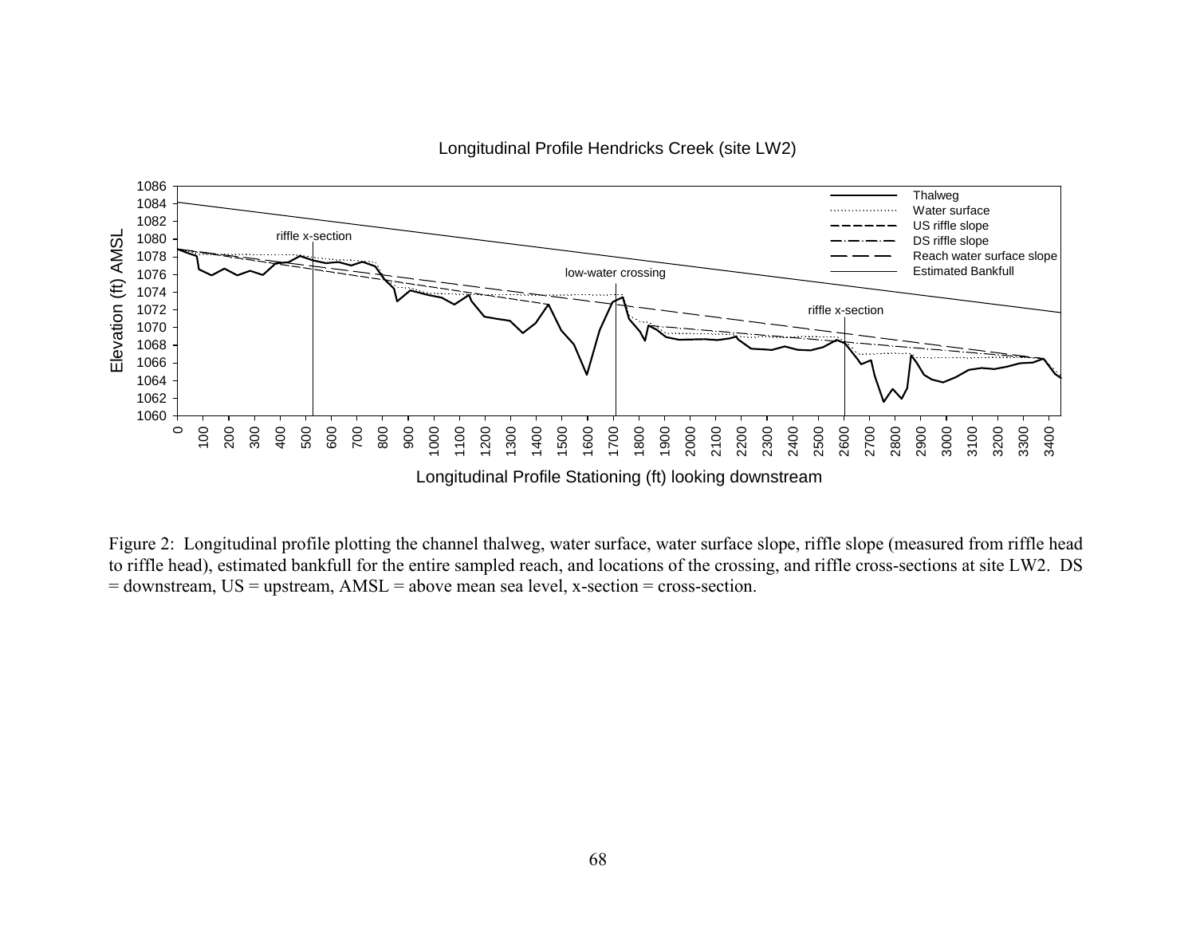Figure 2: Longitudinal profile plotting the channel thalweg, water surface, water surface slope, riffle slope (measured from riffle head to riffle head), estimated bankfull for the entire sampled reach, and locations of the crossing, and riffle cross-sections at site LW2. DS = downstream, US = upstream, AMSL = above mean sea level, x-section = cross-section.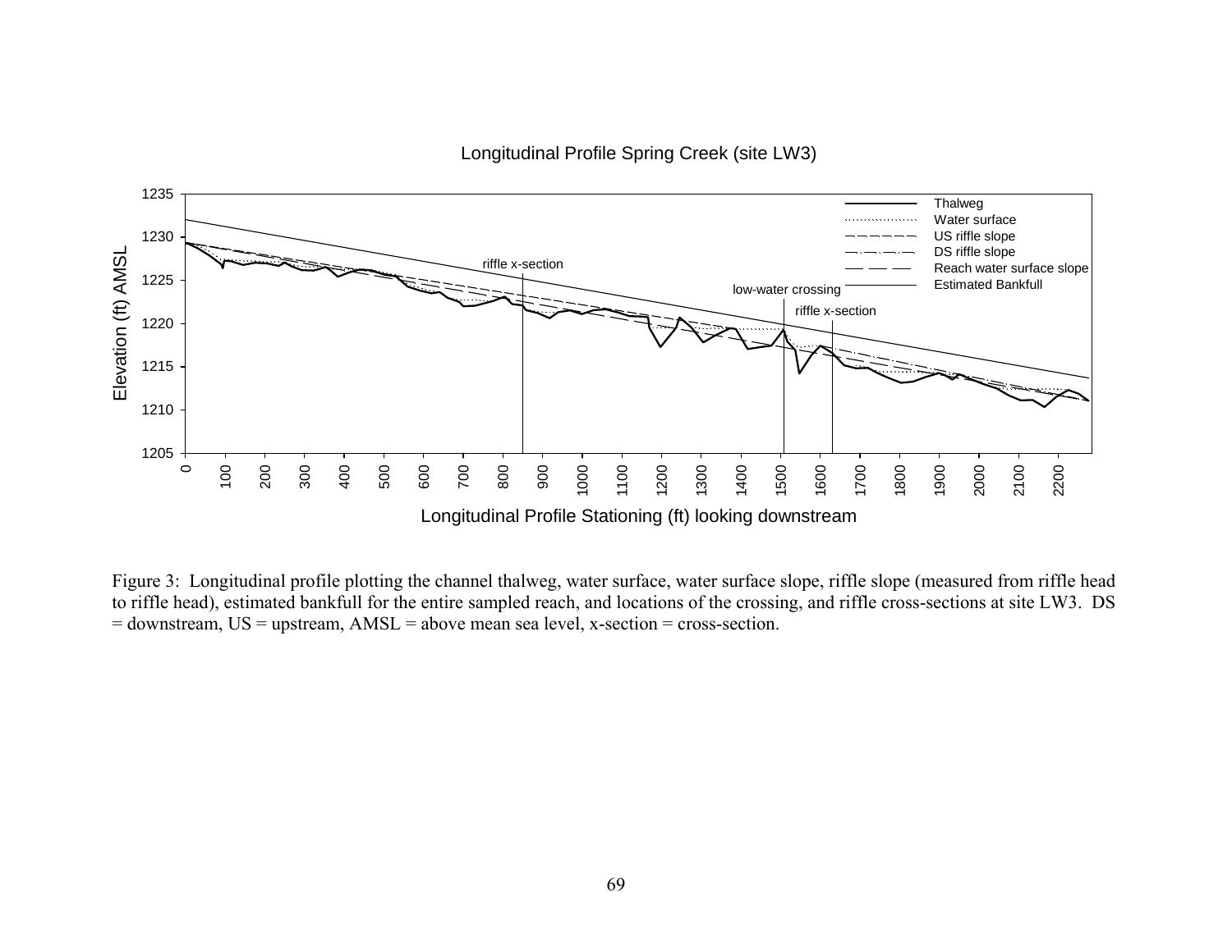Longitudinal Profile Spring Creek (site LW3)

Figure 3: Longitudinal profile plotting the channel thalweg, water surface, water surface slope, riffle slope (measured from riffle head to riffle head), estimated bankfull for the entire sampled reach, and locations of the crossing, and riffle cross-sections at site LW3. DS = downstream, US = upstream, AMSL = above mean sea level, x-section = cross-section.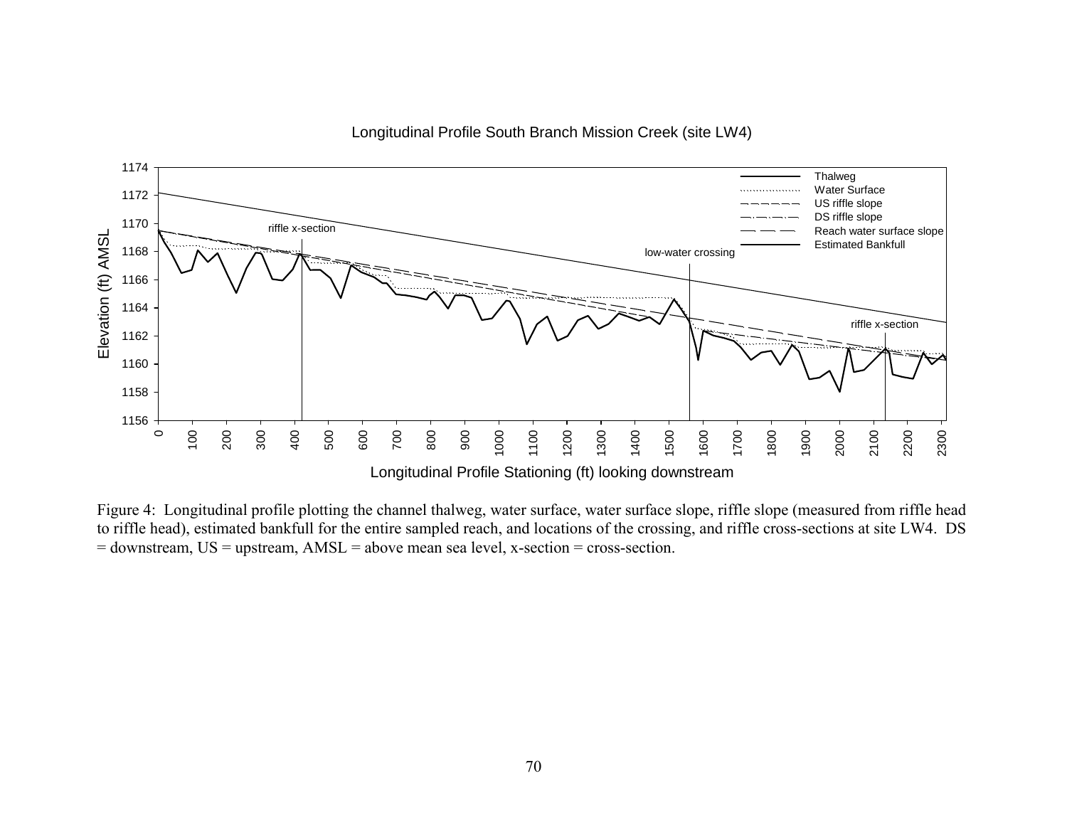Longitudinal Profile South Branch Mission Creek (site LW4)

Figure 4: Longitudinal profile plotting the channel thalweg, water surface, water surface slope, riffle slope (measured from riffle head to riffle head), estimated bankfull for the entire sampled reach, and locations of the crossing, and riffle cross-sections at site LW4. DS = downstream, US = upstream, AMSL = above mean sea level, x-section = cross-section.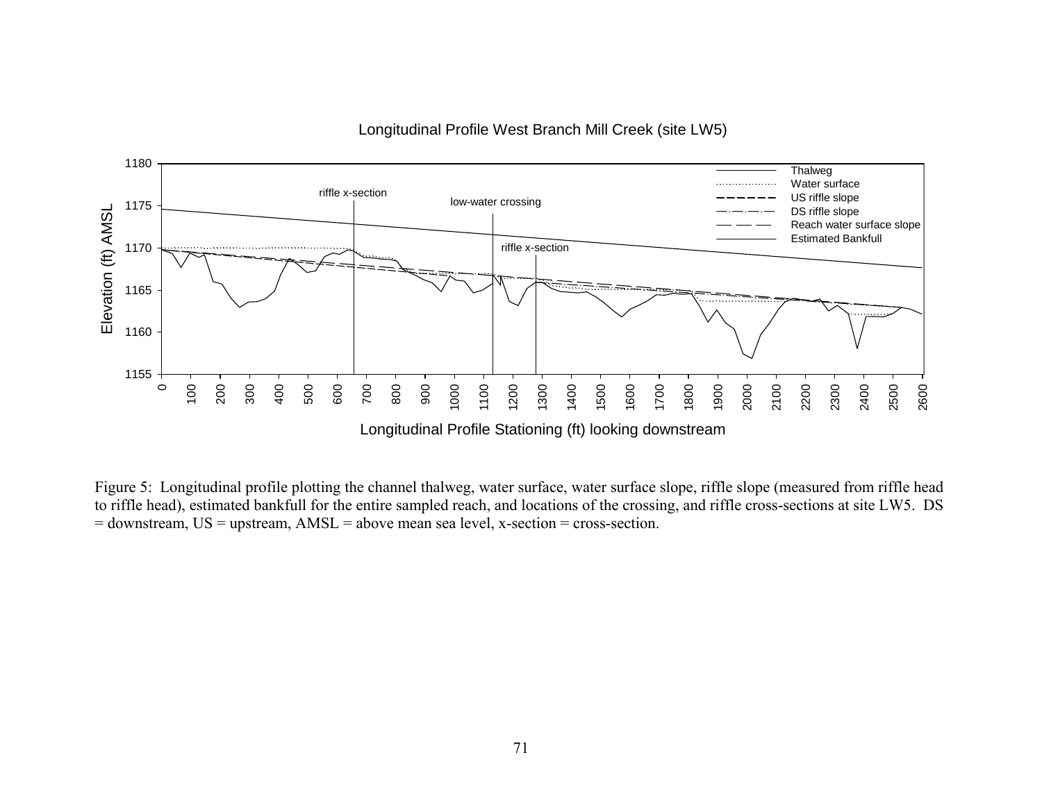Figure 5: Longitudinal profile plotting the channel thalweg, water surface, water surface slope, riffle slope (measured from riffle head to riffle head), estimated bankfull for the entire sampled reach, and locations of the crossing, and riffle cross-sections at site LW5. DS = downstream, US = upstream, AMSL = above mean sea level, x-section = cross-section.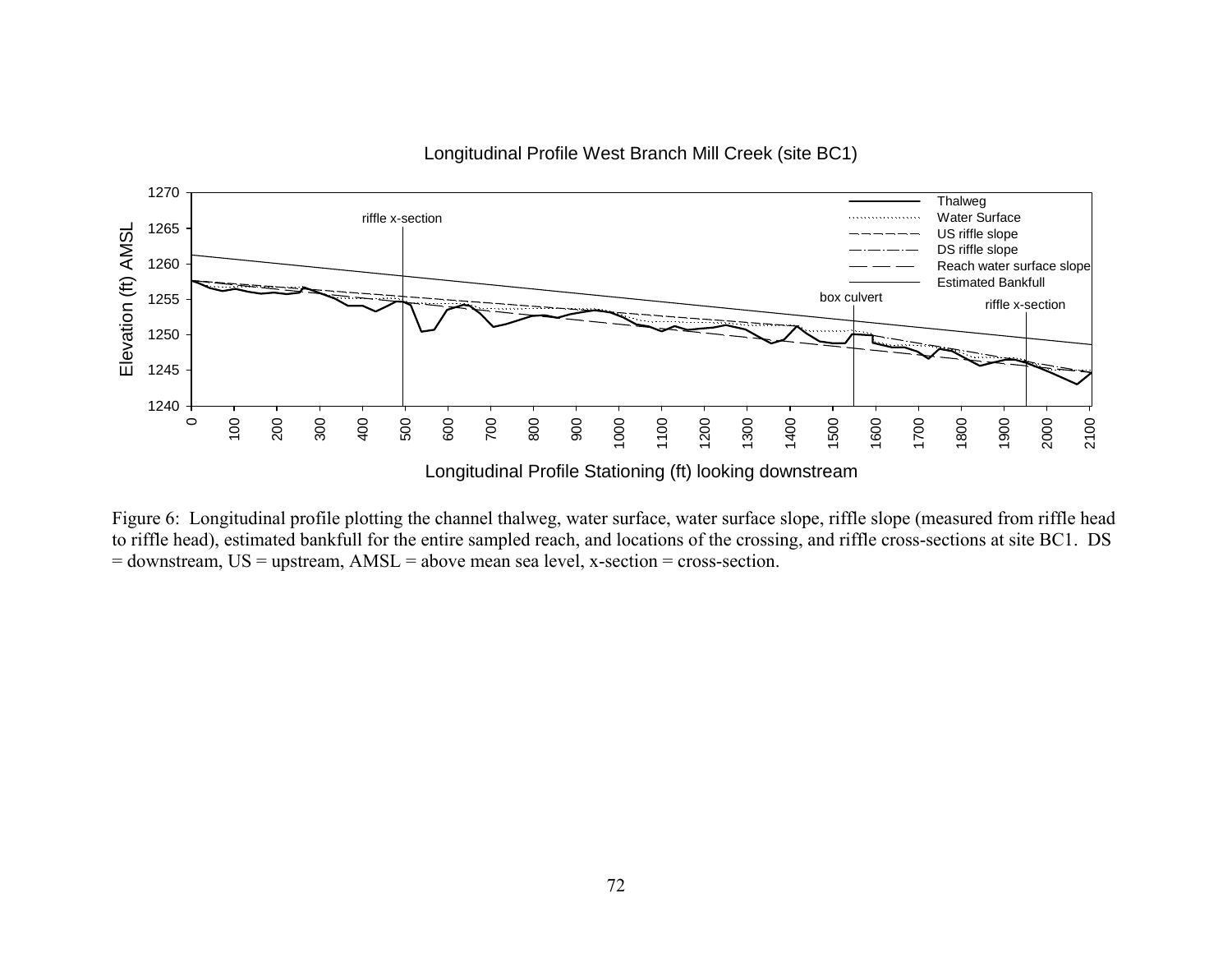Figure 6: Longitudinal profile plotting the channel thalweg, water surface, water surface slope, riffle slope (measured from riffle head to riffle head), estimated bankfull for the entire sampled reach, and locations of the crossing, and riffle cross-sections at site BC1. DS = downstream, US = upstream, AMSL = above mean sea level, x-section = cross-section.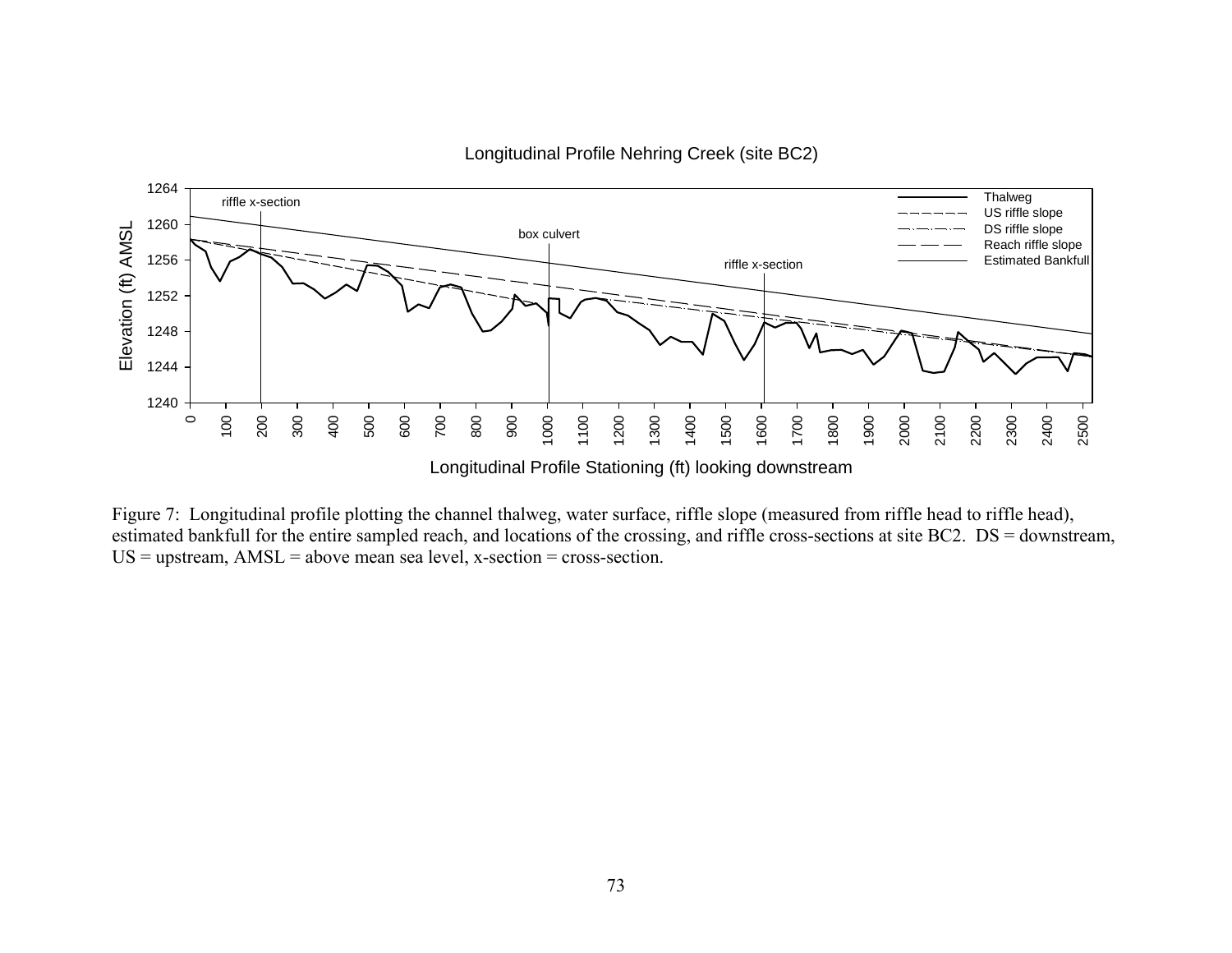Figure 7: Longitudinal profile plotting the channel thalweg, water surface, riffle slope (measured from riffle head to riffle head), estimated bankfull for the entire sampled reach, and locations of the crossing, and riffle cross-sections at site BC2. DS = downstream, US = upstream, AMSL = above mean sea level, x-section = cross-section.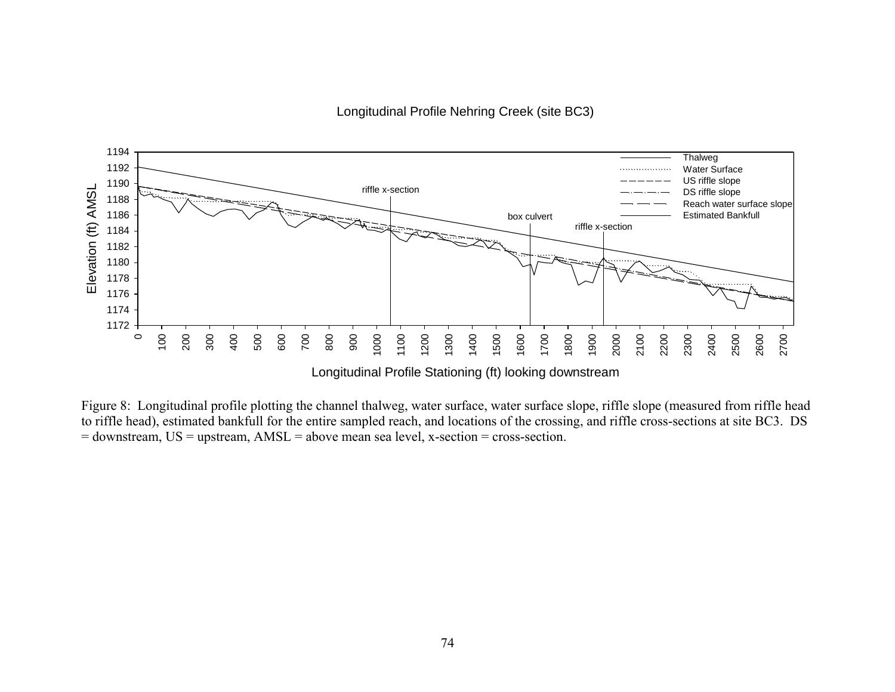Longitudinal Profile Nehring Creek (site BC3)

Figure 8: Longitudinal profile plotting the channel thalweg, water surface, water surface slope, riffle slope (measured from riffle head to riffle head), estimated bankfull for the entire sampled reach, and locations of the crossing, and riffle cross-sections at site BC3. DS = downstream, US = upstream, AMSL = above mean sea level, x-section = cross-section.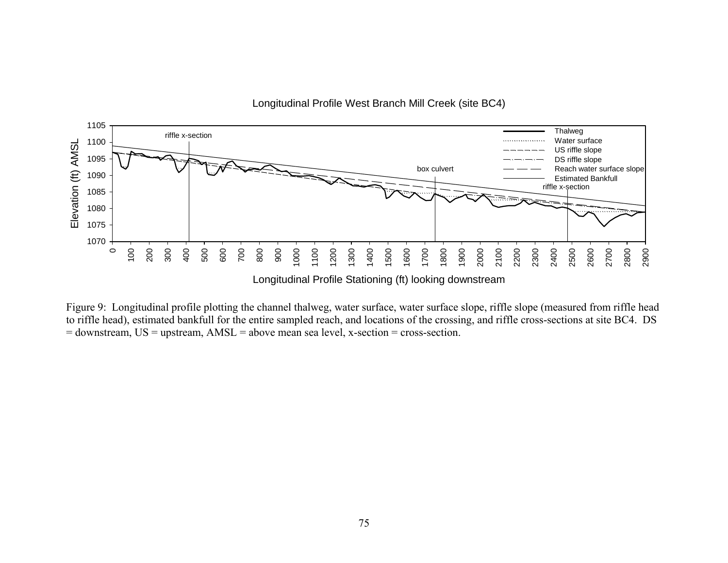Figure 9: Longitudinal profile plotting the channel thalweg, water surface, water surface slope, riffle slope (measured from riffle head to riffle head), estimated bankfull for the entire sampled reach, and locations of the crossing, and riffle cross-sections at site BC4. DS = downstream, US = upstream, AMSL = above mean sea level, x-section = cross-section.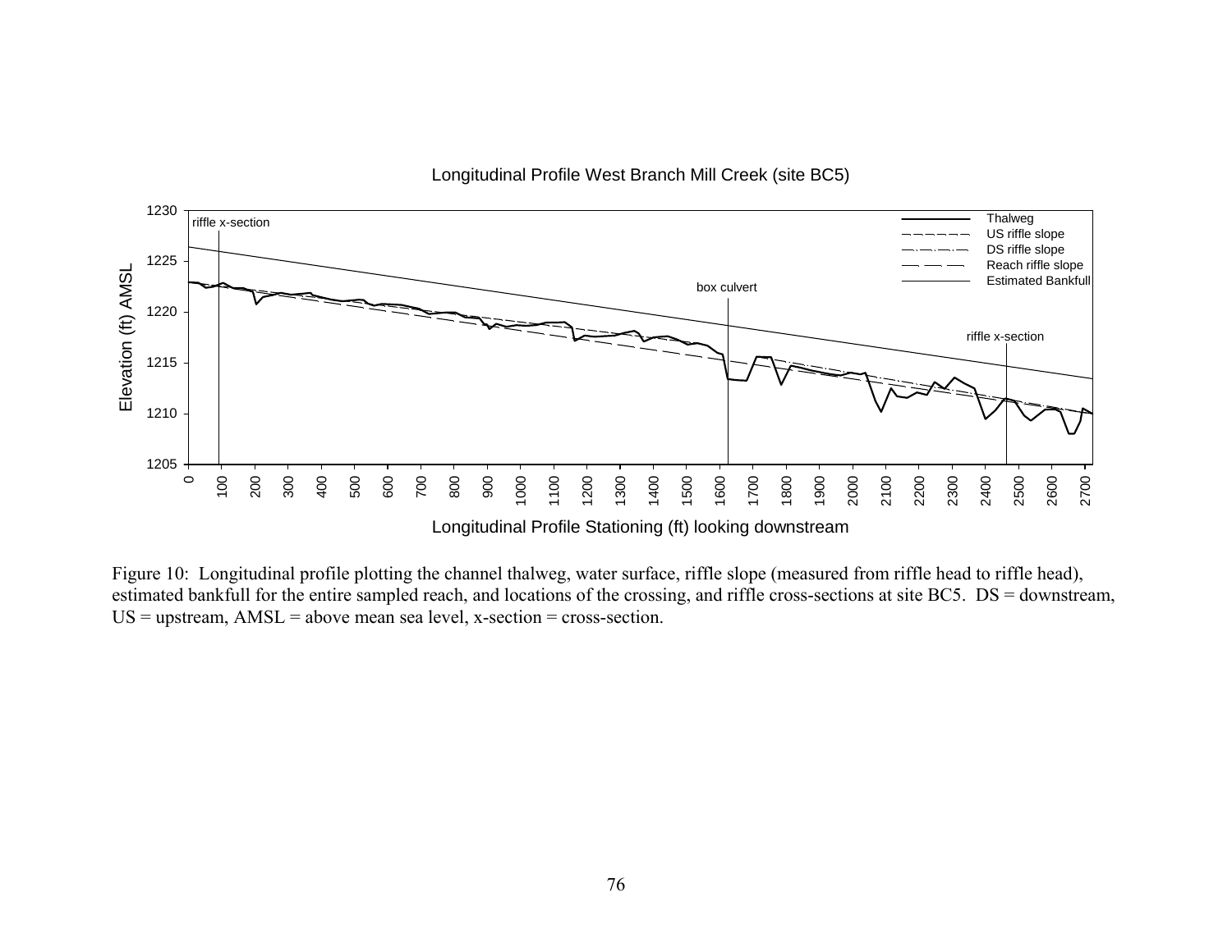Figure 10: Longitudinal profile plotting the channel thalweg, water surface, riffle slope (measured from riffle head to riffle head), estimated bankfull for the entire sampled reach, and locations of the crossing, and riffle cross-sections at site BC5. DS = downstream, US = upstream, AMSL = above mean sea level, x-section = cross-section.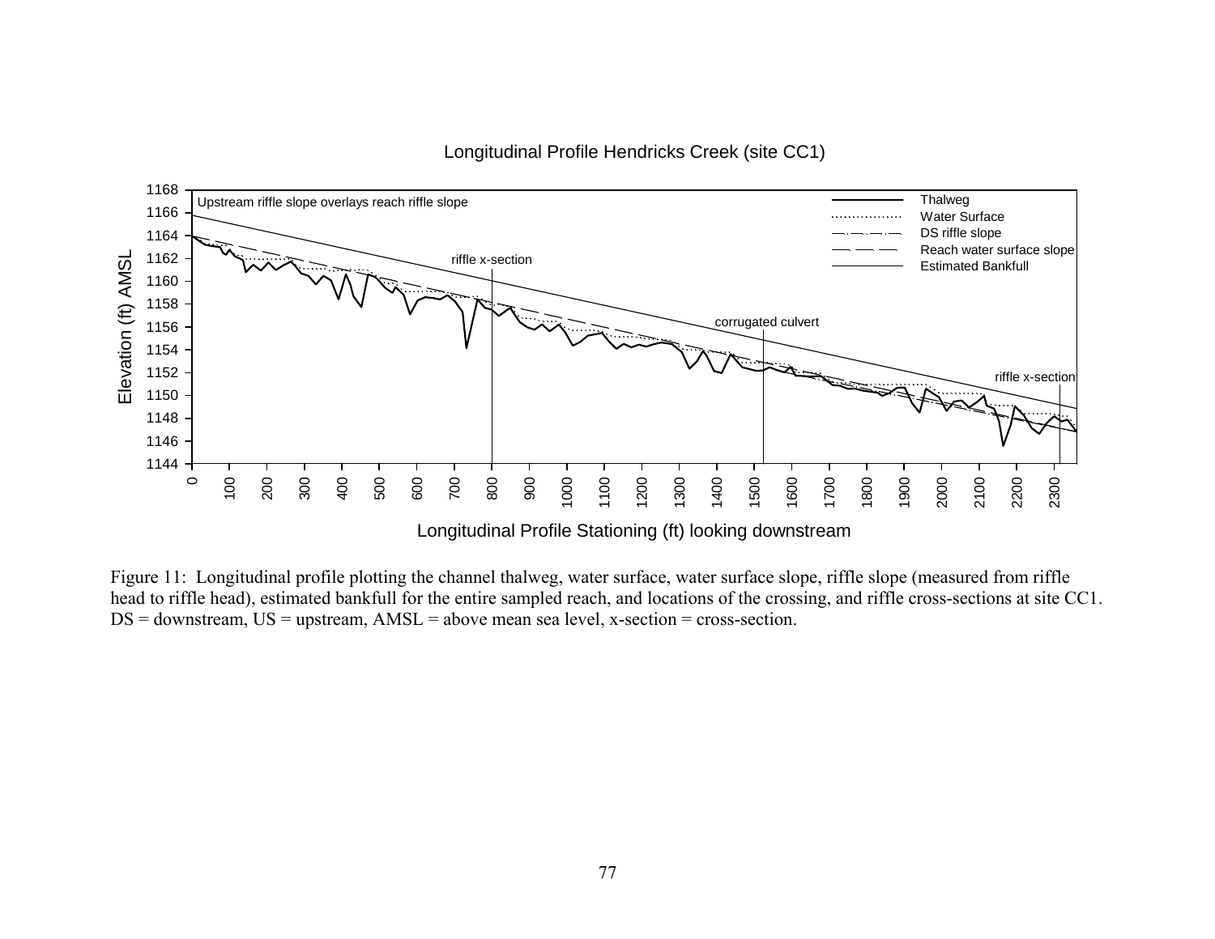Longitudinal Profile Hendricks Creek (site CC1)

Figure 11: Longitudinal profile plotting the channel thalweg, water surface, water surface slope, riffle slope (measured from riffle head to riffle head), estimated bankfull for the entire sampled reach, and locations of the crossing, and riffle cross-sections at site CC1. DS = downstream, US = upstream, AMSL = above mean sea level, x-section = cross-section.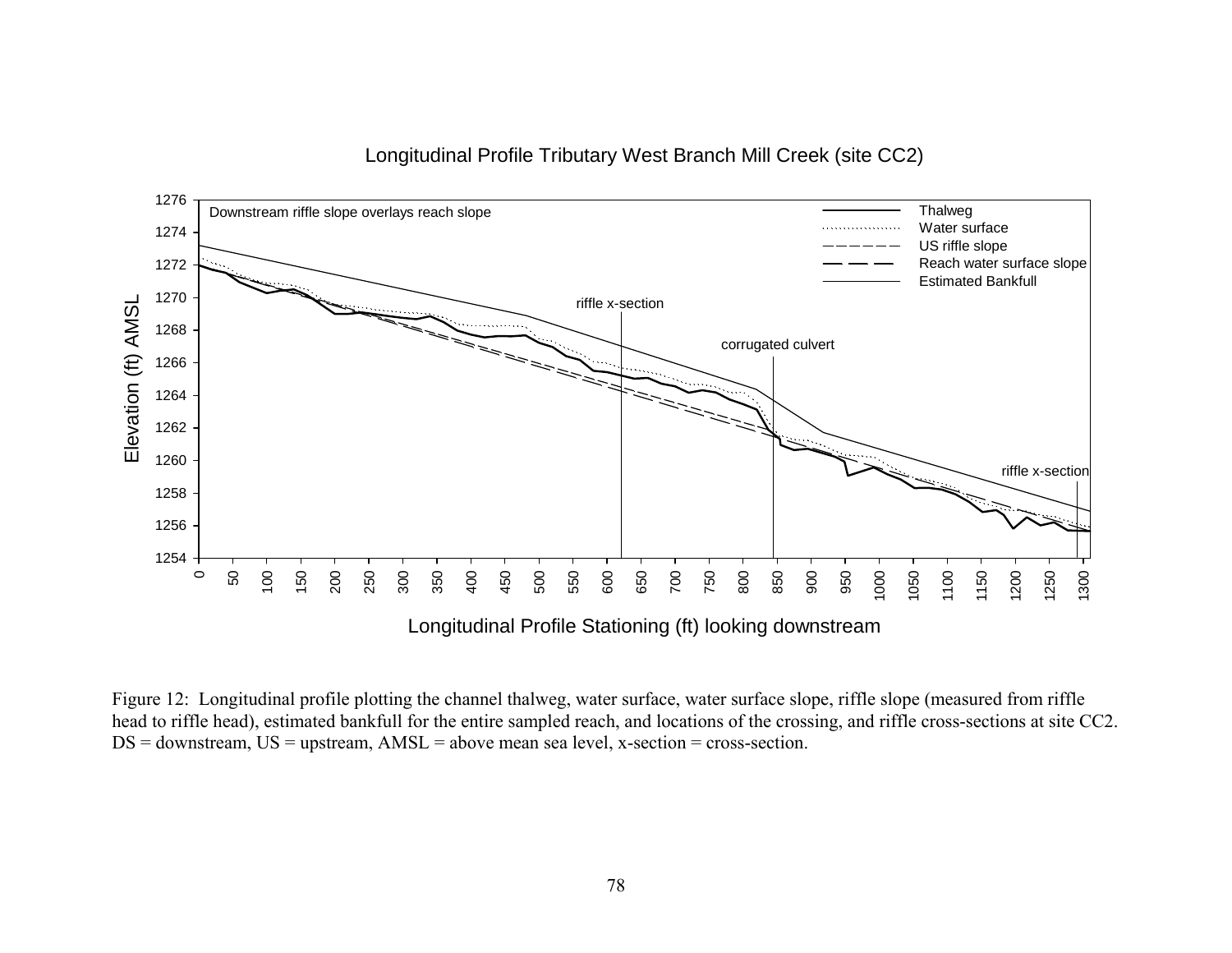Longitudinal Profile Tributary West Branch Mill Creek (site CC2)

Downstream riffle slope overlays reach slope

Figure 12: Longitudinal profile plotting the channel thalweg, water surface, water surface slope, riffle slope (measured from riffle head to riffle head), estimated bankfull for the entire sampled reach, and locations of the crossing, and riffle cross-sections at site CC2. DS = downstream, US = upstream, AMSL = above mean sea level, x-section = cross-section.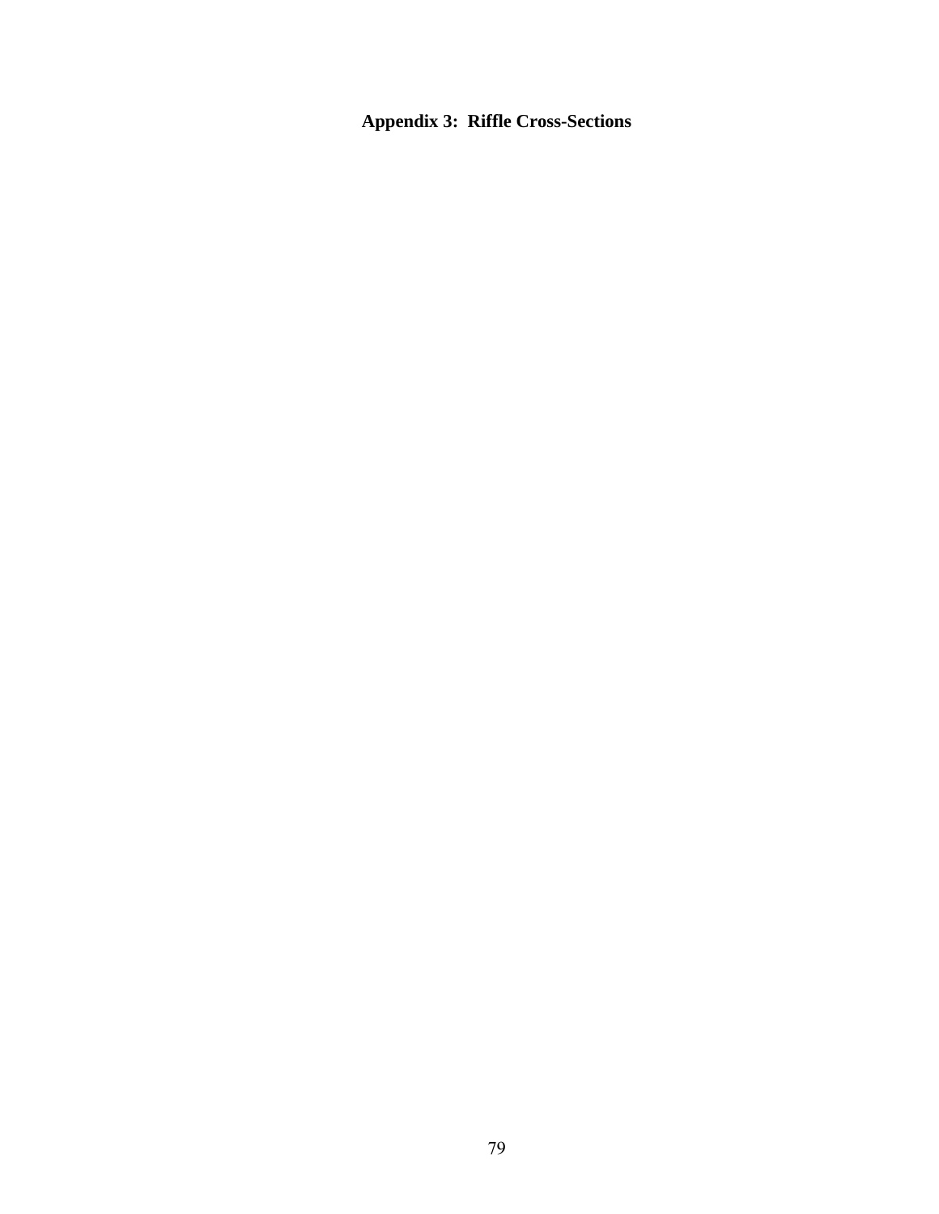# Appendix 3: Riffle Cross-Sections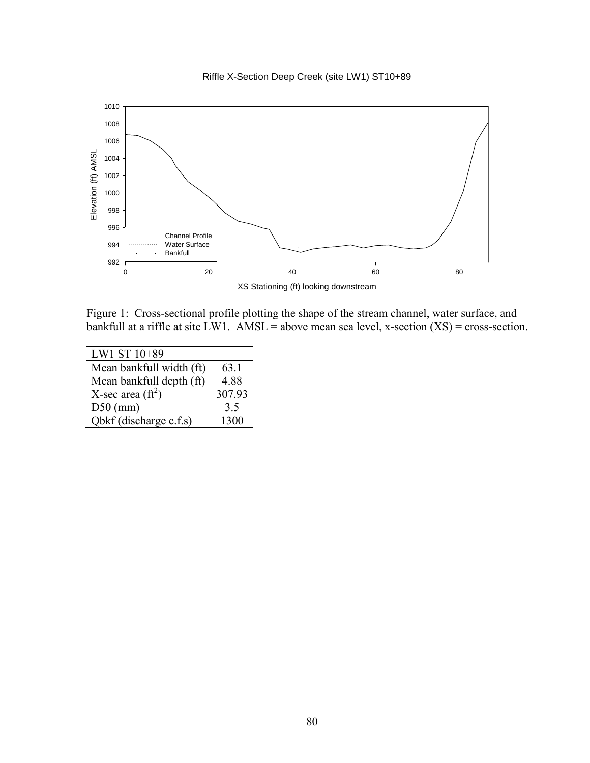Riffle X-Section Deep Creek (site LW1) ST10+89

Figure 1: Cross-sectional profile plotting the shape of the stream channel, water surface, and bankfull at a riffle at site LW1. AMSL = above mean sea level, x-section (XS) = cross-section.

| LW1 ST 10+89 | |
|---|---|
| Mean bankfull width (ft) | 63.1 |
| Mean bankfull depth (ft) | 4.88 |
| X-sec area ($ft^2$) | 307.93 |
| D50 (mm) | 3.5 |
| Qbkf (discharge c.f.s) | 1300 |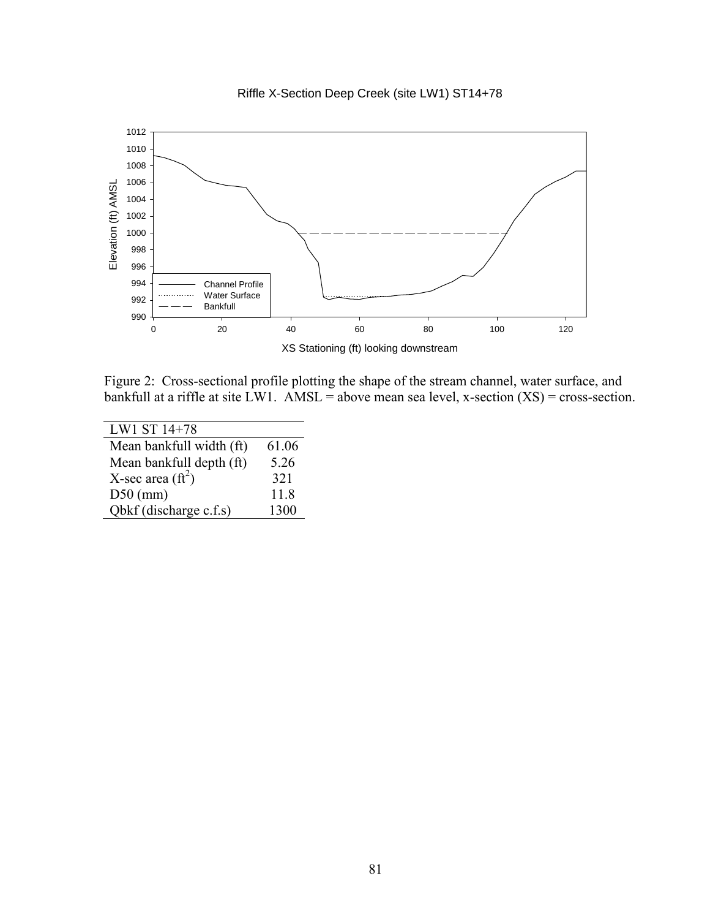Riffle X-Section Deep Creek (site LW1) ST14+78

Figure 2: Cross-sectional profile plotting the shape of the stream channel, water surface, and bankfull at a riffle at site LW1. AMSL = above mean sea level, x-section (XS) = cross-section.

| LW1 ST 14+78 | |
|---|---|
| Mean bankfull width (ft) | 61.06 |
| Mean bankfull depth (ft) | 5.26 |
| X-sec area ($ft^2$) | 321 |
| D50 (mm) | 11.8 |
| Qbkf (discharge c.f.s) | 1300 |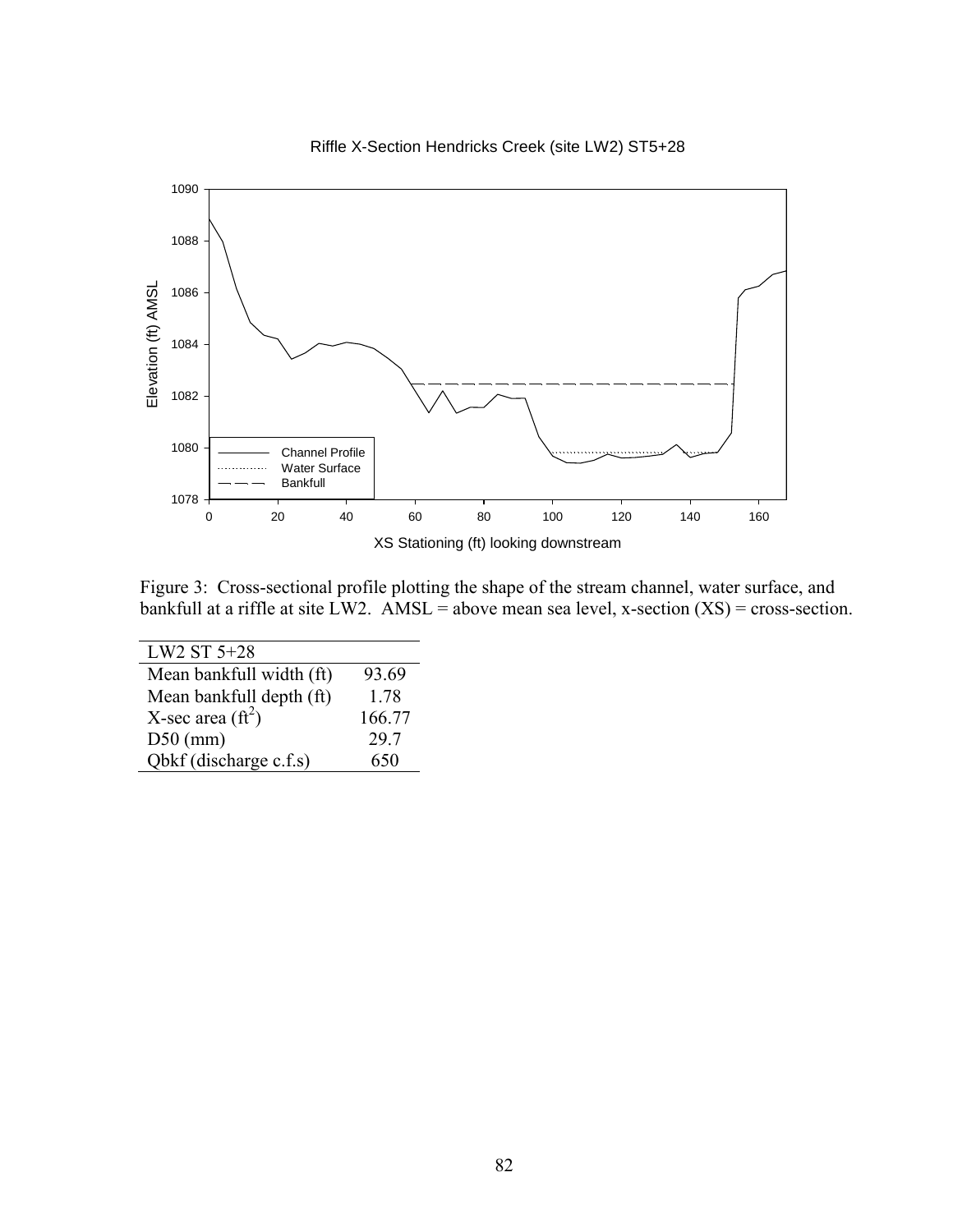Riffle X-Section Hendricks Creek (site LW2) ST5+28

Figure 3: Cross-sectional profile plotting the shape of the stream channel, water surface, and bankfull at a riffle at site LW2. AMSL = above mean sea level, x-section (XS) = cross-section.

| LW2 ST 5+28 | |
|---|---|
| Mean bankfull width (ft) | 93.69 |
| Mean bankfull depth (ft) | 1.78 |
| X-sec area ($ft^2$) | 166.77 |
| D50 (mm) | 29.7 |
| Qbkf (discharge c.f.s) | 650 |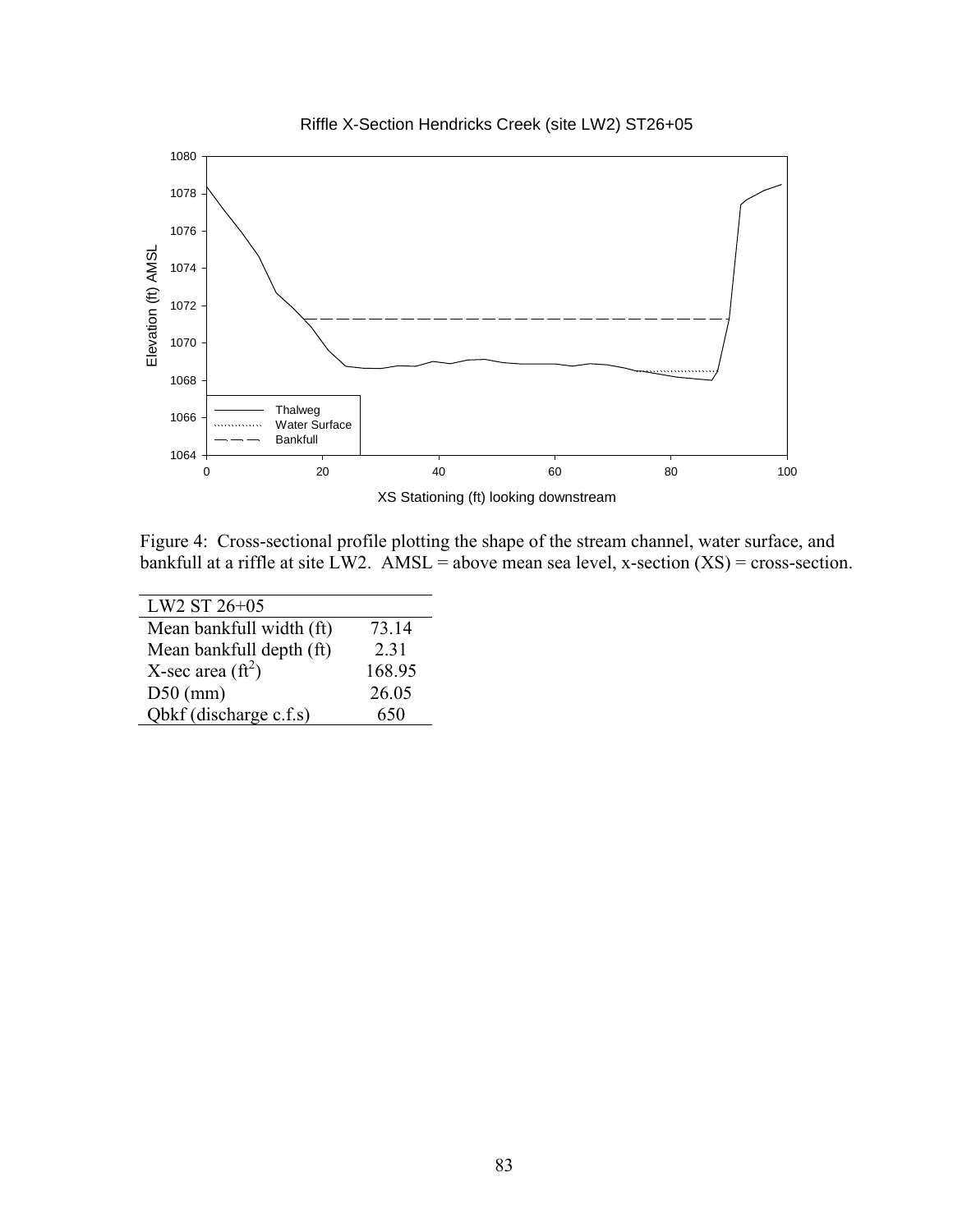Figure 4: Cross-sectional profile plotting the shape of the stream channel, water surface, and bankfull at a riffle at site LW2. AMSL = above mean sea level, x-section (XS) = cross-section.

| LW2 ST 26+05 | |
|---|---|
| Mean bankfull width (ft) | 73.14 |
| Mean bankfull depth (ft) | 2.31 |
| X-sec area ($ft^2$) | 168.95 |
| D50 (mm) | 26.05 |
| Qbkf (discharge c.f.s) | 650 |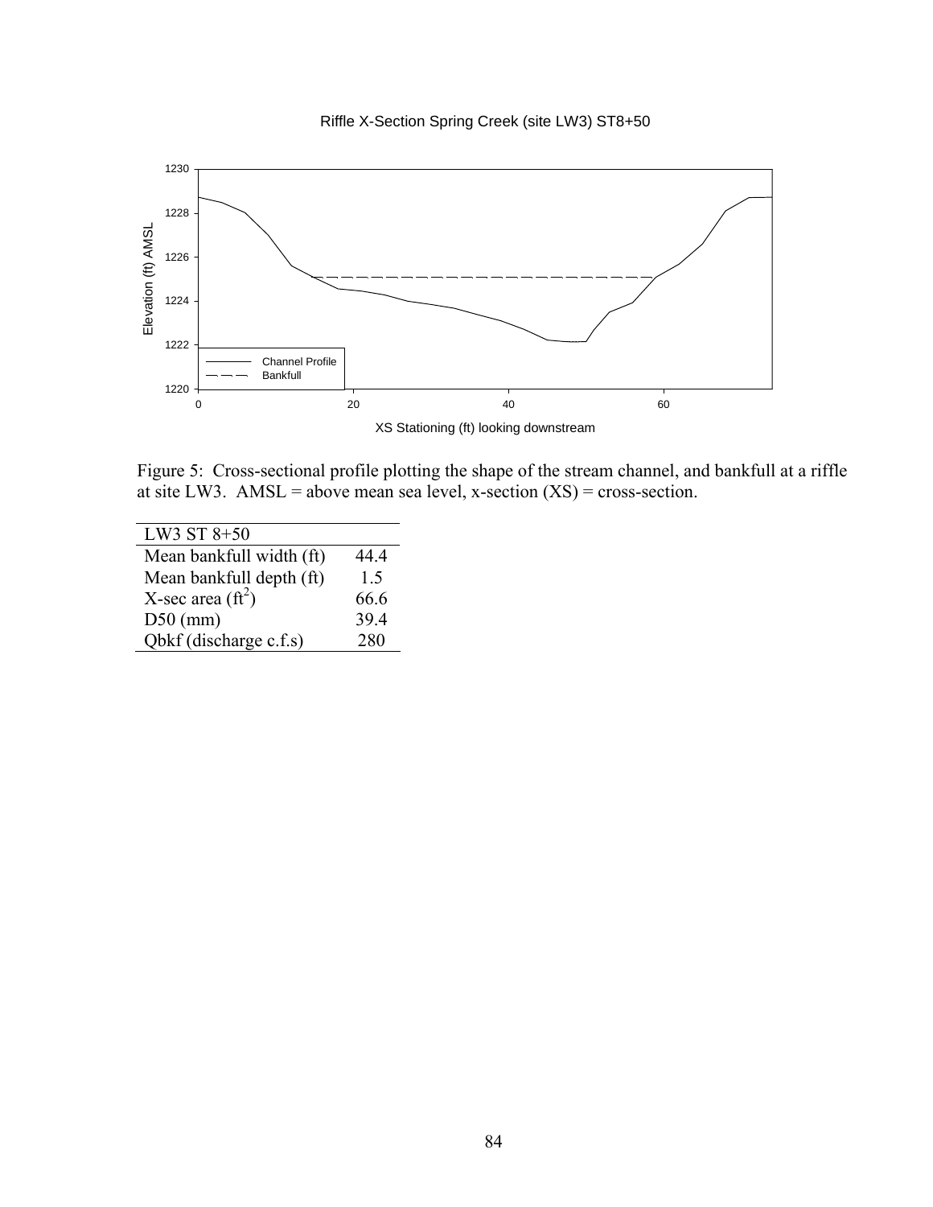Riffle X-Section Spring Creek (site LW3) ST8+50

Figure 5: Cross-sectional profile plotting the shape of the stream channel, and bankfull at a riffle at site LW3. AMSL = above mean sea level, x-section (XS) = cross-section.

| LW3 ST 8+50 | |
|---|---|
| Mean bankfull width (ft) | 44.4 |
| Mean bankfull depth (ft) | 1.5 |
| X-sec area ($ft^2$) | 66.6 |
| D50 (mm) | 39.4 |
| Qbkf (discharge c.f.s) | 280 |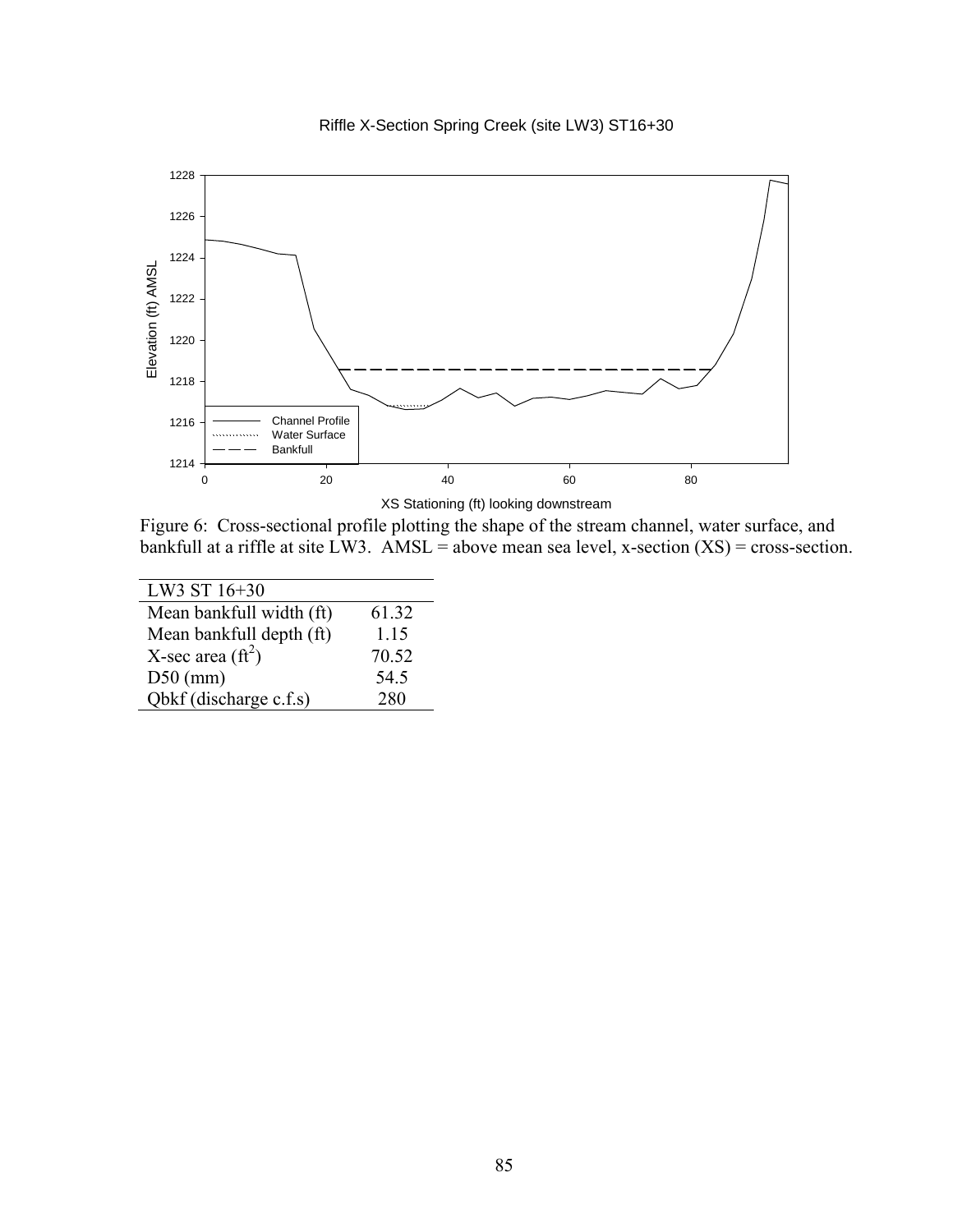Riffle X-Section Spring Creek (site LW3) ST16+30

Figure 6: Cross-sectional profile plotting the shape of the stream channel, water surface, and bankfull at a riffle at site LW3. AMSL = above mean sea level, x-section (XS) = cross-section.

| LW3 ST 16+30 | |
|---|---|
| Mean bankfull width (ft) | 61.32 |
| Mean bankfull depth (ft) | 1.15 |
| X-sec area ($ft^2$) | 70.52 |
| D50 (mm) | 54.5 |
| Qbkf (discharge c.f.s) | 280 |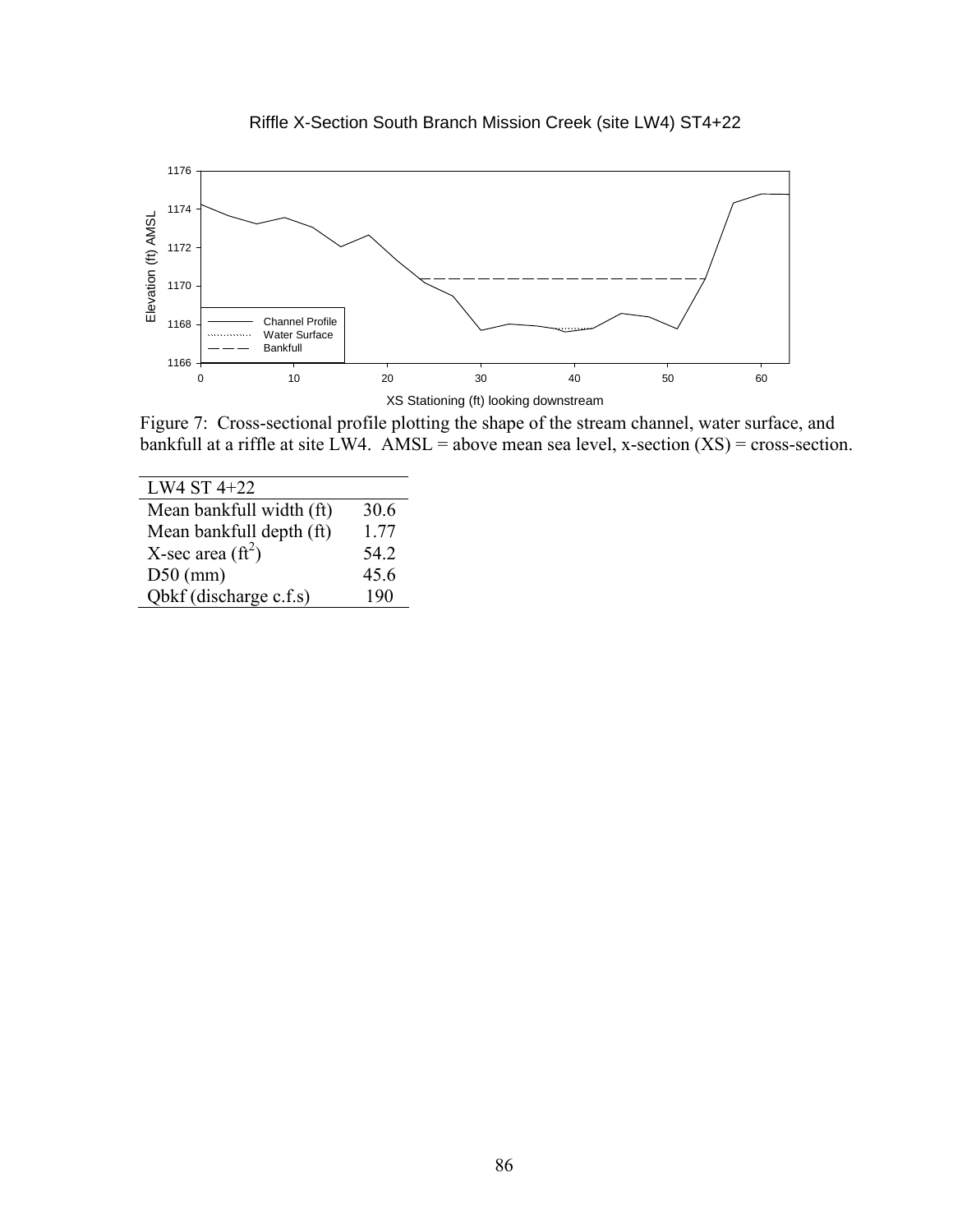Riffle X-Section South Branch Mission Creek (site LW4) ST4+22

Figure 7: Cross-sectional profile plotting the shape of the stream channel, water surface, and bankfull at a riffle at site LW4. AMSL = above mean sea level, x-section (XS) = cross-section.

| LW4 ST 4+22 | |
|---|---|
| Mean bankfull width (ft) | 30.6 |
| Mean bankfull depth (ft) | 1.77 |
| X-sec area ($ft^2$) | 54.2 |
| D50 (mm) | 45.6 |
| Qbkf (discharge c.f.s) | 190 |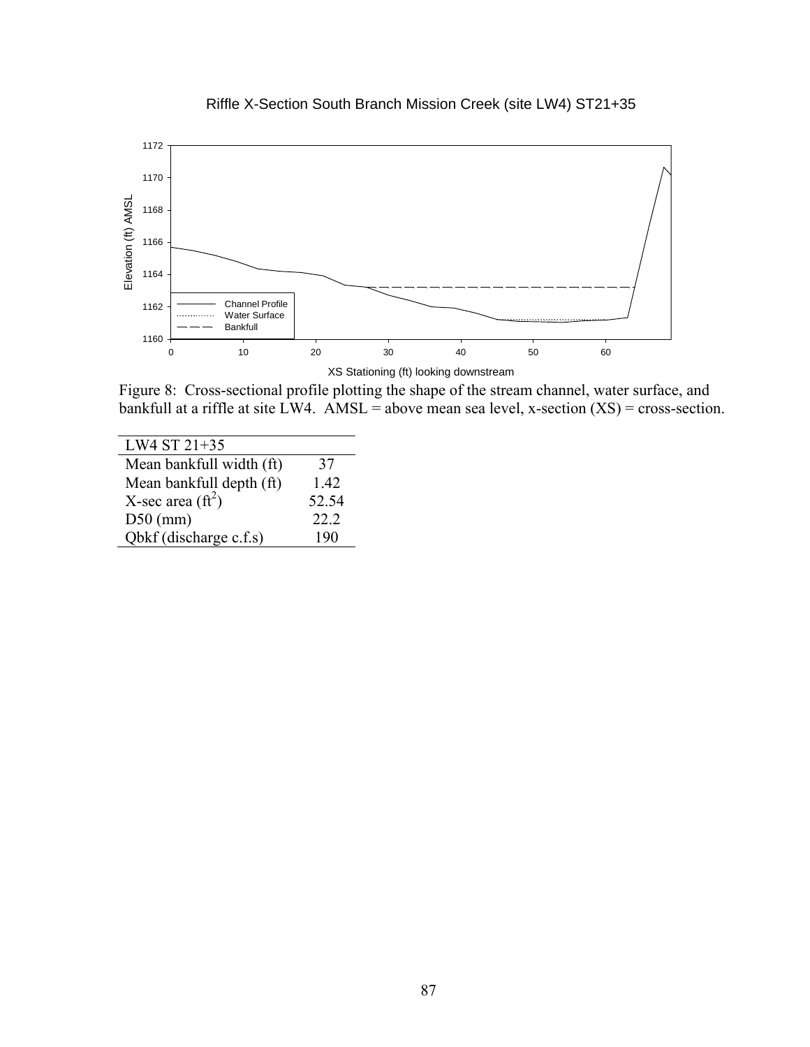Riffle X-Section South Branch Mission Creek (site LW4) ST21+35

Figure 8: Cross-sectional profile plotting the shape of the stream channel, water surface, and bankfull at a riffle at site LW4. AMSL = above mean sea level, x-section (XS) = cross-section.

| LW4 ST 21+35 | |
|---|---|
| Mean bankfull width (ft) | 37 |
| Mean bankfull depth (ft) | 1.42 |
| X-sec area ($ft^2$) | 52.54 |
| D50 (mm) | 22.2 |
| Qbkf (discharge c.f.s) | 190 |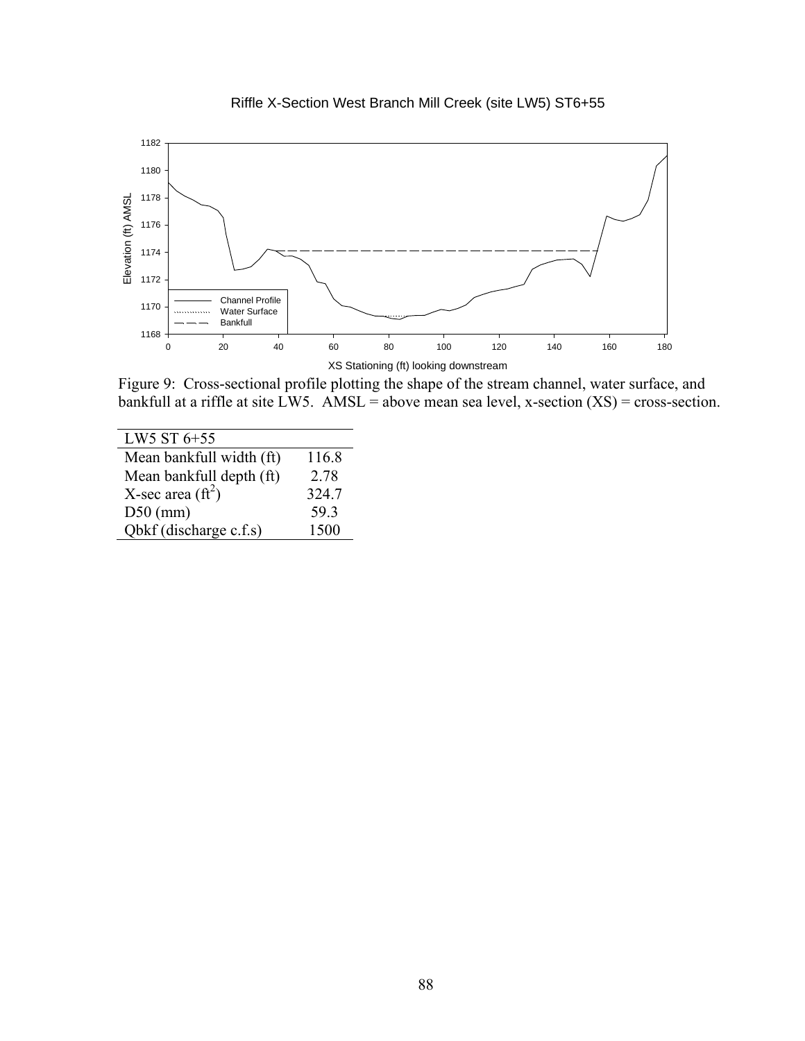Figure 9: Cross-sectional profile plotting the shape of the stream channel, water surface, and bankfull at a riffle at site LW5. AMSL = above mean sea level, x-section (XS) = cross-section.

| LW5 ST 6+55 | |
|---|---|
| Mean bankfull width (ft) | 116.8 |
| Mean bankfull depth (ft) | 2.78 |
| X-sec area ($ft^2$) | 324.7 |
| D50 (mm) | 59.3 |
| Qbkf (discharge c.f.s) | 1500 |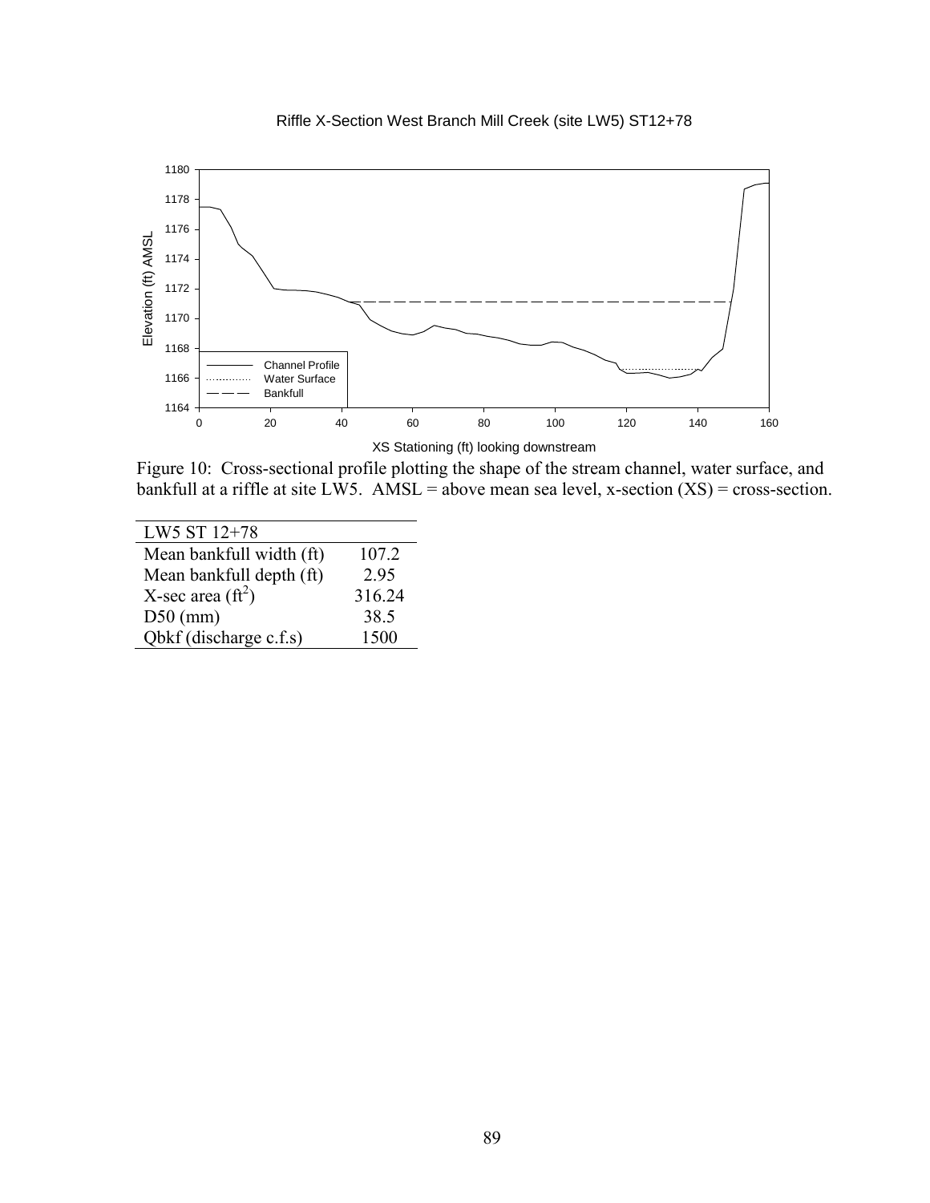Riffle X-Section West Branch Mill Creek (site LW5) ST12+78

Figure 10: Cross-sectional profile plotting the shape of the stream channel, water surface, and bankfull at a riffle at site LW5. AMSL = above mean sea level, x-section (XS) = cross-section.

| LW5 ST 12+78 | |
|---|---|
| Mean bankfull width (ft) | 107.2 |
| Mean bankfull depth (ft) | 2.95 |
| X-sec area ($ft^2$) | 316.24 |
| D50 (mm) | 38.5 |
| Qbkf (discharge c.f.s) | 1500 |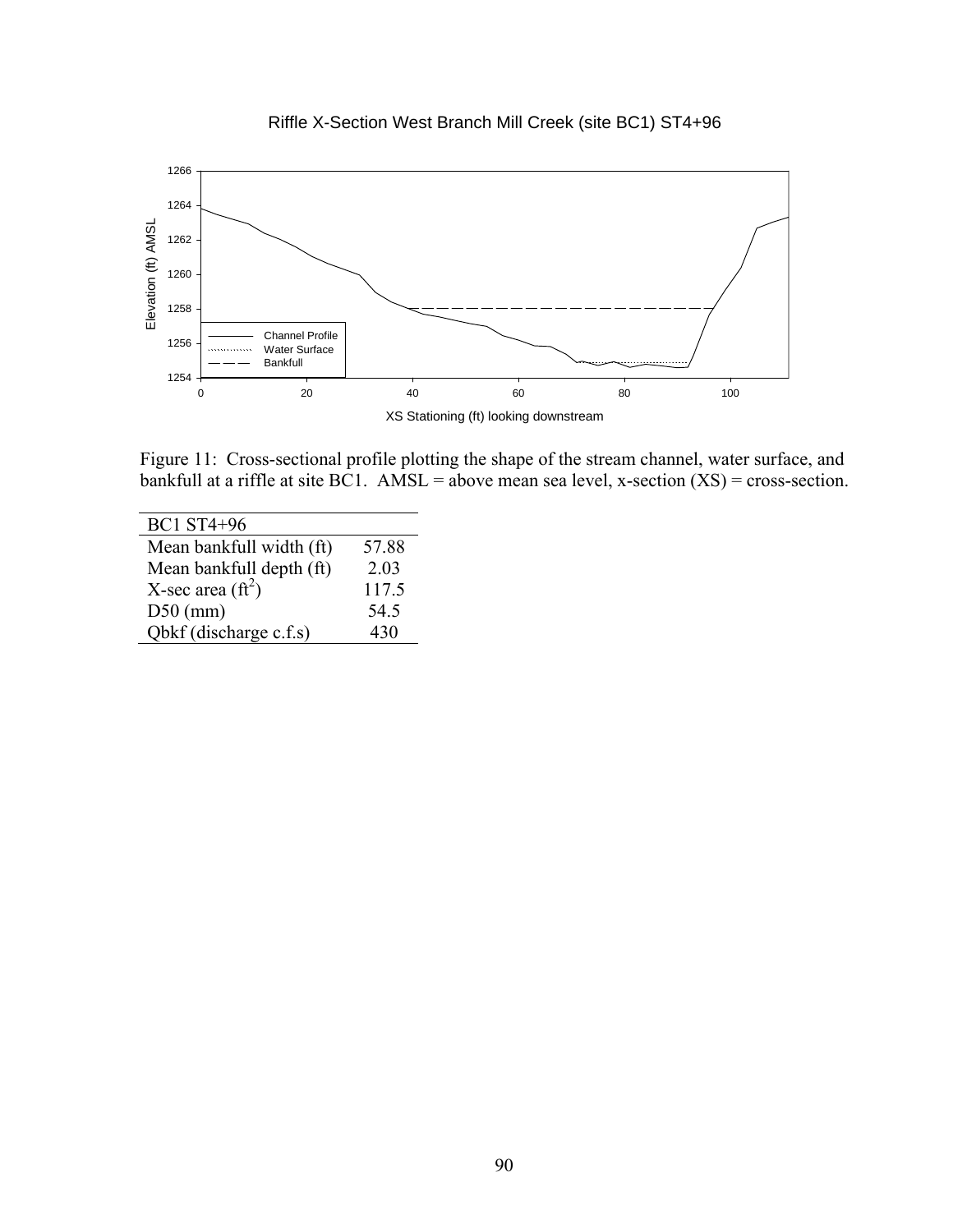Riffle X-Section West Branch Mill Creek (site BC1) ST4+96

Figure 11: Cross-sectional profile plotting the shape of the stream channel, water surface, and bankfull at a riffle at site BC1. AMSL = above mean sea level, x-section (XS) = cross-section.

| BC1 ST4+96 | |
|---|---|
| Mean bankfull width (ft) | 57.88 |
| Mean bankfull depth (ft) | 2.03 |
| X-sec area ($ft^2$) | 117.5 |
| D50 (mm) | 54.5 |
| Qbkf (discharge c.f.s) | 430 |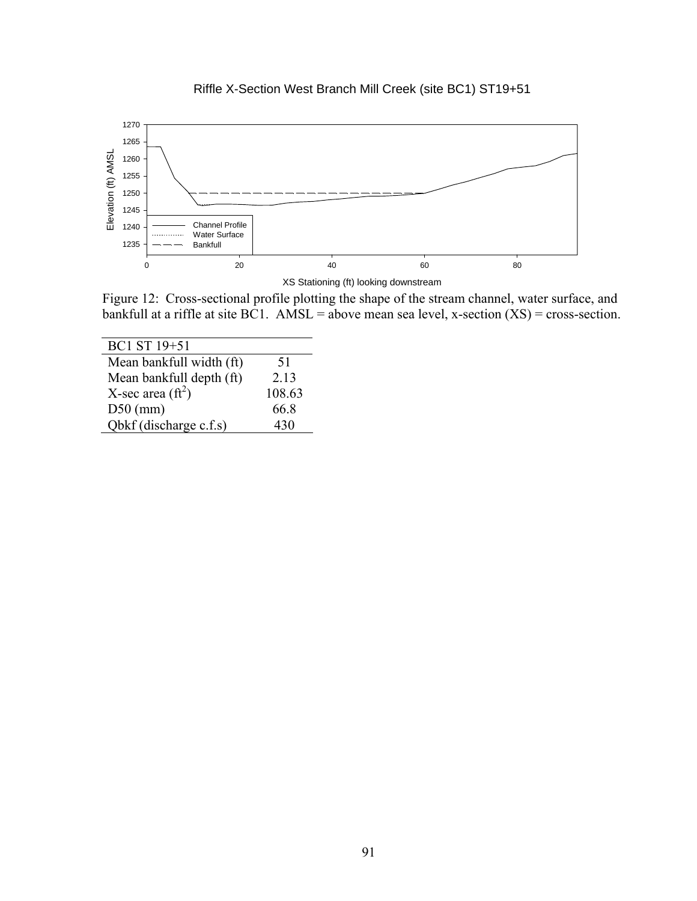Riffle X-Section West Branch Mill Creek (site BC1) ST19+51

Figure 12: Cross-sectional profile plotting the shape of the stream channel, water surface, and bankfull at a riffle at site BC1. AMSL = above mean sea level, x-section (XS) = cross-section.

| BC1 ST 19+51 | |
|---|---|
| Mean bankfull width (ft) | 51 |
| Mean bankfull depth (ft) | 2.13 |
| X-sec area ($ft^2$) | 108.63 |
| D50 (mm) | 66.8 |
| Qbkf (discharge c.f.s) | 430 |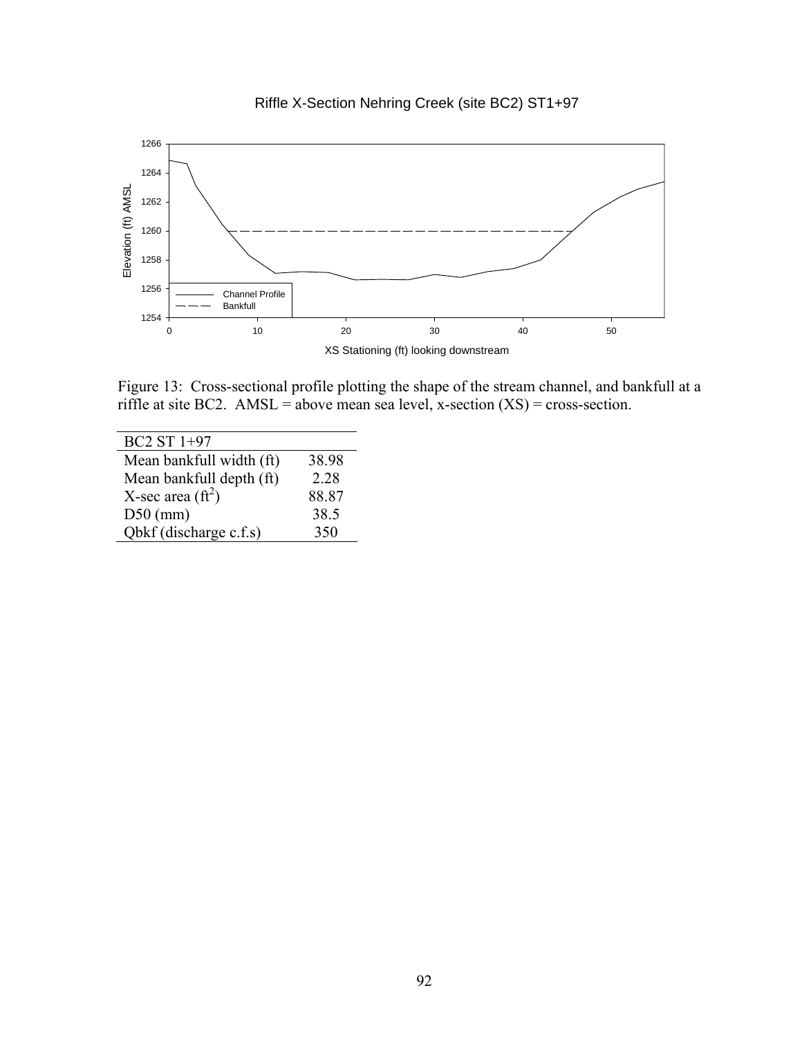Riffle X-Section Nehring Creek (site BC2) ST1+97

Figure 13: Cross-sectional profile plotting the shape of the stream channel, and bankfull at a riffle at site BC2. AMSL = above mean sea level, x-section (XS) = cross-section.

| BC2 ST 1+97 | |
|---|---|
| Mean bankfull width (ft) | 38.98 |
| Mean bankfull depth (ft) | 2.28 |
| X-sec area ($ft^2$) | 88.87 |
| D50 (mm) | 38.5 |
| Qbkf (discharge c.f.s) | 350 |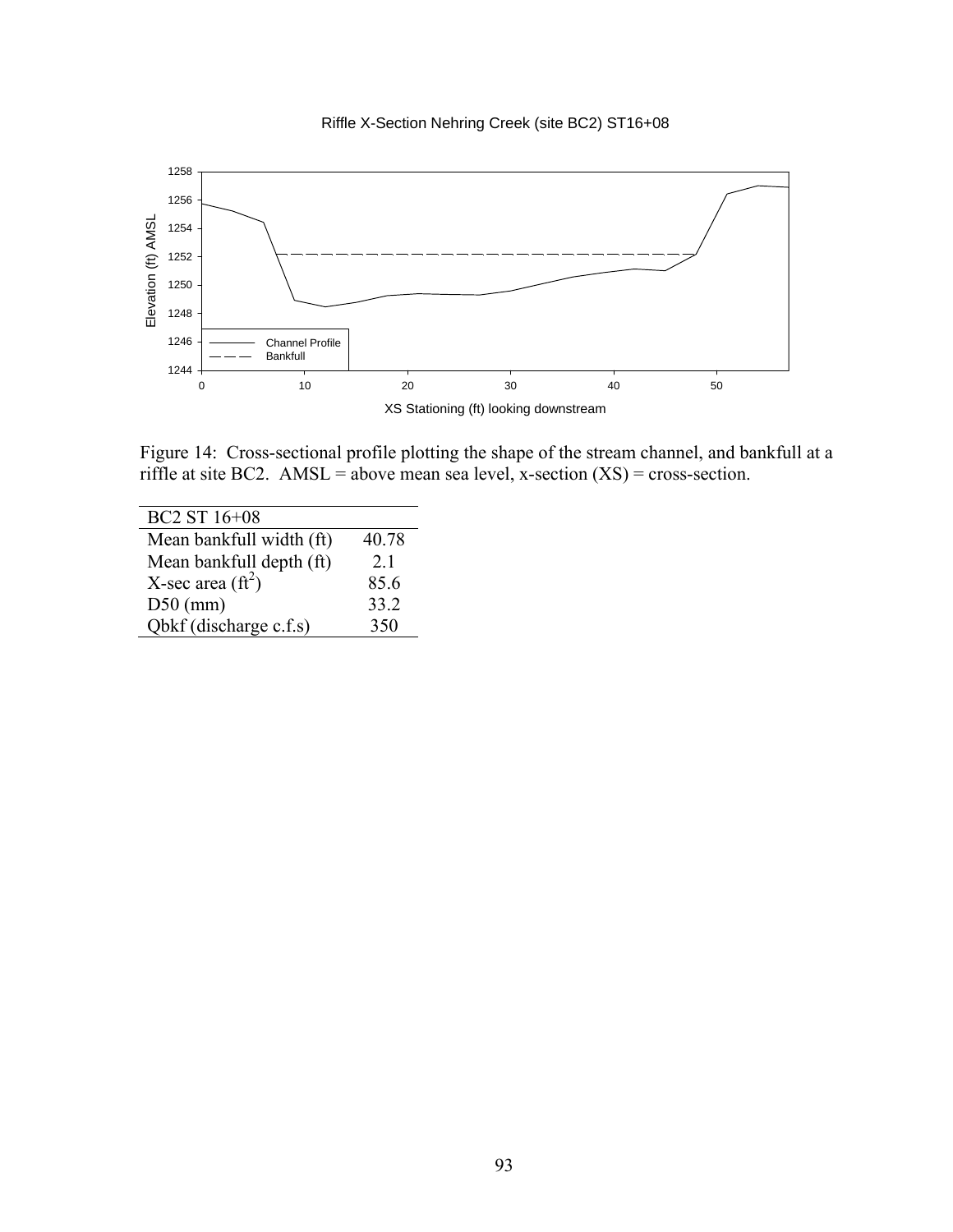Riffle X-Section Nehring Creek (site BC2) ST16+08

Figure 14: Cross-sectional profile plotting the shape of the stream channel, and bankfull at a riffle at site BC2. AMSL = above mean sea level, x-section (XS) = cross-section.

| BC2 ST 16+08 | |
|---|---|
| Mean bankfull width (ft) | 40.78 |
| Mean bankfull depth (ft) | 2.1 |
| X-sec area ($ft^2$) | 85.6 |
| D50 (mm) | 33.2 |
| Qbkf (discharge c.f.s) | 350 |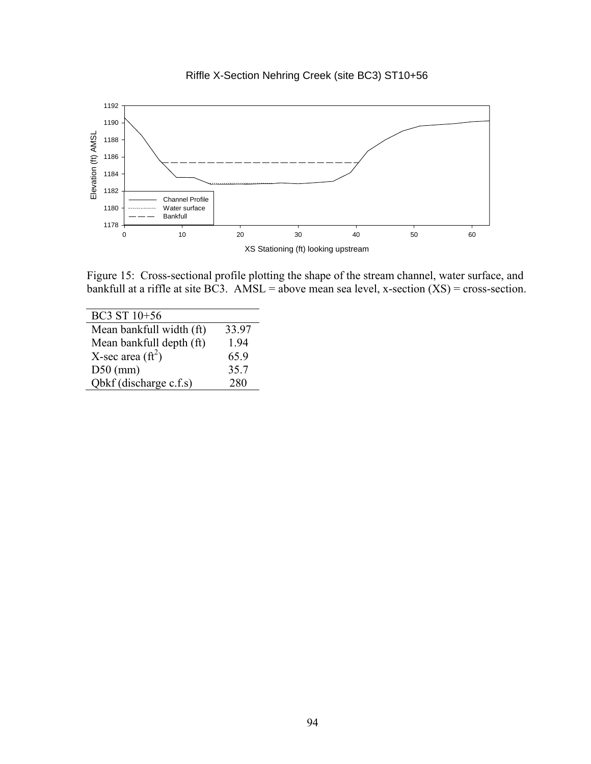Riffle X-Section Nehring Creek (site BC3) ST10+56

Figure 15: Cross-sectional profile plotting the shape of the stream channel, water surface, and bankfull at a riffle at site BC3. AMSL = above mean sea level, x-section (XS) = cross-section.

| BC3 ST 10+56 | |
|---|---|
| Mean bankfull width (ft) | 33.97 |
| Mean bankfull depth (ft) | 1.94 |
| X-sec area ($ft^2$) | 65.9 |
| D50 (mm) | 35.7 |
| Qbkf (discharge c.f.s) | 280 |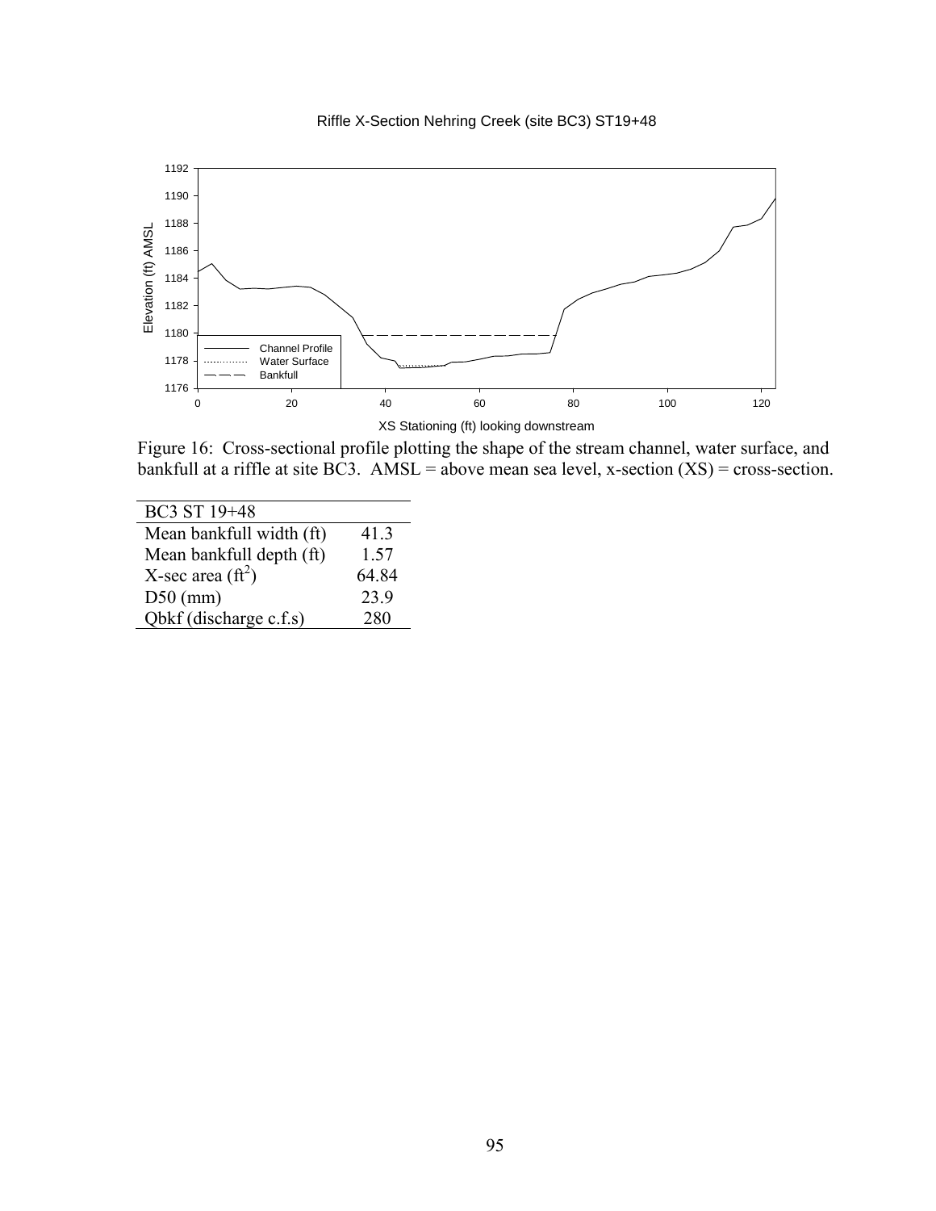Riffle X-Section Nehring Creek (site BC3) ST19+48

Figure 16: Cross-sectional profile plotting the shape of the stream channel, water surface, and bankfull at a riffle at site BC3. AMSL = above mean sea level, x-section (XS) = cross-section.

| BC3 ST 19+48 | |
|---|---|
| Mean bankfull width (ft) | 41.3 |
| Mean bankfull depth (ft) | 1.57 |
| X-sec area ($ft^2$) | 64.84 |
| D50 (mm) | 23.9 |
| Qbkf (discharge c.f.s) | 280 |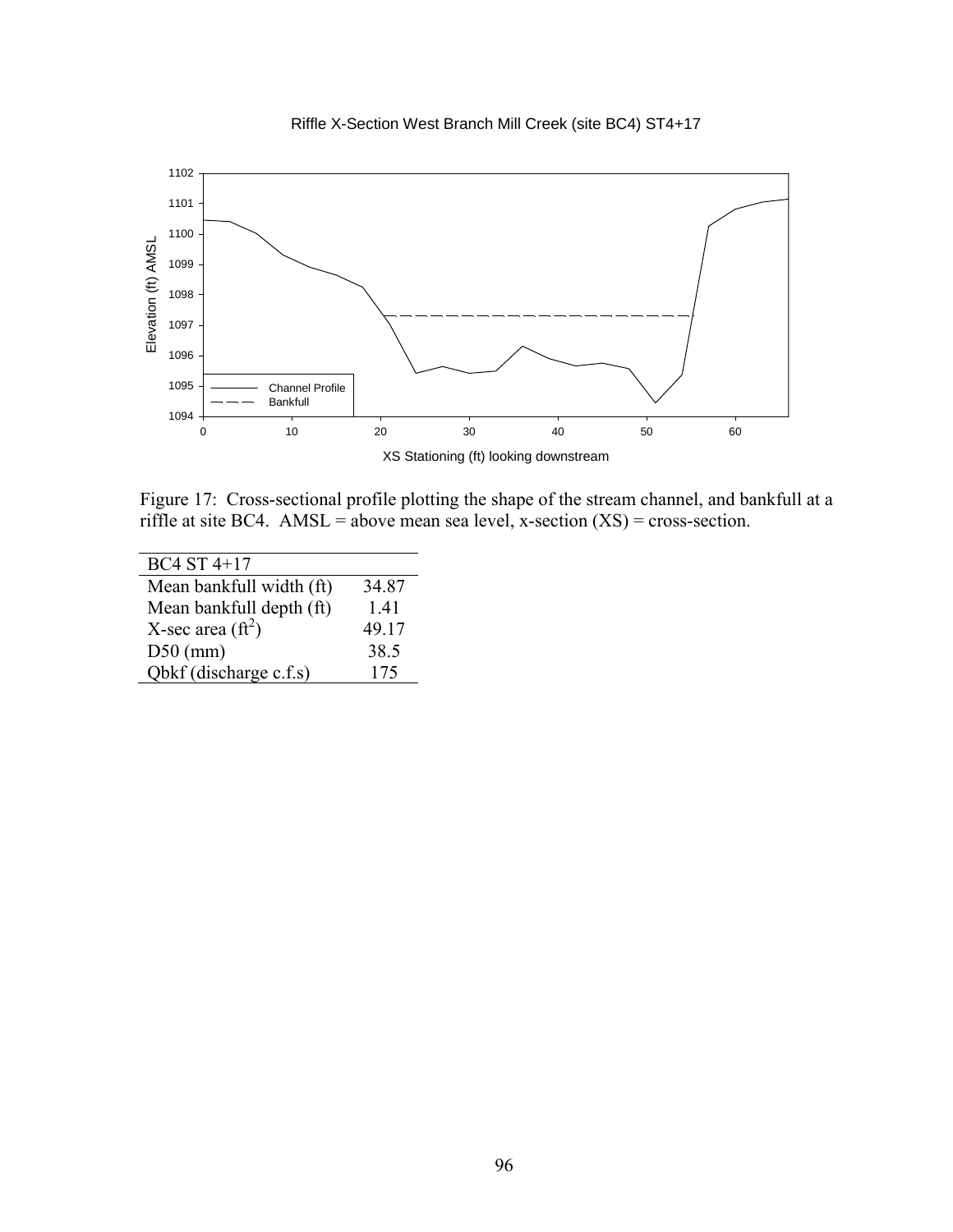Figure 17: Cross-sectional profile plotting the shape of the stream channel, and bankfull at a riffle at site BC4. AMSL = above mean sea level, x-section (XS) = cross-section.

| BC4 ST 4+17 | |
|---|---|
| Mean bankfull width (ft) | 34.87 |
| Mean bankfull depth (ft) | 1.41 |
| X-sec area ($ft^2$) | 49.17 |
| D50 (mm) | 38.5 |
| Qbkf (discharge c.f.s) | 175 |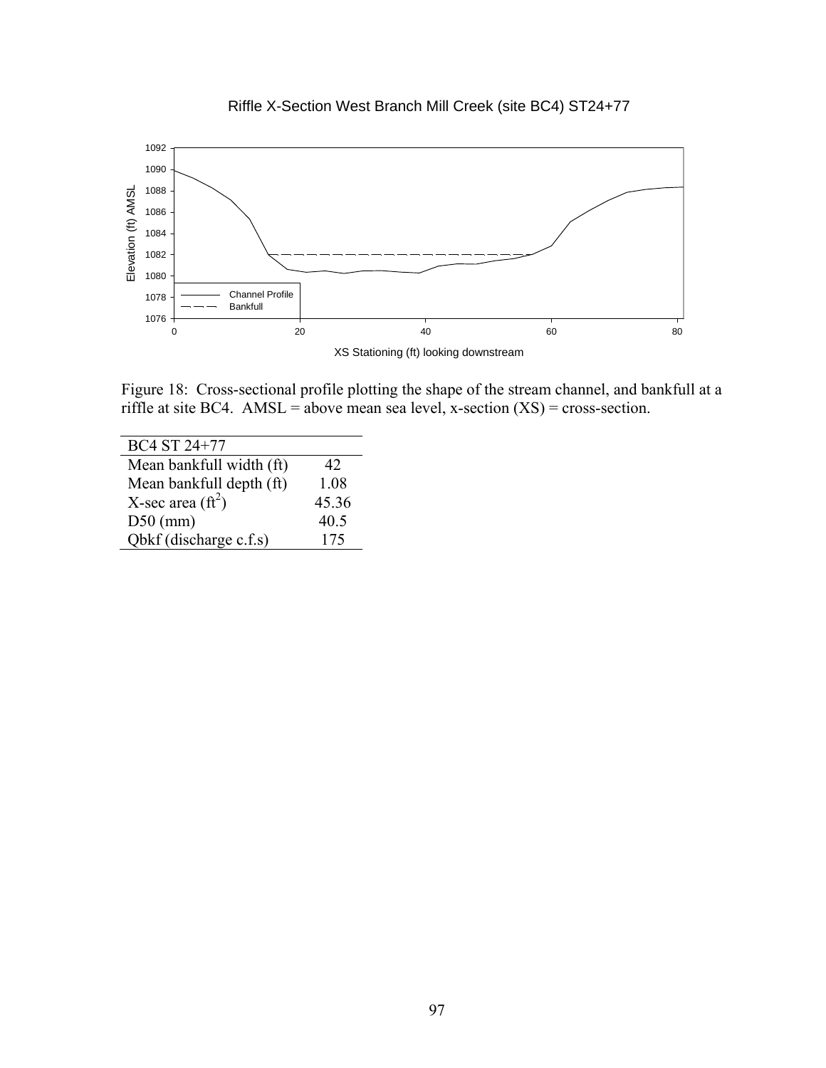Riffle X-Section West Branch Mill Creek (site BC4) ST24+77

Figure 18: Cross-sectional profile plotting the shape of the stream channel, and bankfull at a riffle at site BC4. AMSL = above mean sea level, x-section (XS) = cross-section.

| BC4 ST 24+77 | |
|---|---|
| Mean bankfull width (ft) | 42 |
| Mean bankfull depth (ft) | 1.08 |
| X-sec area ($ft^2$) | 45.36 |
| D50 (mm) | 40.5 |
| Qbkf (discharge c.f.s) | 175 |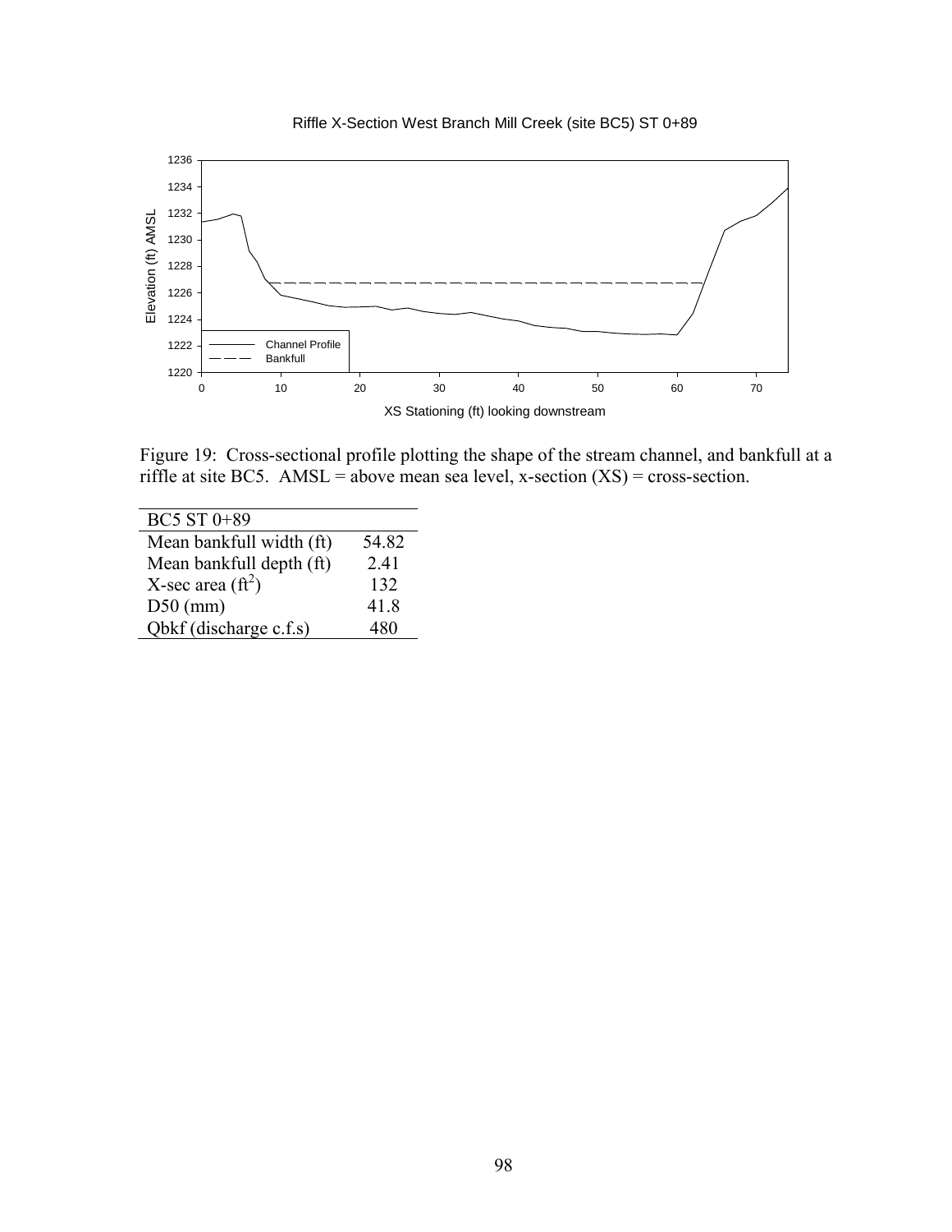Riffle X-Section West Branch Mill Creek (site BC5) ST 0+89

Figure 19: Cross-sectional profile plotting the shape of the stream channel, and bankfull at a riffle at site BC5. AMSL = above mean sea level, x-section (XS) = cross-section.

| BC5 ST 0+89 | |
|---|---|
| Mean bankfull width (ft) | 54.82 |
| Mean bankfull depth (ft) | 2.41 |
| X-sec area ($ft^2$) | 132 |
| D50 (mm) | 41.8 |
| Qbkf (discharge c.f.s) | 480 |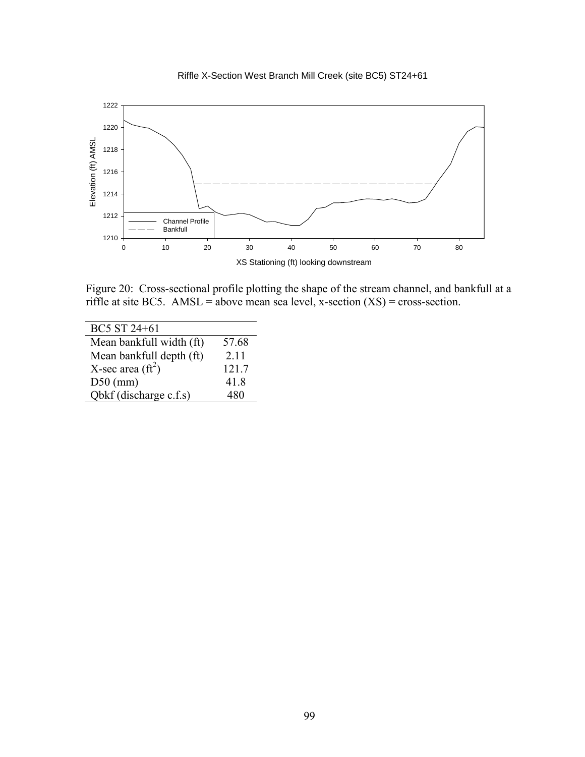Riffle X-Section West Branch Mill Creek (site BC5) ST24+61

Figure 20: Cross-sectional profile plotting the shape of the stream channel, and bankfull at a riffle at site BC5. AMSL = above mean sea level, x-section (XS) = cross-section.

| BC5 ST 24+61 | |
|---|---|
| Mean bankfull width (ft) | 57.68 |
| Mean bankfull depth (ft) | 2.11 |
| X-sec area ($ft^2$) | 121.7 |
| D50 (mm) | 41.8 |
| Qbkf (discharge c.f.s) | 480 |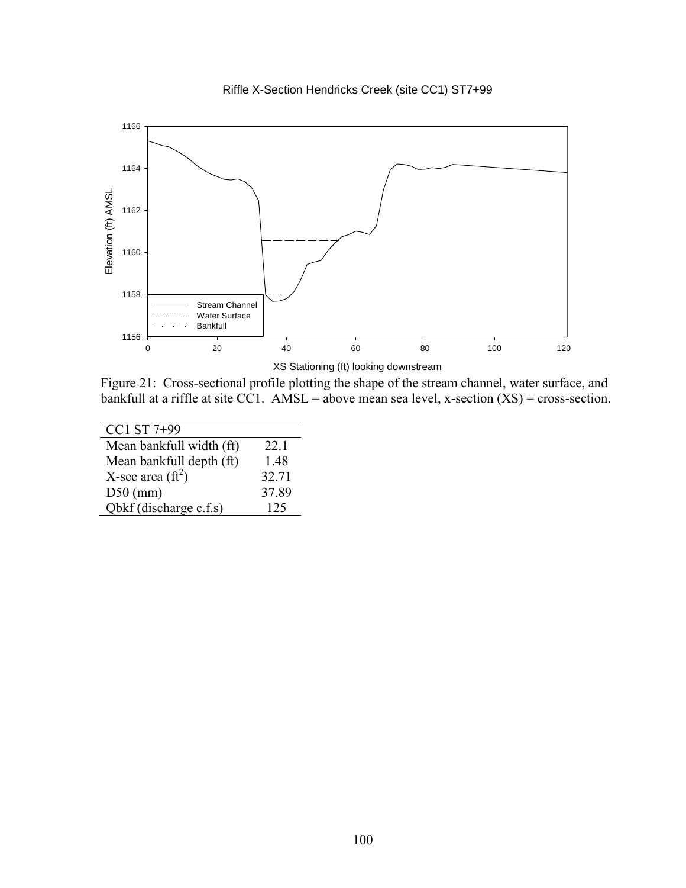Riffle X-Section Hendricks Creek (site CC1) ST7+99

Figure 21: Cross-sectional profile plotting the shape of the stream channel, water surface, and bankfull at a riffle at site CC1. AMSL = above mean sea level, x-section (XS) = cross-section.

| CC1 ST 7+99 | |
|---|---|
| Mean bankfull width (ft) | 22.1 |
| Mean bankfull depth (ft) | 1.48 |
| X-sec area ($ft^2$) | 32.71 |
| D50 (mm) | 37.89 |
| Qbkf (discharge c.f.s) | 125 |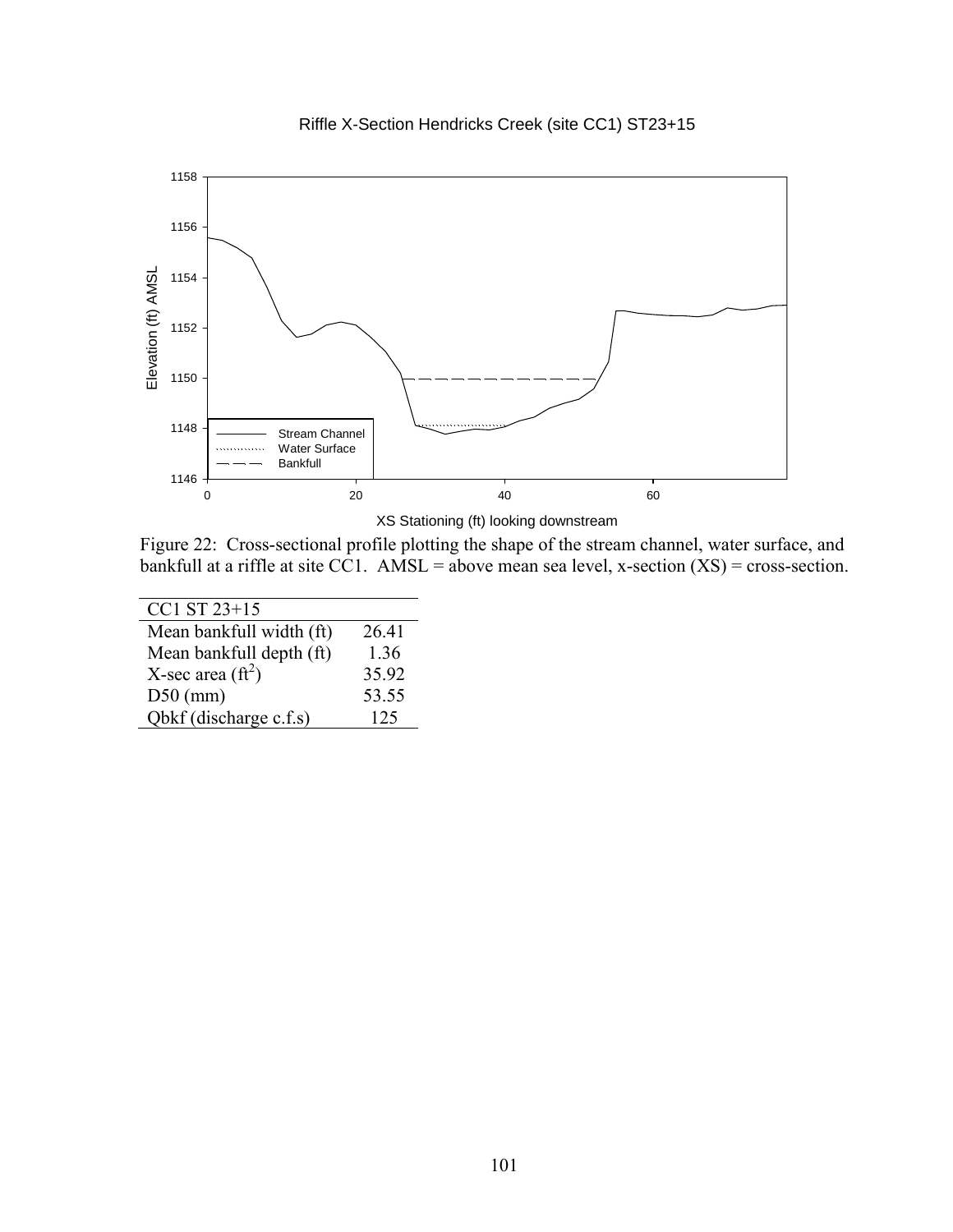Riffle X-Section Hendricks Creek (site CC1) ST23+15

Figure 22: Cross-sectional profile plotting the shape of the stream channel, water surface, and bankfull at a riffle at site CC1. AMSL = above mean sea level, x-section (XS) = cross-section.

| CC1 ST 23+15 | |
|---|---|
| Mean bankfull width (ft) | 26.41 |
| Mean bankfull depth (ft) | 1.36 |
| X-sec area ($ft^2$) | 35.92 |
| D50 (mm) | 53.55 |
| Qbkf (discharge c.f.s) | 125 |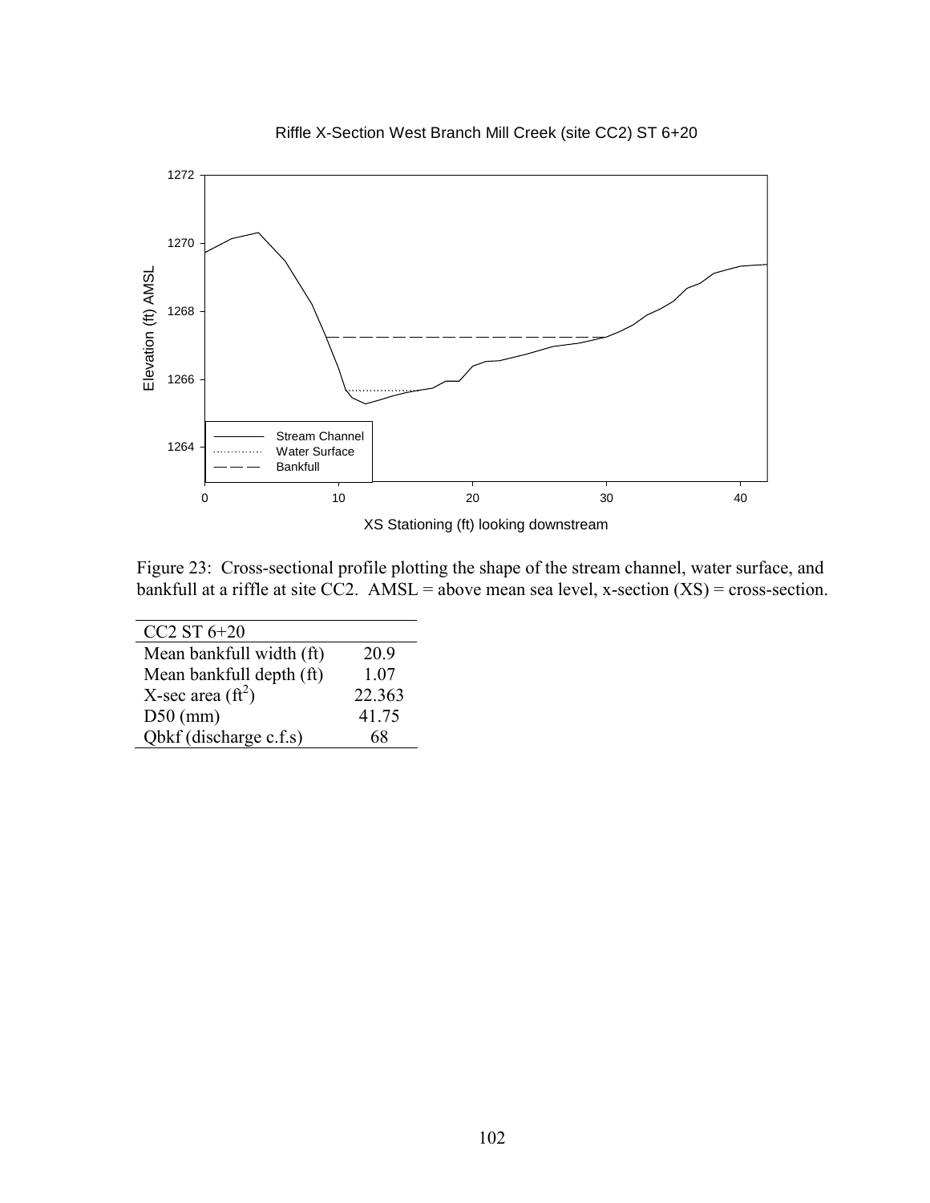Figure 23: Cross-sectional profile plotting the shape of the stream channel, water surface, and bankfull at a riffle at site CC2. AMSL = above mean sea level, x-section (XS) = cross-section.

| CC2 ST 6+20 | |
|---|---|
| Mean bankfull width (ft) | 20.9 |
| Mean bankfull depth (ft) | 1.07 |
| X-sec area ($ft^2$) | 22.363 |
| D50 (mm) | 41.75 |
| Qbkf (discharge c.f.s) | 68 |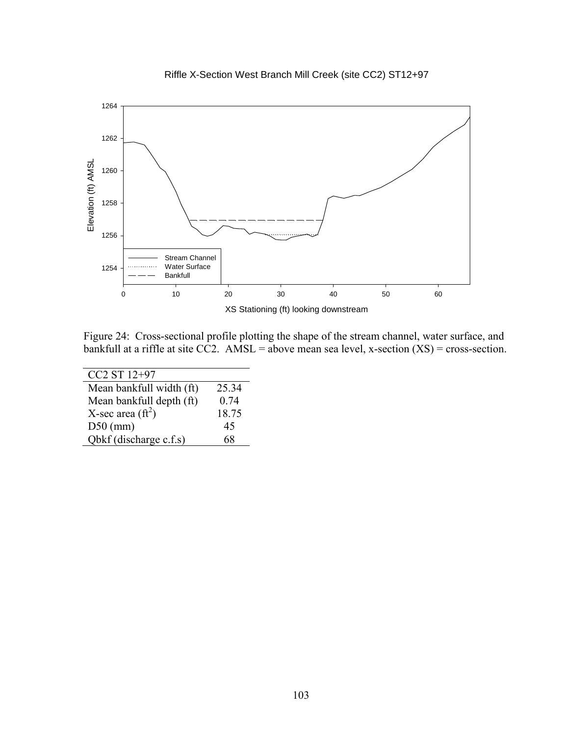Figure 24: Cross-sectional profile plotting the shape of the stream channel, water surface, and bankfull at a riffle at site CC2. AMSL = above mean sea level, x-section (XS) = cross-section.

| CC2 ST 12+97 | |
|---|---|
| Mean bankfull width (ft) | 25.34 |
| Mean bankfull depth (ft) | 0.74 |
| X-sec area ($ft^2$) | 18.75 |
| D50 (mm) | 45 |
| Qbkf (discharge c.f.s) | 68 |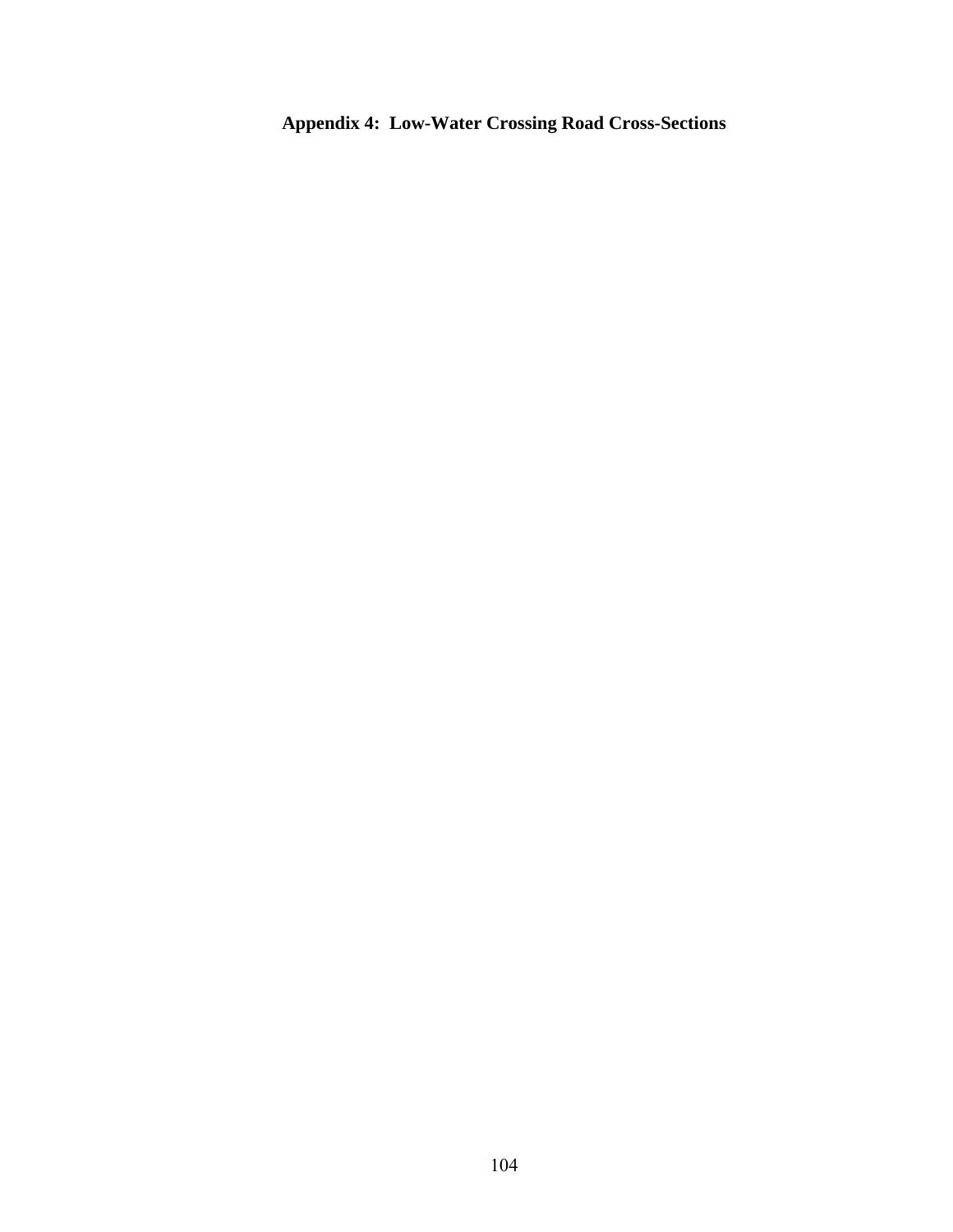# Appendix 4: Low-Water Crossing Road Cross-Sections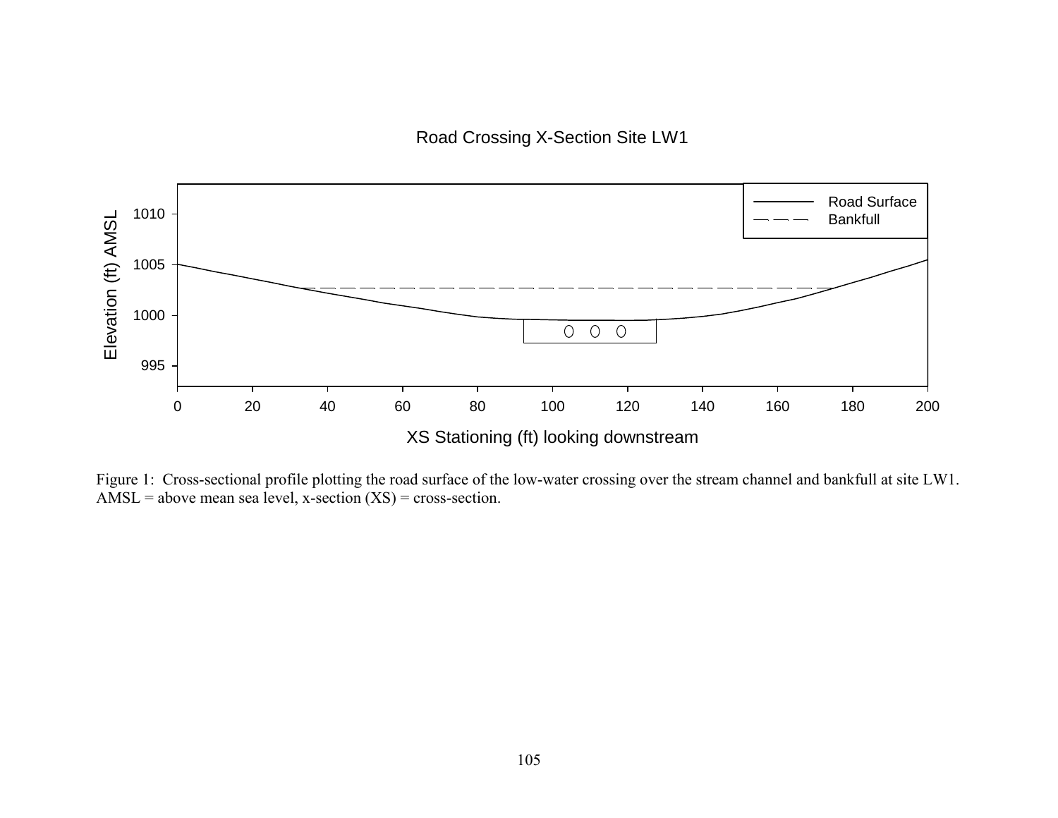Figure 1: Cross-sectional profile plotting the road surface of the low-water crossing over the stream channel and bankfull at site LW1. AMSL = above mean sea level, x-section (XS) = cross-section.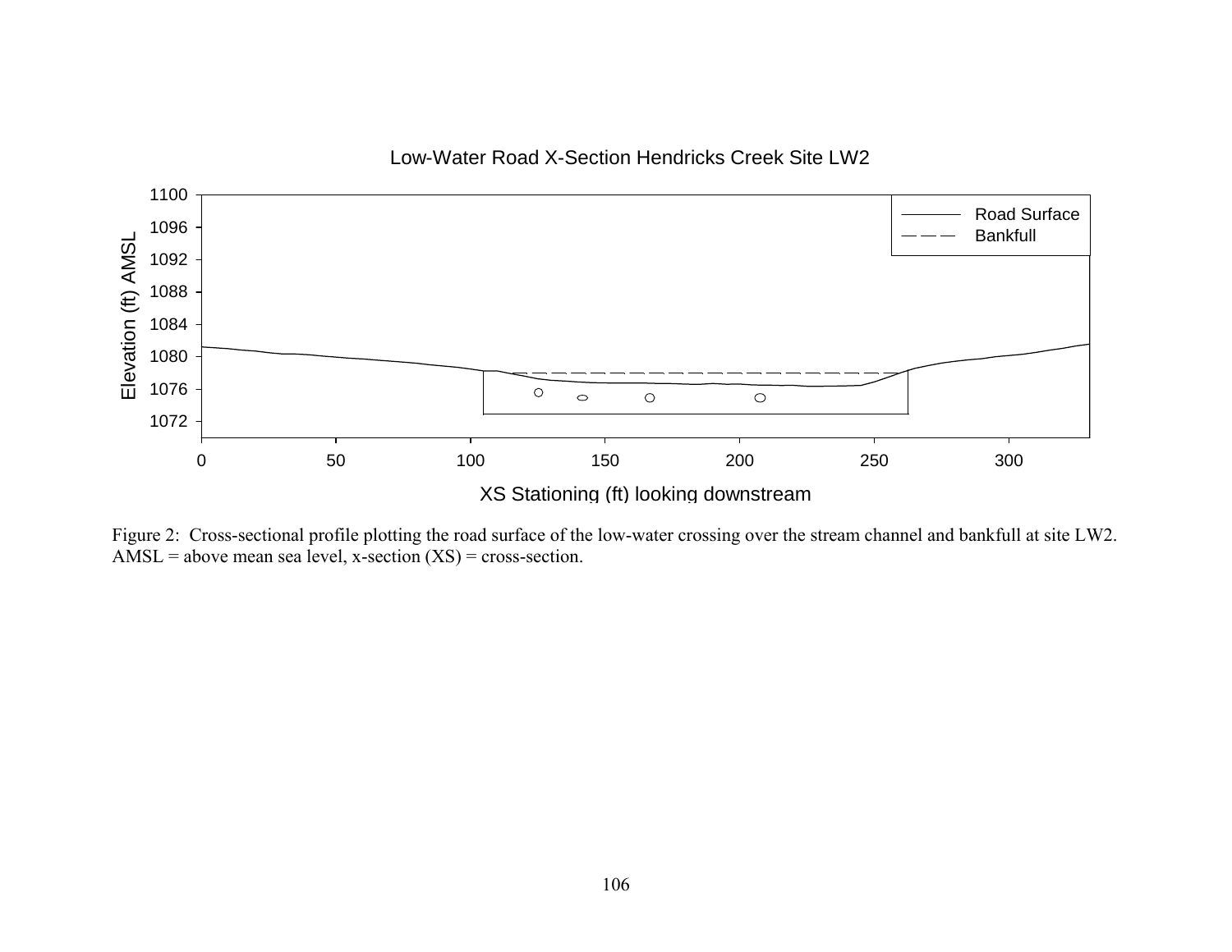Figure 2: Cross-sectional profile plotting the road surface of the low-water crossing over the stream channel and bankfull at site LW2. AMSL = above mean sea level, x-section (XS) = cross-section.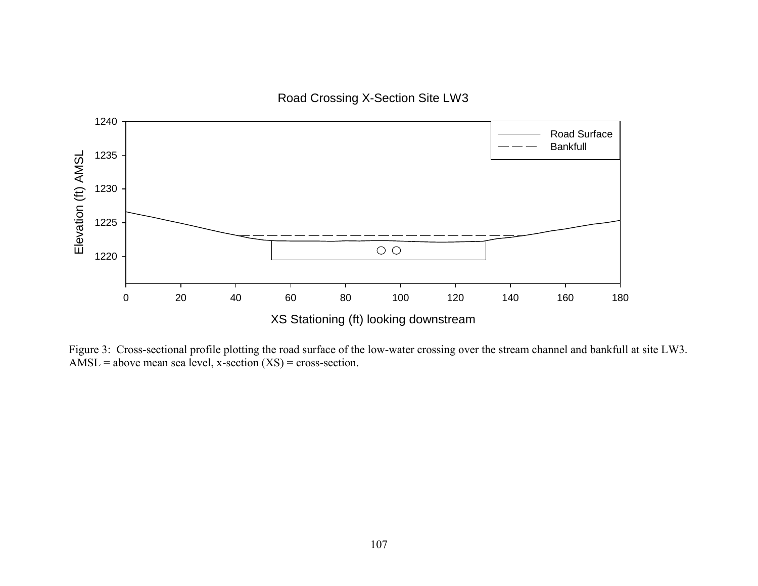Figure 3: Cross-sectional profile plotting the road surface of the low-water crossing over the stream channel and bankfull at site LW3. AMSL = above mean sea level, x-section (XS) = cross-section.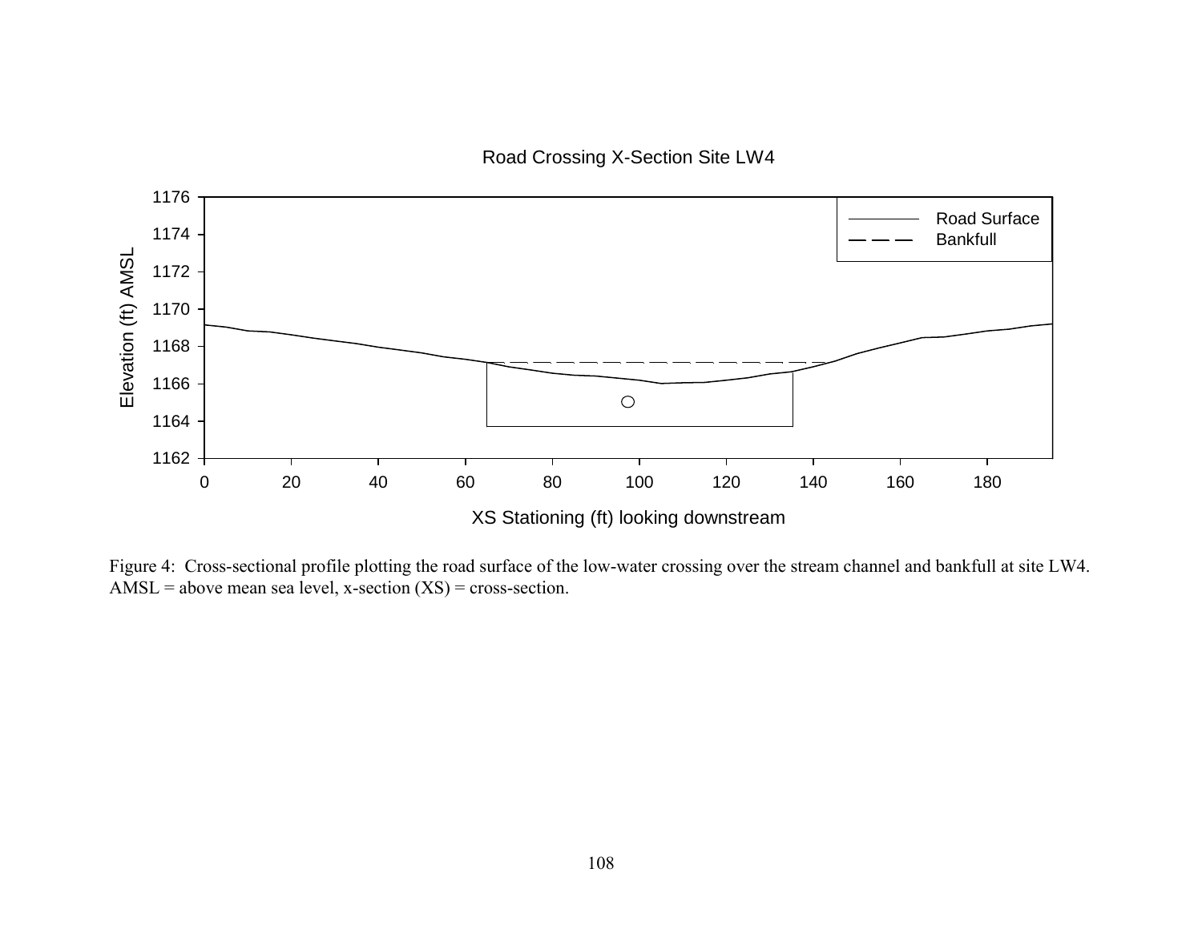Figure 4: Cross-sectional profile plotting the road surface of the low-water crossing over the stream channel and bankfull at site LW4. AMSL = above mean sea level, x-section (XS) = cross-section.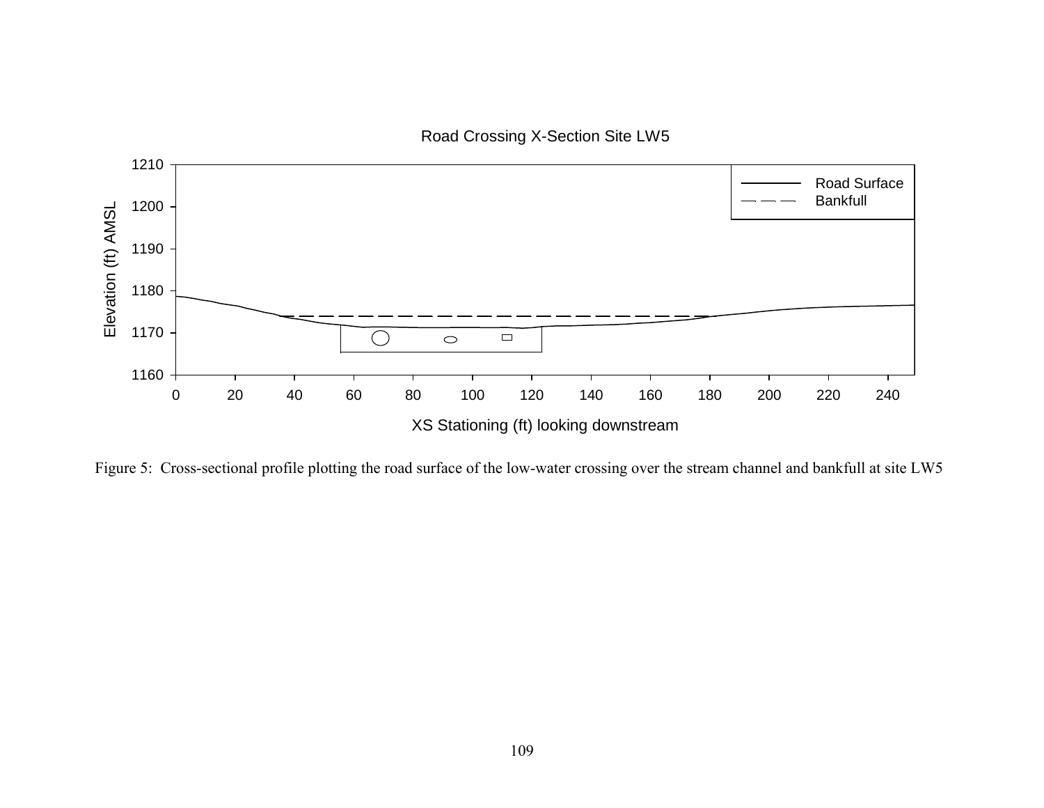Figure 5: Cross-sectional profile plotting the road surface of the low-water crossing over the stream channel and bankfull at site LW5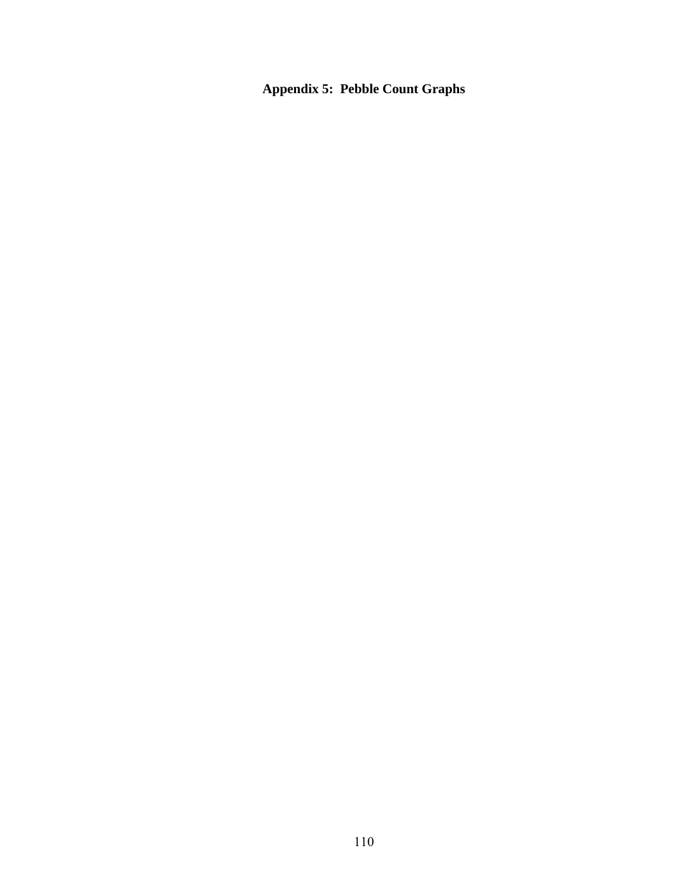# Appendix 5: Pebble Count Graphs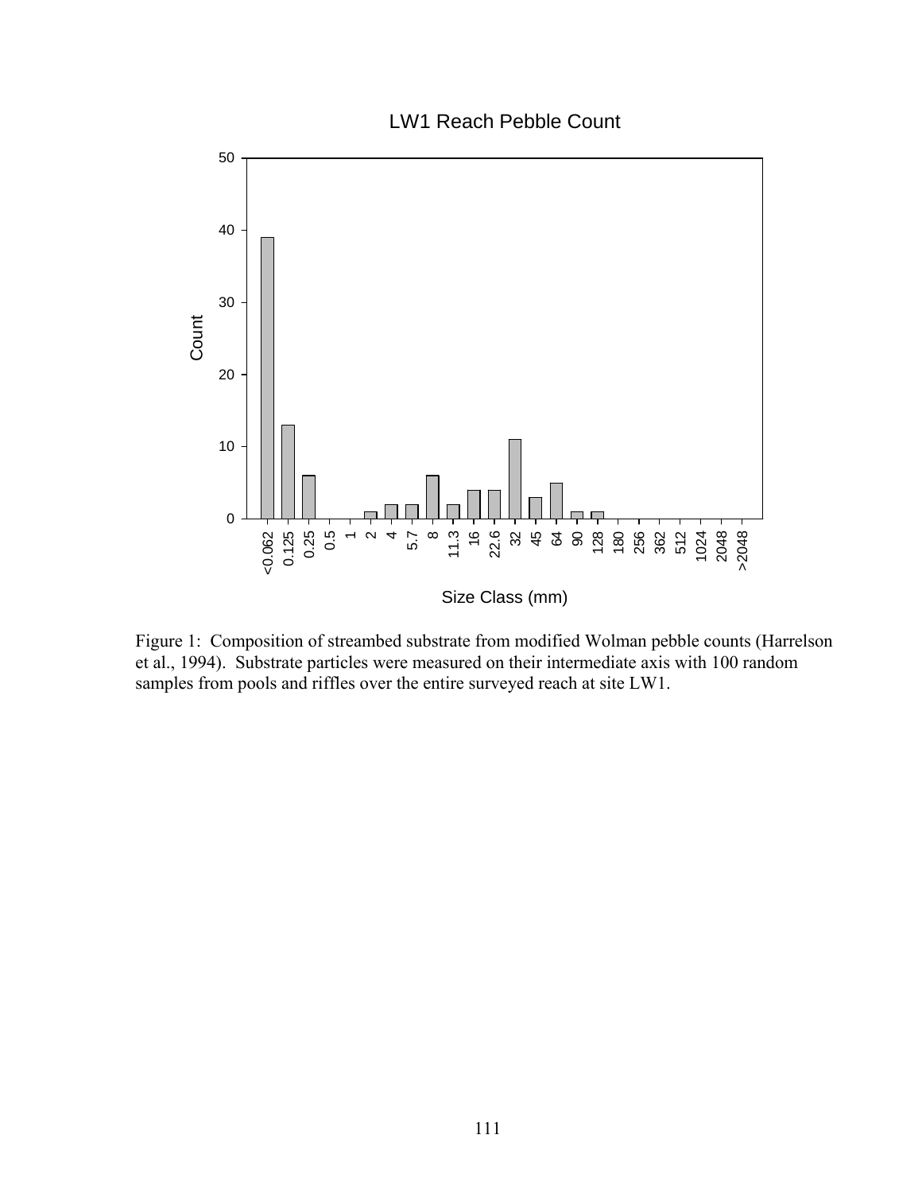Figure 1: Composition of streambed substrate from modified Wolman pebble counts (Harrelson et al., 1994). Substrate particles were measured on their intermediate axis with 100 random samples from pools and riffles over the entire surveyed reach at site LW1.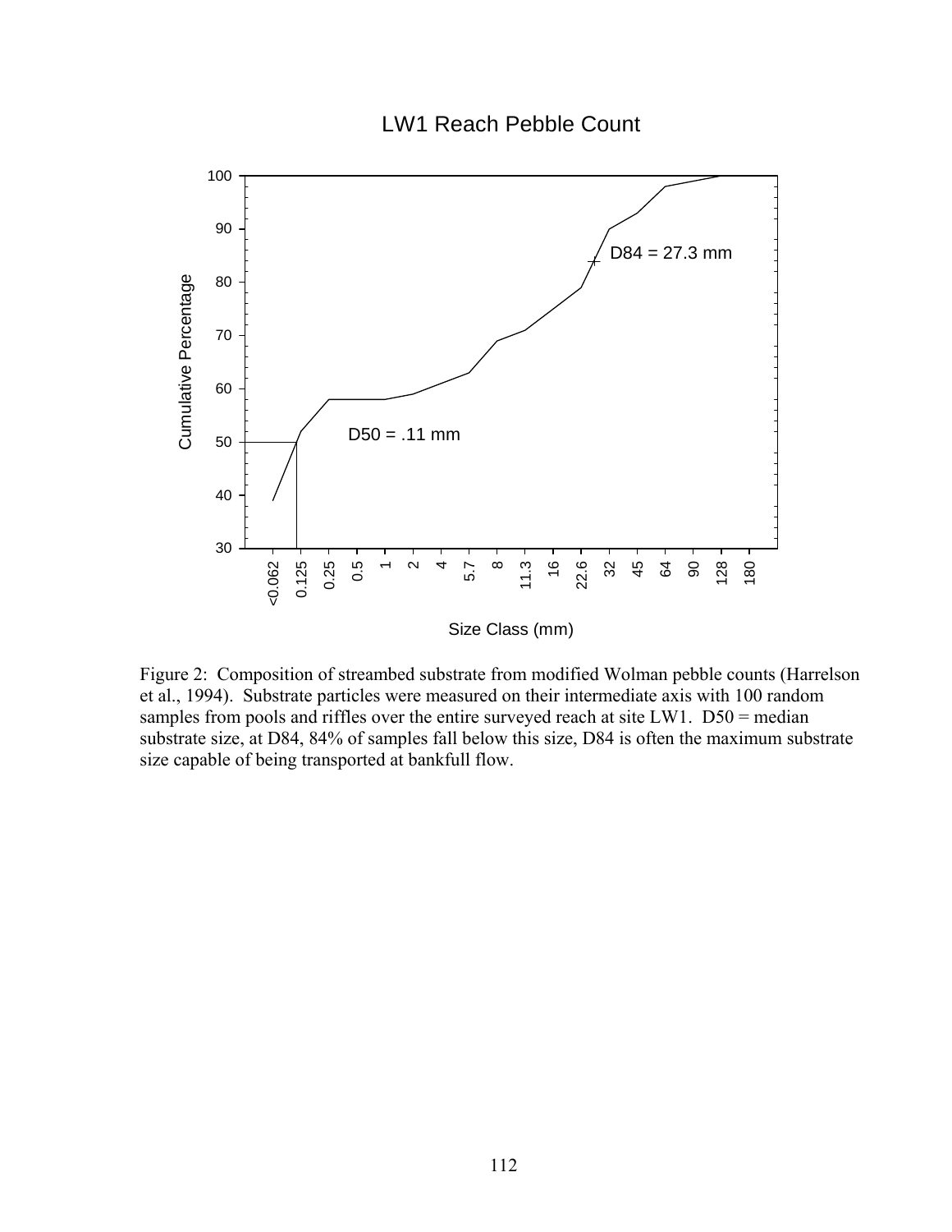LW1 Reach Pebble Count

Figure 2: Composition of streambed substrate from modified Wolman pebble counts (Harrelson et al., 1994). Substrate particles were measured on their intermediate axis with 100 random samples from pools and riffles over the entire surveyed reach at site LW1. D50 = median substrate size, at D84, 84% of samples fall below this size, D84 is often the maximum substrate size capable of being transported at bankfull flow.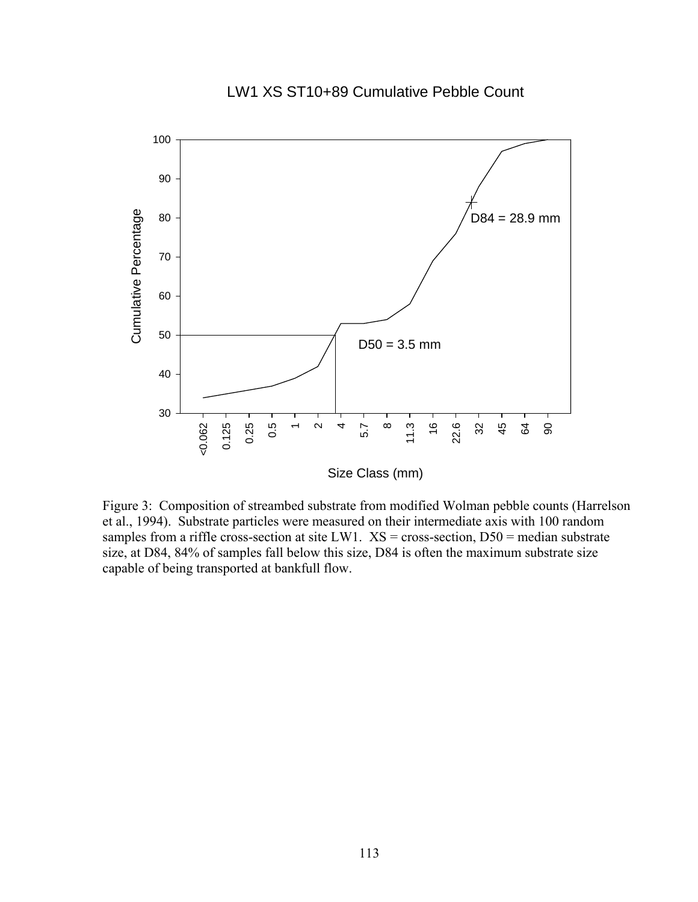LW1 XS ST10+89 Cumulative Pebble Count

D84 = 28.9 mm

D50 = 3.5 mm

Cumulative Percentage

Size Class (mm)

Figure 3: Composition of streambed substrate from modified Wolman pebble counts (Harrelson et al., 1994). Substrate particles were measured on their intermediate axis with 100 random samples from a riffle cross-section at site LW1. XS = cross-section, D50 = median substrate size, at D84, 84% of samples fall below this size, D84 is often the maximum substrate size capable of being transported at bankfull flow.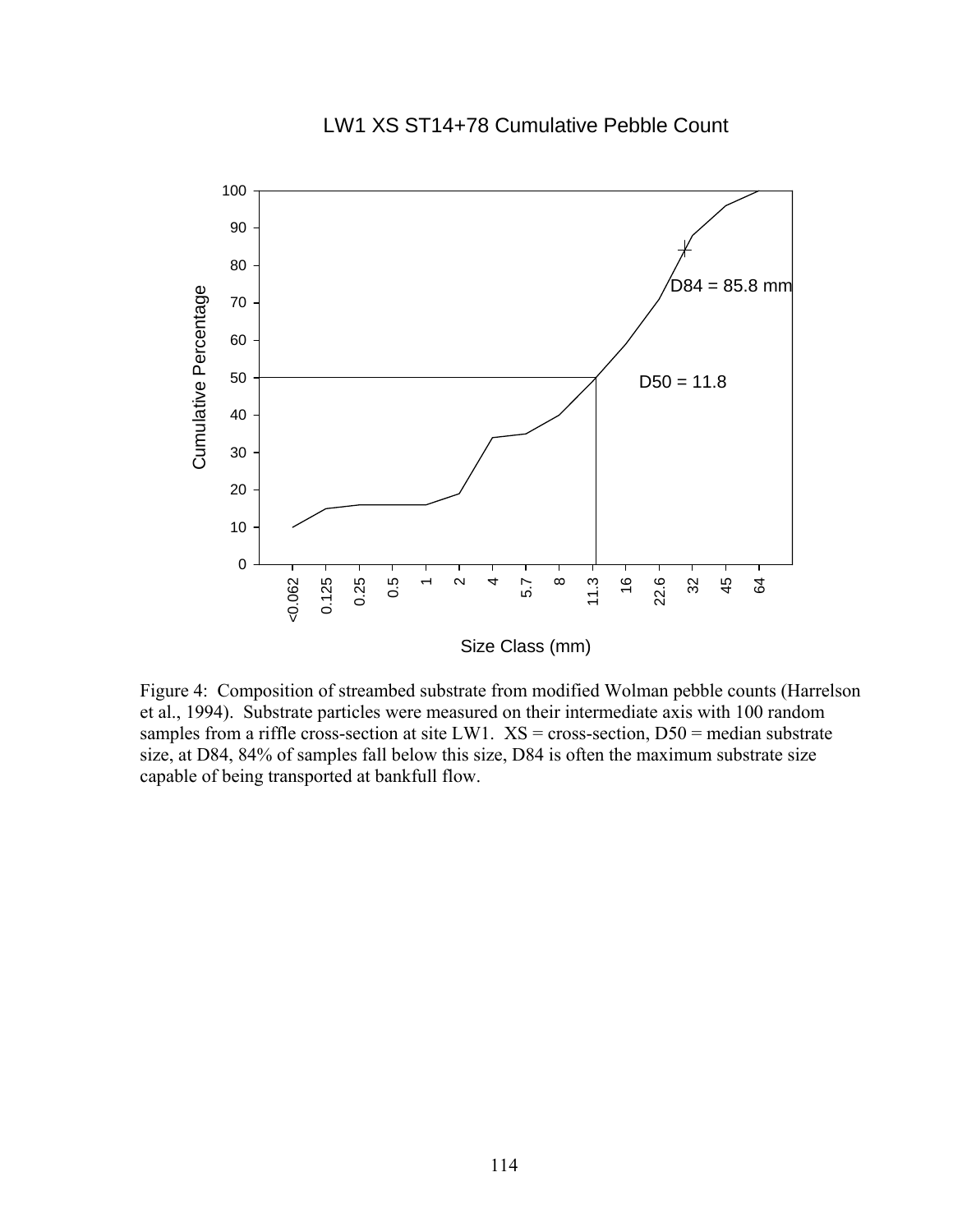LW1 XS ST14+78 Cumulative Pebble Count

D84 = 85.8 mm

D50 = 11.8

Cumulative Percentage

Size Class (mm)

Figure 4: Composition of streambed substrate from modified Wolman pebble counts (Harrelson et al., 1994). Substrate particles were measured on their intermediate axis with 100 random samples from a riffle cross-section at site LW1. XS = cross-section, D50 = median substrate size, at D84, 84% of samples fall below this size, D84 is often the maximum substrate size capable of being transported at bankfull flow.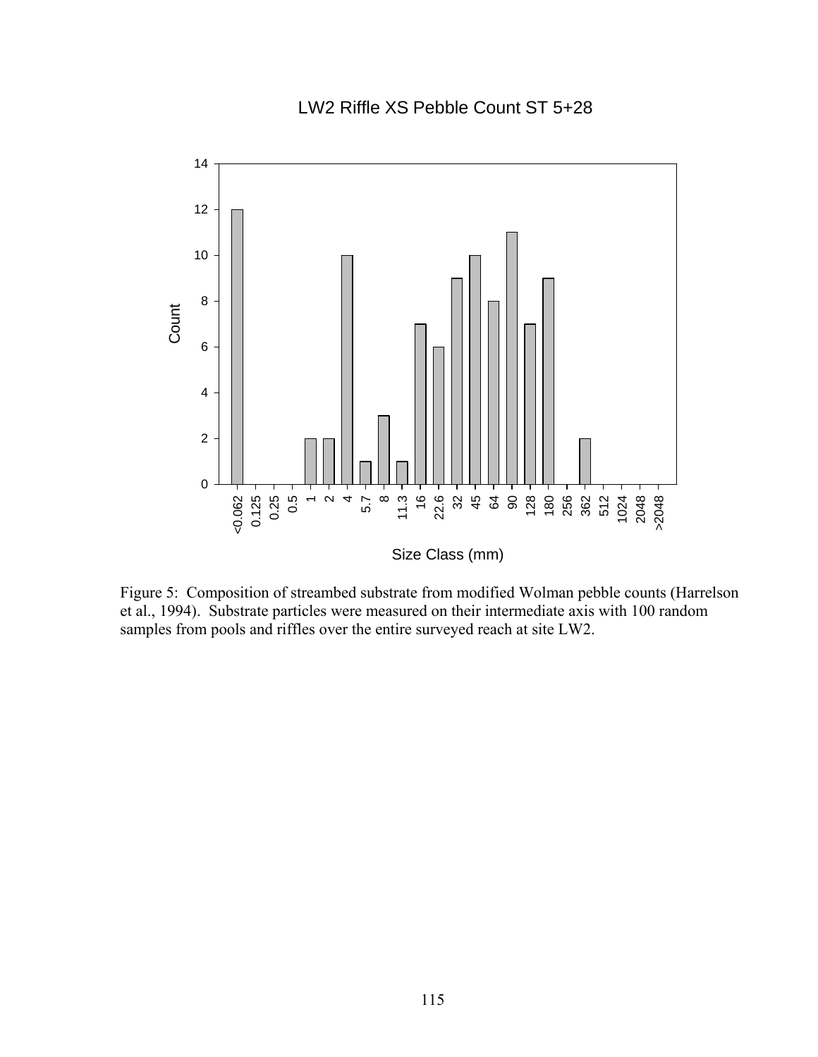LW2 Riffle XS Pebble Count ST 5+28

Figure 5: Composition of streambed substrate from modified Wolman pebble counts (Harrelson et al., 1994). Substrate particles were measured on their intermediate axis with 100 random samples from pools and riffles over the entire surveyed reach at site LW2.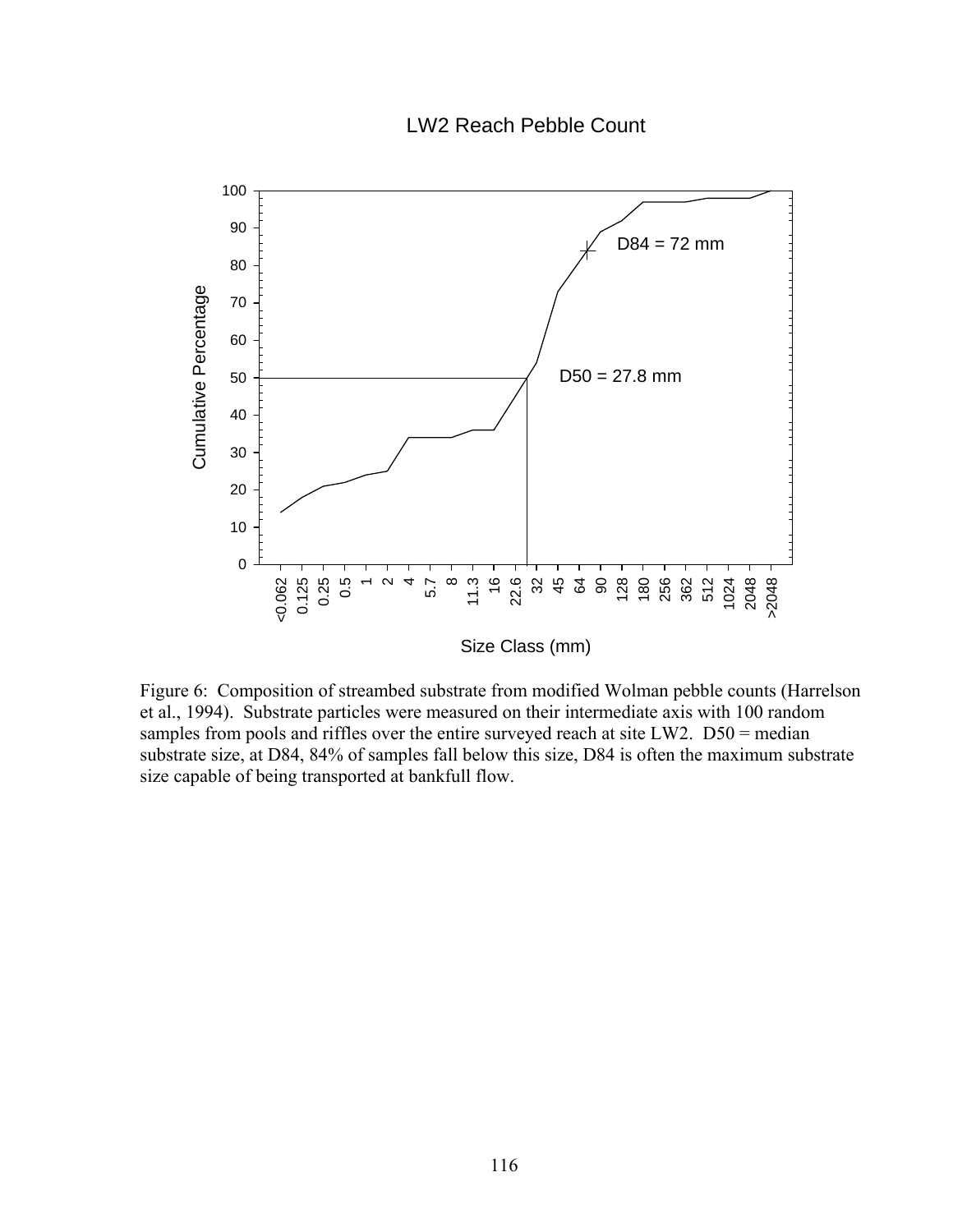LW2 Reach Pebble Count

Figure 6: Composition of streambed substrate from modified Wolman pebble counts (Harrelson et al., 1994). Substrate particles were measured on their intermediate axis with 100 random samples from pools and riffles over the entire surveyed reach at site LW2. D50 = median substrate size, at D84, 84% of samples fall below this size, D84 is often the maximum substrate size capable of being transported at bankfull flow.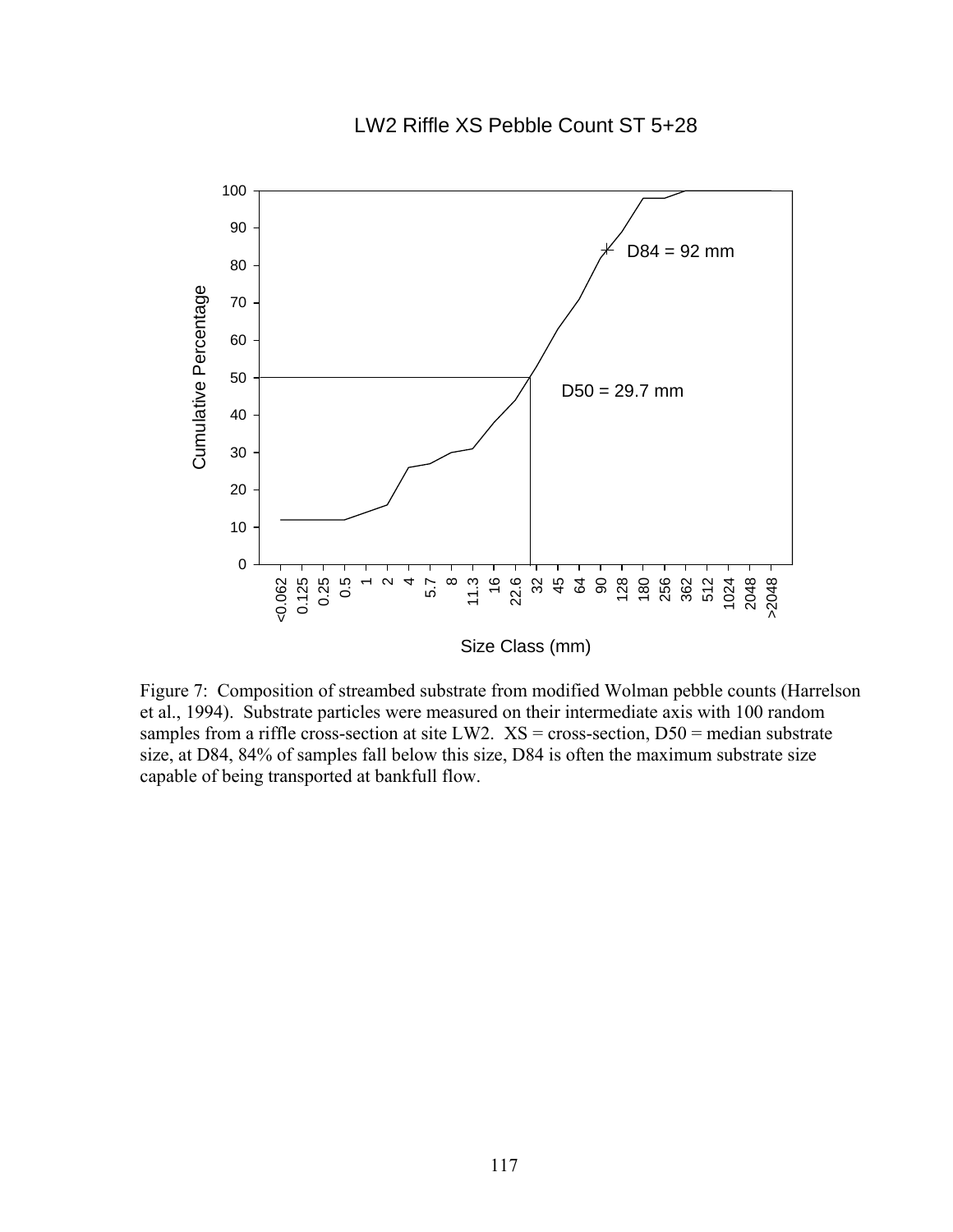LW2 Riffle XS Pebble Count ST 5+28

Figure 7: Composition of streambed substrate from modified Wolman pebble counts (Harrelson et al., 1994). Substrate particles were measured on their intermediate axis with 100 random samples from a riffle cross-section at site LW2. XS = cross-section, D50 = median substrate size, at D84, 84% of samples fall below this size, D84 is often the maximum substrate size capable of being transported at bankfull flow.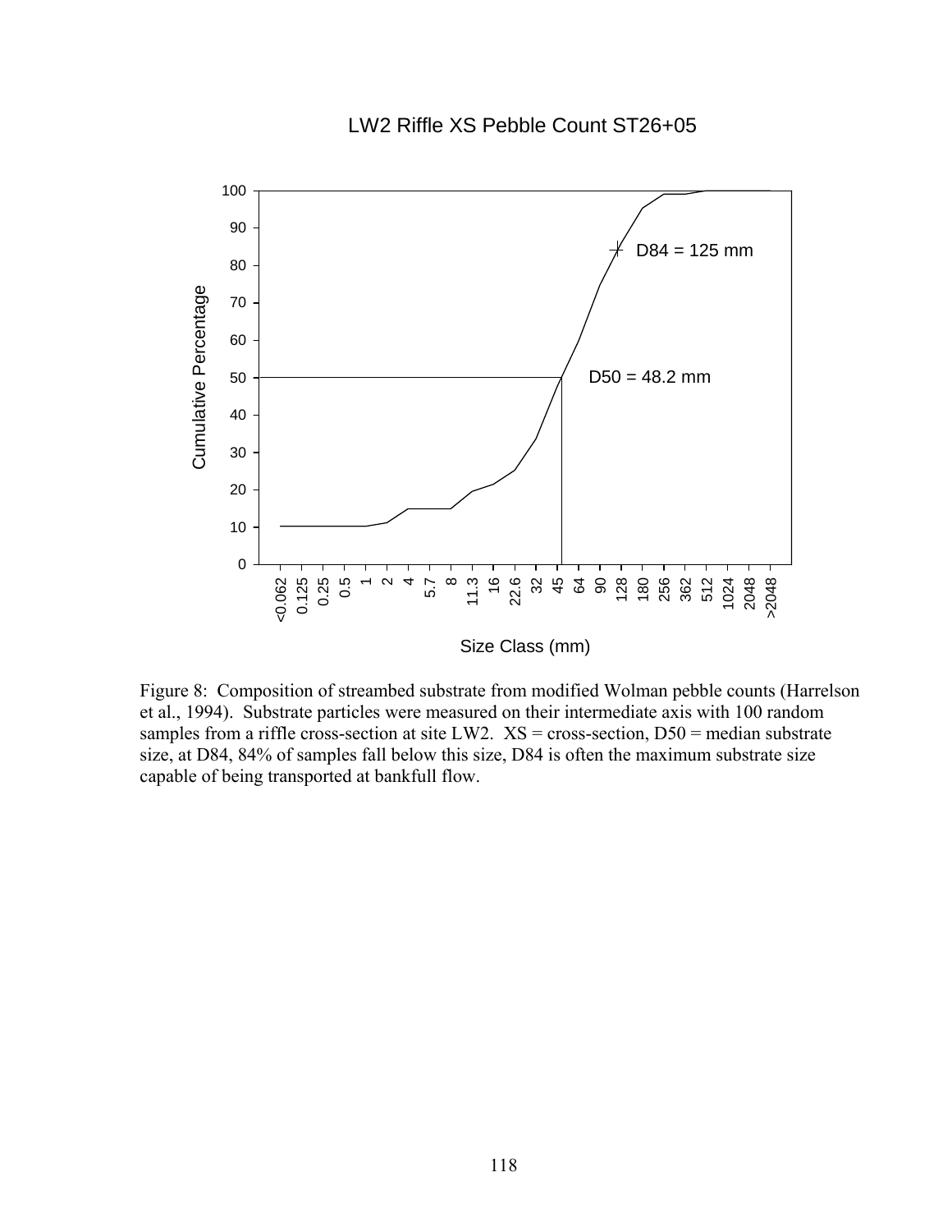LW2 Riffle XS Pebble Count ST26+05

Figure 8: Composition of streambed substrate from modified Wolman pebble counts (Harrelson et al., 1994). Substrate particles were measured on their intermediate axis with 100 random samples from a riffle cross-section at site LW2. XS = cross-section, D50 = median substrate size, at D84, 84% of samples fall below this size, D84 is often the maximum substrate size capable of being transported at bankfull flow.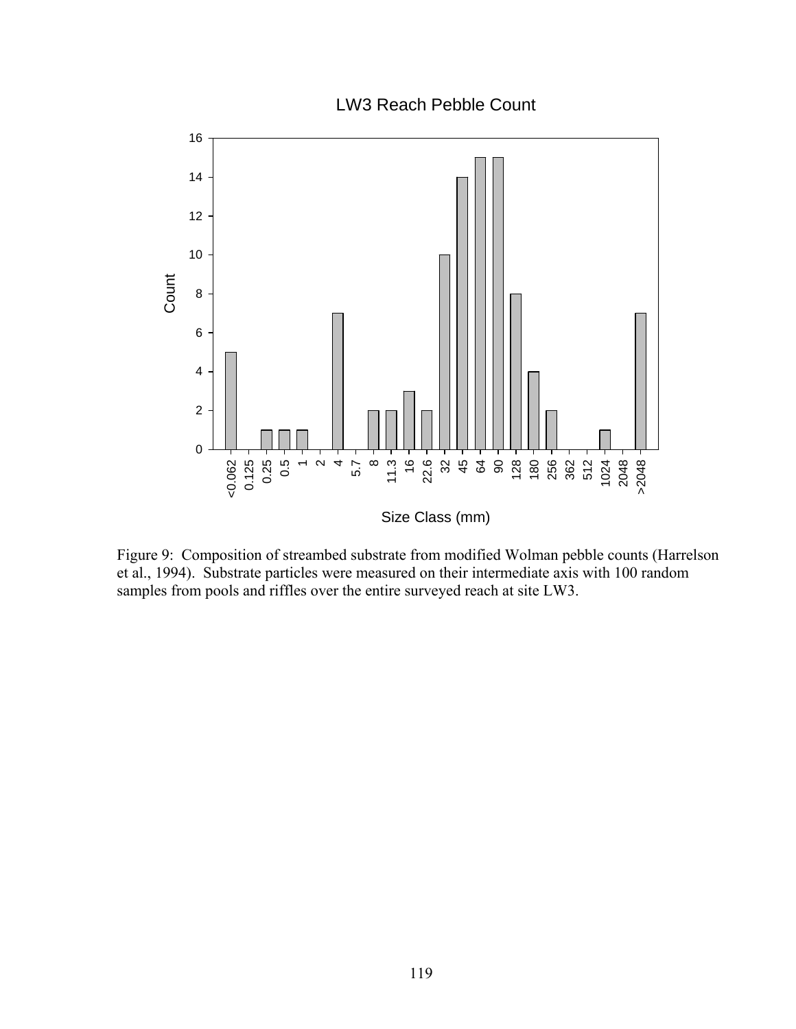Figure 9: Composition of streambed substrate from modified Wolman pebble counts (Harrelson et al., 1994). Substrate particles were measured on their intermediate axis with 100 random samples from pools and riffles over the entire surveyed reach at site LW3.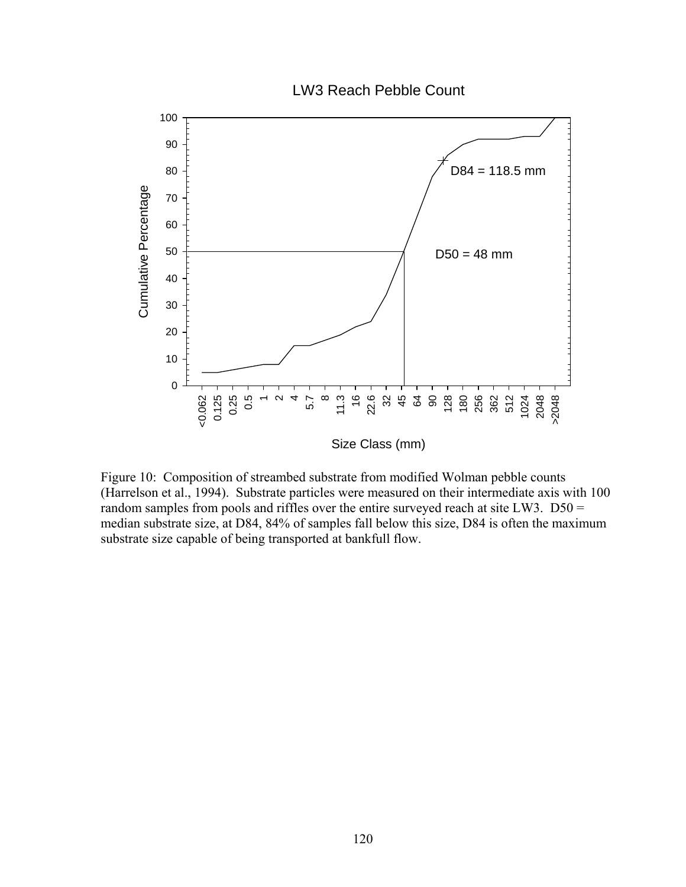Figure 10: Composition of streambed substrate from modified Wolman pebble counts (Harrelson et al., 1994). Substrate particles were measured on their intermediate axis with 100 random samples from pools and riffles over the entire surveyed reach at site LW3. D50 = median substrate size, at D84, 84% of samples fall below this size, D84 is often the maximum substrate size capable of being transported at bankfull flow.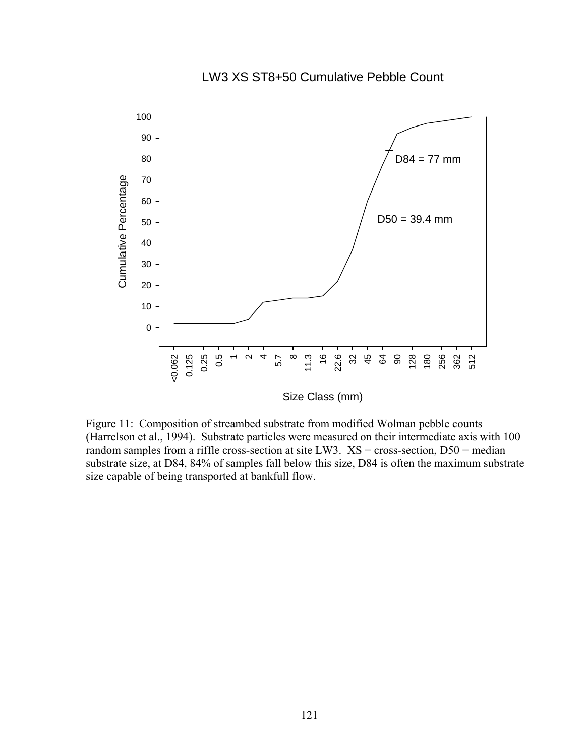LW3 XS ST8+50 Cumulative Pebble Count

Figure 11: Composition of streambed substrate from modified Wolman pebble counts (Harrelson et al., 1994). Substrate particles were measured on their intermediate axis with 100 random samples from a riffle cross-section at site LW3. XS = cross-section, D50 = median substrate size, at D84, 84% of samples fall below this size, D84 is often the maximum substrate size capable of being transported at bankfull flow.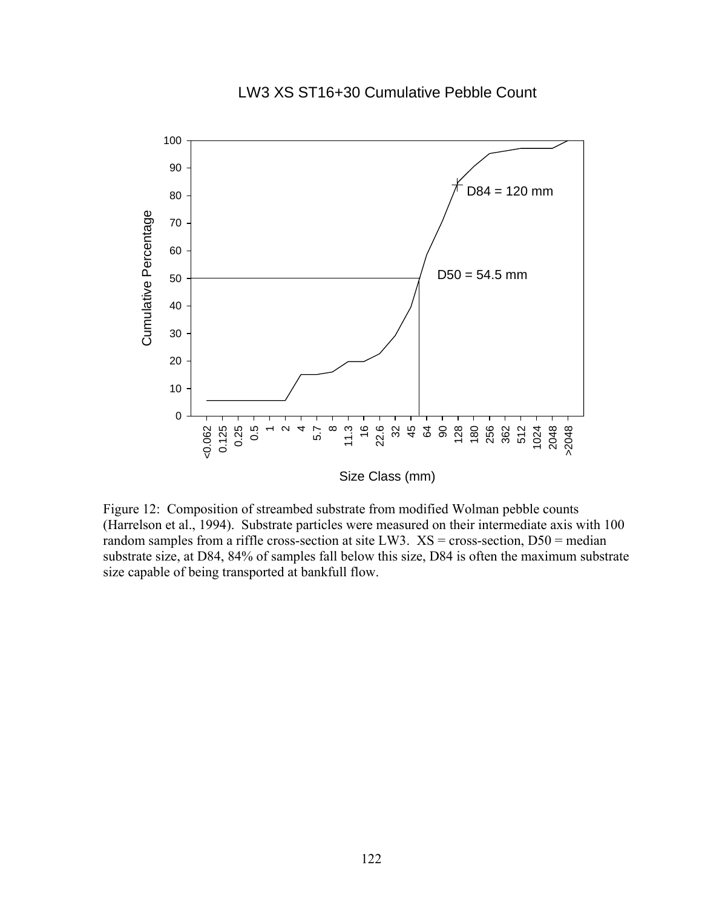LW3 XS ST16+30 Cumulative Pebble Count

Figure 12: Composition of streambed substrate from modified Wolman pebble counts (Harrelson et al., 1994). Substrate particles were measured on their intermediate axis with 100 random samples from a riffle cross-section at site LW3. XS = cross-section, D50 = median substrate size, at D84, 84% of samples fall below this size, D84 is often the maximum substrate size capable of being transported at bankfull flow.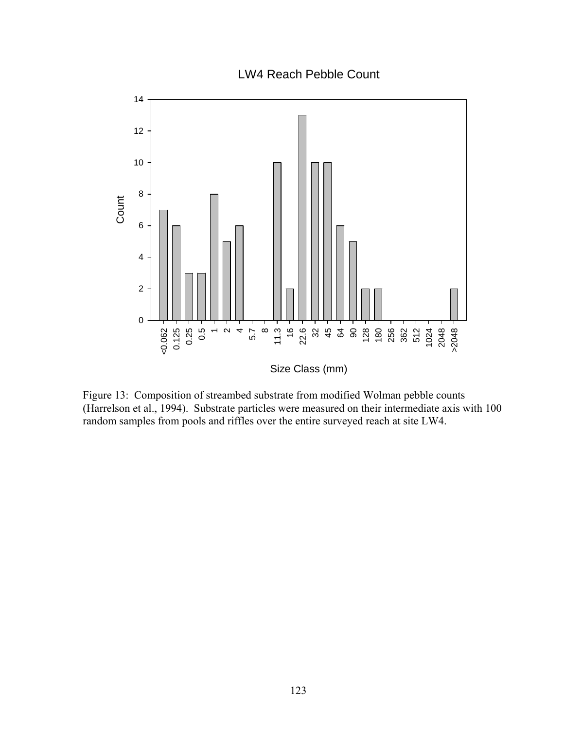Figure 13: Composition of streambed substrate from modified Wolman pebble counts (Harrelson et al., 1994). Substrate particles were measured on their intermediate axis with 100 random samples from pools and riffles over the entire surveyed reach at site LW4.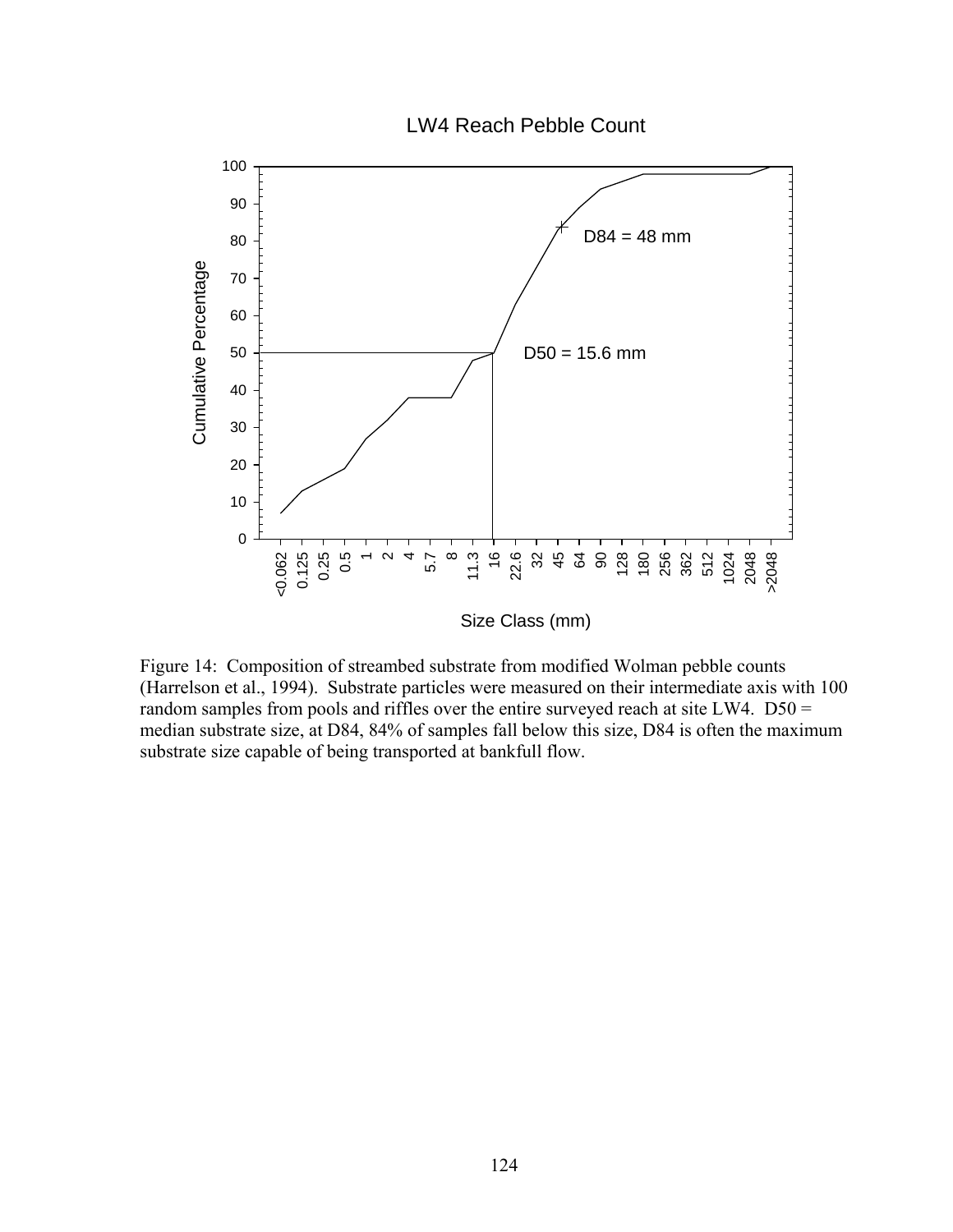Figure 14: Composition of streambed substrate from modified Wolman pebble counts (Harrelson et al., 1994). Substrate particles were measured on their intermediate axis with 100 random samples from pools and riffles over the entire surveyed reach at site LW4. D50 = median substrate size, at D84, 84% of samples fall below this size, D84 is often the maximum substrate size capable of being transported at bankfull flow.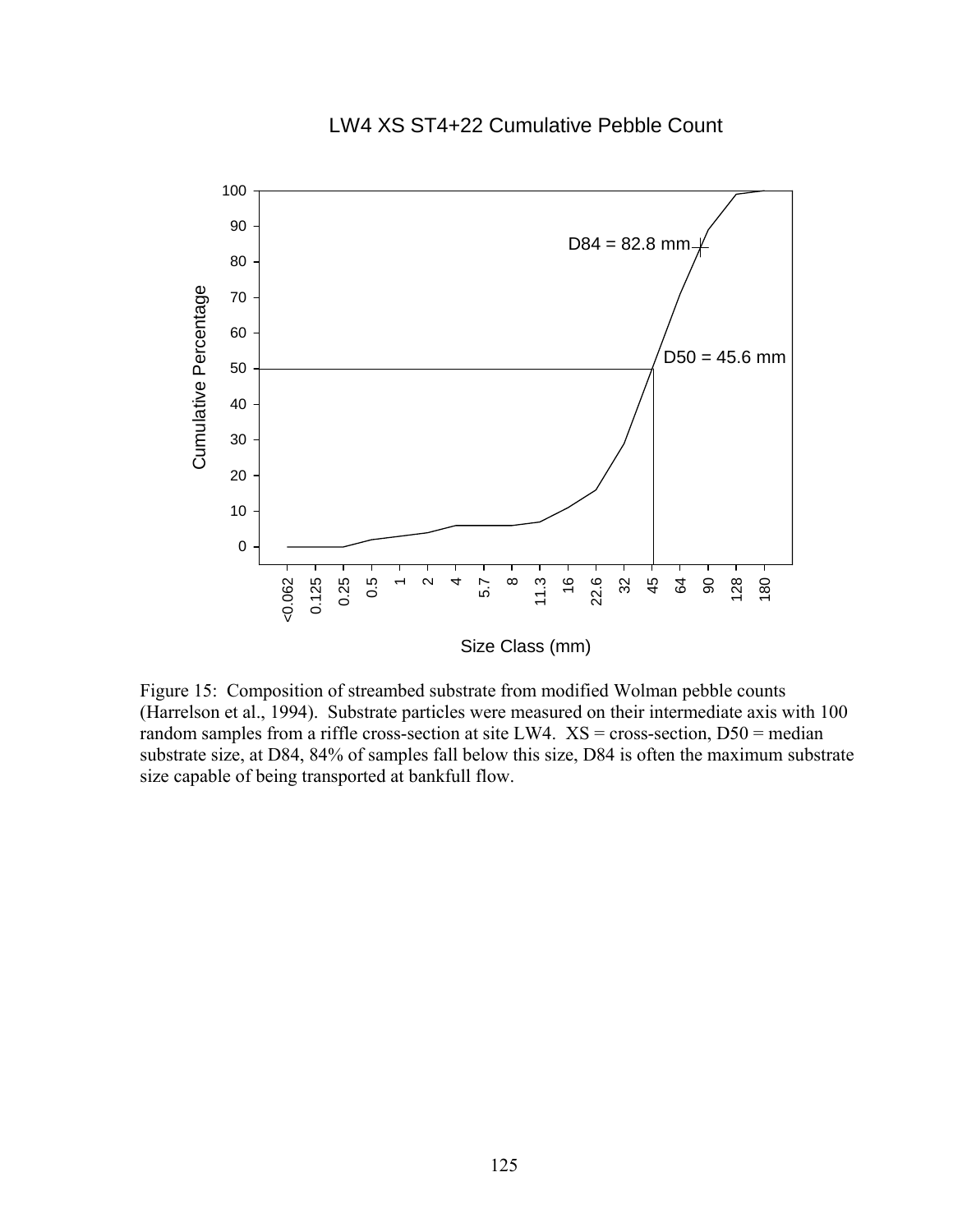LW4 XS ST4+22 Cumulative Pebble Count

Figure 15: Composition of streambed substrate from modified Wolman pebble counts (Harrelson et al., 1994). Substrate particles were measured on their intermediate axis with 100 random samples from a riffle cross-section at site LW4. XS = cross-section, D50 = median substrate size, at D84, 84% of samples fall below this size, D84 is often the maximum substrate size capable of being transported at bankfull flow.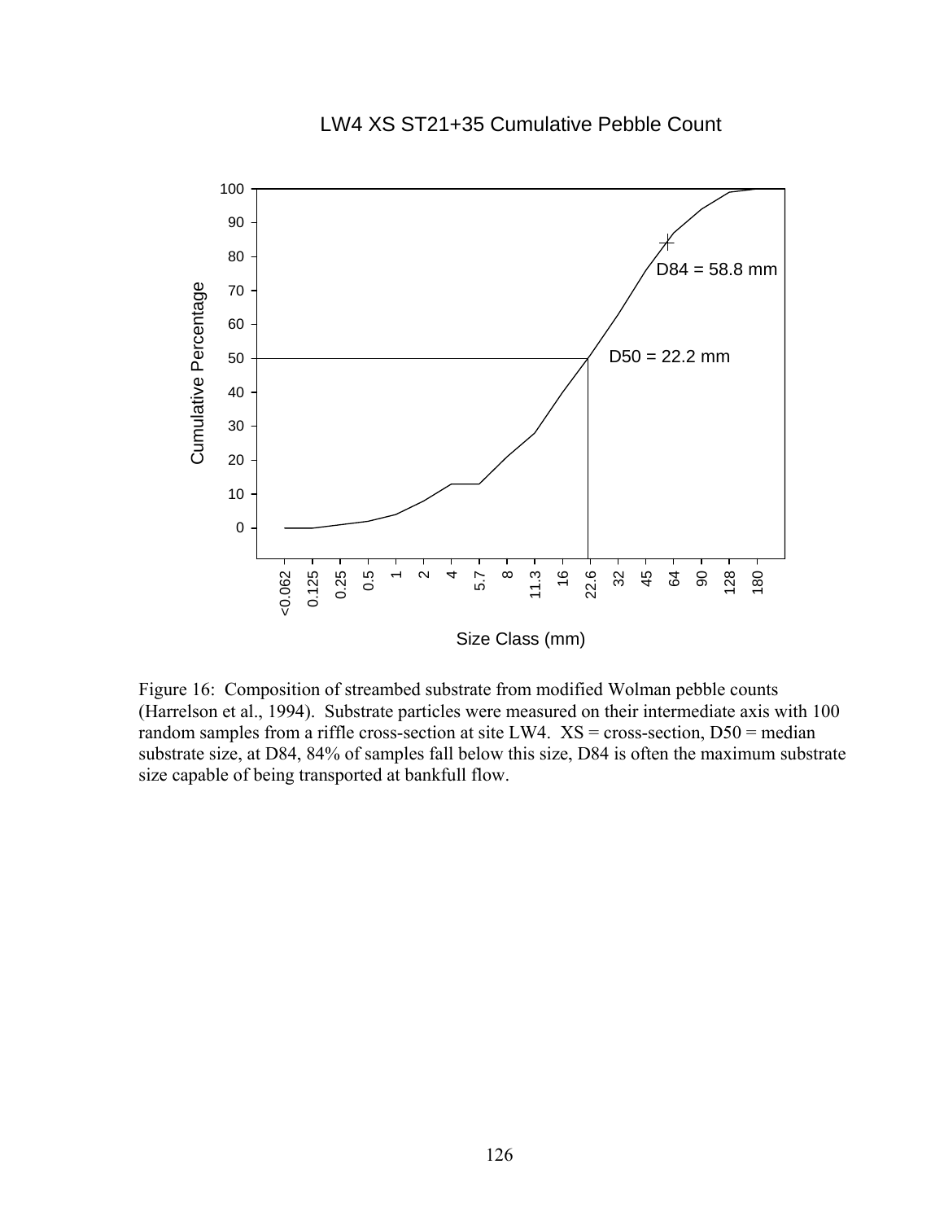LW4 XS ST21+35 Cumulative Pebble Count

Figure 16: Composition of streambed substrate from modified Wolman pebble counts (Harrelson et al., 1994). Substrate particles were measured on their intermediate axis with 100 random samples from a riffle cross-section at site LW4. XS = cross-section, D50 = median substrate size, at D84, 84% of samples fall below this size, D84 is often the maximum substrate size capable of being transported at bankfull flow.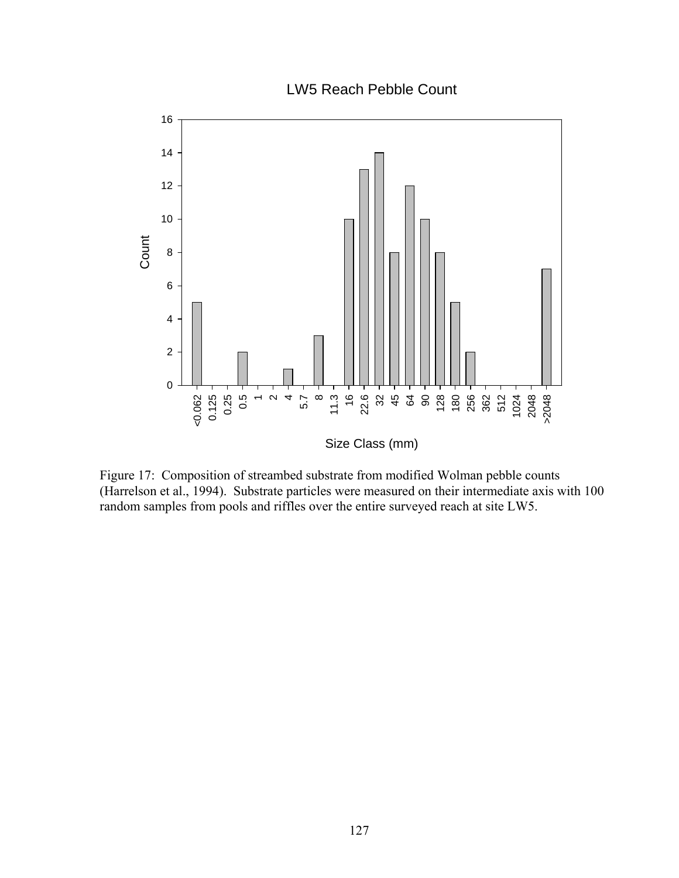LW5 Reach Pebble Count

Figure 17: Composition of streambed substrate from modified Wolman pebble counts (Harrelson et al., 1994). Substrate particles were measured on their intermediate axis with 100 random samples from pools and riffles over the entire surveyed reach at site LW5.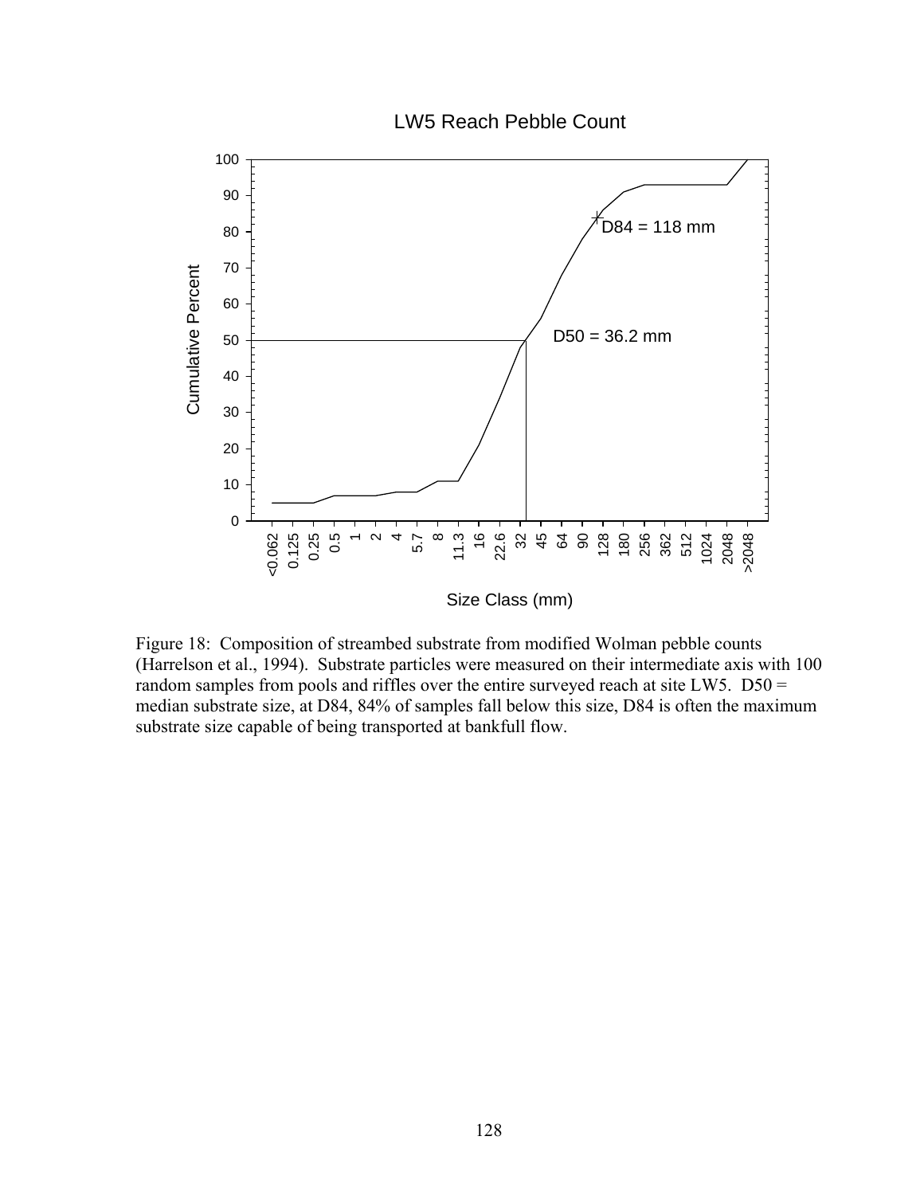LW5 Reach Pebble Count

Figure 18: Composition of streambed substrate from modified Wolman pebble counts (Harrelson et al., 1994). Substrate particles were measured on their intermediate axis with 100 random samples from pools and riffles over the entire surveyed reach at site LW5. D50 = median substrate size, at D84, 84% of samples fall below this size, D84 is often the maximum substrate size capable of being transported at bankfull flow.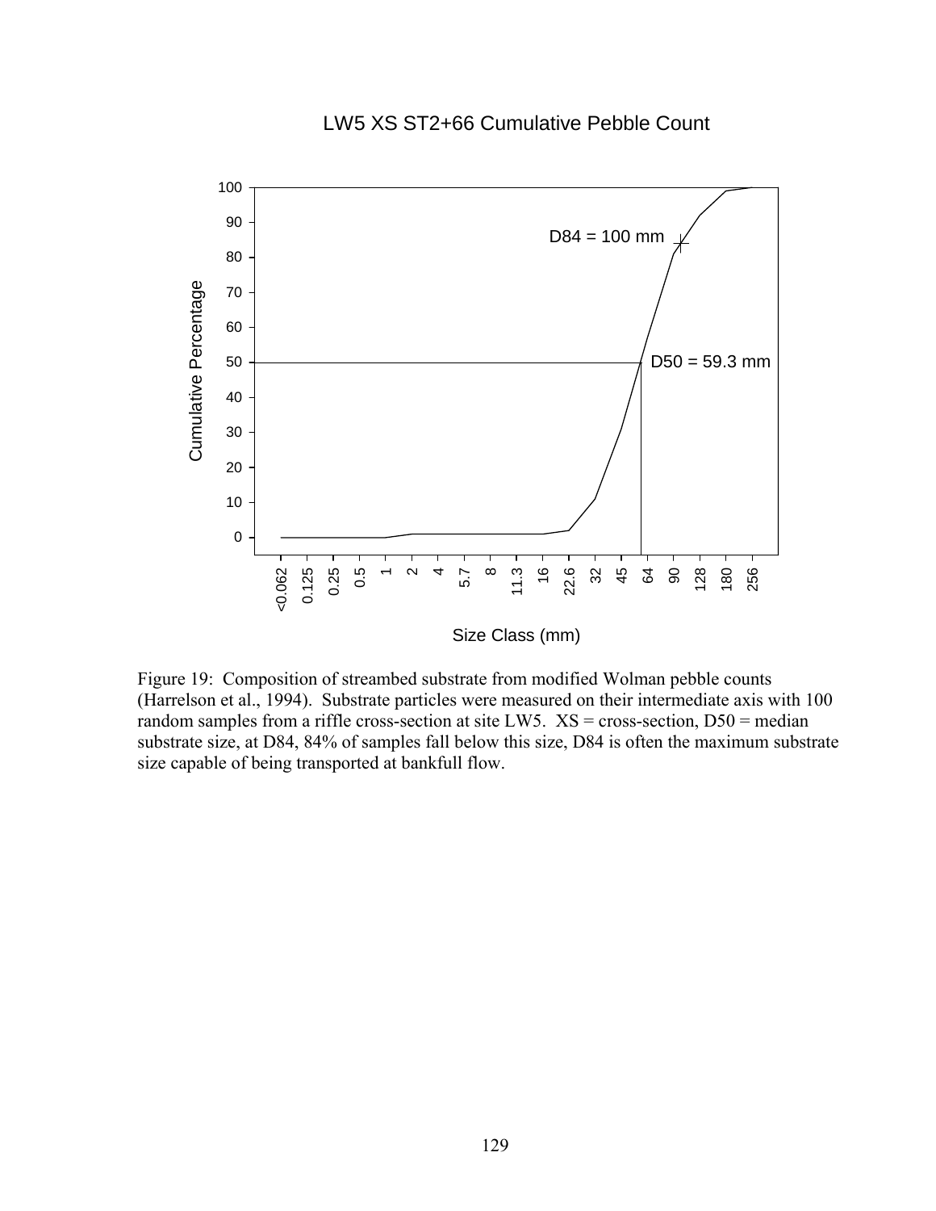LW5 XS ST2+66 Cumulative Pebble Count

D84 = 100 mm

D50 = 59.3 mm

Cumulative Percentage

Size Class (mm)

Figure 19: Composition of streambed substrate from modified Wolman pebble counts (Harrelson et al., 1994). Substrate particles were measured on their intermediate axis with 100 random samples from a riffle cross-section at site LW5. XS = cross-section, D50 = median substrate size, at D84, 84% of samples fall below this size, D84 is often the maximum substrate size capable of being transported at bankfull flow.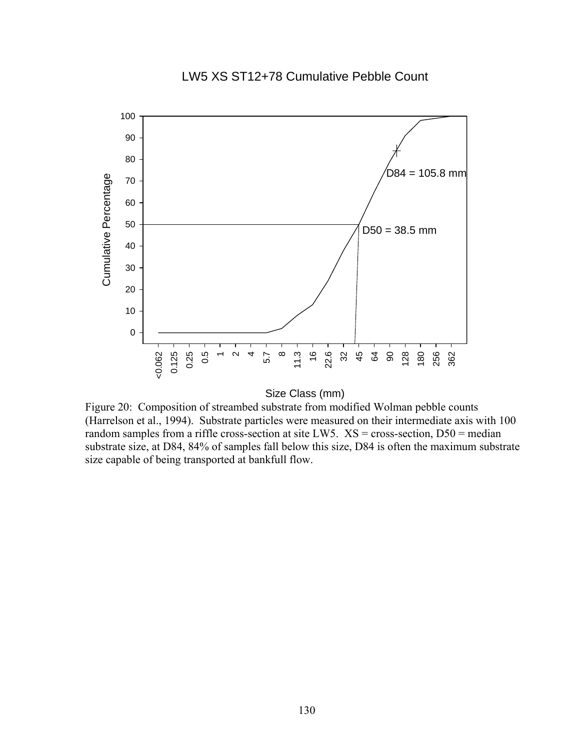LW5 XS ST12+78 Cumulative Pebble Count

Figure 20: Composition of streambed substrate from modified Wolman pebble counts (Harrelson et al., 1994). Substrate particles were measured on their intermediate axis with 100 random samples from a riffle cross-section at site LW5. XS = cross-section, D50 = median substrate size, at D84, 84% of samples fall below this size, D84 is often the maximum substrate size capable of being transported at bankfull flow.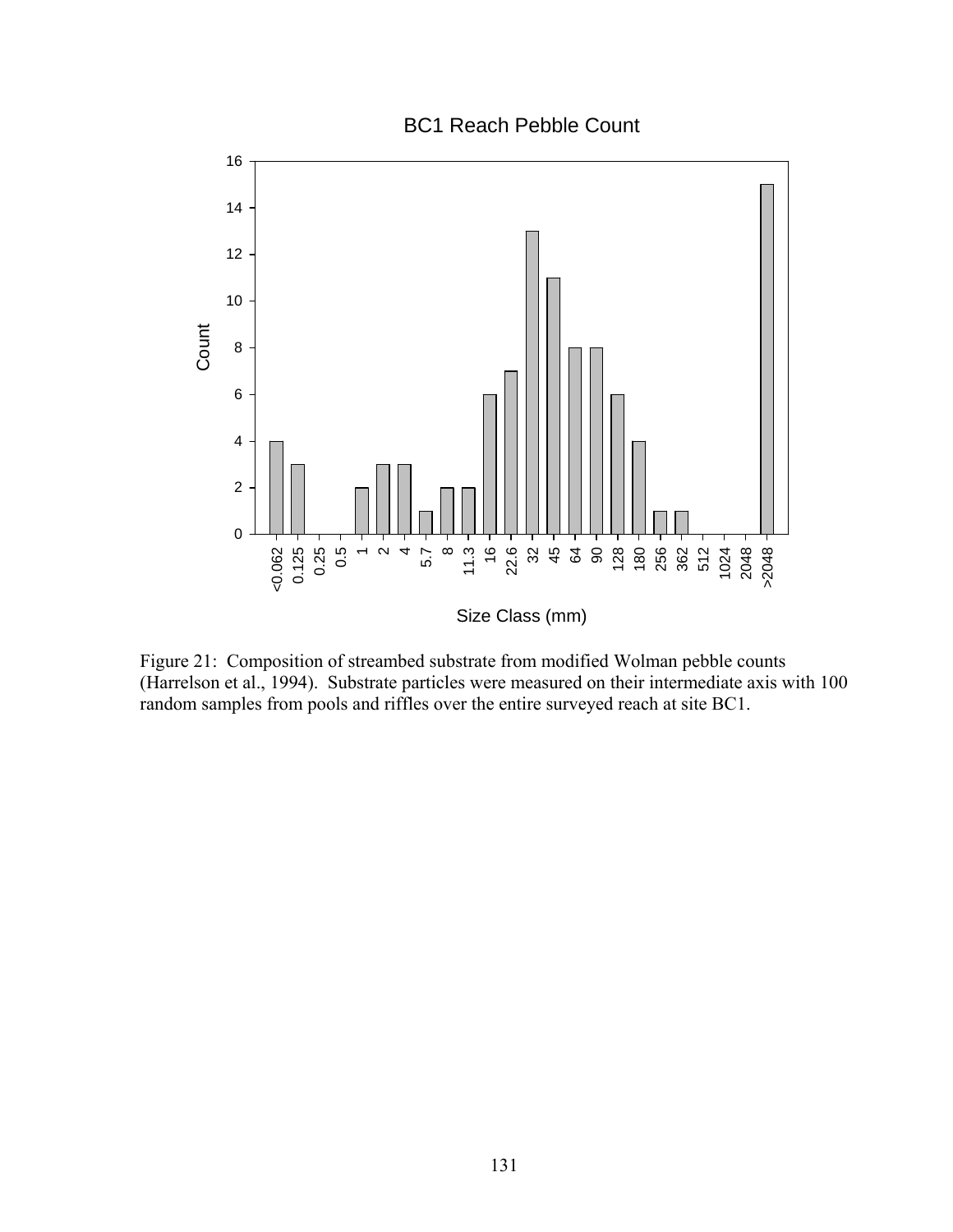BC1 Reach Pebble Count

| Size Class (mm) | Count |
| --- | --- |
| <0.062 | 4 |
| 0.125 | 3 |
| 0.25 | 0 |
| 0.5 | 0 |
| 1 | 2 |
| 2 | 3 |
| 4 | 3 |
| 5.7 | 1 |
| 8 | 2 |
| 11.3 | 2 |
| 16 | 6 |
| 22.6 | 7 |
| 32 | 13 |
| 45 | 11 |
| 64 | 8 |
| 90 | 8 |
| 128 | 6 |
| 180 | 4 |
| 256 | 1 |
| 362 | 1 |
| 512 | 0 |
| 1024 | 0 |
| 2048 | 0 |
| >2048 | 15 |

Figure 21: Composition of streambed substrate from modified Wolman pebble counts (Harrelson et al., 1994). Substrate particles were measured on their intermediate axis with 100 random samples from pools and riffles over the entire surveyed reach at site BC1.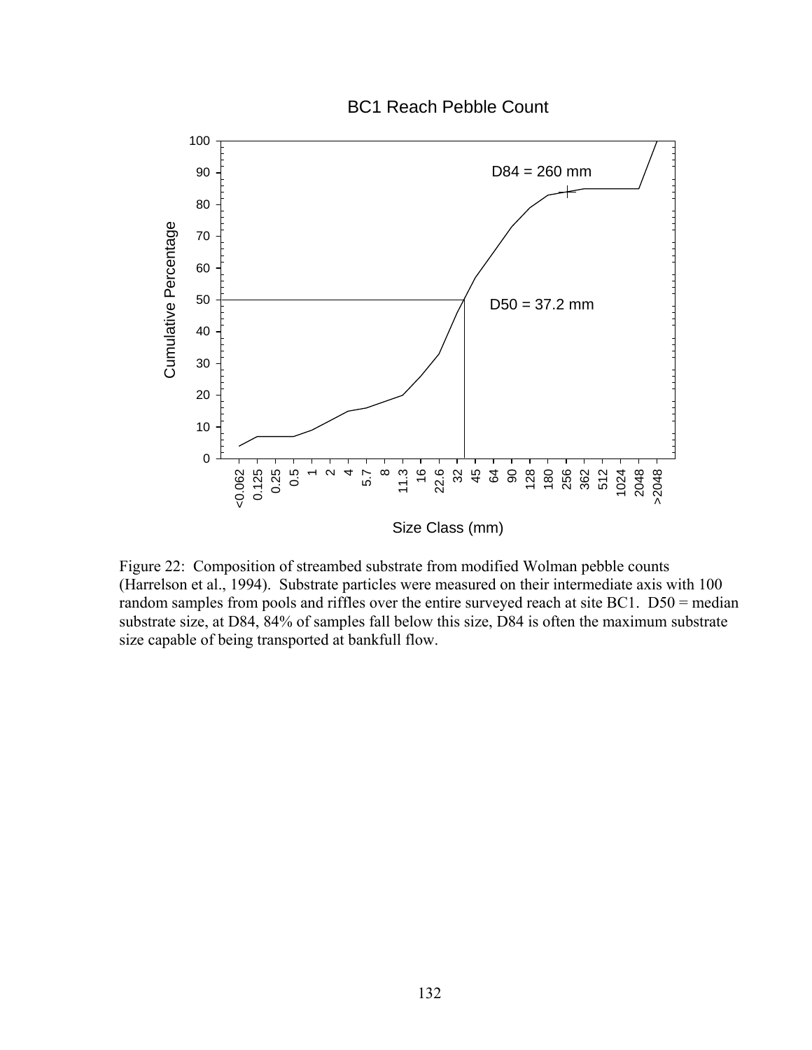BC1 Reach Pebble Count

Figure 22: Composition of streambed substrate from modified Wolman pebble counts (Harrelson et al., 1994). Substrate particles were measured on their intermediate axis with 100 random samples from pools and riffles over the entire surveyed reach at site BC1. D50 = median substrate size, at D84, 84% of samples fall below this size, D84 is often the maximum substrate size capable of being transported at bankfull flow.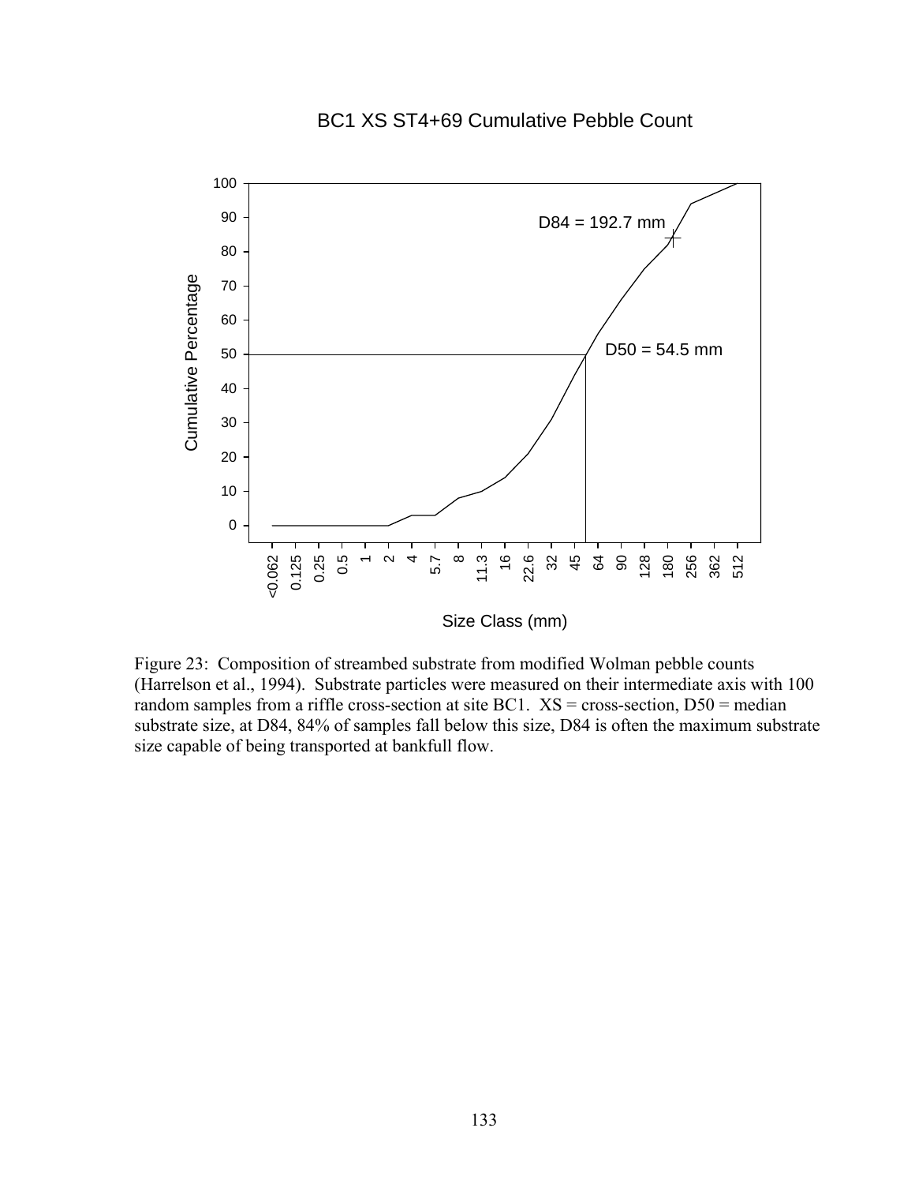BC1 XS ST4+69 Cumulative Pebble Count

D84 = 192.7 mm

D50 = 54.5 mm

Cumulative Percentage

Size Class (mm)

Figure 23: Composition of streambed substrate from modified Wolman pebble counts (Harrelson et al., 1994). Substrate particles were measured on their intermediate axis with 100 random samples from a riffle cross-section at site BC1. XS = cross-section, D50 = median substrate size, at D84, 84% of samples fall below this size, D84 is often the maximum substrate size capable of being transported at bankfull flow.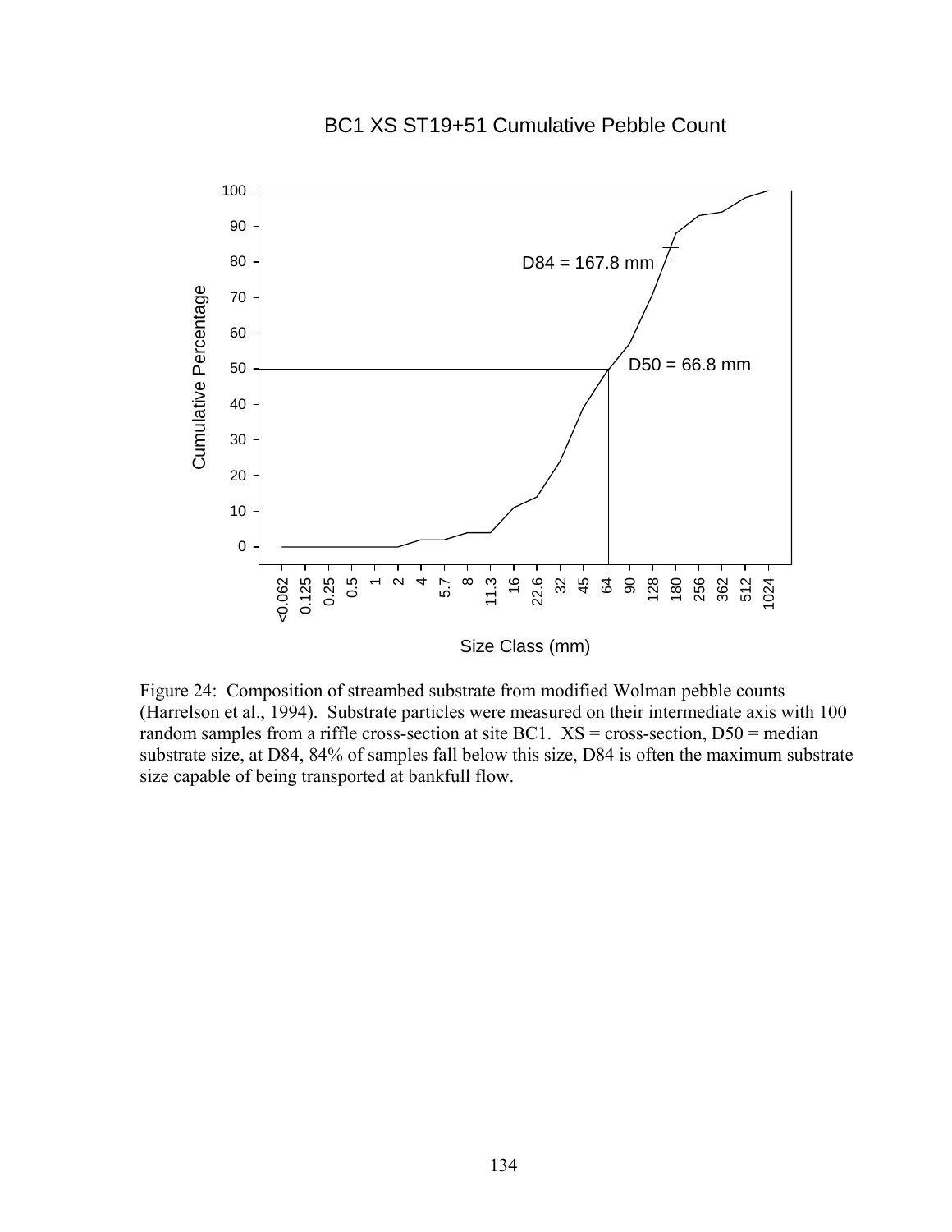Figure 24: Composition of streambed substrate from modified Wolman pebble counts (Harrelson et al., 1994). Substrate particles were measured on their intermediate axis with 100 random samples from a riffle cross-section at site BC1. XS = cross-section, D50 = median substrate size, at D84, 84% of samples fall below this size, D84 is often the maximum substrate size capable of being transported at bankfull flow.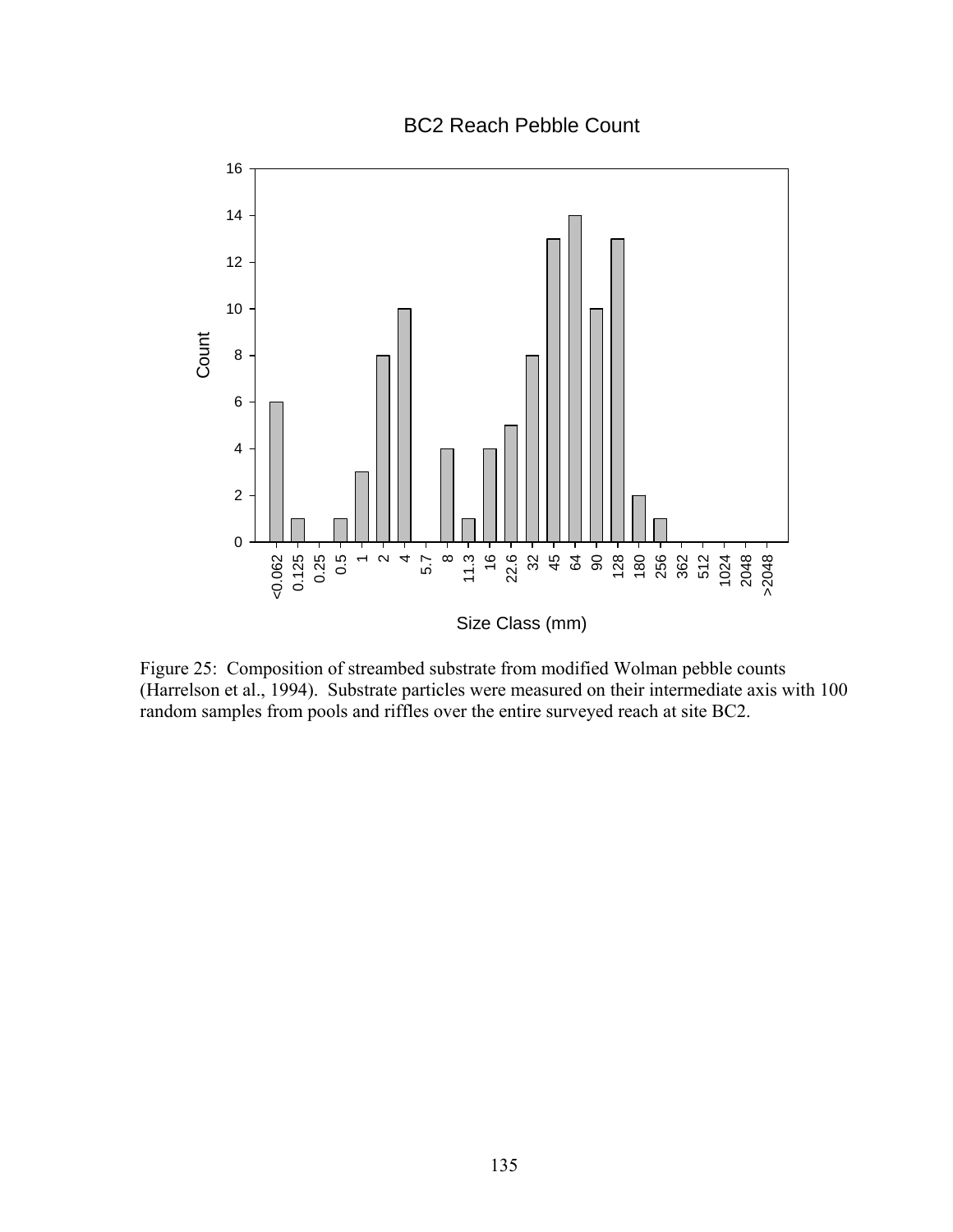Figure 25: Composition of streambed substrate from modified Wolman pebble counts (Harrelson et al., 1994). Substrate particles were measured on their intermediate axis with 100 random samples from pools and riffles over the entire surveyed reach at site BC2.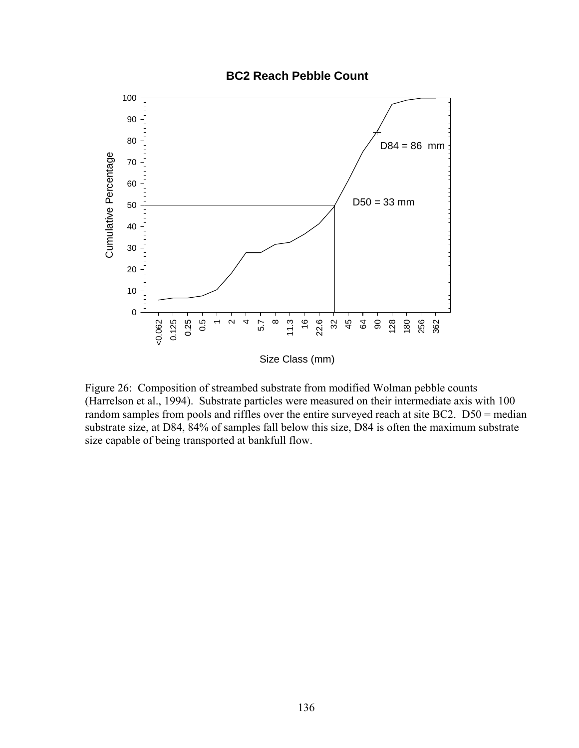## BC2 Reach Pebble Count

Figure 26: Composition of streambed substrate from modified Wolman pebble counts (Harrelson et al., 1994). Substrate particles were measured on their intermediate axis with 100 random samples from pools and riffles over the entire surveyed reach at site BC2. D50 = median substrate size, at D84, 84% of samples fall below this size, D84 is often the maximum substrate size capable of being transported at bankfull flow.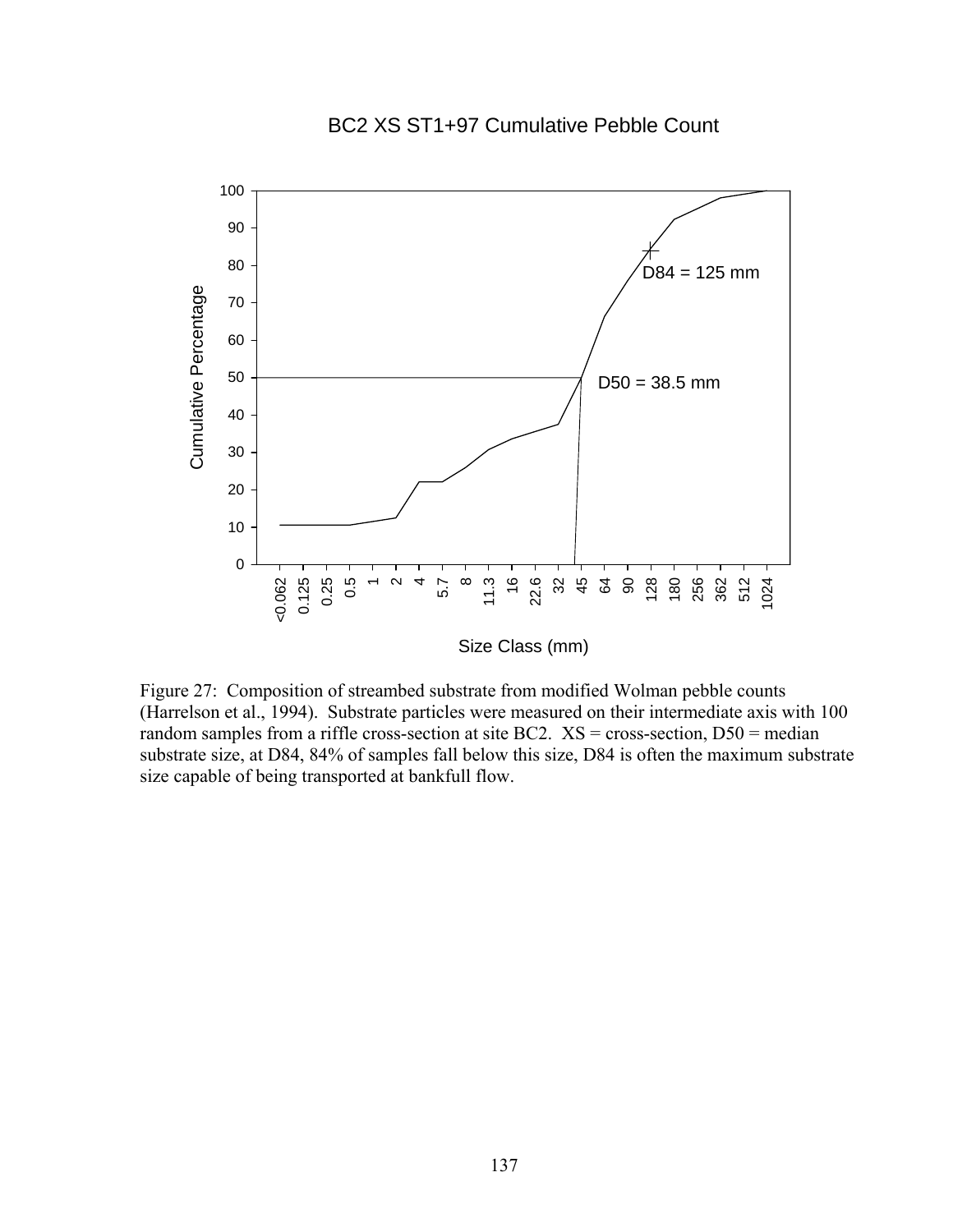BC2 XS ST1+97 Cumulative Pebble Count

Cumulative Percentage

D84 = 125 mm

D50 = 38.5 mm

Size Class (mm)

Figure 27: Composition of streambed substrate from modified Wolman pebble counts (Harrelson et al., 1994). Substrate particles were measured on their intermediate axis with 100 random samples from a riffle cross-section at site BC2. XS = cross-section, D50 = median substrate size, at D84, 84% of samples fall below this size, D84 is often the maximum substrate size capable of being transported at bankfull flow.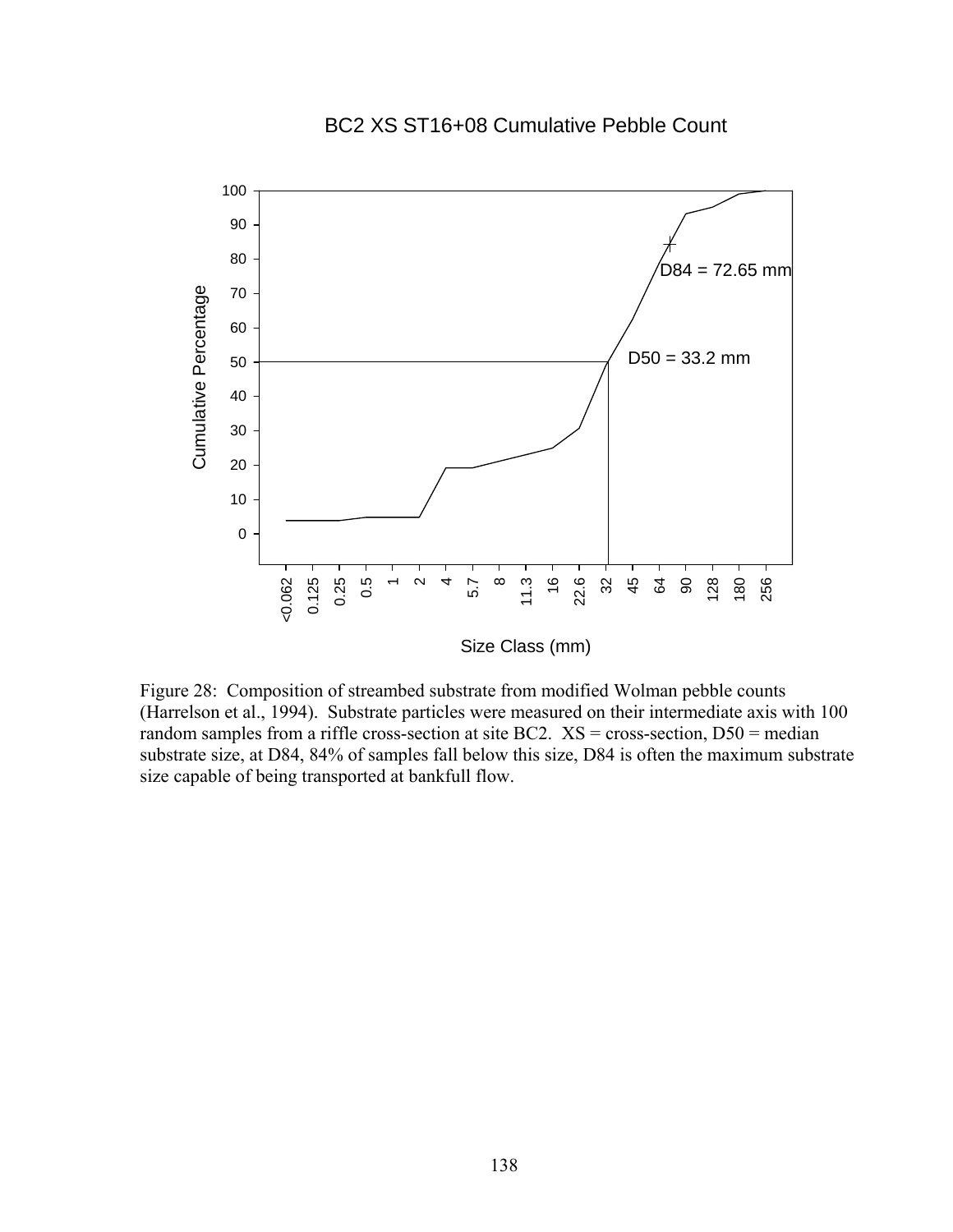BC2 XS ST16+08 Cumulative Pebble Count

Cumulative Percentage

D84 = 72.65 mm

D50 = 33.2 mm

Size Class (mm)

<0.062 0.125 0.25 0.5 1 2 4 5.7 8 11.3 16 22.6 32 45 64 90 128 180 256

Figure 28: Composition of streambed substrate from modified Wolman pebble counts (Harrelson et al., 1994). Substrate particles were measured on their intermediate axis with 100 random samples from a riffle cross-section at site BC2. XS = cross-section, D50 = median substrate size, at D84, 84% of samples fall below this size, D84 is often the maximum substrate size capable of being transported at bankfull flow.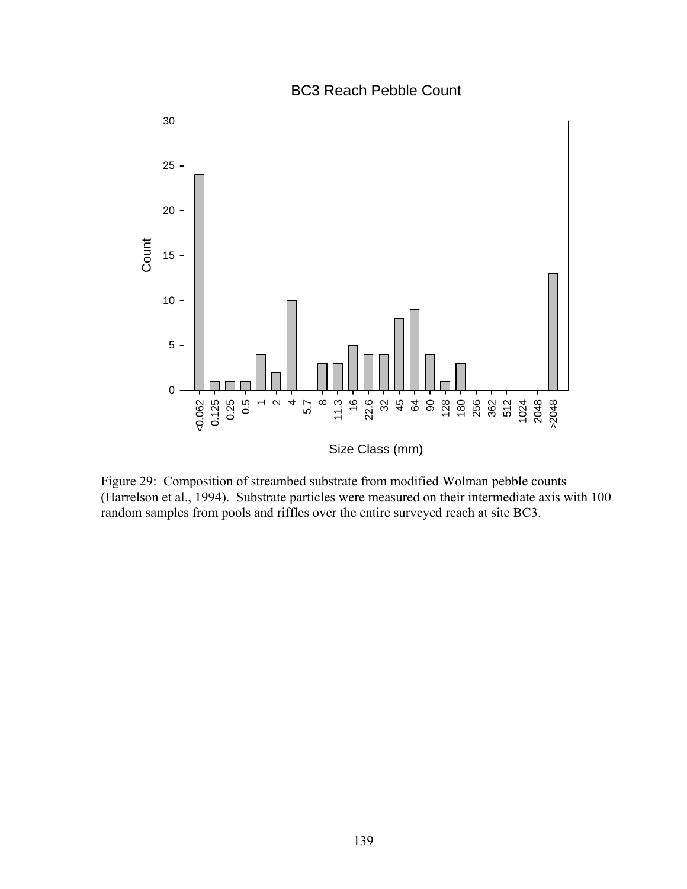BC3 Reach Pebble Count

Figure 29: Composition of streambed substrate from modified Wolman pebble counts (Harrelson et al., 1994). Substrate particles were measured on their intermediate axis with 100 random samples from pools and riffles over the entire surveyed reach at site BC3.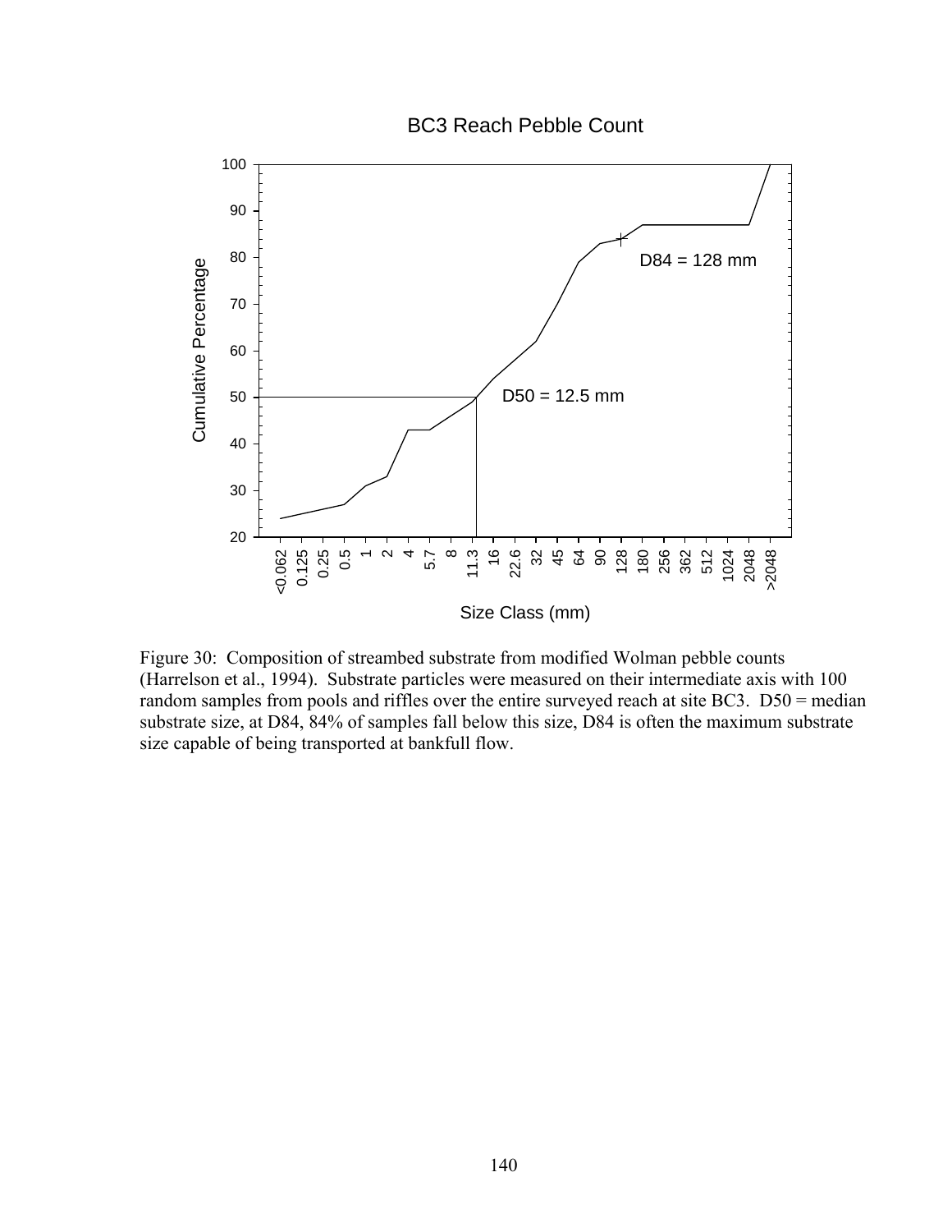Figure 30: Composition of streambed substrate from modified Wolman pebble counts (Harrelson et al., 1994). Substrate particles were measured on their intermediate axis with 100 random samples from pools and riffles over the entire surveyed reach at site BC3. D50 = median substrate size, at D84, 84% of samples fall below this size, D84 is often the maximum substrate size capable of being transported at bankfull flow.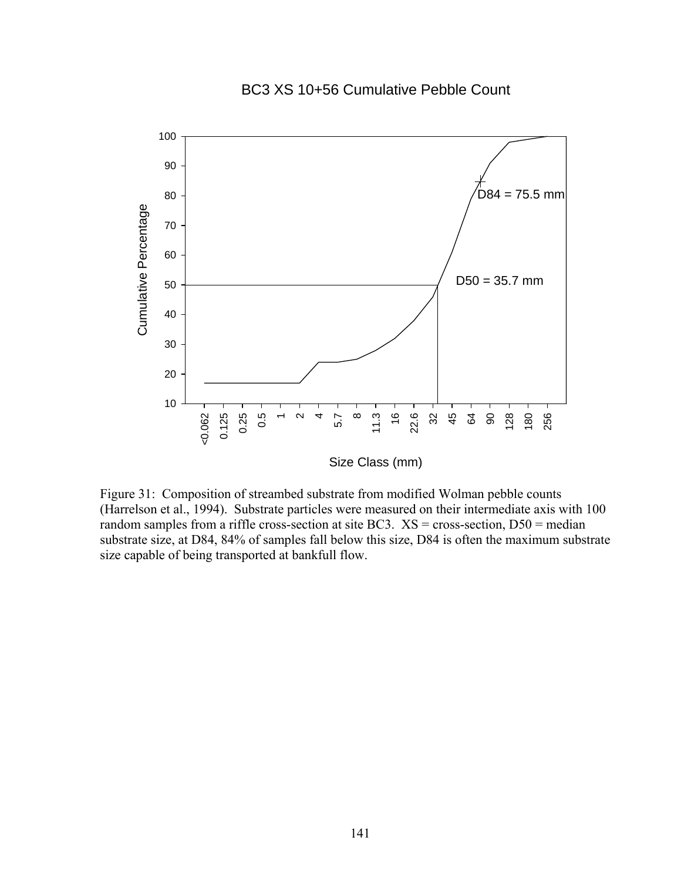BC3 XS 10+56 Cumulative Pebble Count

Cumulative Percentage

Size Class (mm)

D84 = 75.5 mm

D50 = 35.7 mm

Figure 31: Composition of streambed substrate from modified Wolman pebble counts (Harrelson et al., 1994). Substrate particles were measured on their intermediate axis with 100 random samples from a riffle cross-section at site BC3. XS = cross-section, D50 = median substrate size, at D84, 84% of samples fall below this size, D84 is often the maximum substrate size capable of being transported at bankfull flow.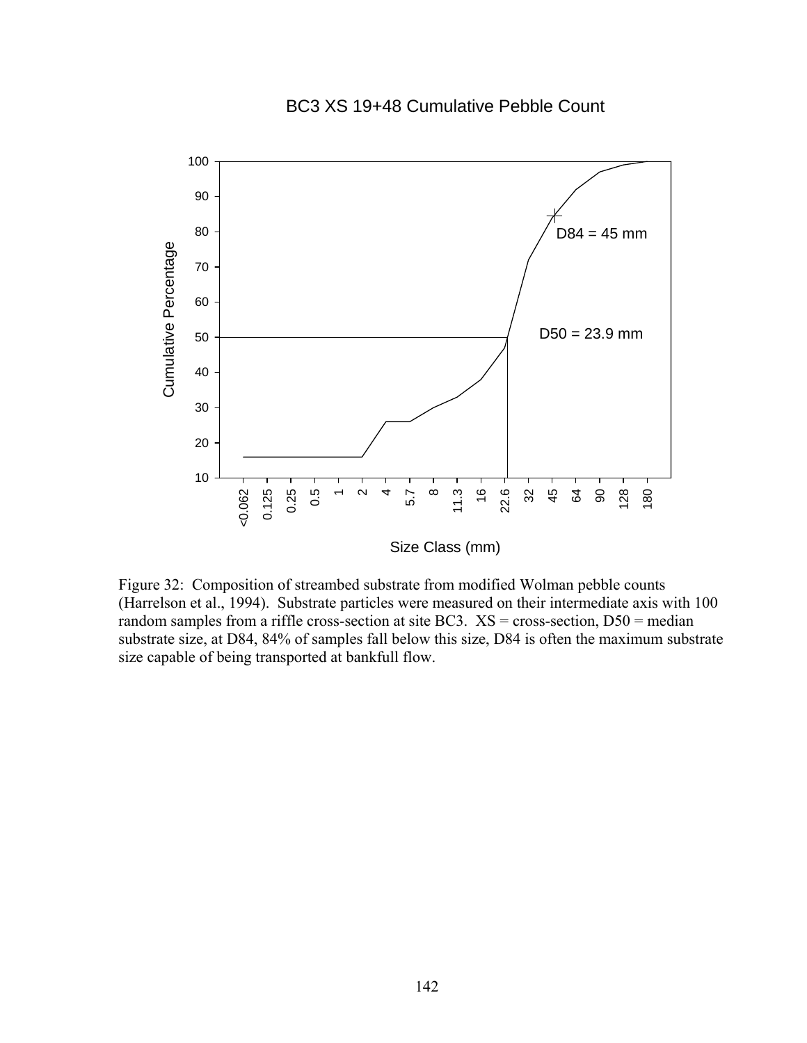BC3 XS 19+48 Cumulative Pebble Count

Figure 32: Composition of streambed substrate from modified Wolman pebble counts (Harrelson et al., 1994). Substrate particles were measured on their intermediate axis with 100 random samples from a riffle cross-section at site BC3. XS = cross-section, D50 = median substrate size, at D84, 84% of samples fall below this size, D84 is often the maximum substrate size capable of being transported at bankfull flow.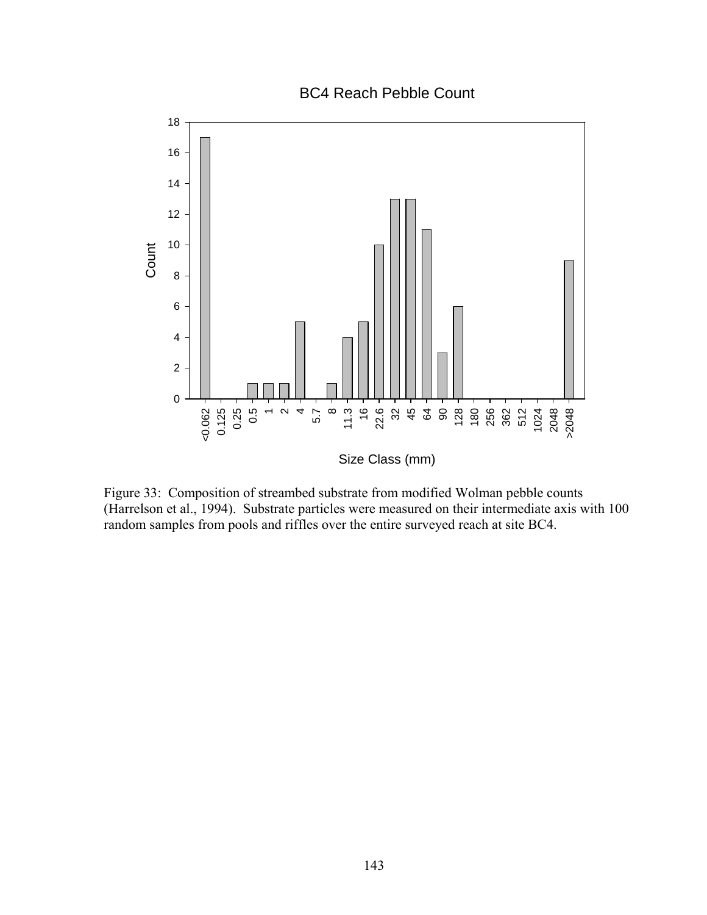BC4 Reach Pebble Count

Count

Size Class (mm)

Figure 33: Composition of streambed substrate from modified Wolman pebble counts (Harrelson et al., 1994). Substrate particles were measured on their intermediate axis with 100 random samples from pools and riffles over the entire surveyed reach at site BC4.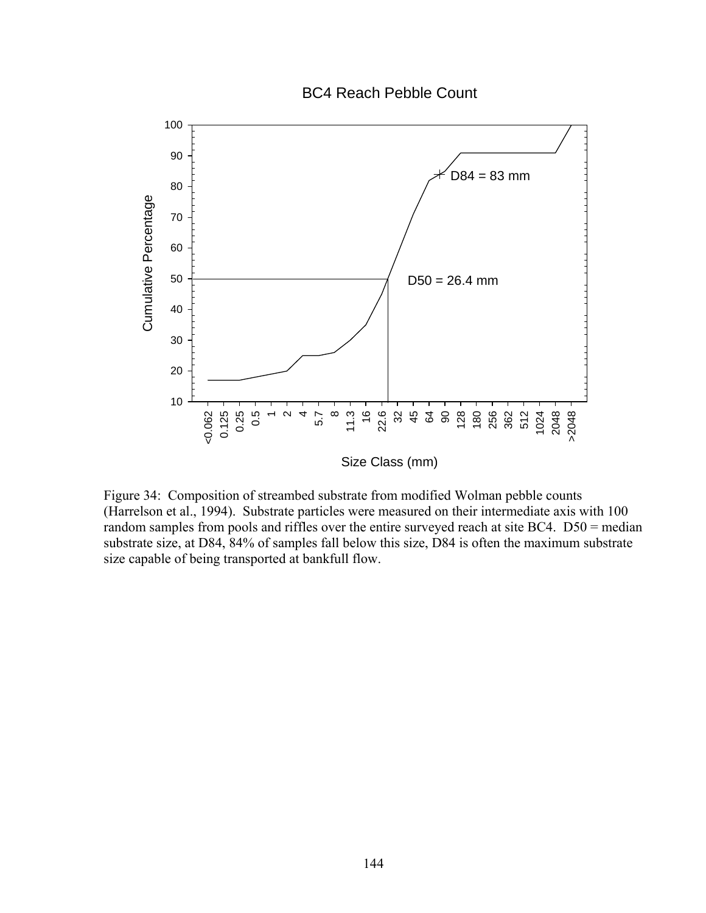BC4 Reach Pebble Count

Figure 34: Composition of streambed substrate from modified Wolman pebble counts (Harrelson et al., 1994). Substrate particles were measured on their intermediate axis with 100 random samples from pools and riffles over the entire surveyed reach at site BC4. D50 = median substrate size, at D84, 84% of samples fall below this size, D84 is often the maximum substrate size capable of being transported at bankfull flow.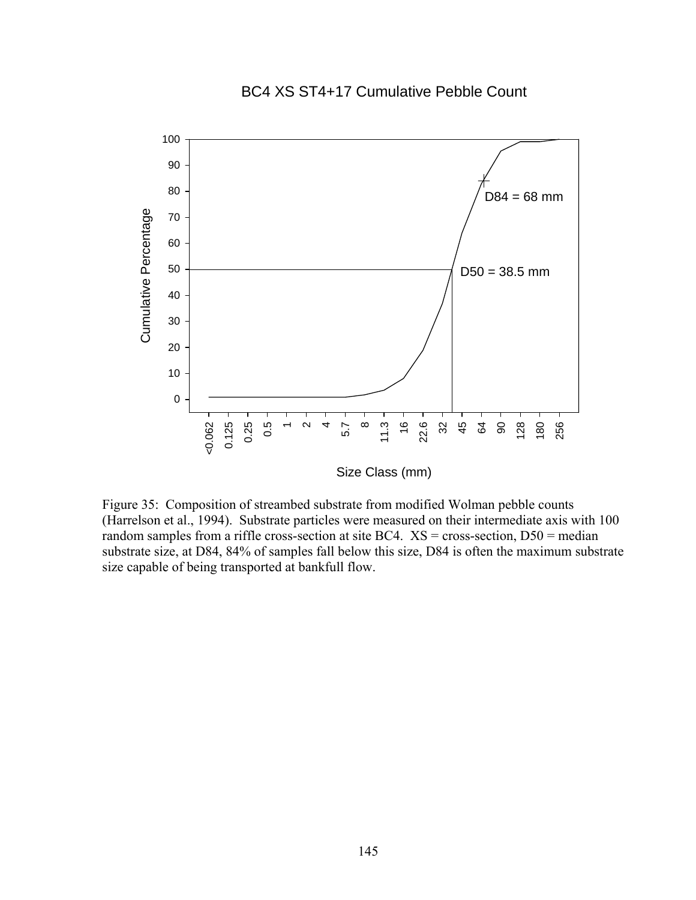BC4 XS ST4+17 Cumulative Pebble Count

Cumulative Percentage

D84 = 68 mm

D50 = 38.5 mm

Size Class (mm)

Figure 35: Composition of streambed substrate from modified Wolman pebble counts (Harrelson et al., 1994). Substrate particles were measured on their intermediate axis with 100 random samples from a riffle cross-section at site BC4. XS = cross-section, D50 = median substrate size, at D84, 84% of samples fall below this size, D84 is often the maximum substrate size capable of being transported at bankfull flow.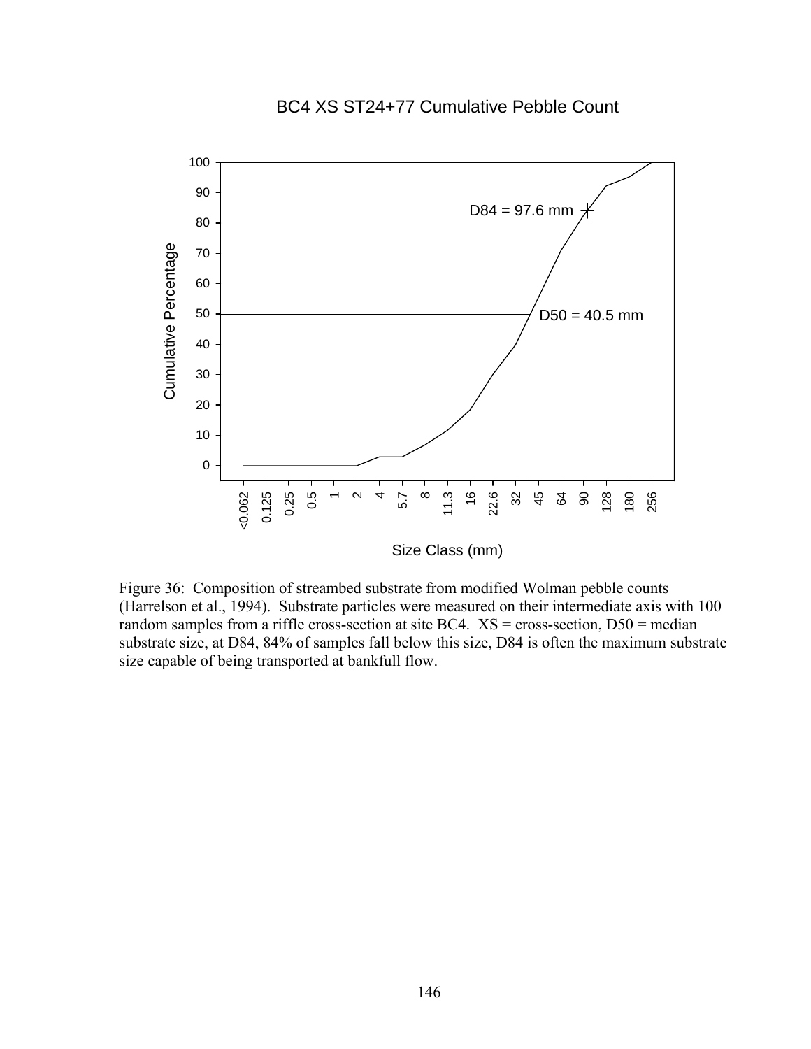BC4 XS ST24+77 Cumulative Pebble Count

Figure 36: Composition of streambed substrate from modified Wolman pebble counts (Harrelson et al., 1994). Substrate particles were measured on their intermediate axis with 100 random samples from a riffle cross-section at site BC4. XS = cross-section, D50 = median substrate size, at D84, 84% of samples fall below this size, D84 is often the maximum substrate size capable of being transported at bankfull flow.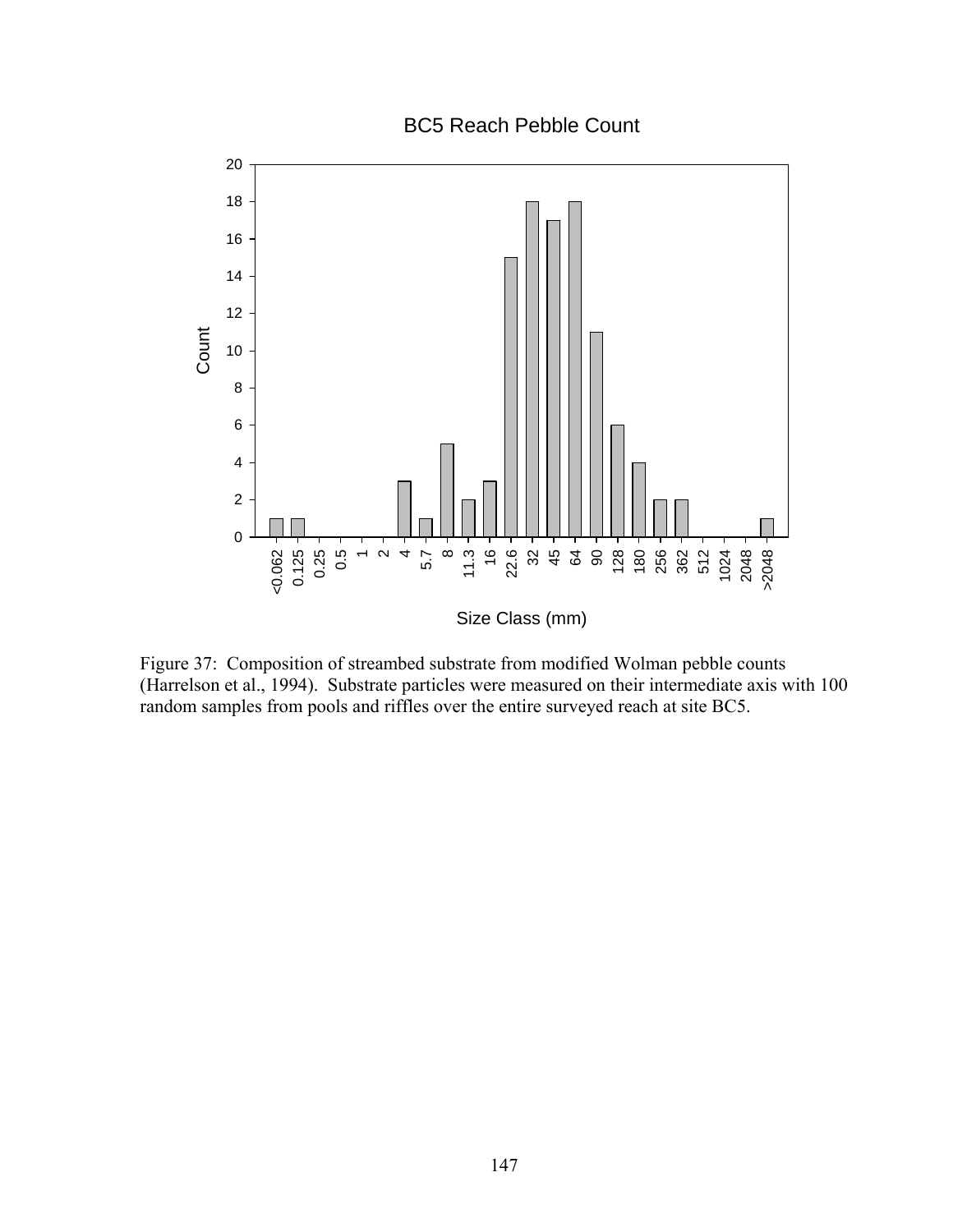Figure 37: Composition of streambed substrate from modified Wolman pebble counts (Harrelson et al., 1994). Substrate particles were measured on their intermediate axis with 100 random samples from pools and riffles over the entire surveyed reach at site BC5.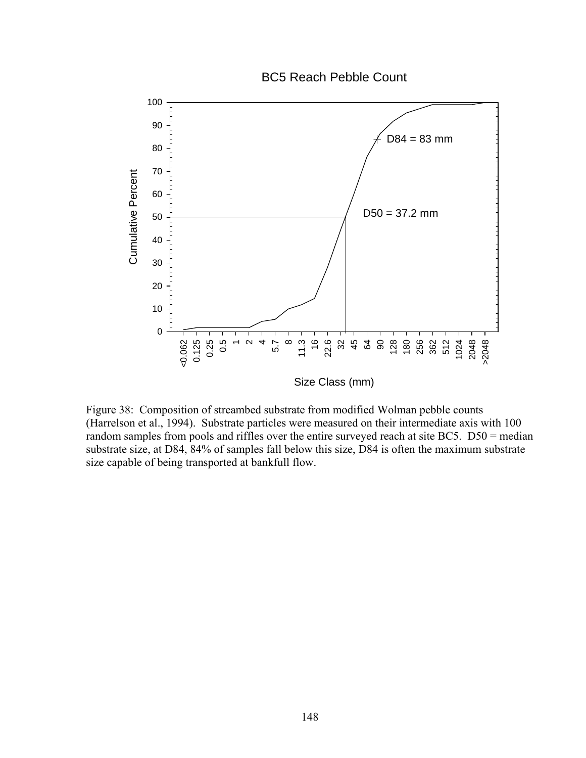BC5 Reach Pebble Count

Figure 38: Composition of streambed substrate from modified Wolman pebble counts (Harrelson et al., 1994). Substrate particles were measured on their intermediate axis with 100 random samples from pools and riffles over the entire surveyed reach at site BC5. D50 = median substrate size, at D84, 84% of samples fall below this size, D84 is often the maximum substrate size capable of being transported at bankfull flow.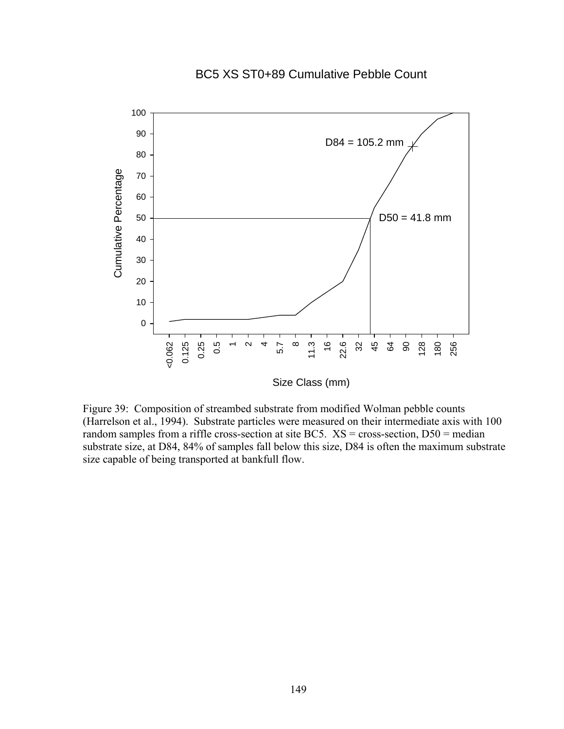BC5 XS ST0+89 Cumulative Pebble Count

Figure 39: Composition of streambed substrate from modified Wolman pebble counts (Harrelson et al., 1994). Substrate particles were measured on their intermediate axis with 100 random samples from a riffle cross-section at site BC5. XS = cross-section, D50 = median substrate size, at D84, 84% of samples fall below this size, D84 is often the maximum substrate size capable of being transported at bankfull flow.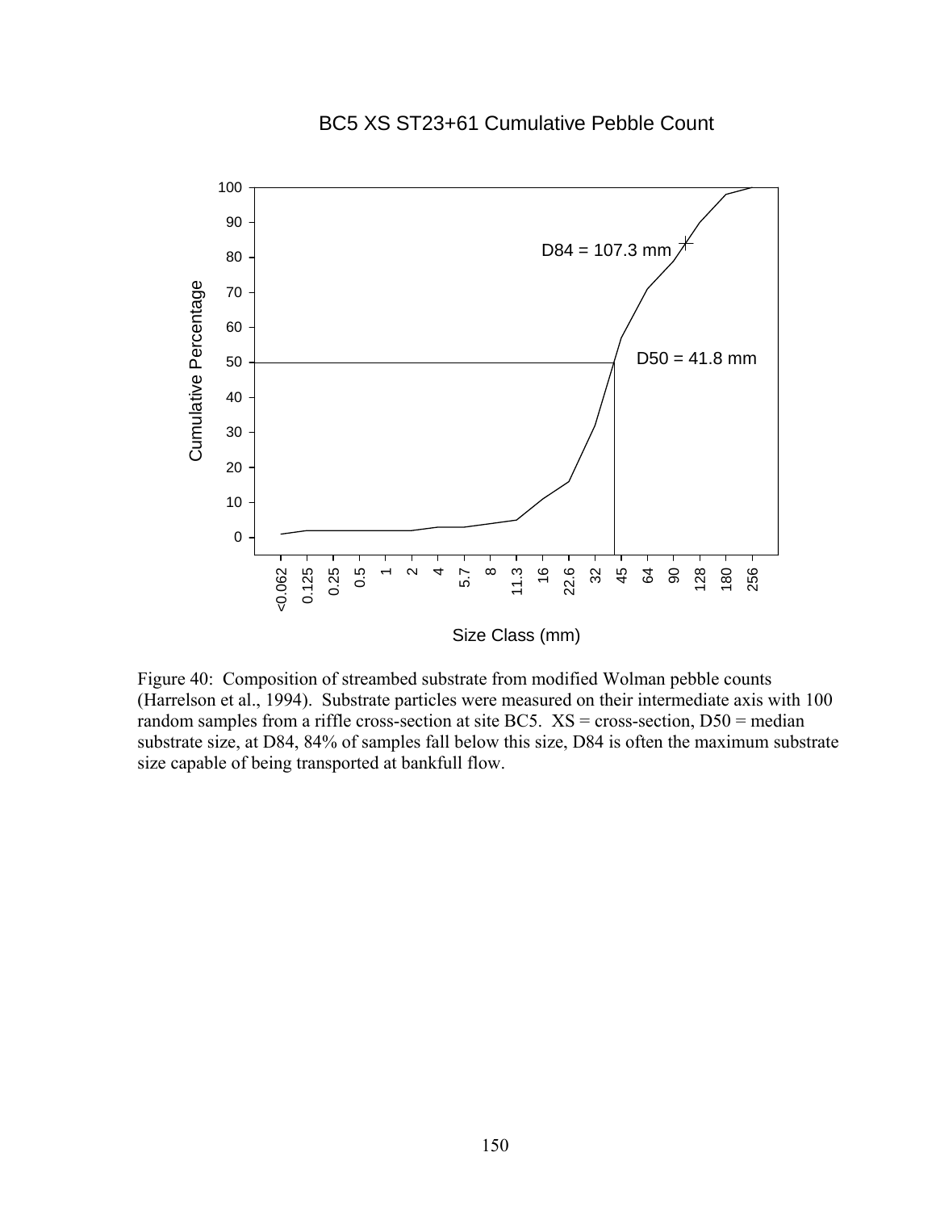BC5 XS ST23+61 Cumulative Pebble Count

Figure 40: Composition of streambed substrate from modified Wolman pebble counts (Harrelson et al., 1994). Substrate particles were measured on their intermediate axis with 100 random samples from a riffle cross-section at site BC5. XS = cross-section, D50 = median substrate size, at D84, 84% of samples fall below this size, D84 is often the maximum substrate size capable of being transported at bankfull flow.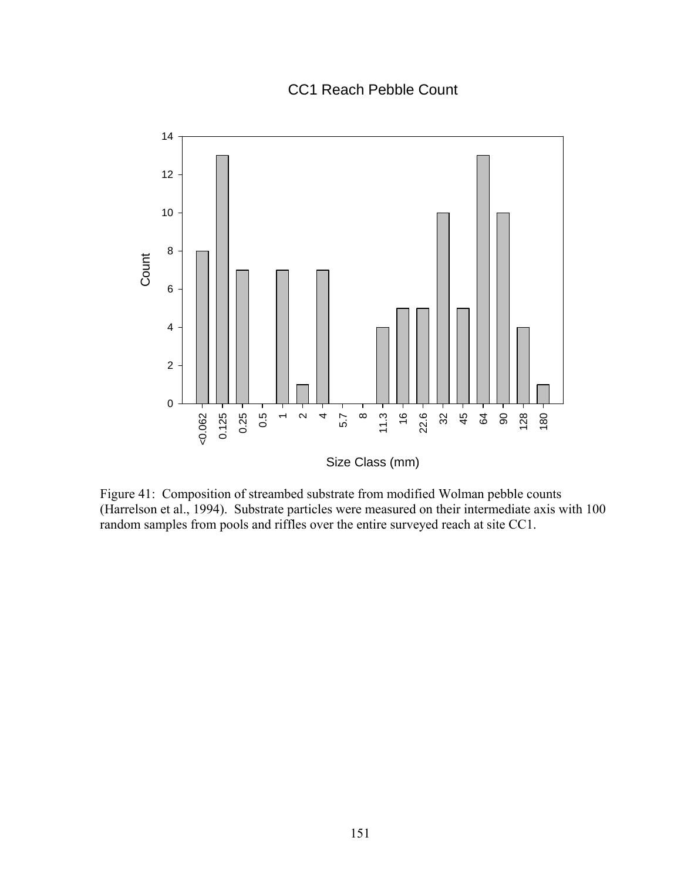CC1 Reach Pebble Count

| Size Class (mm) | Count |
|---|---|
| <0.062 | 8 |
| 0.125 | 13 |
| 0.25 | 7 |
| 0.5 | 0 |
| 1 | 7 |
| 2 | 1 |
| 4 | 7 |
| 5.7 | 0 |
| 8 | 0 |
| 11.3 | 4 |
| 16 | 5 |
| 22.6 | 5 |
| 32 | 10 |
| 45 | 5 |
| 64 | 13 |
| 90 | 10 |
| 128 | 4 |
| 180 | 1 |

Figure 41: Composition of streambed substrate from modified Wolman pebble counts (Harrelson et al., 1994). Substrate particles were measured on their intermediate axis with 100 random samples from pools and riffles over the entire surveyed reach at site CC1.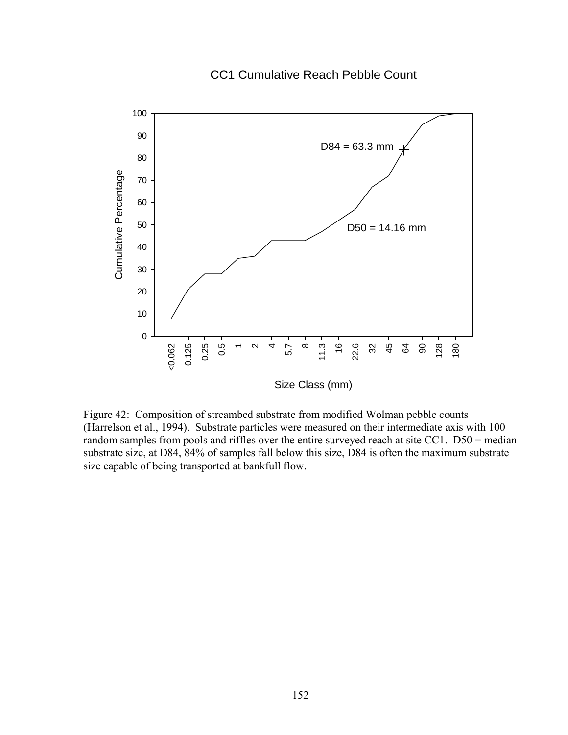CC1 Cumulative Reach Pebble Count

Figure 42: Composition of streambed substrate from modified Wolman pebble counts (Harrelson et al., 1994). Substrate particles were measured on their intermediate axis with 100 random samples from pools and riffles over the entire surveyed reach at site CC1. D50 = median substrate size, at D84, 84% of samples fall below this size, D84 is often the maximum substrate size capable of being transported at bankfull flow.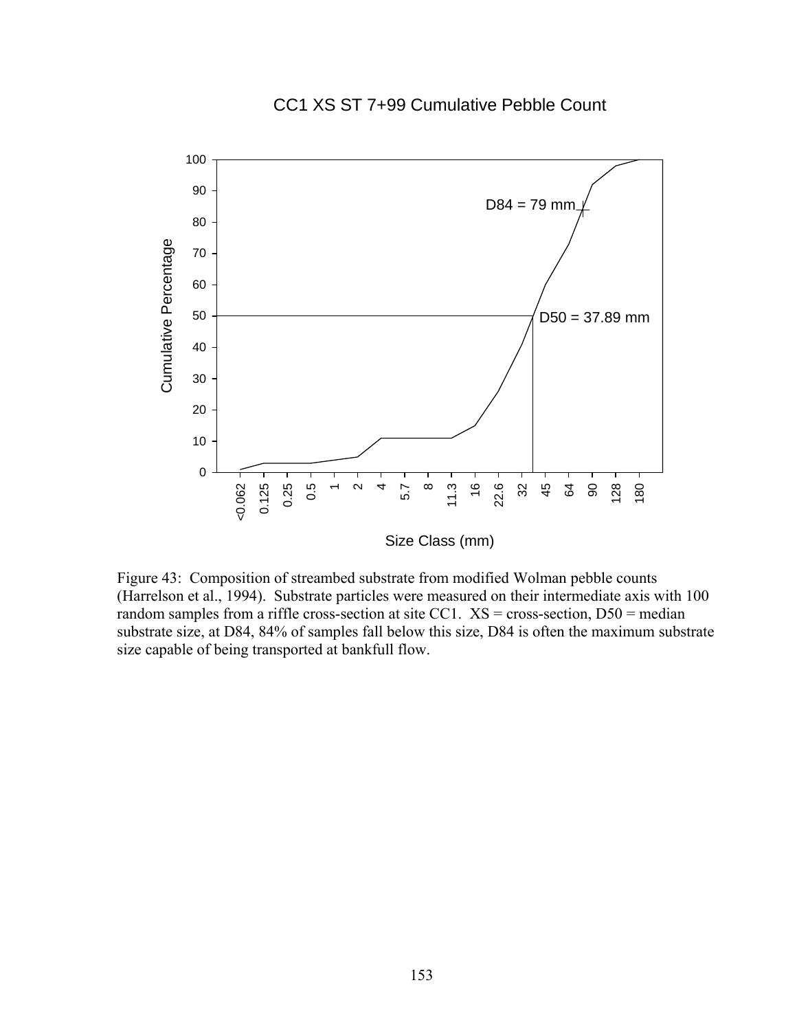CC1 XS ST 7+99 Cumulative Pebble Count

| Size Class (mm) | <0.062 | 0.125 | 0.25 | 0.5 | 1 | 2 | 4 | 5.7 | 8 | 11.3 | 16 | 22.6 | 32 | 45 | 64 | 90 | 128 | 180 |
|---|---|---|---|---|---|---|---|---|---|---|---|---|---|---|---|---|---|---|

D84 = 79 mm

D50 = 37.89 mm

Cumulative Percentage

Size Class (mm)

Figure 43: Composition of streambed substrate from modified Wolman pebble counts (Harrelson et al., 1994). Substrate particles were measured on their intermediate axis with 100 random samples from a riffle cross-section at site CC1. XS = cross-section, D50 = median substrate size, at D84, 84% of samples fall below this size, D84 is often the maximum substrate size capable of being transported at bankfull flow.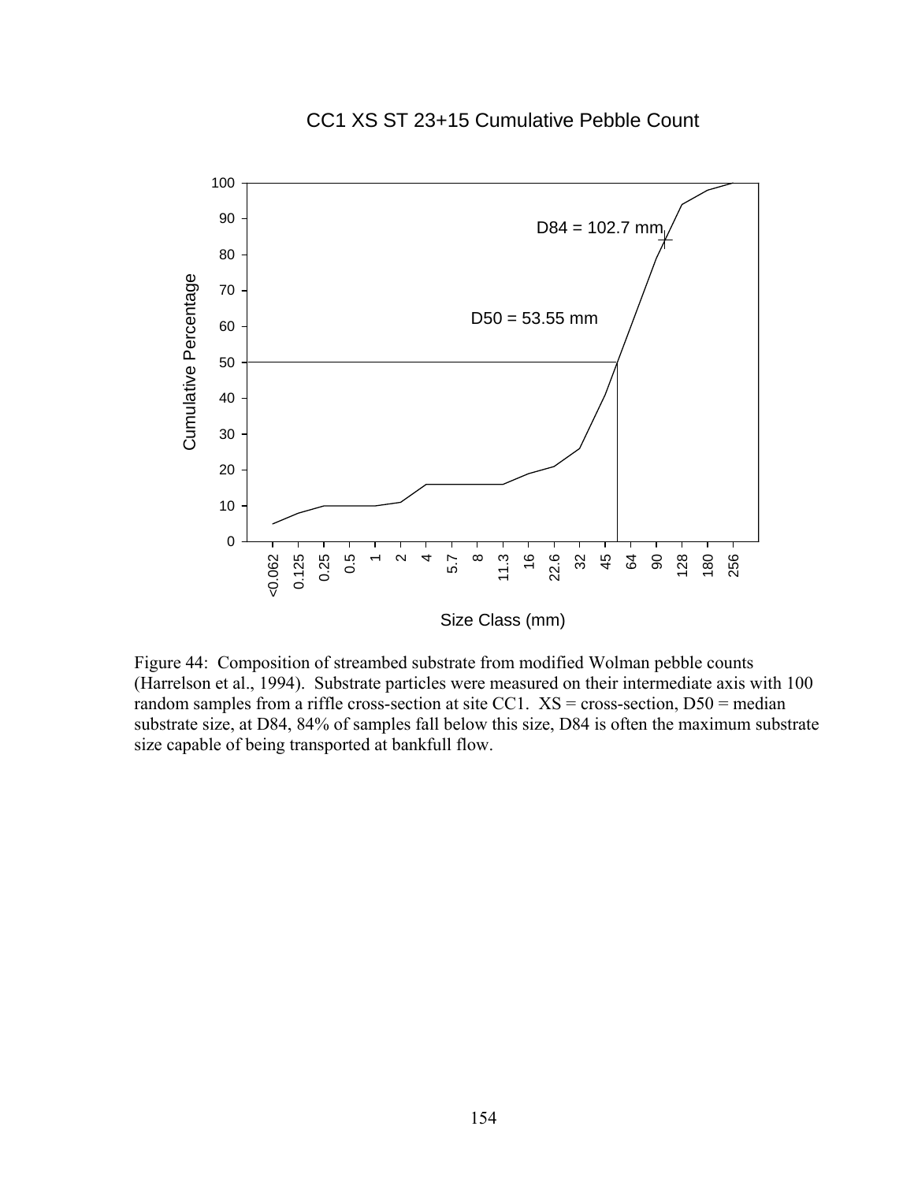CC1 XS ST 23+15 Cumulative Pebble Count

D84 = 102.7 mm

D50 = 53.55 mm

Cumulative Percentage

Size Class (mm)

Figure 44: Composition of streambed substrate from modified Wolman pebble counts (Harrelson et al., 1994). Substrate particles were measured on their intermediate axis with 100 random samples from a riffle cross-section at site CC1. XS = cross-section, D50 = median substrate size, at D84, 84% of samples fall below this size, D84 is often the maximum substrate size capable of being transported at bankfull flow.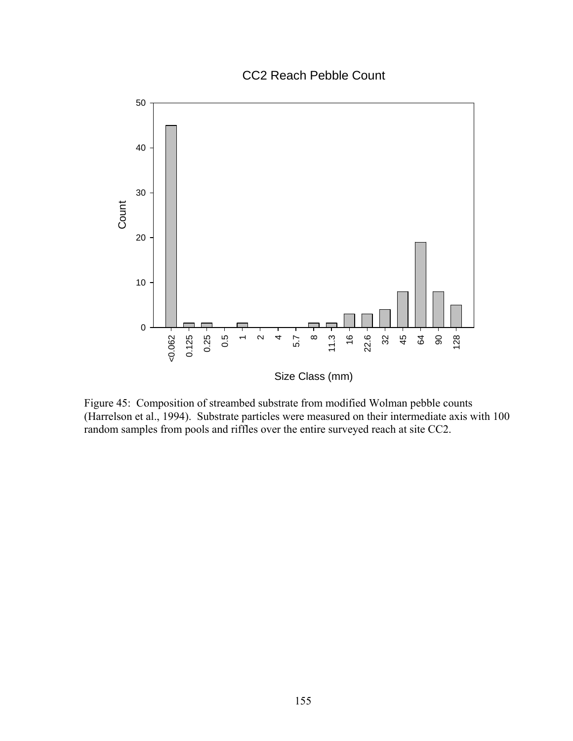CC2 Reach Pebble Count

Figure 45: Composition of streambed substrate from modified Wolman pebble counts (Harrelson et al., 1994). Substrate particles were measured on their intermediate axis with 100 random samples from pools and riffles over the entire surveyed reach at site CC2.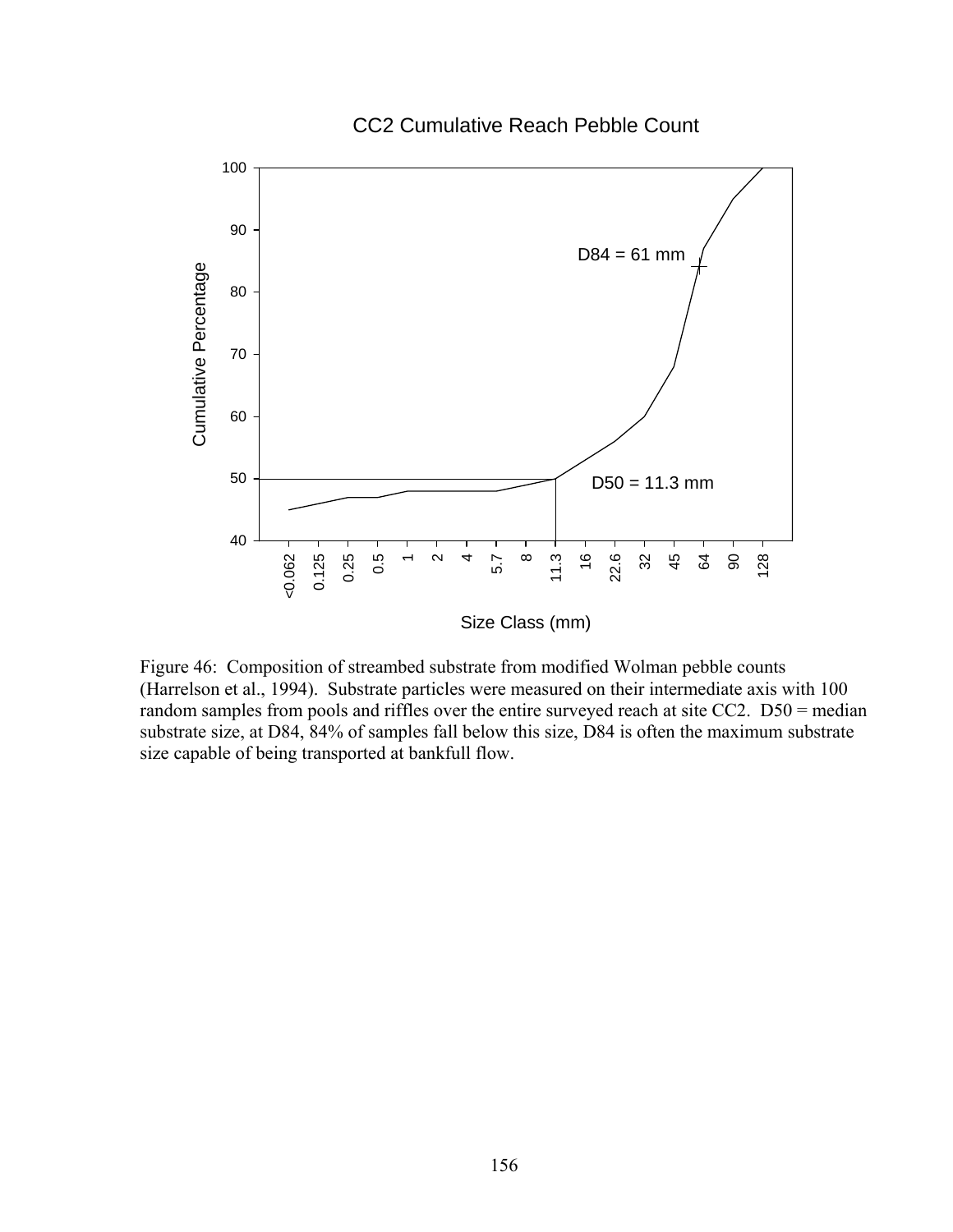CC2 Cumulative Reach Pebble Count

Figure 46: Composition of streambed substrate from modified Wolman pebble counts (Harrelson et al., 1994). Substrate particles were measured on their intermediate axis with 100 random samples from pools and riffles over the entire surveyed reach at site CC2. D50 = median substrate size, at D84, 84% of samples fall below this size, D84 is often the maximum substrate size capable of being transported at bankfull flow.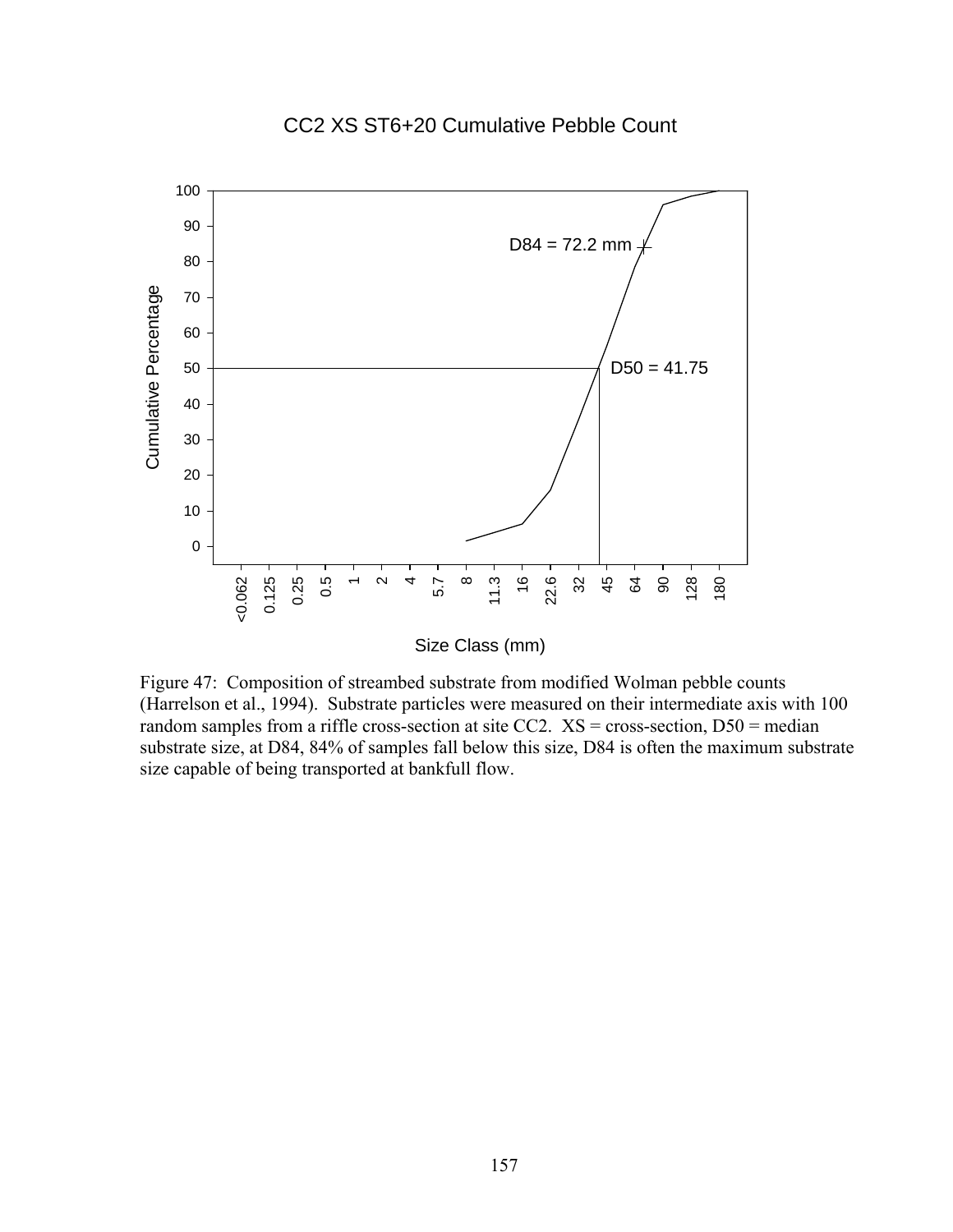CC2 XS ST6+20 Cumulative Pebble Count

D84 = 72.2 mm

D50 = 41.75

Cumulative Percentage

Size Class (mm)

Figure 47: Composition of streambed substrate from modified Wolman pebble counts (Harrelson et al., 1994). Substrate particles were measured on their intermediate axis with 100 random samples from a riffle cross-section at site CC2. XS = cross-section, D50 = median substrate size, at D84, 84% of samples fall below this size, D84 is often the maximum substrate size capable of being transported at bankfull flow.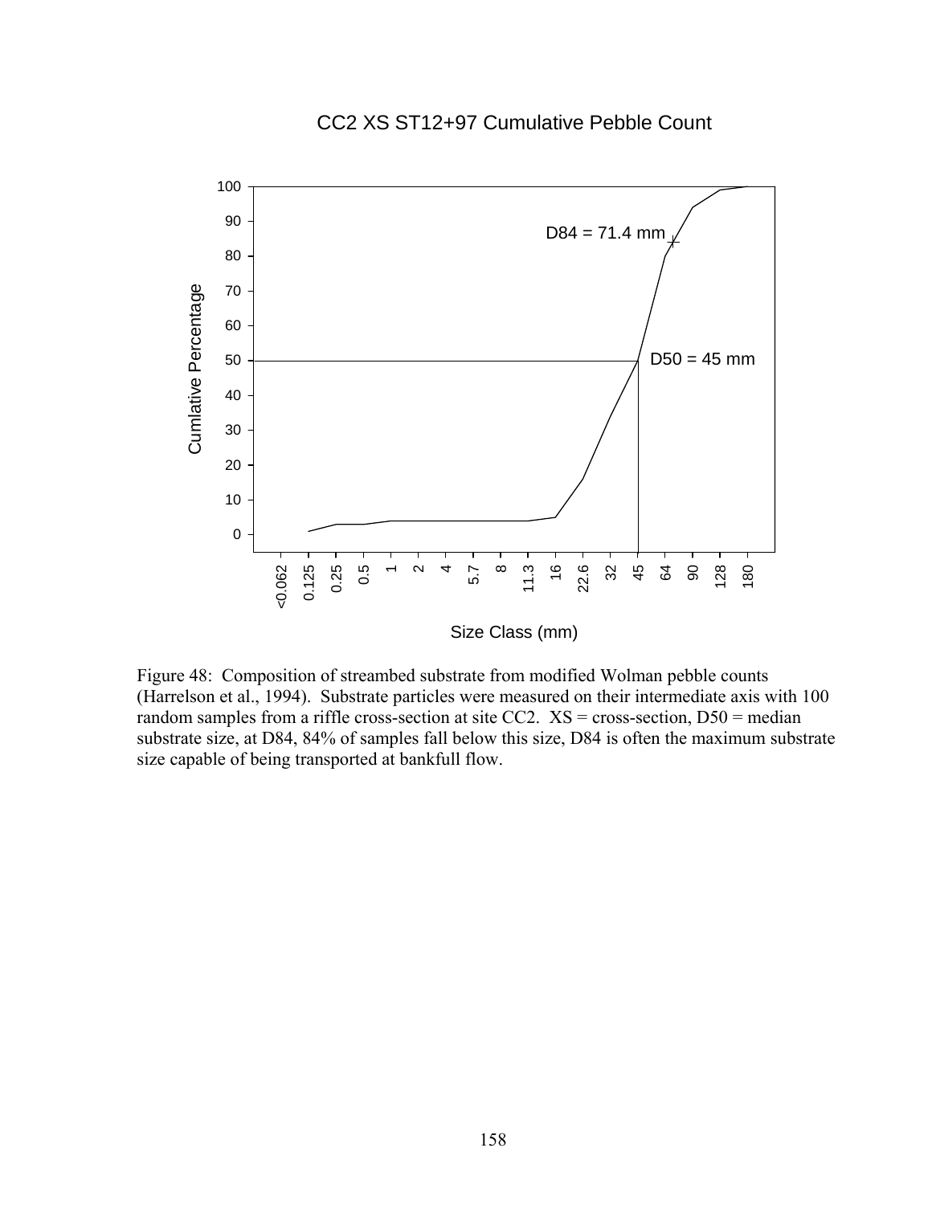CC2 XS ST12+97 Cumulative Pebble Count

Cumlative Percentage

100
90
80
70
60
50
40
30
20
10
0

D84 = 71.4 mm

D50 = 45 mm

<0.062
0.125
0.25
0.5
1
2
4
5.7
8
11.3
16
22.6
32
45
64
90
128
180

Size Class (mm)

Figure 48: Composition of streambed substrate from modified Wolman pebble counts (Harrelson et al., 1994). Substrate particles were measured on their intermediate axis with 100 random samples from a riffle cross-section at site CC2. XS = cross-section, D50 = median substrate size, at D84, 84% of samples fall below this size, D84 is often the maximum substrate size capable of being transported at bankfull flow.